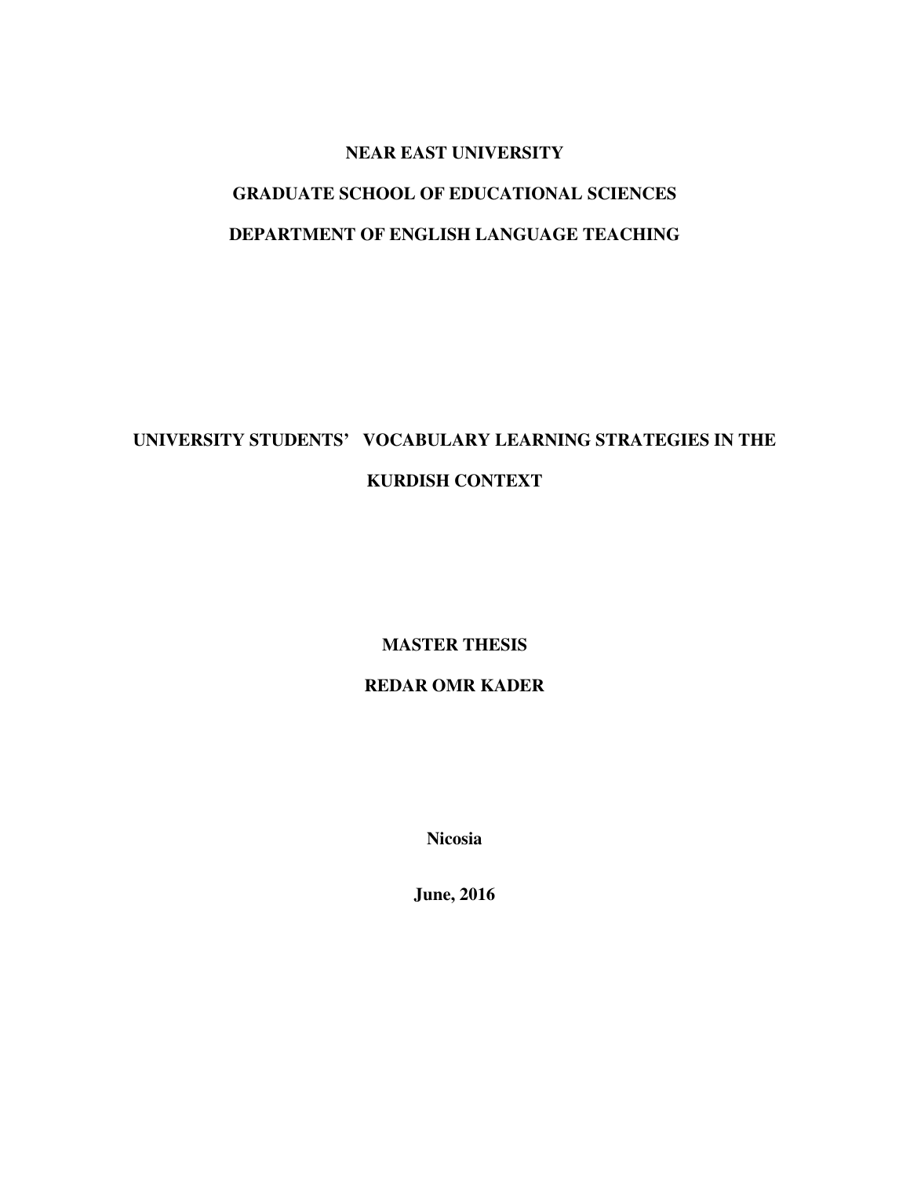**NEAR EAST UNIVERSITY**

**GRADUATE SCHOOL OF EDUCATIONAL SCIENCES**

**DEPARTMENT OF ENGLISH LANGUAGE TEACHING**

# UNIVERSITY STUDENTS' VOCABULARY LEARNING STRATEGIES IN THE KURDISH CONTEXT

**MASTER THESIS**

**REDAR OMR KADER**

**Nicosia**

**June, 2016**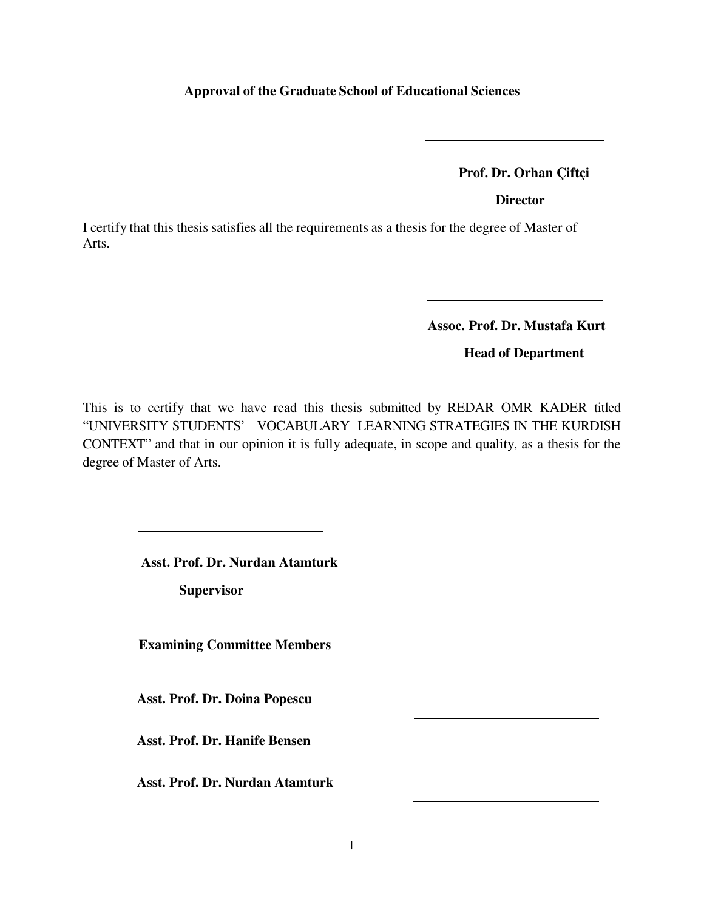**Approval of the Graduate School of Educational Sciences**

**Prof. Dr. Orhan Çiftçi**

**Director**

I certify that this thesis satisfies all the requirements as a thesis for the degree of Master of Arts.

**Assoc. Prof. Dr. Mustafa Kurt**

**Head of Department**

This is to certify that we have read this thesis submitted by REDAR OMR KADER titled "UNIVERSITY STUDENTS' VOCABULARY LEARNING STRATEGIES IN THE KURDISH CONTEXT" and that in our opinion it is fully adequate, in scope and quality, as a thesis for the degree of Master of Arts.

**Asst. Prof. Dr. Nurdan Atamturk**

**Supervisor**

**Examining Committee Members**

**Asst. Prof. Dr. Doina Popescu**

**Asst. Prof. Dr. Hanife Bensen**

**Asst. Prof. Dr. Nurdan Atamturk**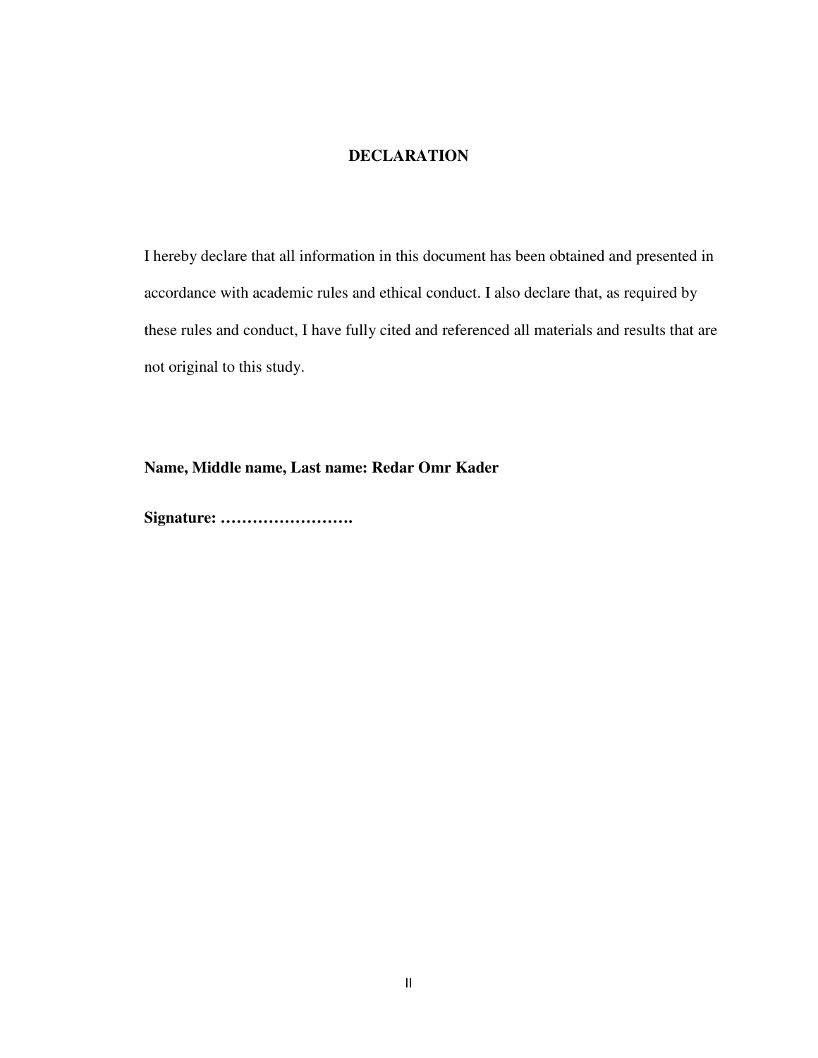# DECLARATION

I hereby declare that all information in this document has been obtained and presented in accordance with academic rules and ethical conduct. I also declare that, as required by these rules and conduct, I have fully cited and referenced all materials and results that are not original to this study.

**Name, Middle name, Last name: Redar Omr Kader**

**Signature: …………………….**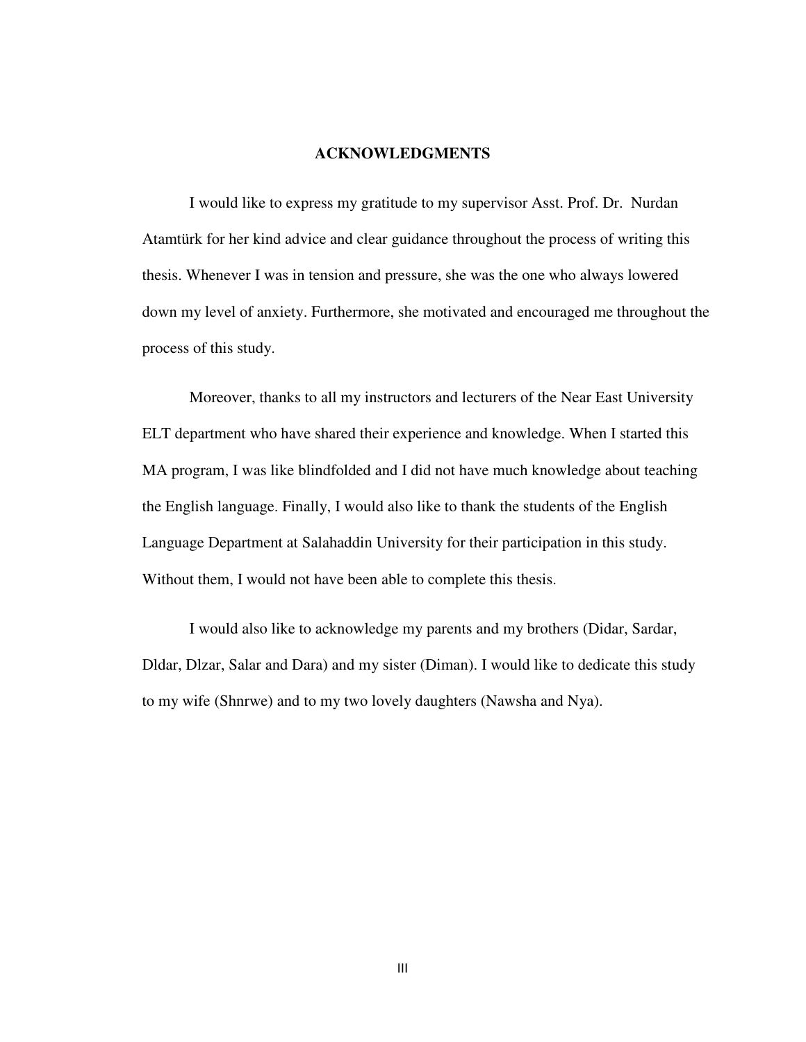# ACKNOWLEDGMENTS

I would like to express my gratitude to my supervisor Asst. Prof. Dr. Nurdan Atamtürk for her kind advice and clear guidance throughout the process of writing this thesis. Whenever I was in tension and pressure, she was the one who always lowered down my level of anxiety. Furthermore, she motivated and encouraged me throughout the process of this study.

Moreover, thanks to all my instructors and lecturers of the Near East University ELT department who have shared their experience and knowledge. When I started this MA program, I was like blindfolded and I did not have much knowledge about teaching the English language. Finally, I would also like to thank the students of the English Language Department at Salahaddin University for their participation in this study. Without them, I would not have been able to complete this thesis.

I would also like to acknowledge my parents and my brothers (Didar, Sardar, Dldar, Dlzar, Salar and Dara) and my sister (Diman). I would like to dedicate this study to my wife (Shnrwe) and to my two lovely daughters (Nawsha and Nya).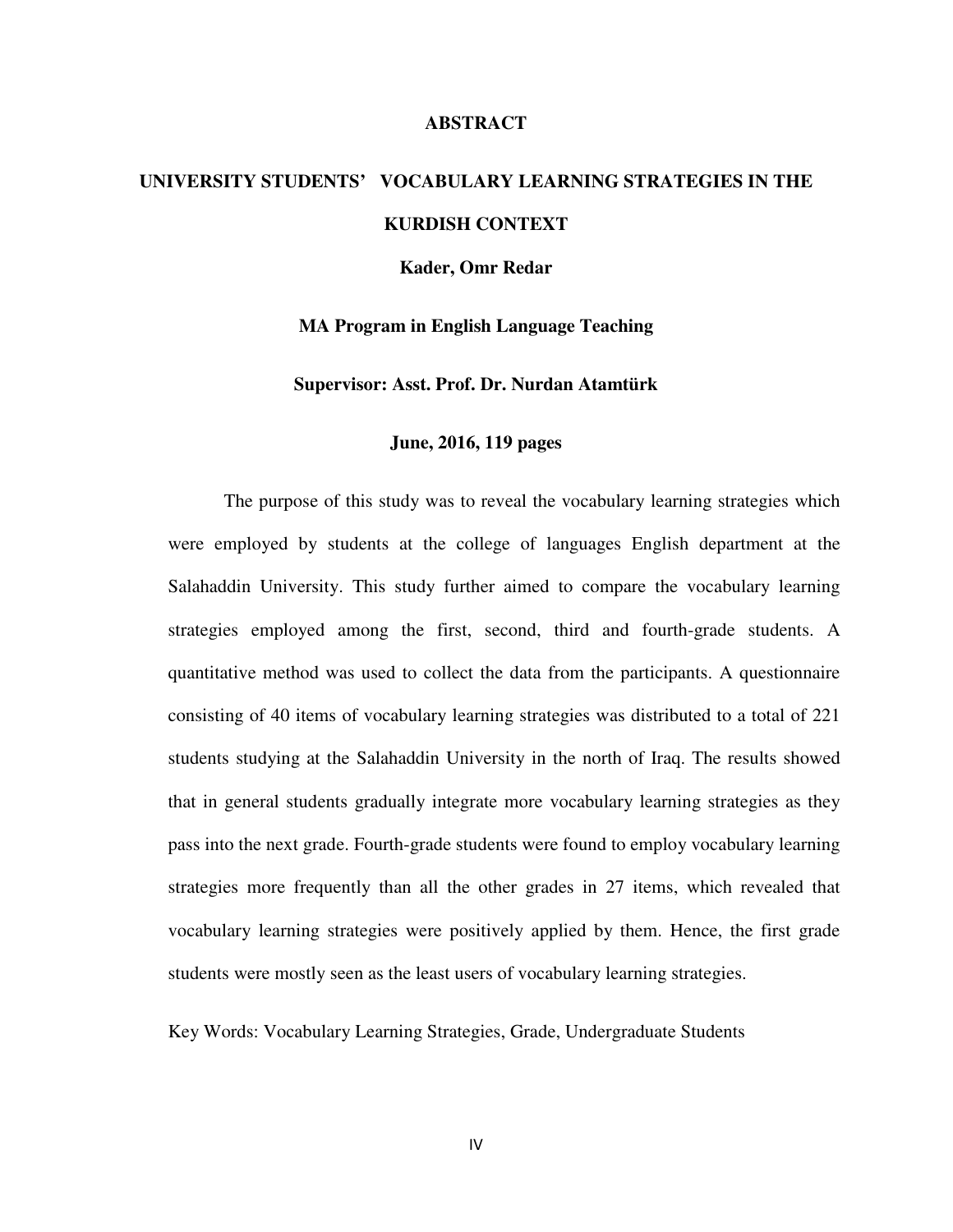# ABSTRACT

## UNIVERSITY STUDENTS' VOCABULARY LEARNING STRATEGIES IN THE KURDISH CONTEXT

**Kader, Omr Redar**

**MA Program in English Language Teaching**

**Supervisor: Asst. Prof. Dr. Nurdan Atamtürk**

**June, 2016, 119 pages**

The purpose of this study was to reveal the vocabulary learning strategies which were employed by students at the college of languages English department at the Salahaddin University. This study further aimed to compare the vocabulary learning strategies employed among the first, second, third and fourth-grade students. A quantitative method was used to collect the data from the participants. A questionnaire consisting of 40 items of vocabulary learning strategies was distributed to a total of 221 students studying at the Salahaddin University in the north of Iraq. The results showed that in general students gradually integrate more vocabulary learning strategies as they pass into the next grade. Fourth-grade students were found to employ vocabulary learning strategies more frequently than all the other grades in 27 items, which revealed that vocabulary learning strategies were positively applied by them. Hence, the first grade students were mostly seen as the least users of vocabulary learning strategies.

Key Words: Vocabulary Learning Strategies, Grade, Undergraduate Students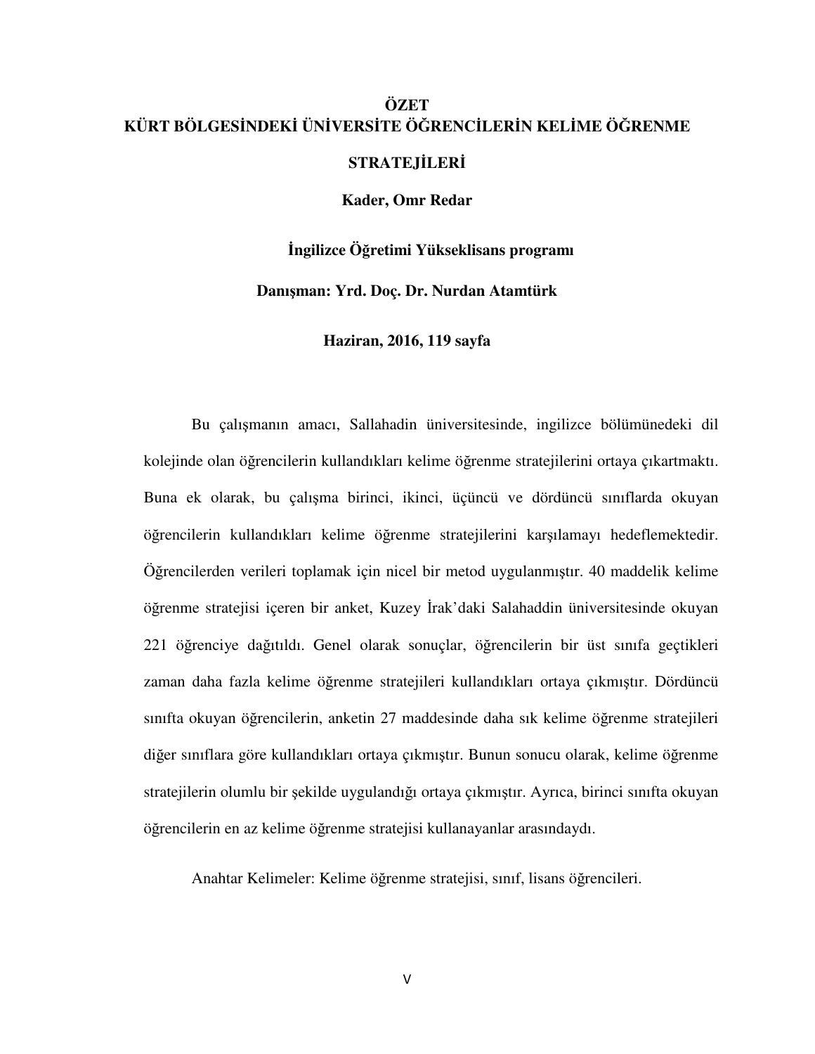# ÖZET

## KÜRT BÖLGESİNDEKİ ÜNİVERSİTE ÖĞRENCİLERİN KELİME ÖĞRENME STRATEJİLERİ

**Kader, Omr Redar**

**İngilizce Öğretimi Yükseklisans programı**

**Danışman: Yrd. Doç. Dr. Nurdan Atamtürk**

**Haziran, 2016, 119 sayfa**

Bu çalışmanın amacı, Sallahadin üniversitesinde, ingilizce bölümünedeki dil kolejinde olan öğrencilerin kullandıkları kelime öğrenme stratejilerini ortaya çıkartmaktı. Buna ek olarak, bu çalışma birinci, ikinci, üçüncü ve dördüncü sınıflarda okuyan öğrencilerin kullandıkları kelime öğrenme stratejilerini karşılamayı hedeflemektedir. Öğrencilerden verileri toplamak için nicel bir metod uygulanmıştır. 40 maddelik kelime öğrenme stratejisi içeren bir anket, Kuzey İrak'daki Salahaddin üniversitesinde okuyan 221 öğrenciye dağıtıldı. Genel olarak sonuçlar, öğrencilerin bir üst sınıfa geçtikleri zaman daha fazla kelime öğrenme stratejileri kullandıkları ortaya çıkmıştır. Dördüncü sınıfta okuyan öğrencilerin, anketin 27 maddesinde daha sık kelime öğrenme stratejileri diğer sınıflara göre kullandıkları ortaya çıkmıştır. Bunun sonucu olarak, kelime öğrenme stratejilerin olumlu bir şekilde uygulandığı ortaya çıkmıştır. Ayrıca, birinci sınıfta okuyan öğrencilerin en az kelime öğrenme stratejisi kullanayanlar arasındaydı.

Anahtar Kelimeler: Kelime öğrenme stratejisi, sınıf, lisans öğrencileri.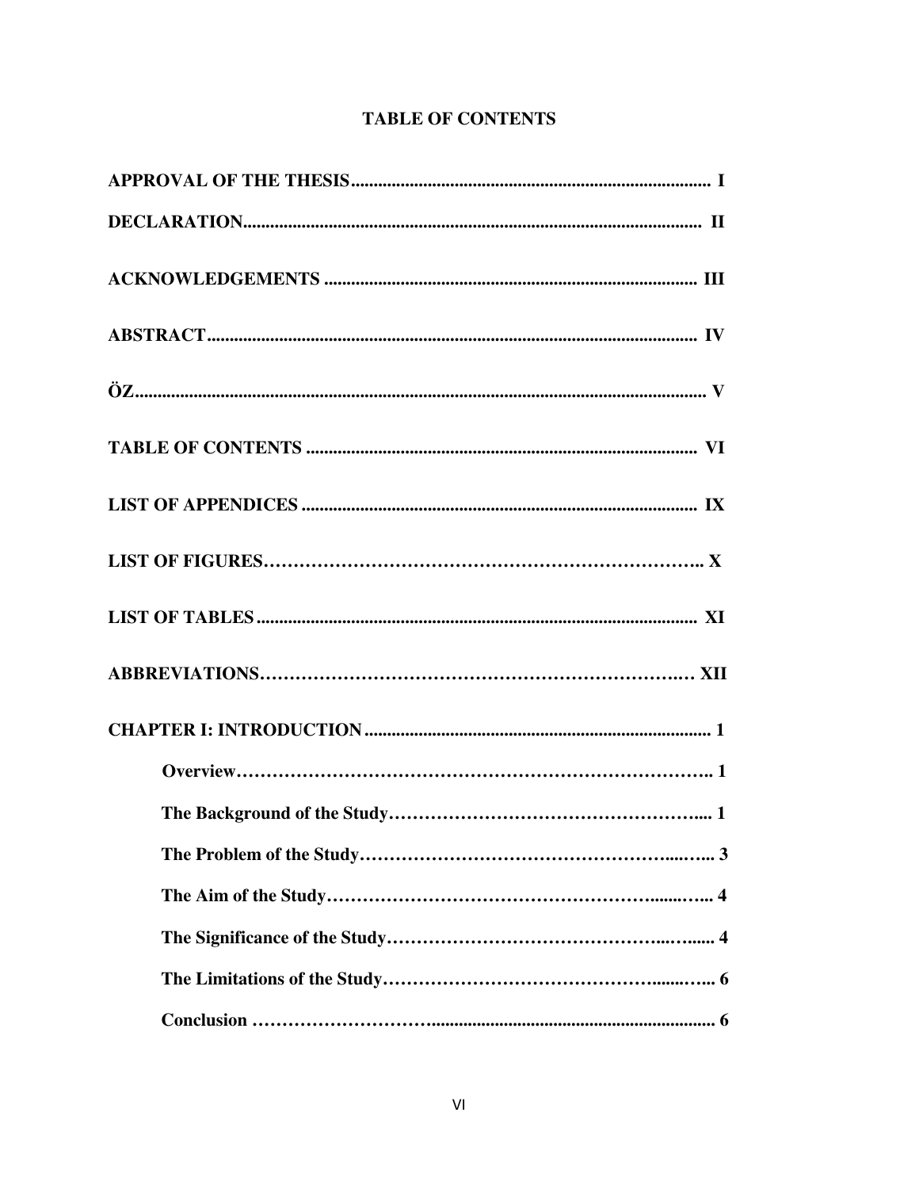## TABLE OF CONTENTS

**APPROVAL OF THE THESIS** ................................................................................ **I**

**DECLARATION**...................................................................................................... **II**

**ACKNOWLEDGEMENTS** .................................................................................. **III**

**ABSTRACT**............................................................................................................ **IV**

**ÖZ**............................................................................................................................... **V**

**TABLE OF CONTENTS** ...................................................................................... **VI**

**LIST OF APPENDICES** ........................................................................................ **IX**

**LIST OF FIGURES**……………………………………………………………….. **X**

**LIST OF TABLES** ................................................................................................. **XI**

**ABBREVIATIONS**………………………………………………………….…. **XII**

**CHAPTER I: INTRODUCTION** ............................................................................ **1**

- **Overview**…………………………………………………………………….. **1**
- **The Background of the Study**……………………………………………... **1**
- **The Problem of the Study**…………………………………………......….... **3**
- **The Aim of the Study**………………………………………………......….... **4**
- **The Significance of the Study**……………………………………...…...... **4**
- **The Limitations of the Study**………………………………………......….... **6**
- **Conclusion** ………………………….............................................................. **6**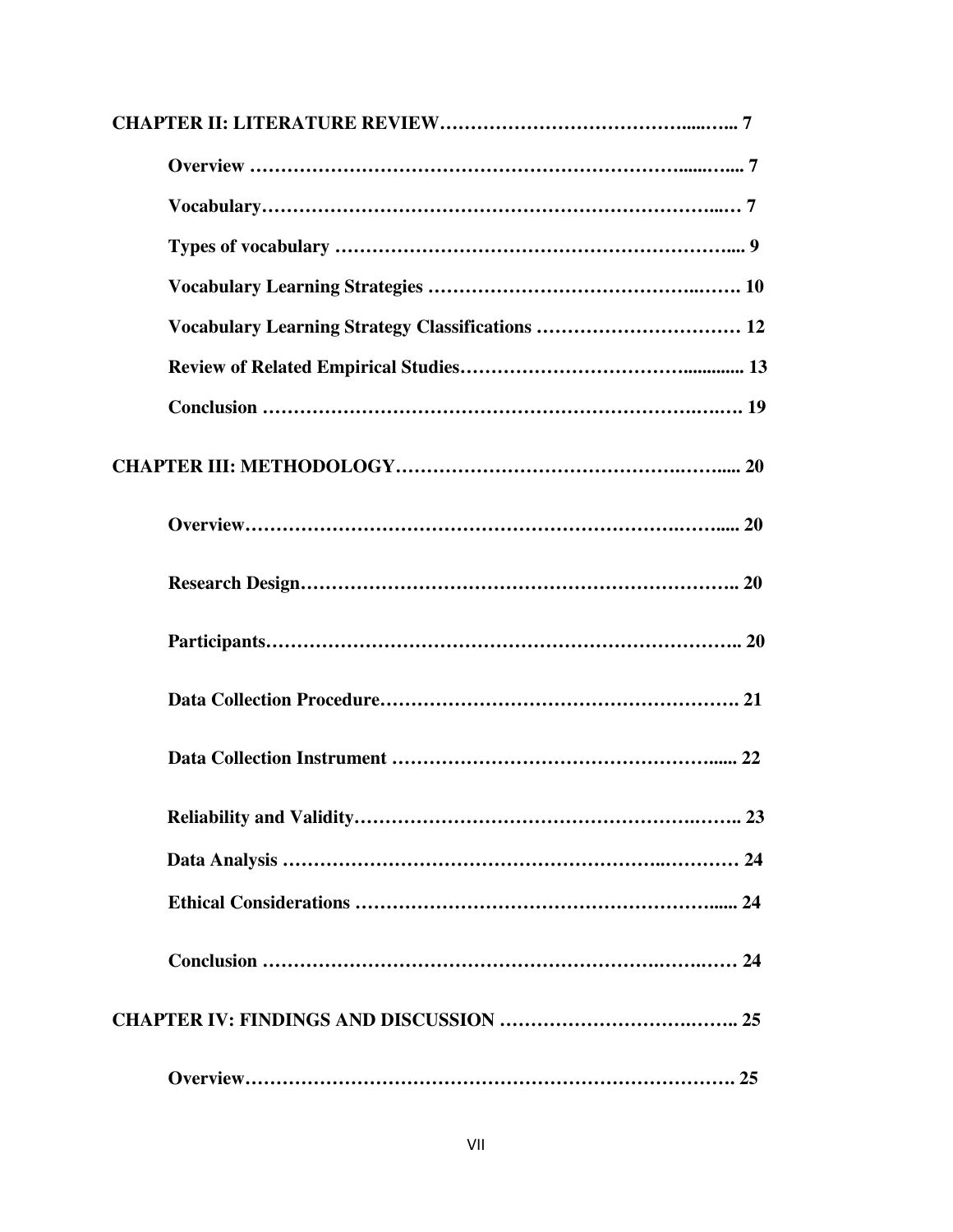**CHAPTER II: LITERATURE REVIEW…………………………………......….. 7**

**Overview ……………………………………………………………......….... 7**

**Vocabulary……………………………………………………………...…. 7**

**Types of vocabulary ……………………………………………………..... 9**

**Vocabulary Learning Strategies ……………………………………..……. 10**

**Vocabulary Learning Strategy Classifications …………………………… 12**

**Review of Related Empirical Studies……………………………............. 13**

**Conclusion …………………………………………………………….….… 19**

**CHAPTER III: METHODOLOGY………………………………….……..... 20**

**Overview…………………………………………………………….……..... 20**

**Research Design…………………………………………………………….. 20**

**Participants…………………………………………………………………….. 20**

**Data Collection Procedure………………………………………………. 21**

**Data Collection Instrument ……………………………………………...... 22**

**Reliability and Validity………………………………………………….….. 23**

**Data Analysis …………………………………………………..………… 24**

**Ethical Considerations ……………………………………………….…..... 24**

**Conclusion ……………………………………………………….…….…… 24**

**CHAPTER IV: FINDINGS AND DISCUSSION ……………………….…….. 25**

**Overview…………………………………………………………………. 25**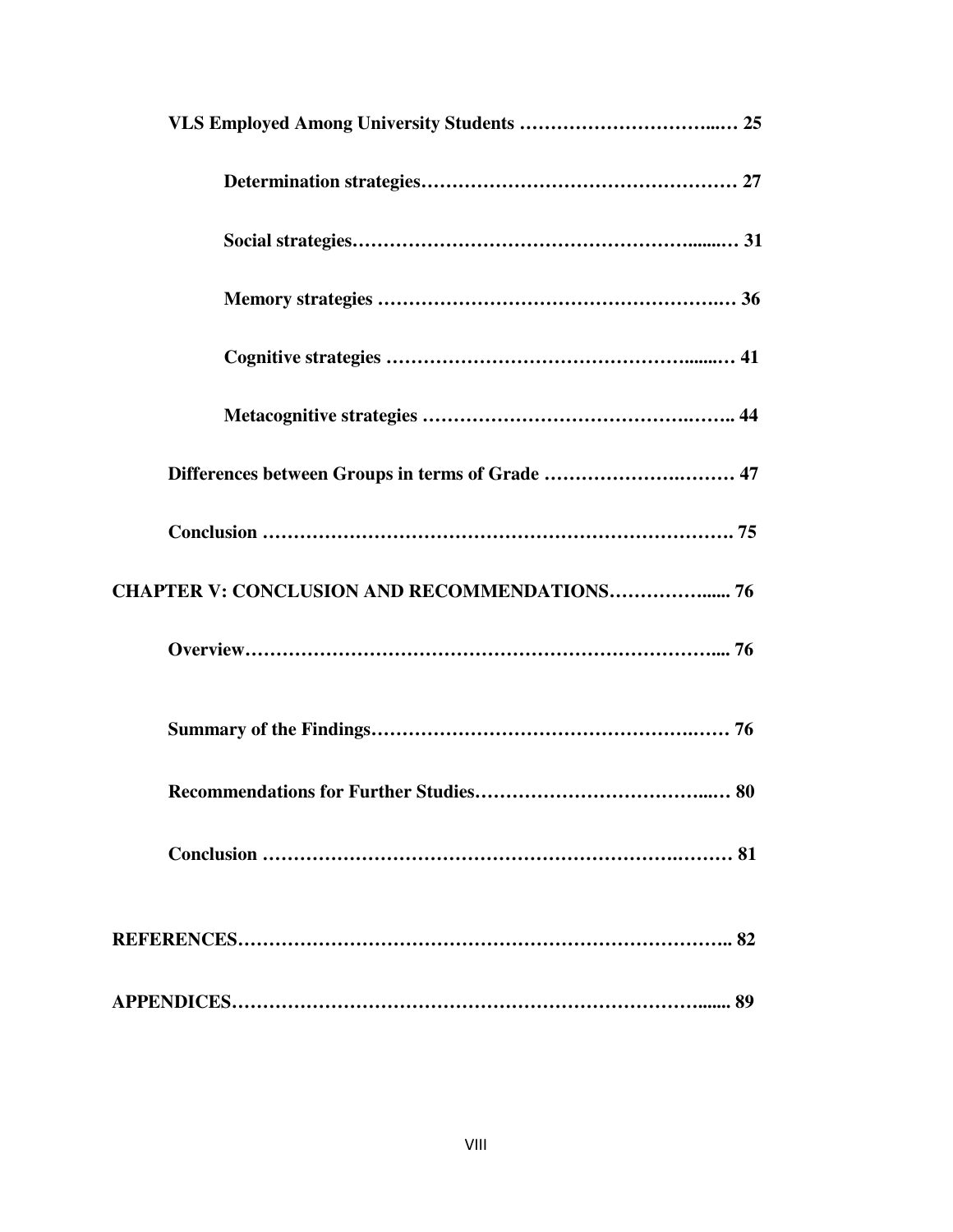**VLS Employed Among University Students ………………………..… 25**

**Determination strategies…………………………………………… 27**

**Social strategies……………………………………………......… 31**

**Memory strategies ……………………………………………….… 36**

**Cognitive strategies …………………………………………......… 41**

**Metacognitive strategies ……………………………………….…….. 44**

**Differences between Groups in terms of Grade …………………….……… 47**

**Conclusion ………………………………………………………………. 75**

**CHAPTER V: CONCLUSION AND RECOMMENDATIONS……………...... 76**

**Overview……………………………………………………………….... 76**

**Summary of the Findings…………………………………………….…… 76**

**Recommendations for Further Studies………………………………..… 80**

**Conclusion ……………………………………………………….……… 81**

**REFERENCES………………………………………………………………….. 82**

**APPENDICES………………………………………………………………...... 89**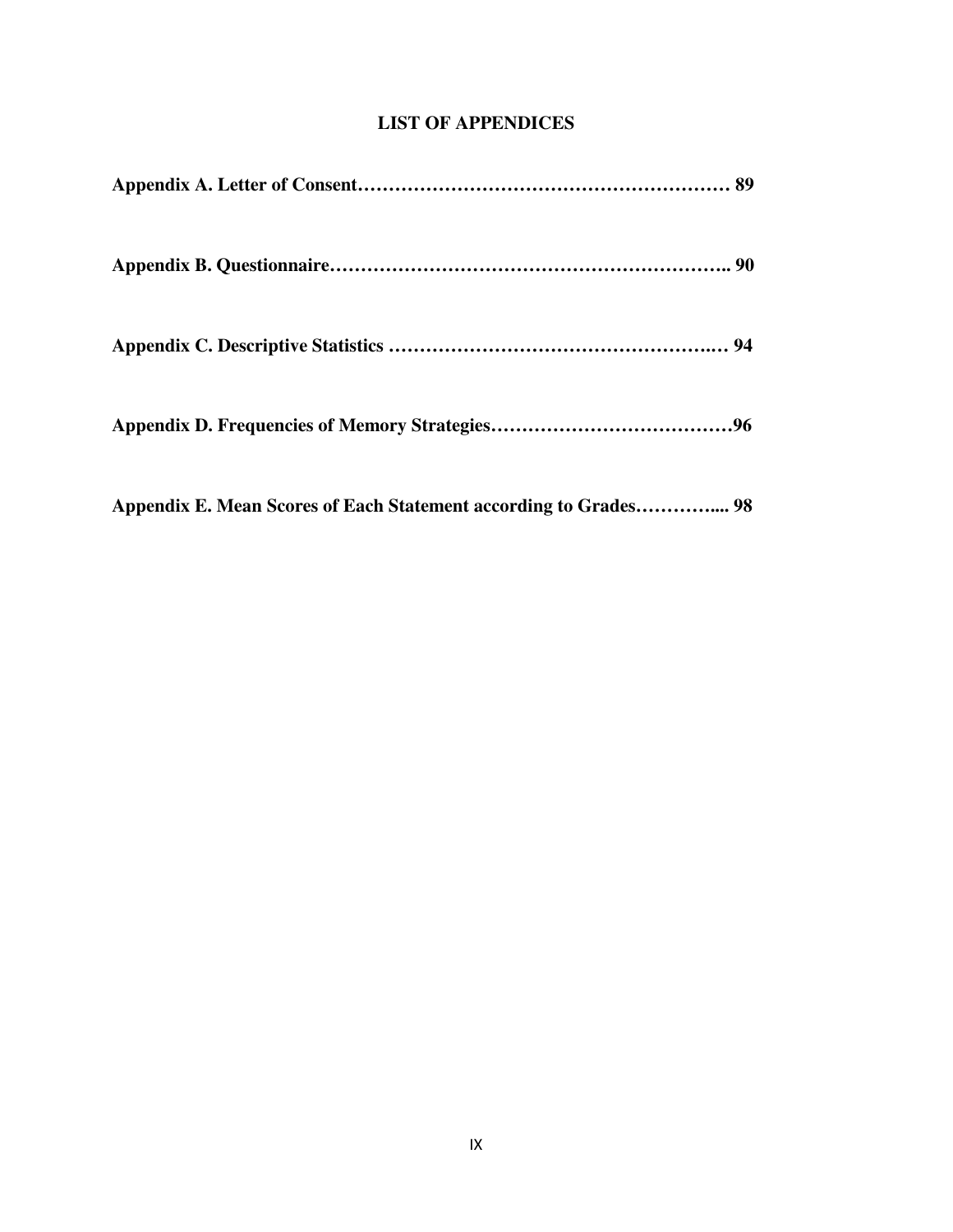# LIST OF APPENDICES

**Appendix A. Letter of Consent…………………………………………………… 89**

**Appendix B. Questionnaire……………………………………………………….. 90**

**Appendix C. Descriptive Statistics ……………………………………………..… 94**

**Appendix D. Frequencies of Memory Strategies…………………………………96**

**Appendix E. Mean Scores of Each Statement according to Grades………….... 98**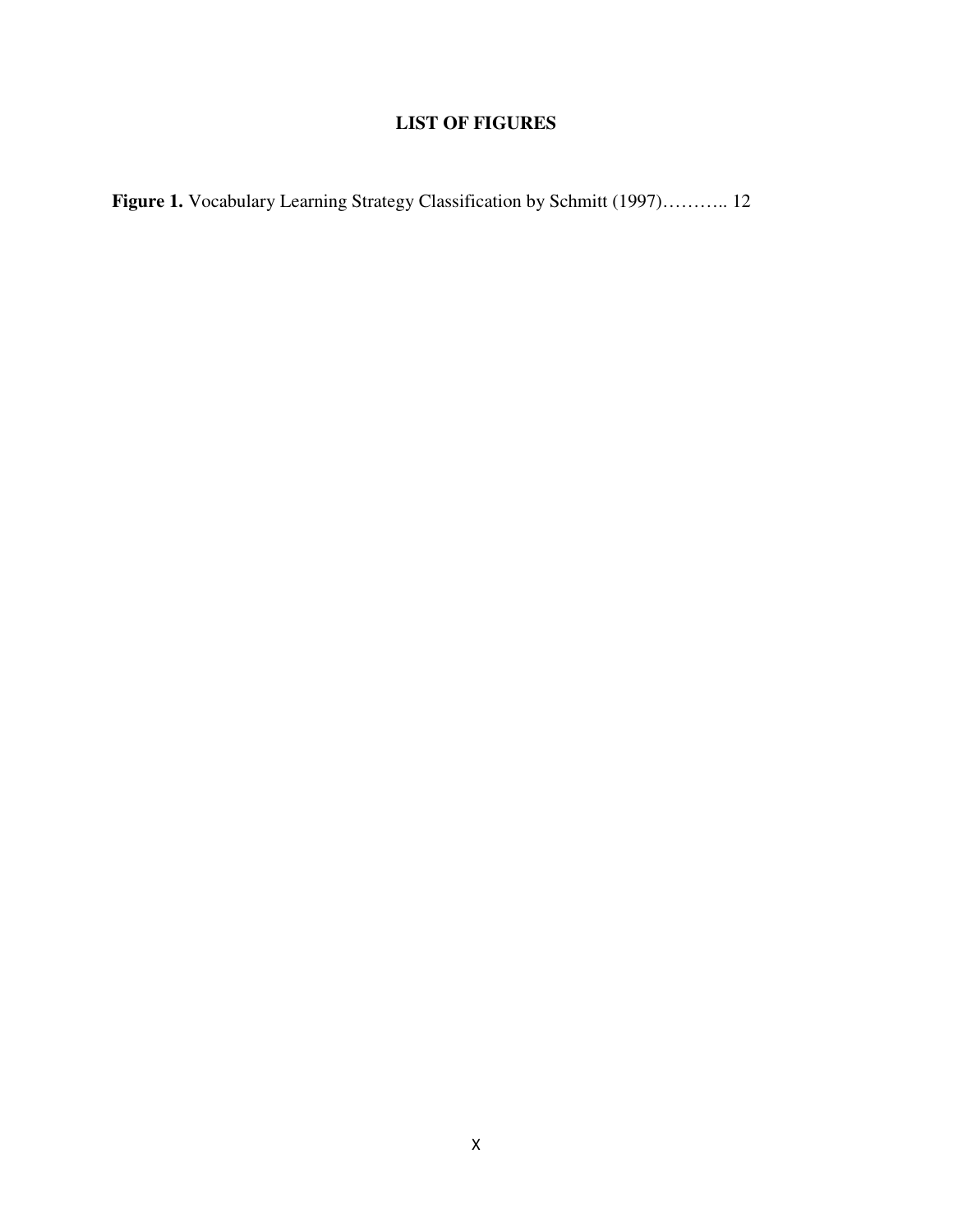# LIST OF FIGURES

**Figure 1.** Vocabulary Learning Strategy Classification by Schmitt (1997)……….. 12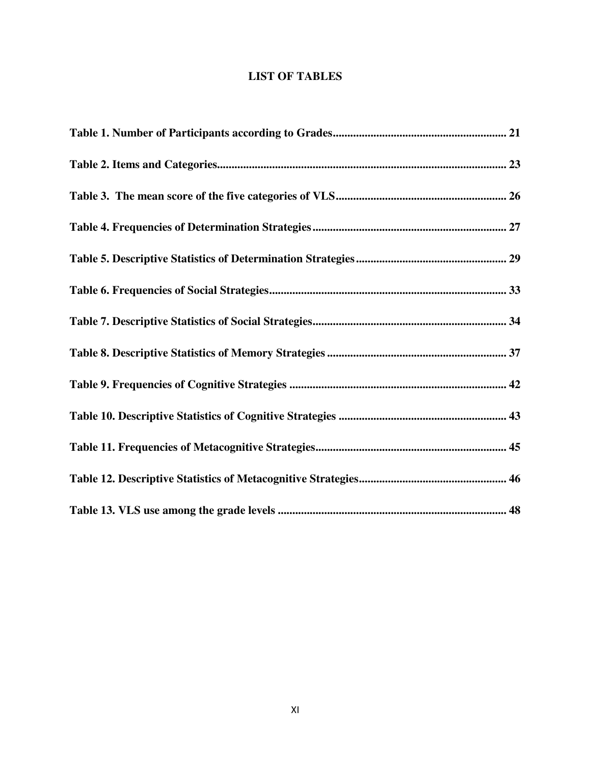# LIST OF TABLES

**Table 1. Number of Participants according to Grades........................................................... 21**

**Table 2. Items and Categories.................................................................................................. 23**

**Table 3.  The mean score of the five categories of VLS.......................................................... 26**

**Table 4. Frequencies of Determination Strategies.................................................................. 27**

**Table 5. Descriptive Statistics of Determination Strategies................................................... 29**

**Table 6. Frequencies of Social Strategies................................................................................. 33**

**Table 7. Descriptive Statistics of Social Strategies.................................................................. 34**

**Table 8. Descriptive Statistics of Memory Strategies ............................................................. 37**

**Table 9. Frequencies of Cognitive Strategies .......................................................................... 42**

**Table 10. Descriptive Statistics of Cognitive Strategies ......................................................... 43**

**Table 11. Frequencies of Metacognitive Strategies................................................................. 45**

**Table 12. Descriptive Statistics of Metacognitive Strategies.................................................. 46**

**Table 13. VLS use among the grade levels .............................................................................. 48**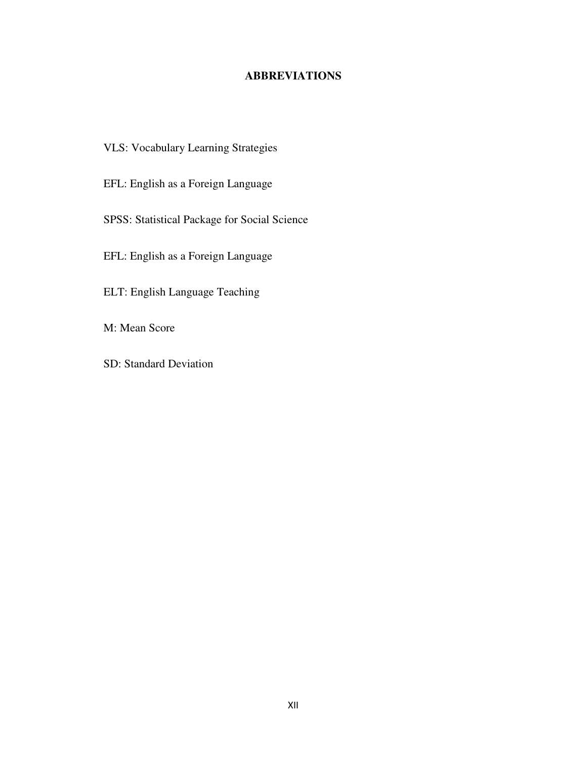# ABBREVIATIONS

VLS: Vocabulary Learning Strategies

EFL: English as a Foreign Language

SPSS: Statistical Package for Social Science

EFL: English as a Foreign Language

ELT: English Language Teaching

M: Mean Score

SD: Standard Deviation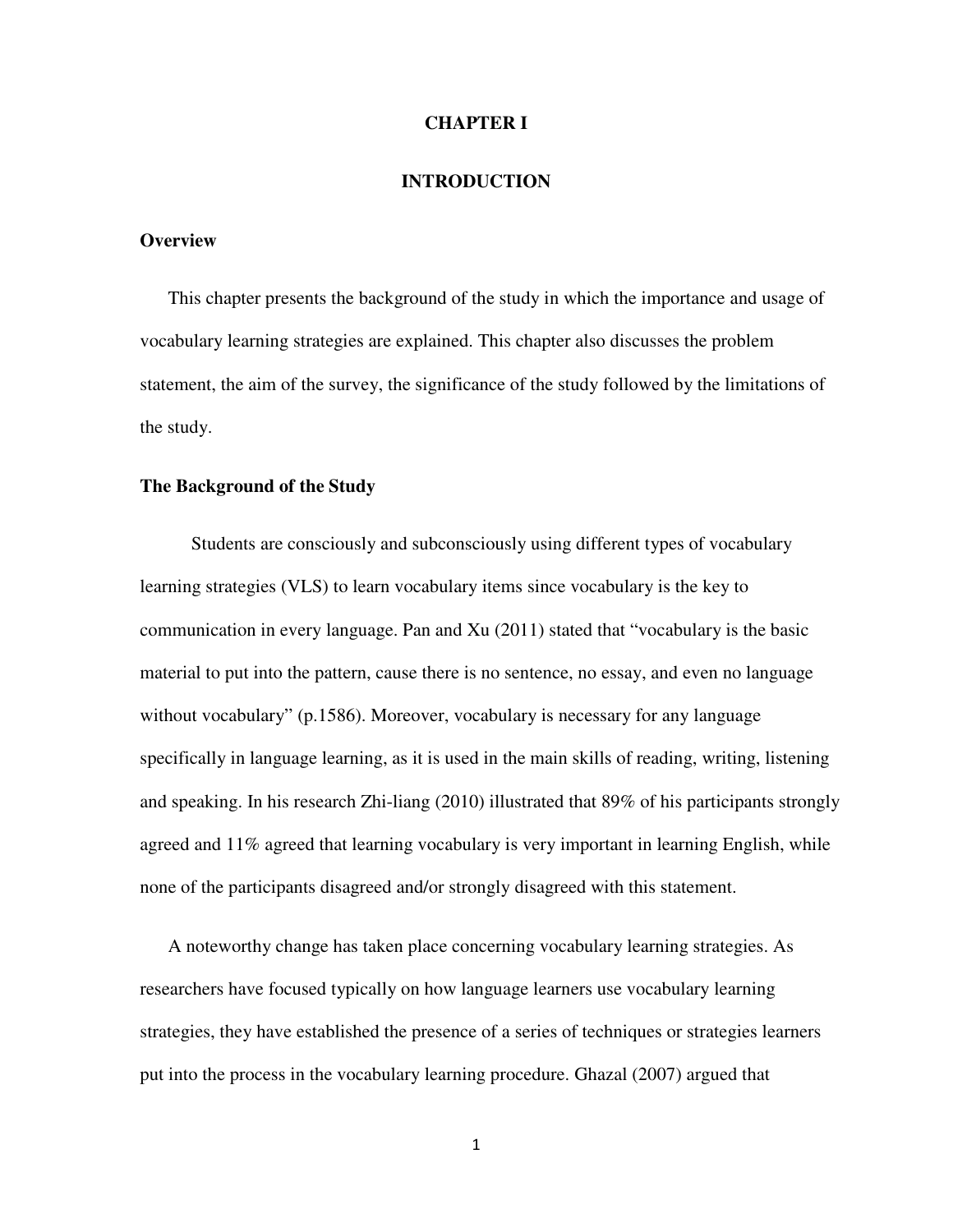# CHAPTER I

# INTRODUCTION

## Overview

This chapter presents the background of the study in which the importance and usage of vocabulary learning strategies are explained. This chapter also discusses the problem statement, the aim of the survey, the significance of the study followed by the limitations of the study.

## The Background of the Study

Students are consciously and subconsciously using different types of vocabulary learning strategies (VLS) to learn vocabulary items since vocabulary is the key to communication in every language. Pan and Xu (2011) stated that "vocabulary is the basic material to put into the pattern, cause there is no sentence, no essay, and even no language without vocabulary" (p.1586). Moreover, vocabulary is necessary for any language specifically in language learning, as it is used in the main skills of reading, writing, listening and speaking. In his research Zhi-liang (2010) illustrated that 89% of his participants strongly agreed and 11% agreed that learning vocabulary is very important in learning English, while none of the participants disagreed and/or strongly disagreed with this statement.

A noteworthy change has taken place concerning vocabulary learning strategies. As researchers have focused typically on how language learners use vocabulary learning strategies, they have established the presence of a series of techniques or strategies learners put into the process in the vocabulary learning procedure. Ghazal (2007) argued that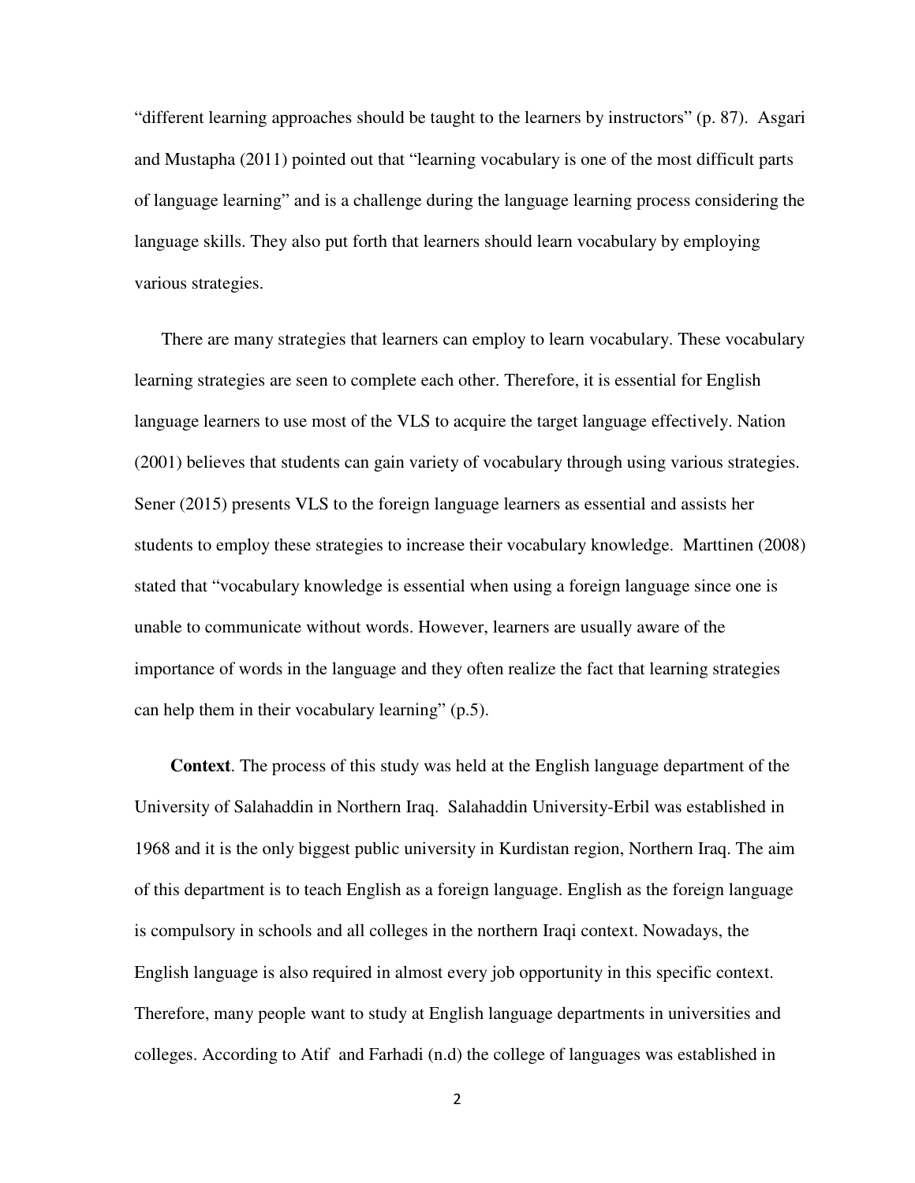"different learning approaches should be taught to the learners by instructors" (p. 87). Asgari and Mustapha (2011) pointed out that "learning vocabulary is one of the most difficult parts of language learning" and is a challenge during the language learning process considering the language skills. They also put forth that learners should learn vocabulary by employing various strategies.

There are many strategies that learners can employ to learn vocabulary. These vocabulary learning strategies are seen to complete each other. Therefore, it is essential for English language learners to use most of the VLS to acquire the target language effectively. Nation (2001) believes that students can gain variety of vocabulary through using various strategies. Sener (2015) presents VLS to the foreign language learners as essential and assists her students to employ these strategies to increase their vocabulary knowledge. Marttinen (2008) stated that "vocabulary knowledge is essential when using a foreign language since one is unable to communicate without words. However, learners are usually aware of the importance of words in the language and they often realize the fact that learning strategies can help them in their vocabulary learning" (p.5).

**Context**. The process of this study was held at the English language department of the University of Salahaddin in Northern Iraq. Salahaddin University-Erbil was established in 1968 and it is the only biggest public university in Kurdistan region, Northern Iraq. The aim of this department is to teach English as a foreign language. English as the foreign language is compulsory in schools and all colleges in the northern Iraqi context. Nowadays, the English language is also required in almost every job opportunity in this specific context. Therefore, many people want to study at English language departments in universities and colleges. According to Atif and Farhadi (n.d) the college of languages was established in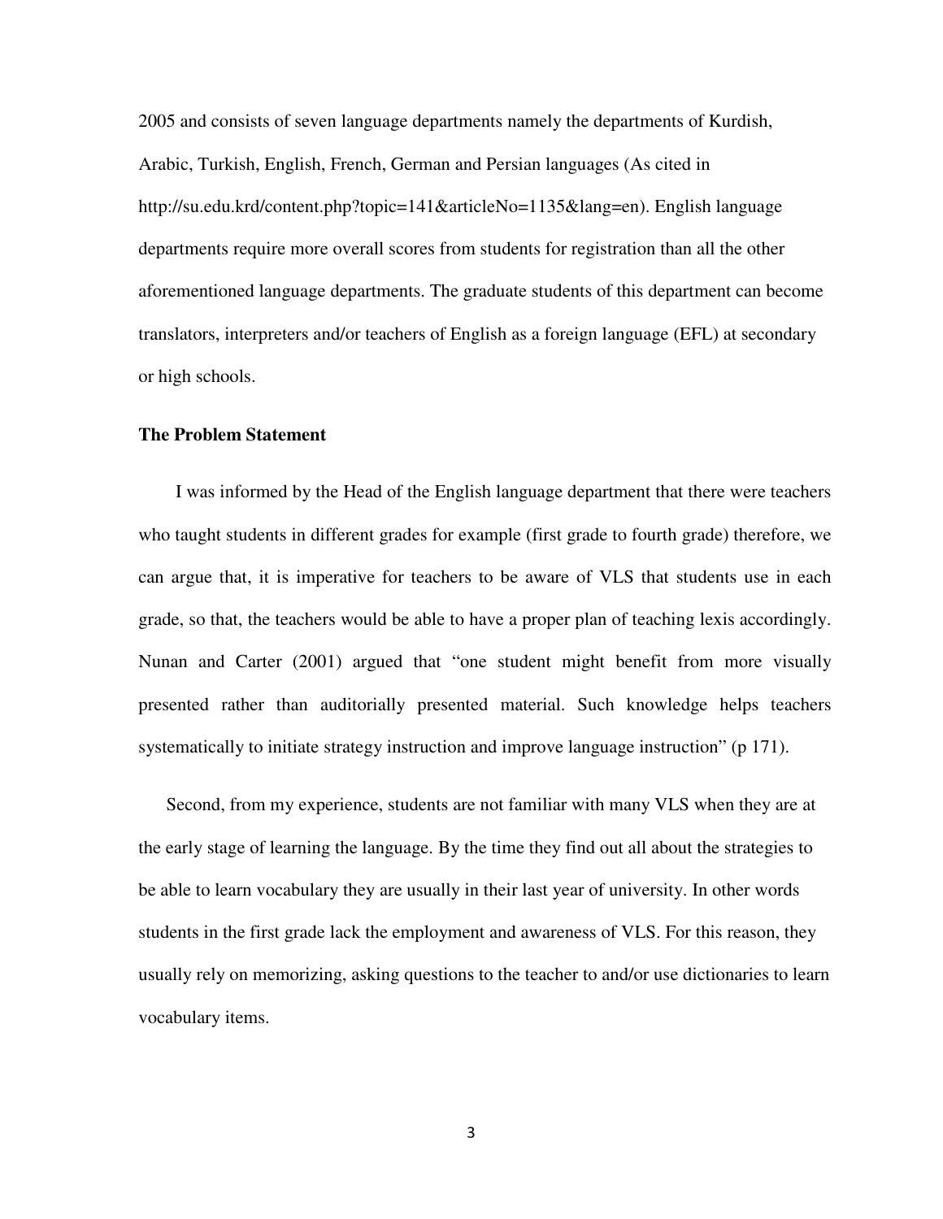2005 and consists of seven language departments namely the departments of Kurdish, Arabic, Turkish, English, French, German and Persian languages (As cited in http://su.edu.krd/content.php?topic=141&articleNo=1135&lang=en). English language departments require more overall scores from students for registration than all the other aforementioned language departments. The graduate students of this department can become translators, interpreters and/or teachers of English as a foreign language (EFL) at secondary or high schools.

**The Problem Statement**

I was informed by the Head of the English language department that there were teachers who taught students in different grades for example (first grade to fourth grade) therefore, we can argue that, it is imperative for teachers to be aware of VLS that students use in each grade, so that, the teachers would be able to have a proper plan of teaching lexis accordingly. Nunan and Carter (2001) argued that "one student might benefit from more visually presented rather than auditorially presented material. Such knowledge helps teachers systematically to initiate strategy instruction and improve language instruction" (p 171).

Second, from my experience, students are not familiar with many VLS when they are at the early stage of learning the language. By the time they find out all about the strategies to be able to learn vocabulary they are usually in their last year of university. In other words students in the first grade lack the employment and awareness of VLS. For this reason, they usually rely on memorizing, asking questions to the teacher to and/or use dictionaries to learn vocabulary items.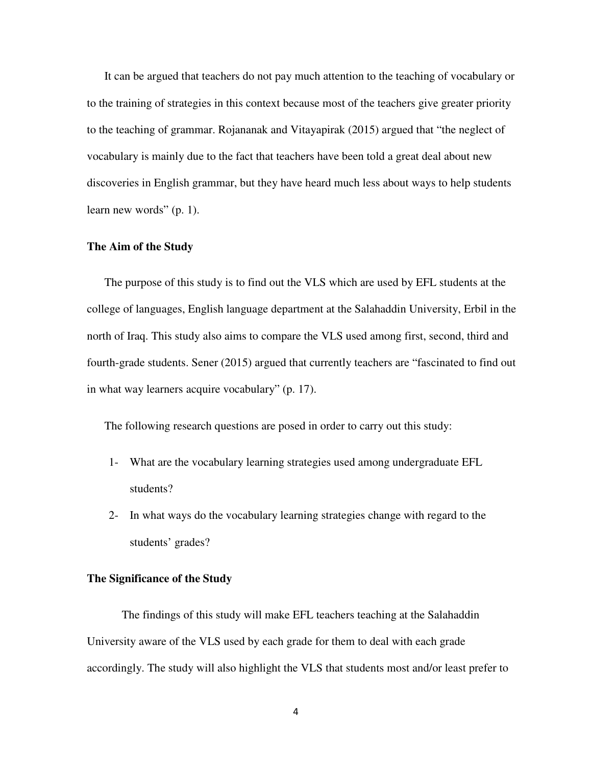It can be argued that teachers do not pay much attention to the teaching of vocabulary or to the training of strategies in this context because most of the teachers give greater priority to the teaching of grammar. Rojananak and Vitayapirak (2015) argued that "the neglect of vocabulary is mainly due to the fact that teachers have been told a great deal about new discoveries in English grammar, but they have heard much less about ways to help students learn new words" (p. 1).

## The Aim of the Study

The purpose of this study is to find out the VLS which are used by EFL students at the college of languages, English language department at the Salahaddin University, Erbil in the north of Iraq. This study also aims to compare the VLS used among first, second, third and fourth-grade students. Sener (2015) argued that currently teachers are "fascinated to find out in what way learners acquire vocabulary" (p. 17).

The following research questions are posed in order to carry out this study:

1- What are the vocabulary learning strategies used among undergraduate EFL students?

2- In what ways do the vocabulary learning strategies change with regard to the students' grades?

## The Significance of the Study

The findings of this study will make EFL teachers teaching at the Salahaddin University aware of the VLS used by each grade for them to deal with each grade accordingly. The study will also highlight the VLS that students most and/or least prefer to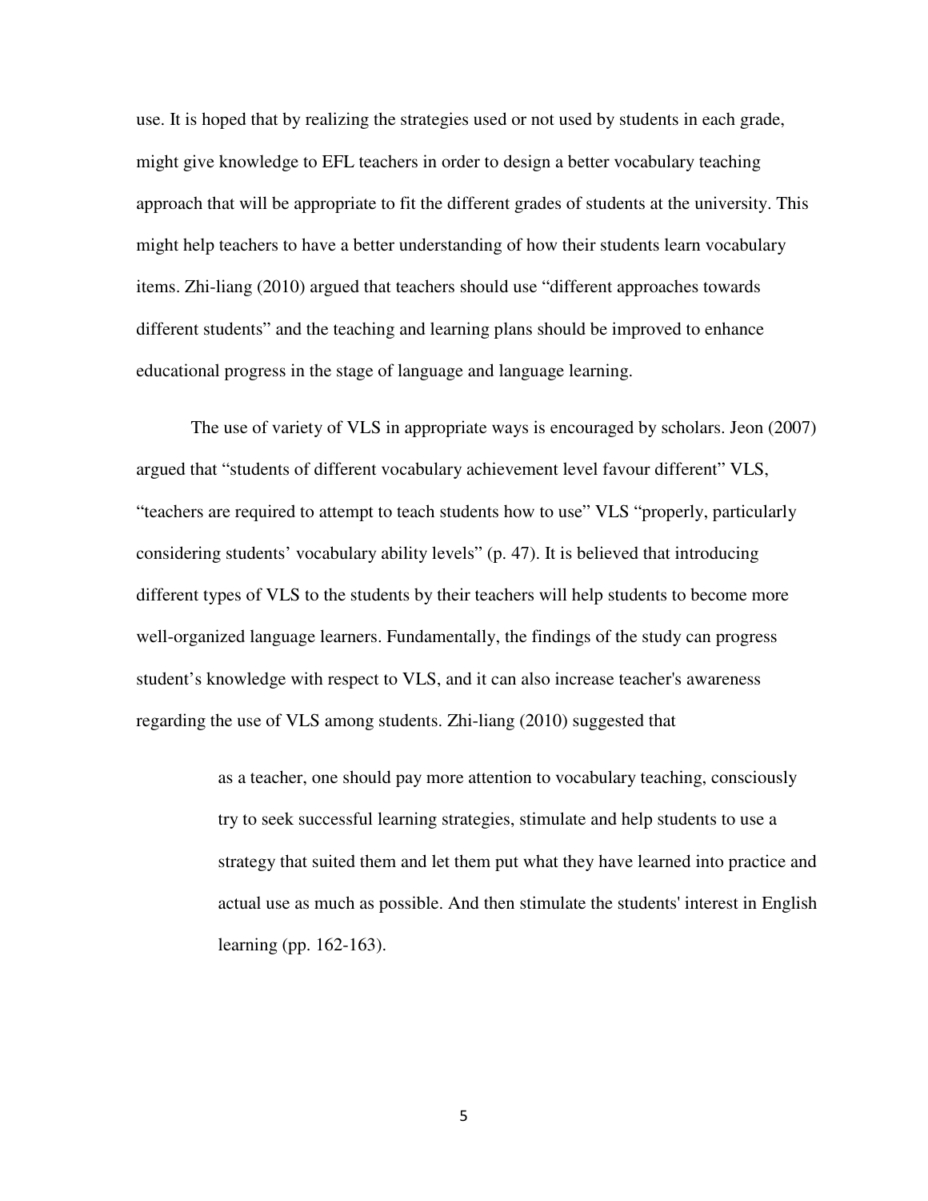use. It is hoped that by realizing the strategies used or not used by students in each grade, might give knowledge to EFL teachers in order to design a better vocabulary teaching approach that will be appropriate to fit the different grades of students at the university. This might help teachers to have a better understanding of how their students learn vocabulary items. Zhi-liang (2010) argued that teachers should use “different approaches towards different students” and the teaching and learning plans should be improved to enhance educational progress in the stage of language and language learning.

The use of variety of VLS in appropriate ways is encouraged by scholars. Jeon (2007) argued that “students of different vocabulary achievement level favour different” VLS, “teachers are required to attempt to teach students how to use” VLS “properly, particularly considering students’ vocabulary ability levels” (p. 47). It is believed that introducing different types of VLS to the students by their teachers will help students to become more well-organized language learners. Fundamentally, the findings of the study can progress student’s knowledge with respect to VLS, and it can also increase teacher's awareness regarding the use of VLS among students. Zhi-liang (2010) suggested that

> as a teacher, one should pay more attention to vocabulary teaching, consciously try to seek successful learning strategies, stimulate and help students to use a strategy that suited them and let them put what they have learned into practice and actual use as much as possible. And then stimulate the students' interest in English learning (pp. 162-163).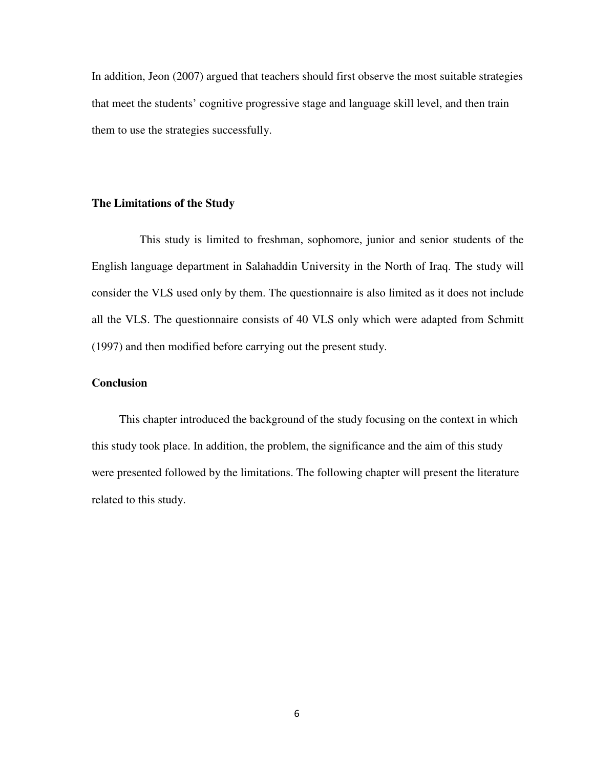In addition, Jeon (2007) argued that teachers should first observe the most suitable strategies that meet the students' cognitive progressive stage and language skill level, and then train them to use the strategies successfully.

## The Limitations of the Study

This study is limited to freshman, sophomore, junior and senior students of the English language department in Salahaddin University in the North of Iraq. The study will consider the VLS used only by them. The questionnaire is also limited as it does not include all the VLS. The questionnaire consists of 40 VLS only which were adapted from Schmitt (1997) and then modified before carrying out the present study.

## Conclusion

This chapter introduced the background of the study focusing on the context in which this study took place. In addition, the problem, the significance and the aim of this study were presented followed by the limitations. The following chapter will present the literature related to this study.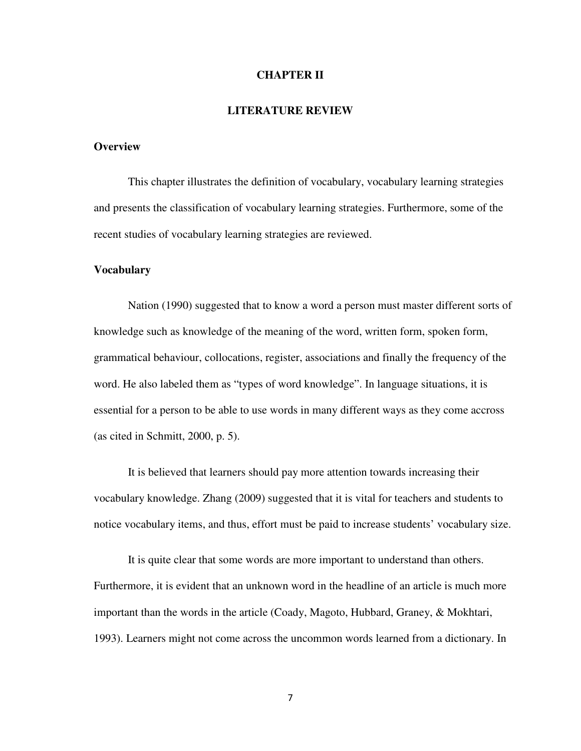# CHAPTER II

# LITERATURE REVIEW

## Overview

This chapter illustrates the definition of vocabulary, vocabulary learning strategies and presents the classification of vocabulary learning strategies. Furthermore, some of the recent studies of vocabulary learning strategies are reviewed.

## Vocabulary

Nation (1990) suggested that to know a word a person must master different sorts of knowledge such as knowledge of the meaning of the word, written form, spoken form, grammatical behaviour, collocations, register, associations and finally the frequency of the word. He also labeled them as "types of word knowledge". In language situations, it is essential for a person to be able to use words in many different ways as they come accross (as cited in Schmitt, 2000, p. 5).

It is believed that learners should pay more attention towards increasing their vocabulary knowledge. Zhang (2009) suggested that it is vital for teachers and students to notice vocabulary items, and thus, effort must be paid to increase students' vocabulary size.

It is quite clear that some words are more important to understand than others. Furthermore, it is evident that an unknown word in the headline of an article is much more important than the words in the article (Coady, Magoto, Hubbard, Graney, & Mokhtari, 1993). Learners might not come across the uncommon words learned from a dictionary. In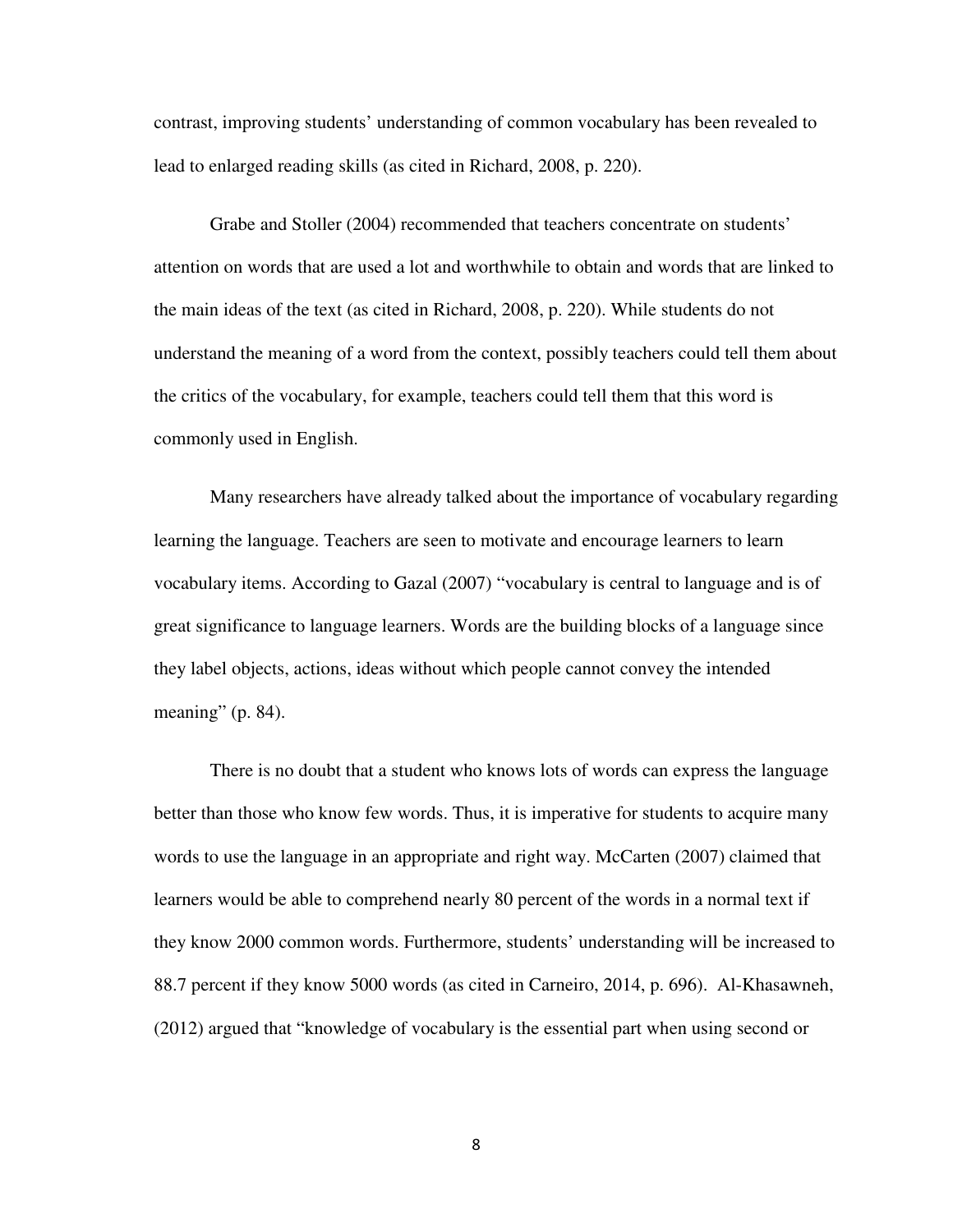contrast, improving students' understanding of common vocabulary has been revealed to lead to enlarged reading skills (as cited in Richard, 2008, p. 220).

Grabe and Stoller (2004) recommended that teachers concentrate on students' attention on words that are used a lot and worthwhile to obtain and words that are linked to the main ideas of the text (as cited in Richard, 2008, p. 220). While students do not understand the meaning of a word from the context, possibly teachers could tell them about the critics of the vocabulary, for example, teachers could tell them that this word is commonly used in English.

Many researchers have already talked about the importance of vocabulary regarding learning the language. Teachers are seen to motivate and encourage learners to learn vocabulary items. According to Gazal (2007) "vocabulary is central to language and is of great significance to language learners. Words are the building blocks of a language since they label objects, actions, ideas without which people cannot convey the intended meaning" (p. 84).

There is no doubt that a student who knows lots of words can express the language better than those who know few words. Thus, it is imperative for students to acquire many words to use the language in an appropriate and right way. McCarten (2007) claimed that learners would be able to comprehend nearly 80 percent of the words in a normal text if they know 2000 common words. Furthermore, students' understanding will be increased to 88.7 percent if they know 5000 words (as cited in Carneiro, 2014, p. 696). Al-Khasawneh, (2012) argued that "knowledge of vocabulary is the essential part when using second or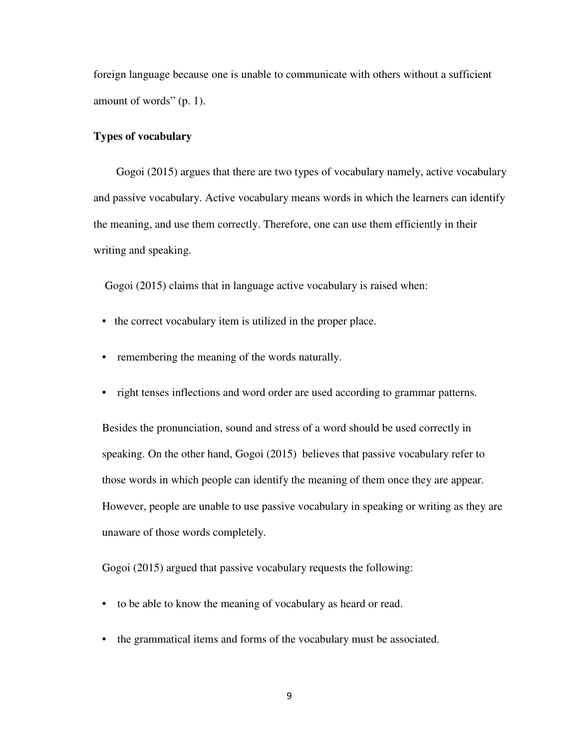foreign language because one is unable to communicate with others without a sufficient amount of words" (p. 1).

**Types of vocabulary**

Gogoi (2015) argues that there are two types of vocabulary namely, active vocabulary and passive vocabulary. Active vocabulary means words in which the learners can identify the meaning, and use them correctly. Therefore, one can use them efficiently in their writing and speaking.

Gogoi (2015) claims that in language active vocabulary is raised when:

- the correct vocabulary item is utilized in the proper place.
- remembering the meaning of the words naturally.
- right tenses inflections and word order are used according to grammar patterns.

Besides the pronunciation, sound and stress of a word should be used correctly in speaking. On the other hand, Gogoi (2015) believes that passive vocabulary refer to those words in which people can identify the meaning of them once they are appear. However, people are unable to use passive vocabulary in speaking or writing as they are unaware of those words completely.

Gogoi (2015) argued that passive vocabulary requests the following:

- to be able to know the meaning of vocabulary as heard or read.
- the grammatical items and forms of the vocabulary must be associated.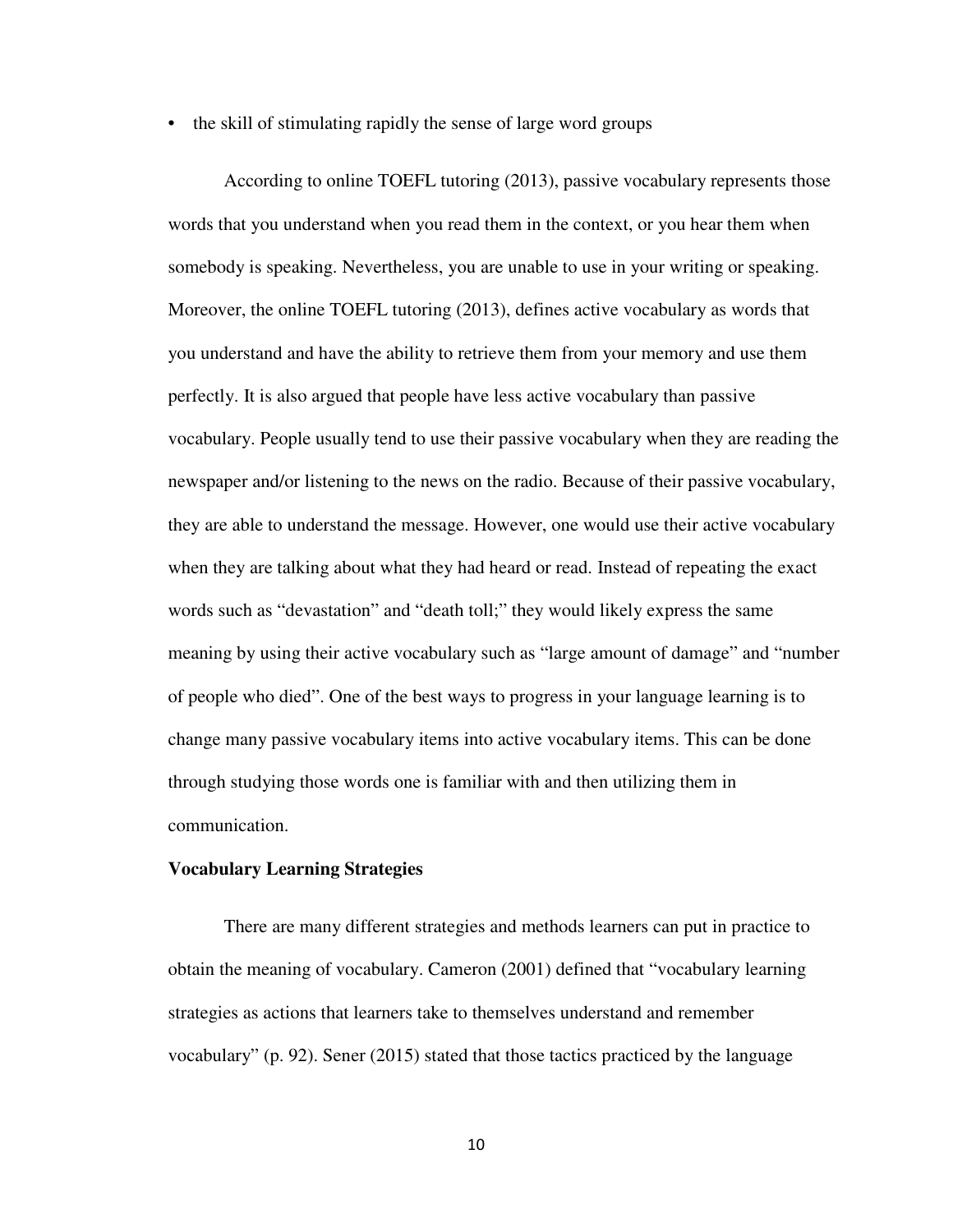- the skill of stimulating rapidly the sense of large word groups

According to online TOEFL tutoring (2013), passive vocabulary represents those words that you understand when you read them in the context, or you hear them when somebody is speaking. Nevertheless, you are unable to use in your writing or speaking. Moreover, the online TOEFL tutoring (2013), defines active vocabulary as words that you understand and have the ability to retrieve them from your memory and use them perfectly. It is also argued that people have less active vocabulary than passive vocabulary. People usually tend to use their passive vocabulary when they are reading the newspaper and/or listening to the news on the radio. Because of their passive vocabulary, they are able to understand the message. However, one would use their active vocabulary when they are talking about what they had heard or read. Instead of repeating the exact words such as "devastation" and "death toll;" they would likely express the same meaning by using their active vocabulary such as "large amount of damage" and "number of people who died". One of the best ways to progress in your language learning is to change many passive vocabulary items into active vocabulary items. This can be done through studying those words one is familiar with and then utilizing them in communication.

**Vocabulary Learning Strategies**

There are many different strategies and methods learners can put in practice to obtain the meaning of vocabulary. Cameron (2001) defined that "vocabulary learning strategies as actions that learners take to themselves understand and remember vocabulary" (p. 92). Sener (2015) stated that those tactics practiced by the language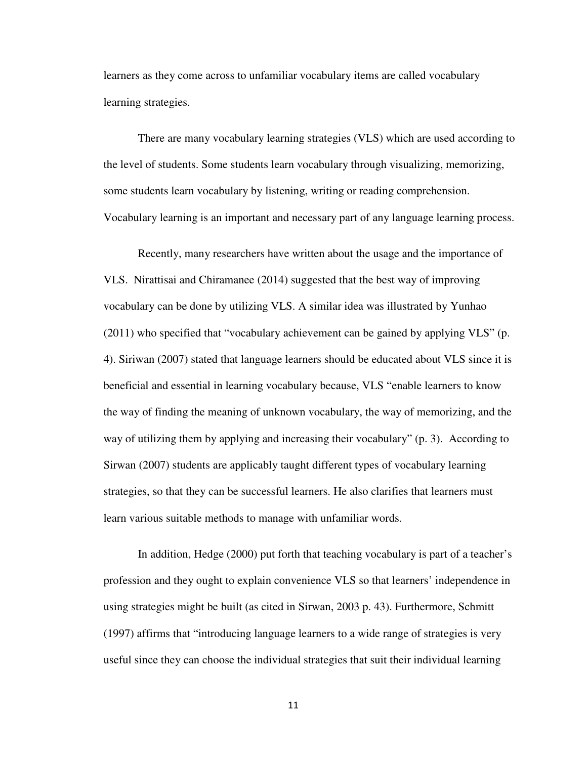learners as they come across to unfamiliar vocabulary items are called vocabulary learning strategies.

There are many vocabulary learning strategies (VLS) which are used according to the level of students. Some students learn vocabulary through visualizing, memorizing, some students learn vocabulary by listening, writing or reading comprehension. Vocabulary learning is an important and necessary part of any language learning process.

Recently, many researchers have written about the usage and the importance of VLS. Nirattisai and Chiramanee (2014) suggested that the best way of improving vocabulary can be done by utilizing VLS. A similar idea was illustrated by Yunhao (2011) who specified that "vocabulary achievement can be gained by applying VLS" (p. 4). Siriwan (2007) stated that language learners should be educated about VLS since it is beneficial and essential in learning vocabulary because, VLS "enable learners to know the way of finding the meaning of unknown vocabulary, the way of memorizing, and the way of utilizing them by applying and increasing their vocabulary" (p. 3). According to Sirwan (2007) students are applicably taught different types of vocabulary learning strategies, so that they can be successful learners. He also clarifies that learners must learn various suitable methods to manage with unfamiliar words.

In addition, Hedge (2000) put forth that teaching vocabulary is part of a teacher's profession and they ought to explain convenience VLS so that learners' independence in using strategies might be built (as cited in Sirwan, 2003 p. 43). Furthermore, Schmitt (1997) affirms that "introducing language learners to a wide range of strategies is very useful since they can choose the individual strategies that suit their individual learning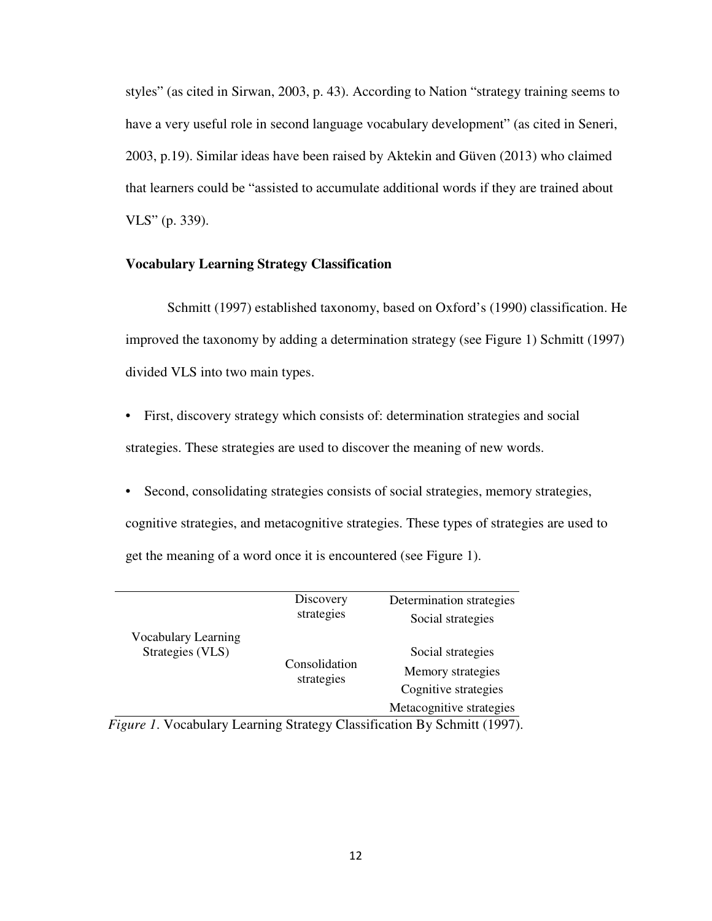styles" (as cited in Sirwan, 2003, p. 43). According to Nation "strategy training seems to have a very useful role in second language vocabulary development" (as cited in Seneri, 2003, p.19). Similar ideas have been raised by Aktekin and Güven (2013) who claimed that learners could be "assisted to accumulate additional words if they are trained about VLS" (p. 339).

**Vocabulary Learning Strategy Classification**

Schmitt (1997) established taxonomy, based on Oxford's (1990) classification. He improved the taxonomy by adding a determination strategy (see Figure 1) Schmitt (1997) divided VLS into two main types.

- First, discovery strategy which consists of: determination strategies and social strategies. These strategies are used to discover the meaning of new words.

- Second, consolidating strategies consists of social strategies, memory strategies, cognitive strategies, and metacognitive strategies. These types of strategies are used to get the meaning of a word once it is encountered (see Figure 1).

| | | |
|---|---|---|
| Vocabulary Learning Strategies (VLS) | Discovery strategies | Determination strategies |
| | | Social strategies |
| | Consolidation strategies | Social strategies |
| | | Memory strategies |
| | | Cognitive strategies |
| | | Metacognitive strategies |

*Figure 1*. Vocabulary Learning Strategy Classification By Schmitt (1997).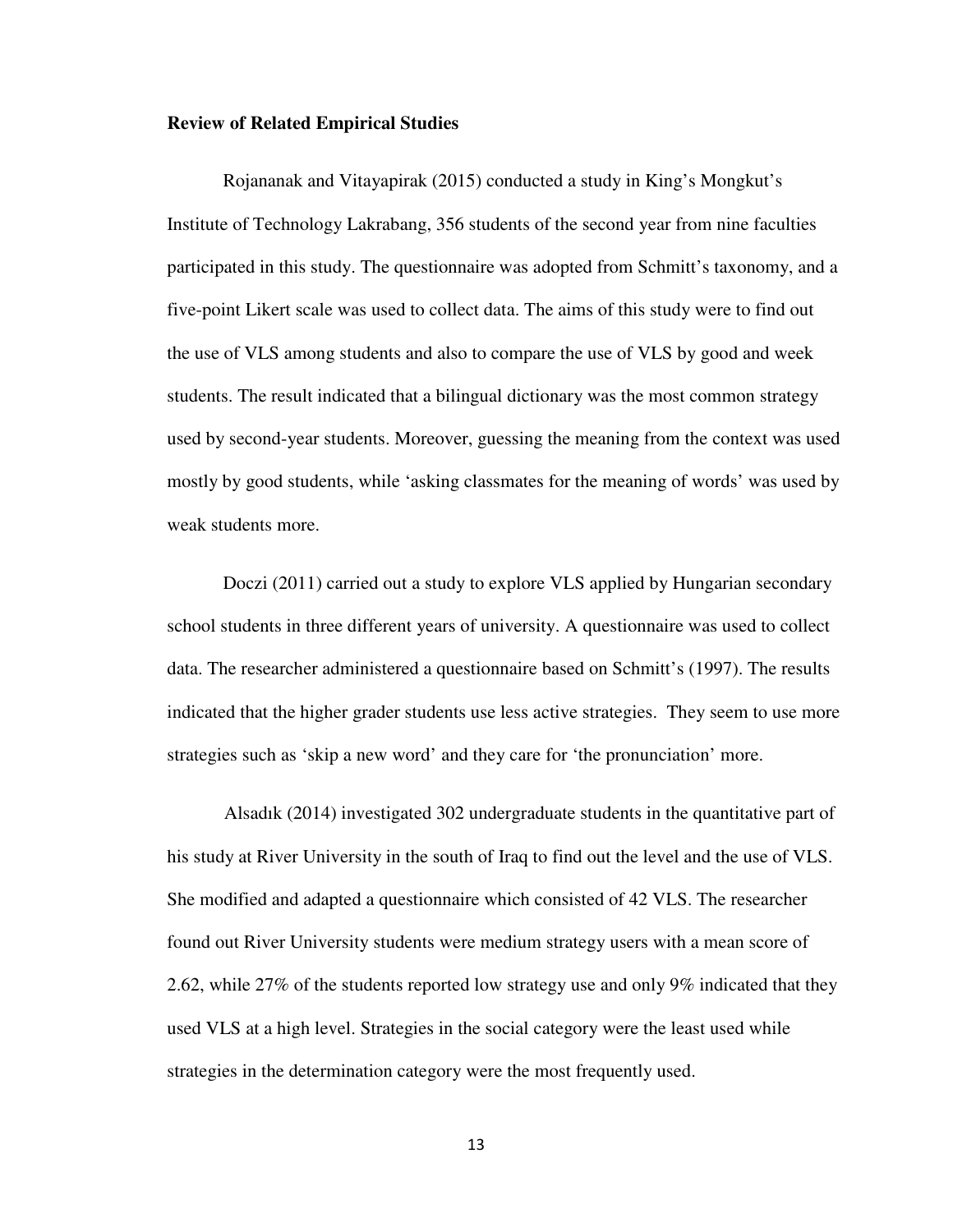**Review of Related Empirical Studies**

Rojananak and Vitayapirak (2015) conducted a study in King's Mongkut's Institute of Technology Lakrabang, 356 students of the second year from nine faculties participated in this study. The questionnaire was adopted from Schmitt's taxonomy, and a five-point Likert scale was used to collect data. The aims of this study were to find out the use of VLS among students and also to compare the use of VLS by good and week students. The result indicated that a bilingual dictionary was the most common strategy used by second-year students. Moreover, guessing the meaning from the context was used mostly by good students, while 'asking classmates for the meaning of words' was used by weak students more.

Doczi (2011) carried out a study to explore VLS applied by Hungarian secondary school students in three different years of university. A questionnaire was used to collect data. The researcher administered a questionnaire based on Schmitt's (1997). The results indicated that the higher grader students use less active strategies. They seem to use more strategies such as 'skip a new word' and they care for 'the pronunciation' more.

Alsadık (2014) investigated 302 undergraduate students in the quantitative part of his study at River University in the south of Iraq to find out the level and the use of VLS. She modified and adapted a questionnaire which consisted of 42 VLS. The researcher found out River University students were medium strategy users with a mean score of 2.62, while 27% of the students reported low strategy use and only 9% indicated that they used VLS at a high level. Strategies in the social category were the least used while strategies in the determination category were the most frequently used.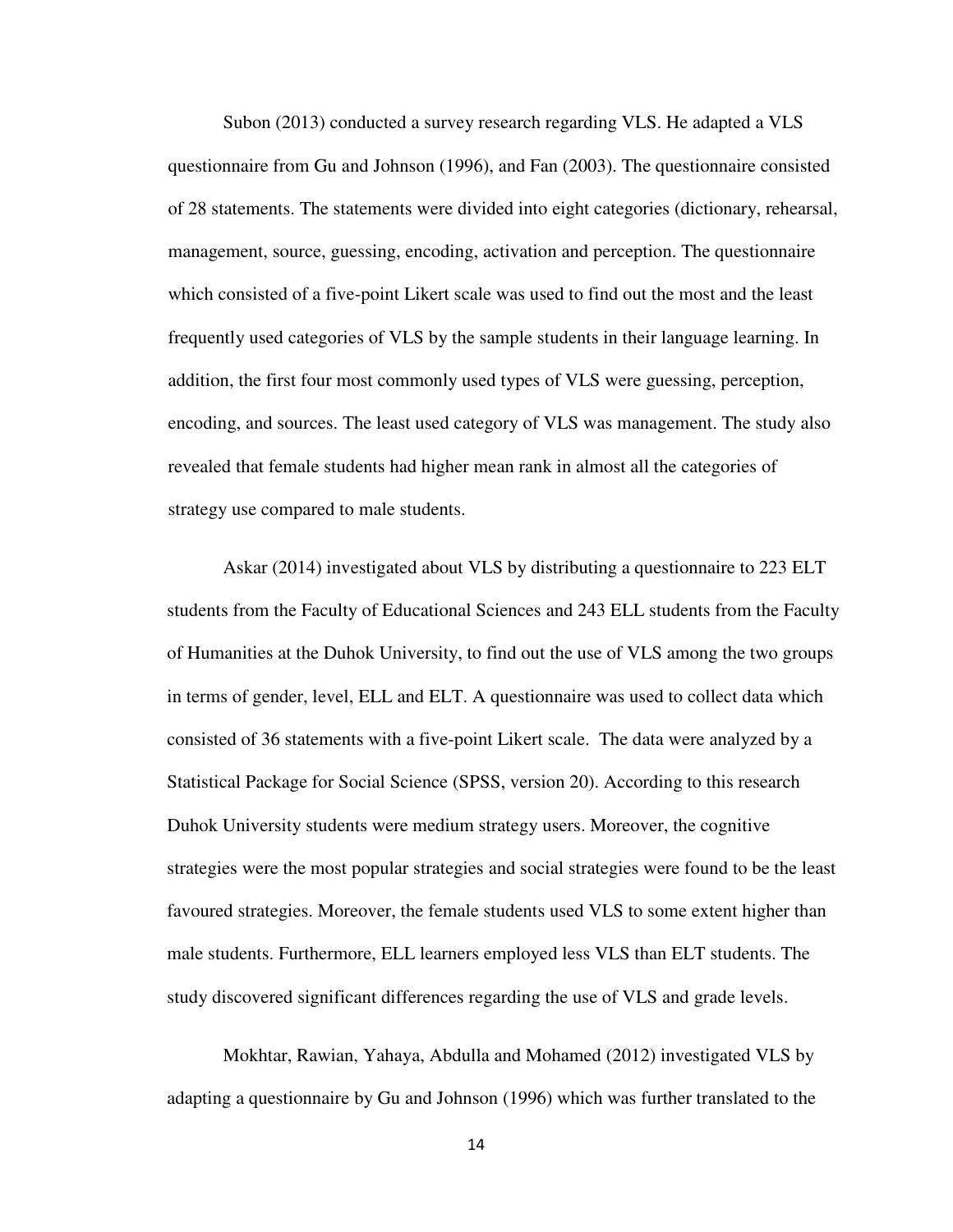Subon (2013) conducted a survey research regarding VLS. He adapted a VLS questionnaire from Gu and Johnson (1996), and Fan (2003). The questionnaire consisted of 28 statements. The statements were divided into eight categories (dictionary, rehearsal, management, source, guessing, encoding, activation and perception. The questionnaire which consisted of a five-point Likert scale was used to find out the most and the least frequently used categories of VLS by the sample students in their language learning. In addition, the first four most commonly used types of VLS were guessing, perception, encoding, and sources. The least used category of VLS was management. The study also revealed that female students had higher mean rank in almost all the categories of strategy use compared to male students.

Askar (2014) investigated about VLS by distributing a questionnaire to 223 ELT students from the Faculty of Educational Sciences and 243 ELL students from the Faculty of Humanities at the Duhok University, to find out the use of VLS among the two groups in terms of gender, level, ELL and ELT. A questionnaire was used to collect data which consisted of 36 statements with a five-point Likert scale. The data were analyzed by a Statistical Package for Social Science (SPSS, version 20). According to this research Duhok University students were medium strategy users. Moreover, the cognitive strategies were the most popular strategies and social strategies were found to be the least favoured strategies. Moreover, the female students used VLS to some extent higher than male students. Furthermore, ELL learners employed less VLS than ELT students. The study discovered significant differences regarding the use of VLS and grade levels.

Mokhtar, Rawian, Yahaya, Abdulla and Mohamed (2012) investigated VLS by adapting a questionnaire by Gu and Johnson (1996) which was further translated to the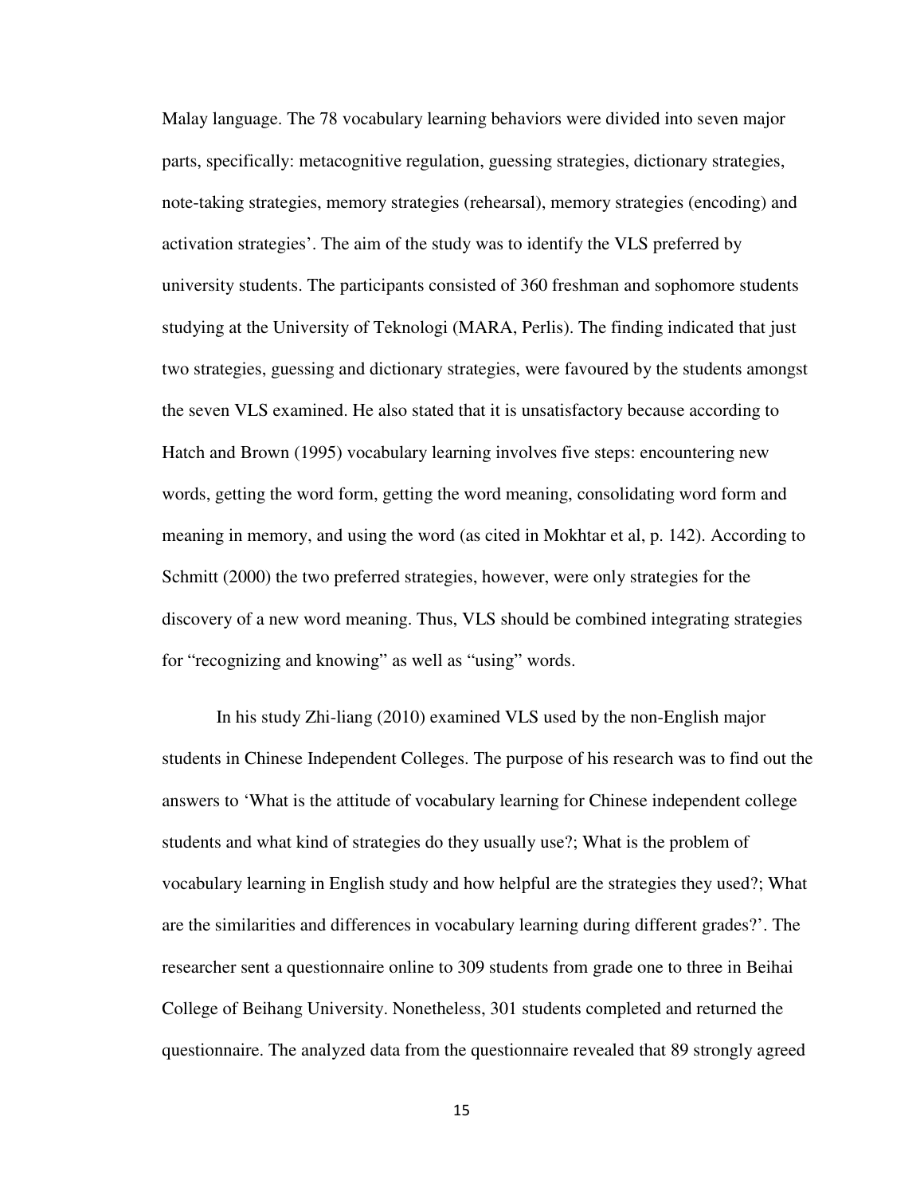Malay language. The 78 vocabulary learning behaviors were divided into seven major parts, specifically: metacognitive regulation, guessing strategies, dictionary strategies, note-taking strategies, memory strategies (rehearsal), memory strategies (encoding) and activation strategies'. The aim of the study was to identify the VLS preferred by university students. The participants consisted of 360 freshman and sophomore students studying at the University of Teknologi (MARA, Perlis). The finding indicated that just two strategies, guessing and dictionary strategies, were favoured by the students amongst the seven VLS examined. He also stated that it is unsatisfactory because according to Hatch and Brown (1995) vocabulary learning involves five steps: encountering new words, getting the word form, getting the word meaning, consolidating word form and meaning in memory, and using the word (as cited in Mokhtar et al, p. 142). According to Schmitt (2000) the two preferred strategies, however, were only strategies for the discovery of a new word meaning. Thus, VLS should be combined integrating strategies for "recognizing and knowing" as well as "using" words.

In his study Zhi-liang (2010) examined VLS used by the non-English major students in Chinese Independent Colleges. The purpose of his research was to find out the answers to 'What is the attitude of vocabulary learning for Chinese independent college students and what kind of strategies do they usually use?; What is the problem of vocabulary learning in English study and how helpful are the strategies they used?; What are the similarities and differences in vocabulary learning during different grades?'. The researcher sent a questionnaire online to 309 students from grade one to three in Beihai College of Beihang University. Nonetheless, 301 students completed and returned the questionnaire. The analyzed data from the questionnaire revealed that 89 strongly agreed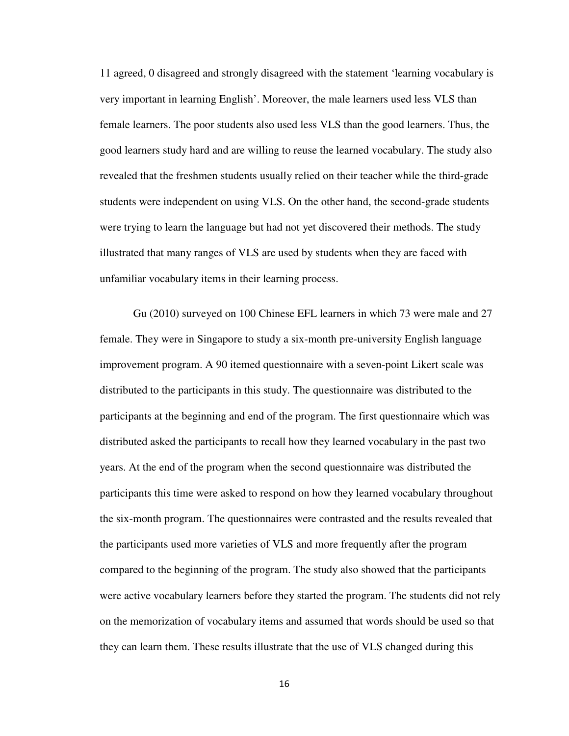11 agreed, 0 disagreed and strongly disagreed with the statement 'learning vocabulary is very important in learning English'. Moreover, the male learners used less VLS than female learners. The poor students also used less VLS than the good learners. Thus, the good learners study hard and are willing to reuse the learned vocabulary. The study also revealed that the freshmen students usually relied on their teacher while the third-grade students were independent on using VLS. On the other hand, the second-grade students were trying to learn the language but had not yet discovered their methods. The study illustrated that many ranges of VLS are used by students when they are faced with unfamiliar vocabulary items in their learning process.

Gu (2010) surveyed on 100 Chinese EFL learners in which 73 were male and 27 female. They were in Singapore to study a six-month pre-university English language improvement program. A 90 itemed questionnaire with a seven-point Likert scale was distributed to the participants in this study. The questionnaire was distributed to the participants at the beginning and end of the program. The first questionnaire which was distributed asked the participants to recall how they learned vocabulary in the past two years. At the end of the program when the second questionnaire was distributed the participants this time were asked to respond on how they learned vocabulary throughout the six-month program. The questionnaires were contrasted and the results revealed that the participants used more varieties of VLS and more frequently after the program compared to the beginning of the program. The study also showed that the participants were active vocabulary learners before they started the program. The students did not rely on the memorization of vocabulary items and assumed that words should be used so that they can learn them. These results illustrate that the use of VLS changed during this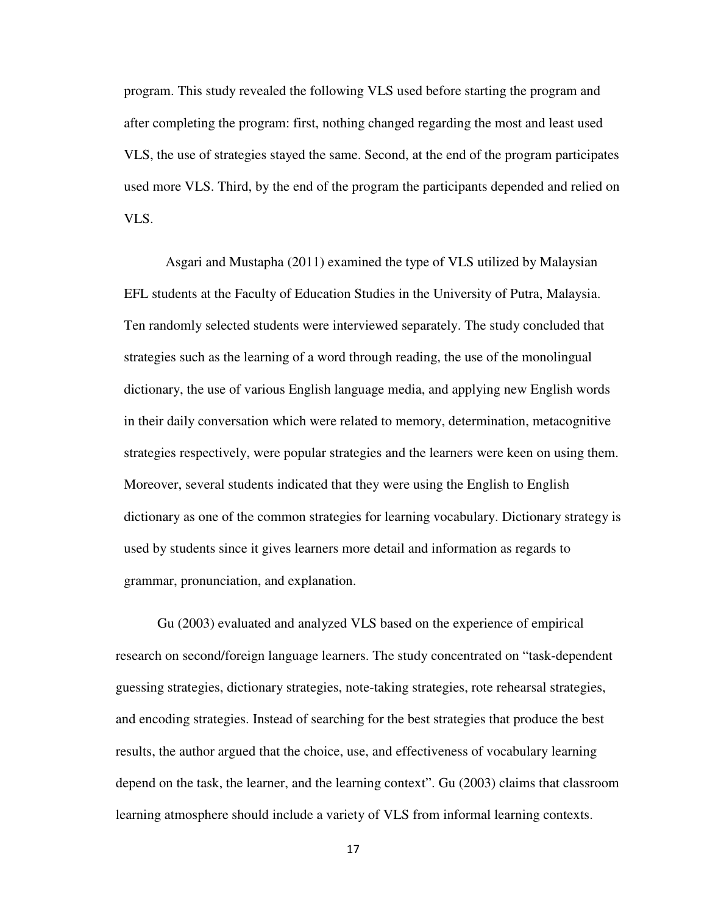program. This study revealed the following VLS used before starting the program and after completing the program: first, nothing changed regarding the most and least used VLS, the use of strategies stayed the same. Second, at the end of the program participates used more VLS. Third, by the end of the program the participants depended and relied on VLS.

Asgari and Mustapha (2011) examined the type of VLS utilized by Malaysian EFL students at the Faculty of Education Studies in the University of Putra, Malaysia. Ten randomly selected students were interviewed separately. The study concluded that strategies such as the learning of a word through reading, the use of the monolingual dictionary, the use of various English language media, and applying new English words in their daily conversation which were related to memory, determination, metacognitive strategies respectively, were popular strategies and the learners were keen on using them. Moreover, several students indicated that they were using the English to English dictionary as one of the common strategies for learning vocabulary. Dictionary strategy is used by students since it gives learners more detail and information as regards to grammar, pronunciation, and explanation.

Gu (2003) evaluated and analyzed VLS based on the experience of empirical research on second/foreign language learners. The study concentrated on "task-dependent guessing strategies, dictionary strategies, note-taking strategies, rote rehearsal strategies, and encoding strategies. Instead of searching for the best strategies that produce the best results, the author argued that the choice, use, and effectiveness of vocabulary learning depend on the task, the learner, and the learning context". Gu (2003) claims that classroom learning atmosphere should include a variety of VLS from informal learning contexts.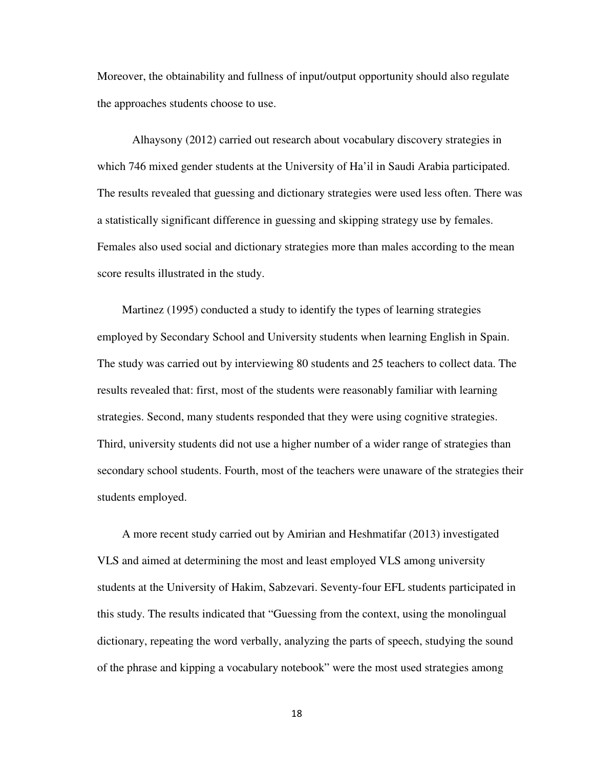Moreover, the obtainability and fullness of input/output opportunity should also regulate the approaches students choose to use.

Alhaysony (2012) carried out research about vocabulary discovery strategies in which 746 mixed gender students at the University of Ha'il in Saudi Arabia participated. The results revealed that guessing and dictionary strategies were used less often. There was a statistically significant difference in guessing and skipping strategy use by females. Females also used social and dictionary strategies more than males according to the mean score results illustrated in the study.

Martinez (1995) conducted a study to identify the types of learning strategies employed by Secondary School and University students when learning English in Spain. The study was carried out by interviewing 80 students and 25 teachers to collect data. The results revealed that: first, most of the students were reasonably familiar with learning strategies. Second, many students responded that they were using cognitive strategies. Third, university students did not use a higher number of a wider range of strategies than secondary school students. Fourth, most of the teachers were unaware of the strategies their students employed.

A more recent study carried out by Amirian and Heshmatifar (2013) investigated VLS and aimed at determining the most and least employed VLS among university students at the University of Hakim, Sabzevari. Seventy-four EFL students participated in this study. The results indicated that "Guessing from the context, using the monolingual dictionary, repeating the word verbally, analyzing the parts of speech, studying the sound of the phrase and kipping a vocabulary notebook" were the most used strategies among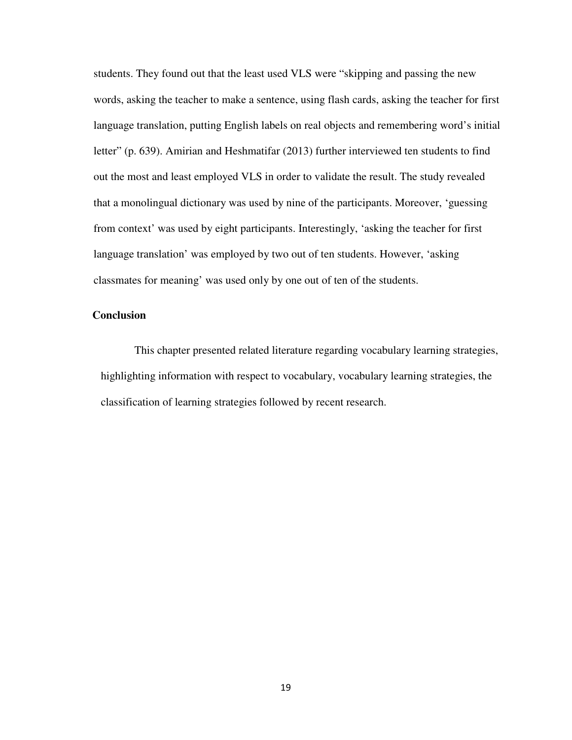students. They found out that the least used VLS were “skipping and passing the new words, asking the teacher to make a sentence, using flash cards, asking the teacher for first language translation, putting English labels on real objects and remembering word’s initial letter” (p. 639). Amirian and Heshmatifar (2013) further interviewed ten students to find out the most and least employed VLS in order to validate the result. The study revealed that a monolingual dictionary was used by nine of the participants. Moreover, ‘guessing from context’ was used by eight participants. Interestingly, ‘asking the teacher for first language translation’ was employed by two out of ten students. However, ‘asking classmates for meaning’ was used only by one out of ten of the students.

## Conclusion

This chapter presented related literature regarding vocabulary learning strategies, highlighting information with respect to vocabulary, vocabulary learning strategies, the classification of learning strategies followed by recent research.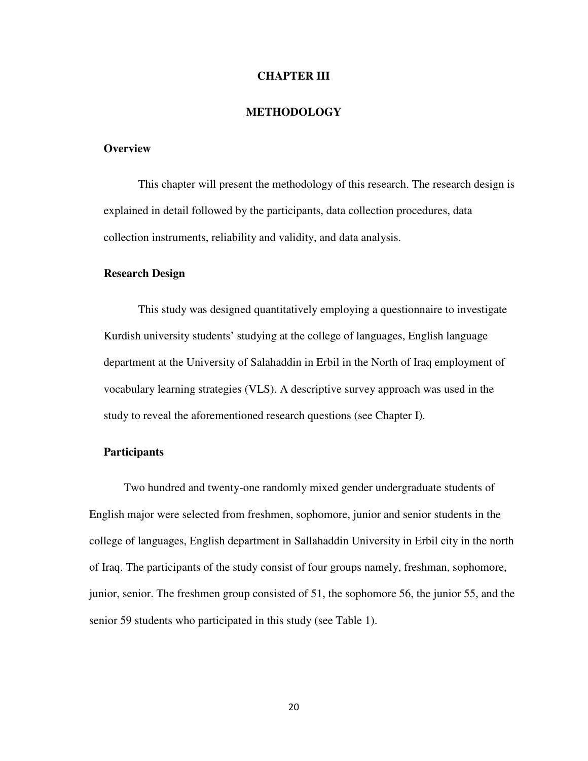# CHAPTER III

# METHODOLOGY

## Overview

This chapter will present the methodology of this research. The research design is explained in detail followed by the participants, data collection procedures, data collection instruments, reliability and validity, and data analysis.

## Research Design

This study was designed quantitatively employing a questionnaire to investigate Kurdish university students' studying at the college of languages, English language department at the University of Salahaddin in Erbil in the North of Iraq employment of vocabulary learning strategies (VLS). A descriptive survey approach was used in the study to reveal the aforementioned research questions (see Chapter I).

## Participants

Two hundred and twenty-one randomly mixed gender undergraduate students of English major were selected from freshmen, sophomore, junior and senior students in the college of languages, English department in Sallahaddin University in Erbil city in the north of Iraq. The participants of the study consist of four groups namely, freshman, sophomore, junior, senior. The freshmen group consisted of 51, the sophomore 56, the junior 55, and the senior 59 students who participated in this study (see Table 1).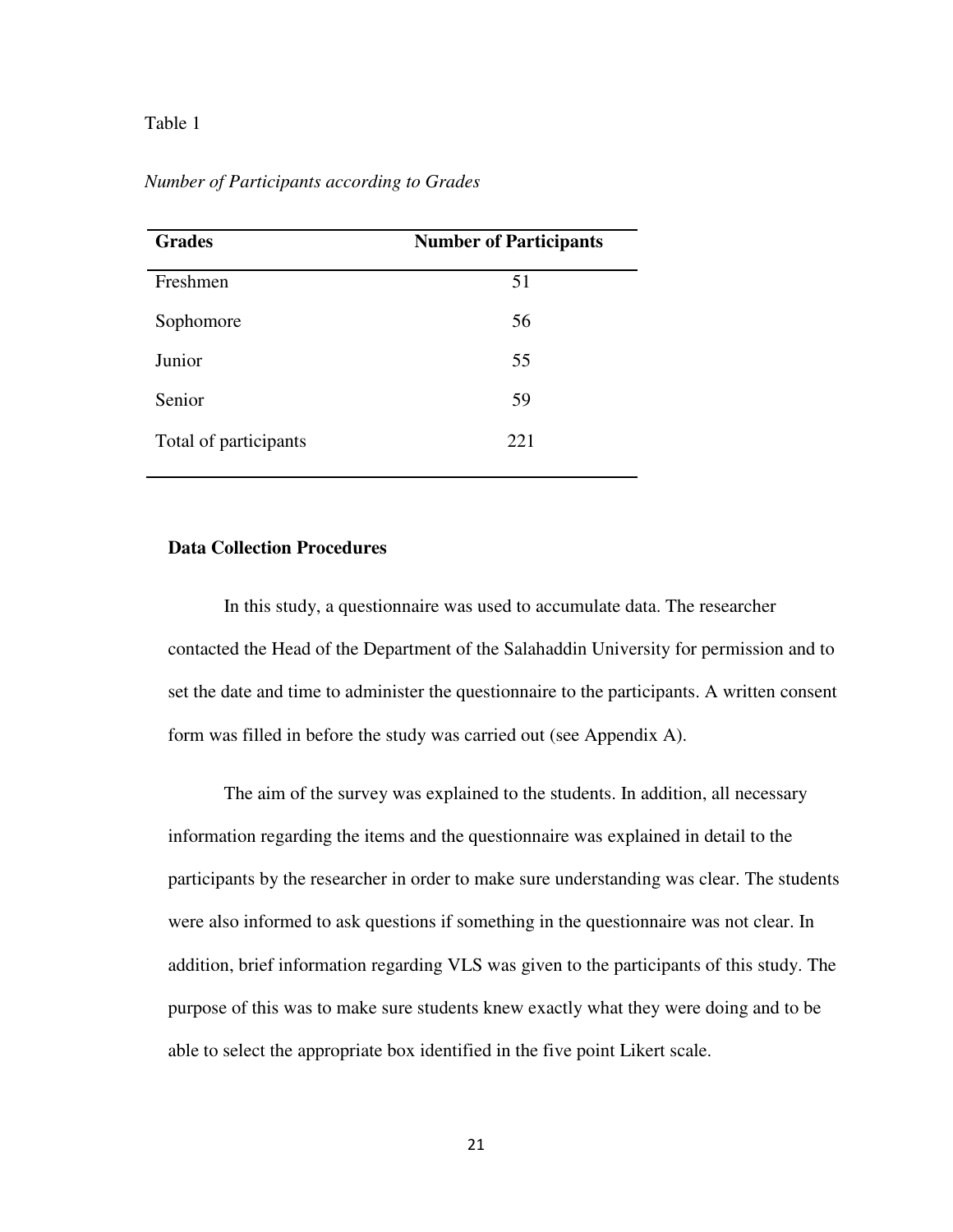Table 1

*Number of Participants according to Grades*

| **Grades** | **Number of Participants** |
|---|---|
| Freshmen | 51 |
| Sophomore | 56 |
| Junior | 55 |
| Senior | 59 |
| Total of participants | 221 |

### Data Collection Procedures

In this study, a questionnaire was used to accumulate data. The researcher contacted the Head of the Department of the Salahaddin University for permission and to set the date and time to administer the questionnaire to the participants. A written consent form was filled in before the study was carried out (see Appendix A).

The aim of the survey was explained to the students. In addition, all necessary information regarding the items and the questionnaire was explained in detail to the participants by the researcher in order to make sure understanding was clear. The students were also informed to ask questions if something in the questionnaire was not clear. In addition, brief information regarding VLS was given to the participants of this study. The purpose of this was to make sure students knew exactly what they were doing and to be able to select the appropriate box identified in the five point Likert scale.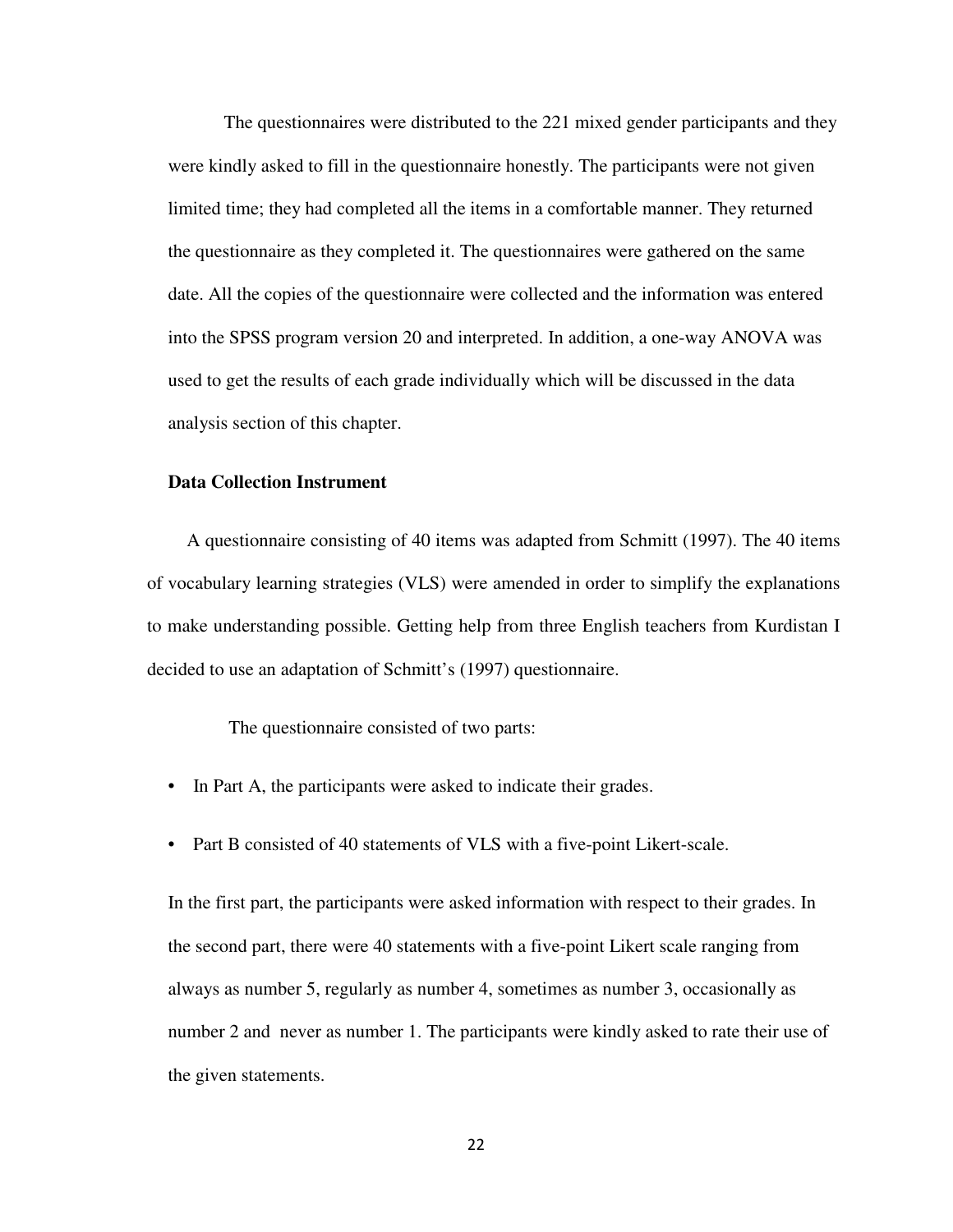The questionnaires were distributed to the 221 mixed gender participants and they were kindly asked to fill in the questionnaire honestly. The participants were not given limited time; they had completed all the items in a comfortable manner. They returned the questionnaire as they completed it. The questionnaires were gathered on the same date. All the copies of the questionnaire were collected and the information was entered into the SPSS program version 20 and interpreted. In addition, a one-way ANOVA was used to get the results of each grade individually which will be discussed in the data analysis section of this chapter.

**Data Collection Instrument**

A questionnaire consisting of 40 items was adapted from Schmitt (1997). The 40 items of vocabulary learning strategies (VLS) were amended in order to simplify the explanations to make understanding possible. Getting help from three English teachers from Kurdistan I decided to use an adaptation of Schmitt's (1997) questionnaire.

The questionnaire consisted of two parts:

- In Part A, the participants were asked to indicate their grades.
- Part B consisted of 40 statements of VLS with a five-point Likert-scale.

In the first part, the participants were asked information with respect to their grades. In the second part, there were 40 statements with a five-point Likert scale ranging from always as number 5, regularly as number 4, sometimes as number 3, occasionally as number 2 and never as number 1. The participants were kindly asked to rate their use of the given statements.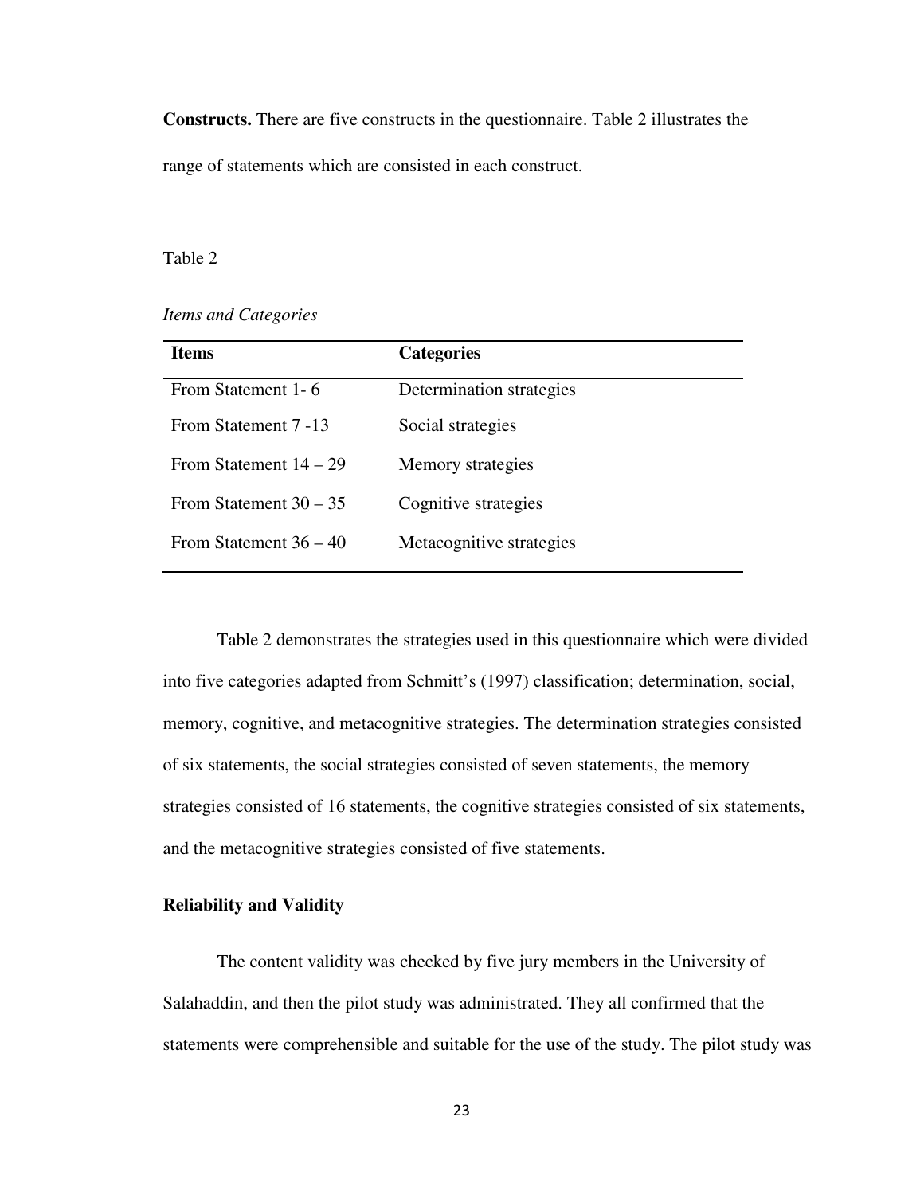**Constructs.** There are five constructs in the questionnaire. Table 2 illustrates the range of statements which are consisted in each construct.

Table 2

*Items and Categories*

| Items | Categories |
|---|---|
| From Statement 1- 6 | Determination strategies |
| From Statement 7 -13 | Social strategies |
| From Statement 14 – 29 | Memory strategies |
| From Statement 30 – 35 | Cognitive strategies |
| From Statement 36 – 40 | Metacognitive strategies |

Table 2 demonstrates the strategies used in this questionnaire which were divided into five categories adapted from Schmitt's (1997) classification; determination, social, memory, cognitive, and metacognitive strategies. The determination strategies consisted of six statements, the social strategies consisted of seven statements, the memory strategies consisted of 16 statements, the cognitive strategies consisted of six statements, and the metacognitive strategies consisted of five statements.

## Reliability and Validity

The content validity was checked by five jury members in the University of Salahaddin, and then the pilot study was administrated. They all confirmed that the statements were comprehensible and suitable for the use of the study. The pilot study was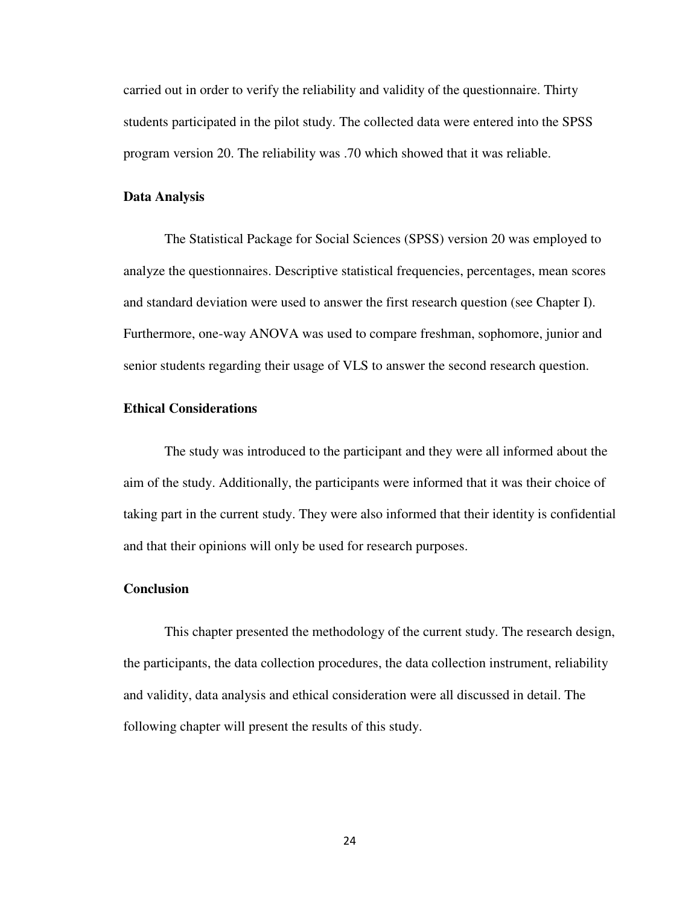carried out in order to verify the reliability and validity of the questionnaire. Thirty students participated in the pilot study. The collected data were entered into the SPSS program version 20. The reliability was .70 which showed that it was reliable.

### Data Analysis

The Statistical Package for Social Sciences (SPSS) version 20 was employed to analyze the questionnaires. Descriptive statistical frequencies, percentages, mean scores and standard deviation were used to answer the first research question (see Chapter I). Furthermore, one-way ANOVA was used to compare freshman, sophomore, junior and senior students regarding their usage of VLS to answer the second research question.

### Ethical Considerations

The study was introduced to the participant and they were all informed about the aim of the study. Additionally, the participants were informed that it was their choice of taking part in the current study. They were also informed that their identity is confidential and that their opinions will only be used for research purposes.

### Conclusion

This chapter presented the methodology of the current study. The research design, the participants, the data collection procedures, the data collection instrument, reliability and validity, data analysis and ethical consideration were all discussed in detail. The following chapter will present the results of this study.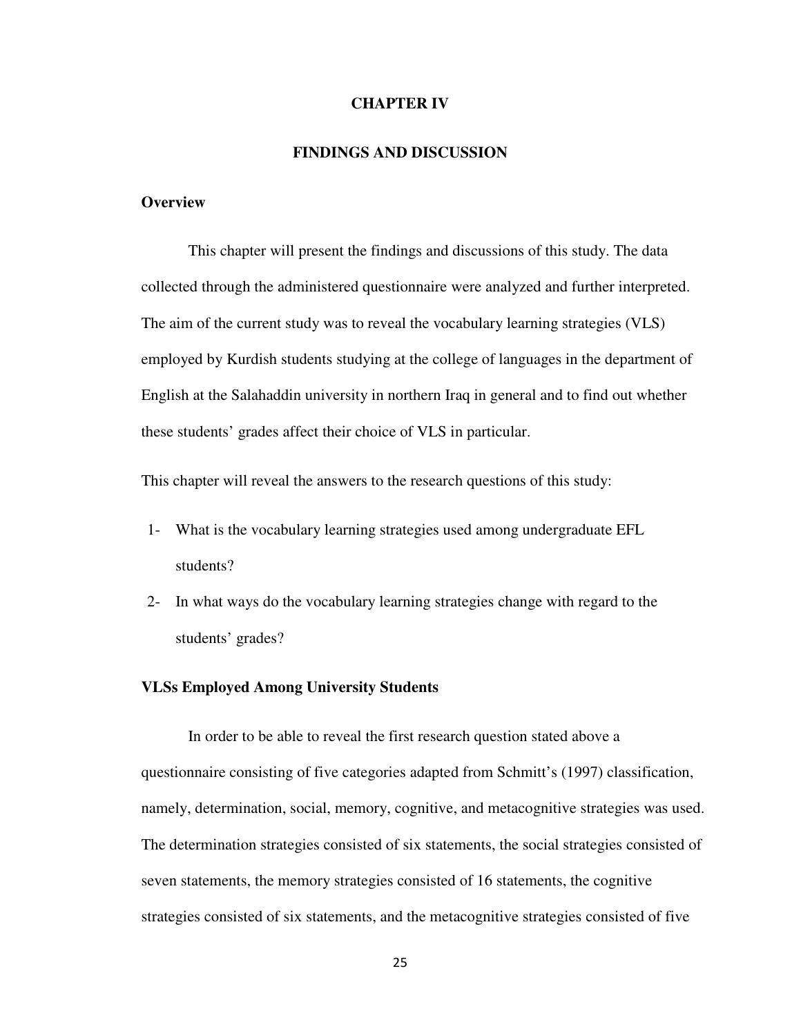# CHAPTER IV

# FINDINGS AND DISCUSSION

## Overview

This chapter will present the findings and discussions of this study. The data collected through the administered questionnaire were analyzed and further interpreted. The aim of the current study was to reveal the vocabulary learning strategies (VLS) employed by Kurdish students studying at the college of languages in the department of English at the Salahaddin university in northern Iraq in general and to find out whether these students' grades affect their choice of VLS in particular.

This chapter will reveal the answers to the research questions of this study:

1- What is the vocabulary learning strategies used among undergraduate EFL students?

2- In what ways do the vocabulary learning strategies change with regard to the students' grades?

## VLSs Employed Among University Students

In order to be able to reveal the first research question stated above a questionnaire consisting of five categories adapted from Schmitt's (1997) classification, namely, determination, social, memory, cognitive, and metacognitive strategies was used. The determination strategies consisted of six statements, the social strategies consisted of seven statements, the memory strategies consisted of 16 statements, the cognitive strategies consisted of six statements, and the metacognitive strategies consisted of five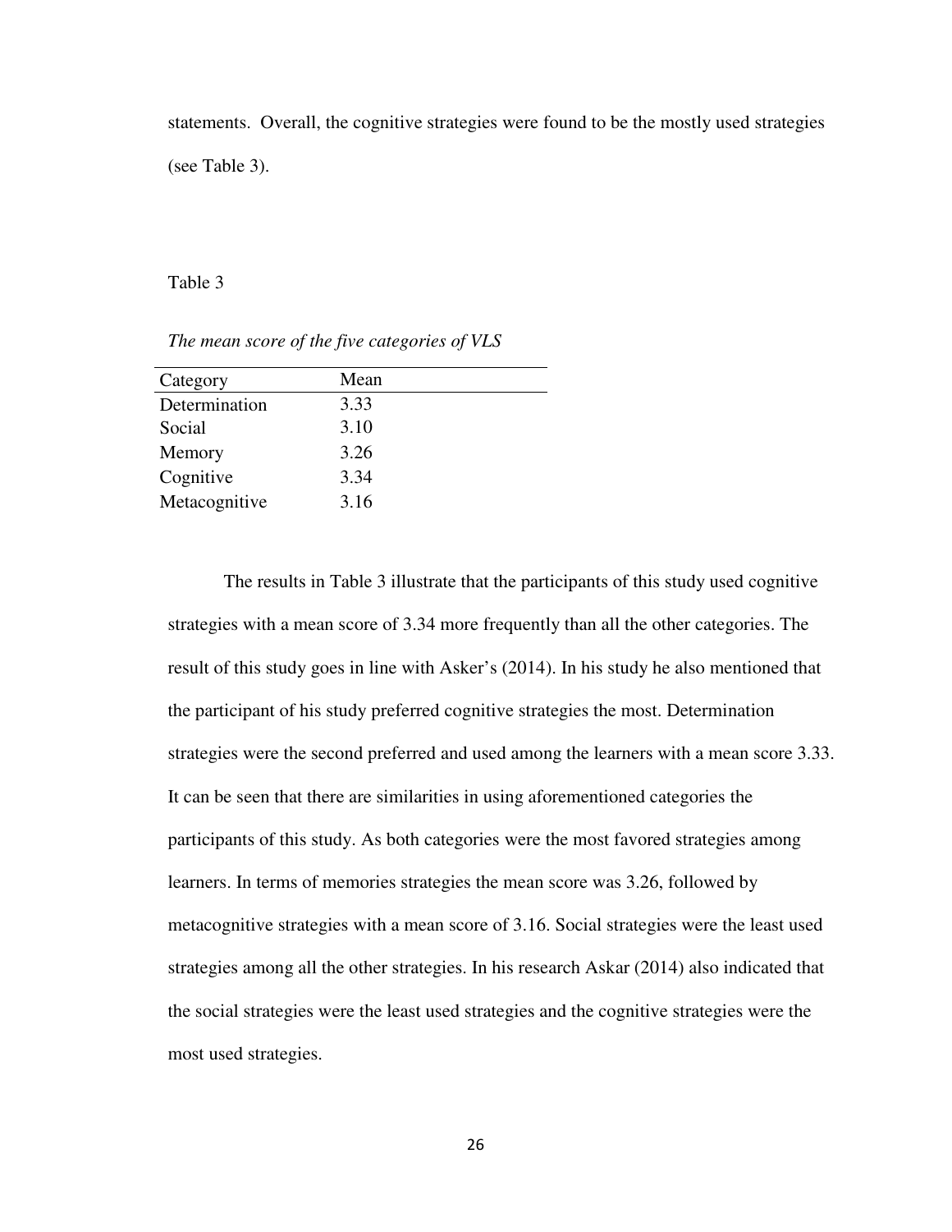statements. Overall, the cognitive strategies were found to be the mostly used strategies (see Table 3).

Table 3

*The mean score of the five categories of VLS*

| Category | Mean |
|---|---|
| Determination | 3.33 |
| Social | 3.10 |
| Memory | 3.26 |
| Cognitive | 3.34 |
| Metacognitive | 3.16 |

The results in Table 3 illustrate that the participants of this study used cognitive strategies with a mean score of 3.34 more frequently than all the other categories. The result of this study goes in line with Asker's (2014). In his study he also mentioned that the participant of his study preferred cognitive strategies the most. Determination strategies were the second preferred and used among the learners with a mean score 3.33. It can be seen that there are similarities in using aforementioned categories the participants of this study. As both categories were the most favored strategies among learners. In terms of memories strategies the mean score was 3.26, followed by metacognitive strategies with a mean score of 3.16. Social strategies were the least used strategies among all the other strategies. In his research Askar (2014) also indicated that the social strategies were the least used strategies and the cognitive strategies were the most used strategies.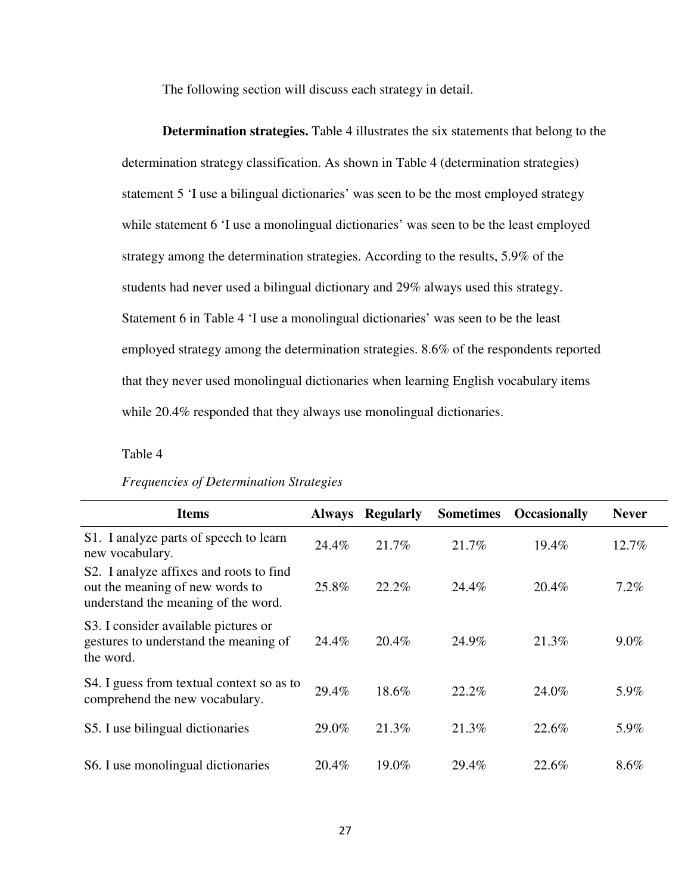The following section will discuss each strategy in detail.

**Determination strategies.** Table 4 illustrates the six statements that belong to the determination strategy classification. As shown in Table 4 (determination strategies) statement 5 'I use a bilingual dictionaries' was seen to be the most employed strategy while statement 6 'I use a monolingual dictionaries' was seen to be the least employed strategy among the determination strategies. According to the results, 5.9% of the students had never used a bilingual dictionary and 29% always used this strategy. Statement 6 in Table 4 'I use a monolingual dictionaries' was seen to be the least employed strategy among the determination strategies. 8.6% of the respondents reported that they never used monolingual dictionaries when learning English vocabulary items while 20.4% responded that they always use monolingual dictionaries.

Table 4

*Frequencies of Determination Strategies*

| Items | Always | Regularly | Sometimes | Occasionally | Never |
|---|---|---|---|---|---|
| S1. I analyze parts of speech to learn new vocabulary. | 24.4% | 21.7% | 21.7% | 19.4% | 12.7% |
| S2. I analyze affixes and roots to find out the meaning of new words to understand the meaning of the word. | 25.8% | 22.2% | 24.4% | 20.4% | 7.2% |
| S3. I consider available pictures or gestures to understand the meaning of the word. | 24.4% | 20.4% | 24.9% | 21.3% | 9.0% |
| S4. I guess from textual context so as to comprehend the new vocabulary. | 29.4% | 18.6% | 22.2% | 24.0% | 5.9% |
| S5. I use bilingual dictionaries | 29.0% | 21.3% | 21.3% | 22.6% | 5.9% |
| S6. I use monolingual dictionaries | 20.4% | 19.0% | 29.4% | 22.6% | 8.6% |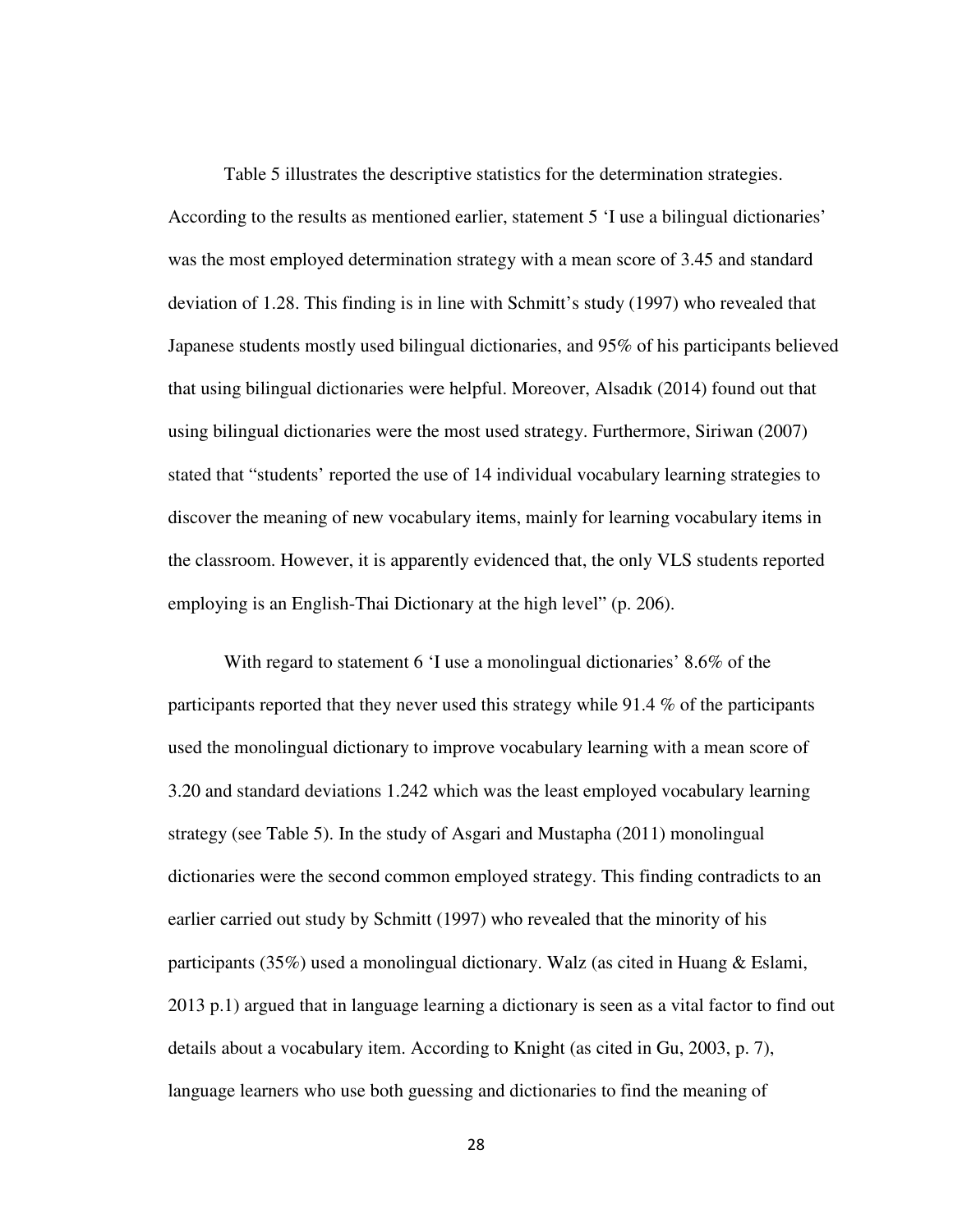Table 5 illustrates the descriptive statistics for the determination strategies. According to the results as mentioned earlier, statement 5 'I use a bilingual dictionaries' was the most employed determination strategy with a mean score of 3.45 and standard deviation of 1.28. This finding is in line with Schmitt's study (1997) who revealed that Japanese students mostly used bilingual dictionaries, and 95% of his participants believed that using bilingual dictionaries were helpful. Moreover, Alsadık (2014) found out that using bilingual dictionaries were the most used strategy. Furthermore, Siriwan (2007) stated that "students' reported the use of 14 individual vocabulary learning strategies to discover the meaning of new vocabulary items, mainly for learning vocabulary items in the classroom. However, it is apparently evidenced that, the only VLS students reported employing is an English-Thai Dictionary at the high level" (p. 206).

With regard to statement 6 'I use a monolingual dictionaries' 8.6% of the participants reported that they never used this strategy while 91.4 % of the participants used the monolingual dictionary to improve vocabulary learning with a mean score of 3.20 and standard deviations 1.242 which was the least employed vocabulary learning strategy (see Table 5). In the study of Asgari and Mustapha (2011) monolingual dictionaries were the second common employed strategy. This finding contradicts to an earlier carried out study by Schmitt (1997) who revealed that the minority of his participants (35%) used a monolingual dictionary. Walz (as cited in Huang & Eslami, 2013 p.1) argued that in language learning a dictionary is seen as a vital factor to find out details about a vocabulary item. According to Knight (as cited in Gu, 2003, p. 7), language learners who use both guessing and dictionaries to find the meaning of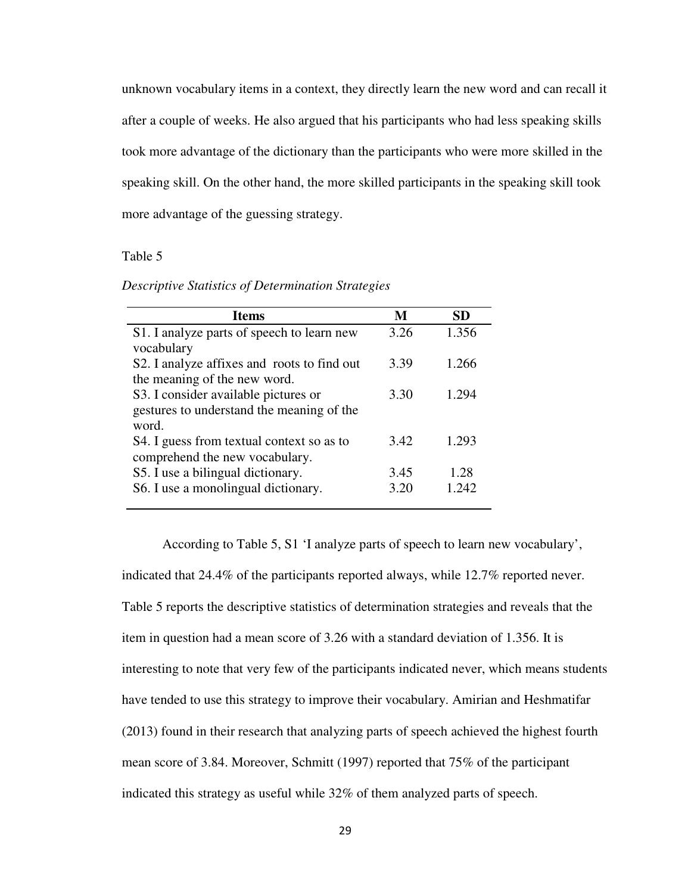unknown vocabulary items in a context, they directly learn the new word and can recall it after a couple of weeks. He also argued that his participants who had less speaking skills took more advantage of the dictionary than the participants who were more skilled in the speaking skill. On the other hand, the more skilled participants in the speaking skill took more advantage of the guessing strategy.

Table 5

*Descriptive Statistics of Determination Strategies*

| Items | M | SD |
|---|---|---|
| S1. I analyze parts of speech to learn new vocabulary | 3.26 | 1.356 |
| S2. I analyze affixes and roots to find out the meaning of the new word. | 3.39 | 1.266 |
| S3. I consider available pictures or gestures to understand the meaning of the word. | 3.30 | 1.294 |
| S4. I guess from textual context so as to comprehend the new vocabulary. | 3.42 | 1.293 |
| S5. I use a bilingual dictionary. | 3.45 | 1.28 |
| S6. I use a monolingual dictionary. | 3.20 | 1.242 |

According to Table 5, S1 'I analyze parts of speech to learn new vocabulary', indicated that 24.4% of the participants reported always, while 12.7% reported never. Table 5 reports the descriptive statistics of determination strategies and reveals that the item in question had a mean score of 3.26 with a standard deviation of 1.356. It is interesting to note that very few of the participants indicated never, which means students have tended to use this strategy to improve their vocabulary. Amirian and Heshmatifar (2013) found in their research that analyzing parts of speech achieved the highest fourth mean score of 3.84. Moreover, Schmitt (1997) reported that 75% of the participant indicated this strategy as useful while 32% of them analyzed parts of speech.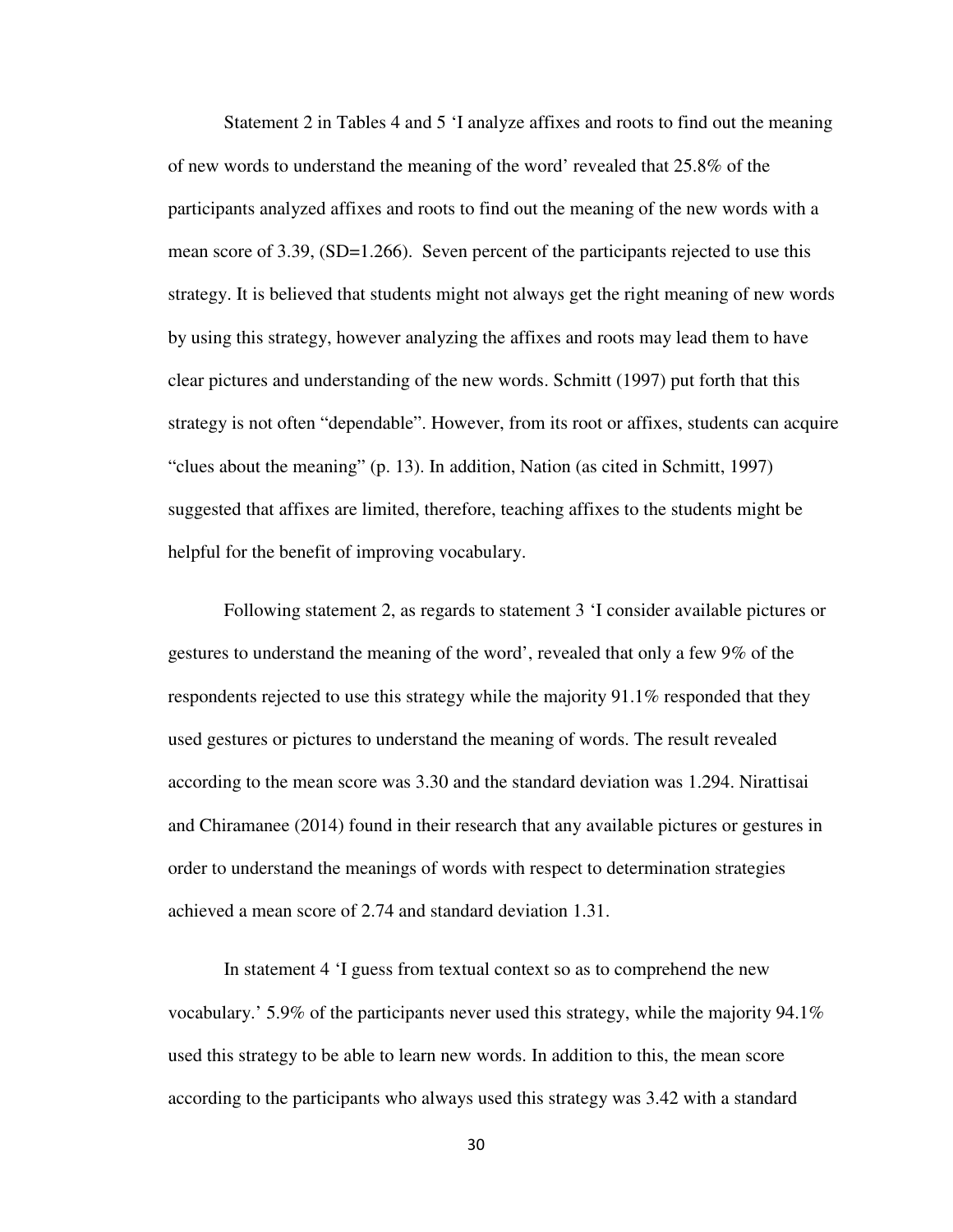Statement 2 in Tables 4 and 5 'I analyze affixes and roots to find out the meaning of new words to understand the meaning of the word' revealed that 25.8% of the participants analyzed affixes and roots to find out the meaning of the new words with a mean score of 3.39, (SD=1.266). Seven percent of the participants rejected to use this strategy. It is believed that students might not always get the right meaning of new words by using this strategy, however analyzing the affixes and roots may lead them to have clear pictures and understanding of the new words. Schmitt (1997) put forth that this strategy is not often "dependable". However, from its root or affixes, students can acquire "clues about the meaning" (p. 13). In addition, Nation (as cited in Schmitt, 1997) suggested that affixes are limited, therefore, teaching affixes to the students might be helpful for the benefit of improving vocabulary.

Following statement 2, as regards to statement 3 'I consider available pictures or gestures to understand the meaning of the word', revealed that only a few 9% of the respondents rejected to use this strategy while the majority 91.1% responded that they used gestures or pictures to understand the meaning of words. The result revealed according to the mean score was 3.30 and the standard deviation was 1.294. Nirattisai and Chiramanee (2014) found in their research that any available pictures or gestures in order to understand the meanings of words with respect to determination strategies achieved a mean score of 2.74 and standard deviation 1.31.

In statement 4 'I guess from textual context so as to comprehend the new vocabulary.' 5.9% of the participants never used this strategy, while the majority 94.1% used this strategy to be able to learn new words. In addition to this, the mean score according to the participants who always used this strategy was 3.42 with a standard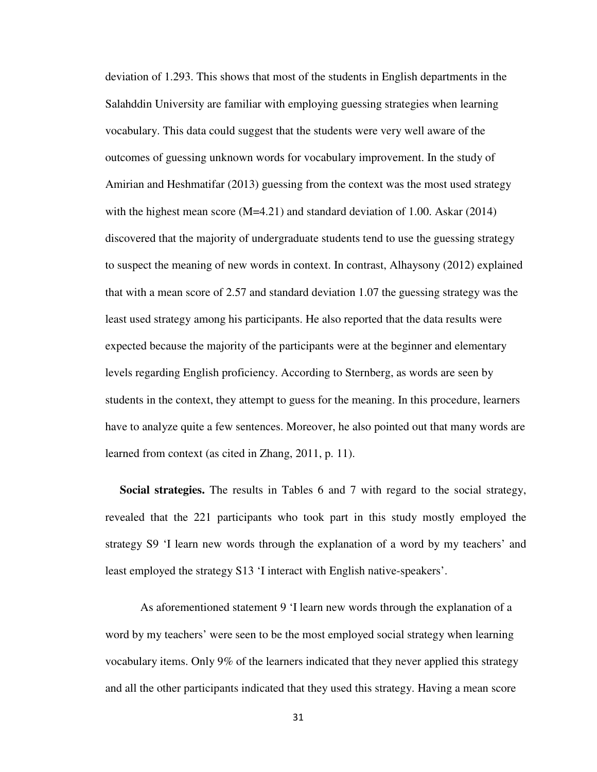deviation of 1.293. This shows that most of the students in English departments in the Salahddin University are familiar with employing guessing strategies when learning vocabulary. This data could suggest that the students were very well aware of the outcomes of guessing unknown words for vocabulary improvement. In the study of Amirian and Heshmatifar (2013) guessing from the context was the most used strategy with the highest mean score (M=4.21) and standard deviation of 1.00. Askar (2014) discovered that the majority of undergraduate students tend to use the guessing strategy to suspect the meaning of new words in context. In contrast, Alhaysony (2012) explained that with a mean score of 2.57 and standard deviation 1.07 the guessing strategy was the least used strategy among his participants. He also reported that the data results were expected because the majority of the participants were at the beginner and elementary levels regarding English proficiency. According to Sternberg, as words are seen by students in the context, they attempt to guess for the meaning. In this procedure, learners have to analyze quite a few sentences. Moreover, he also pointed out that many words are learned from context (as cited in Zhang, 2011, p. 11).

**Social strategies.** The results in Tables 6 and 7 with regard to the social strategy, revealed that the 221 participants who took part in this study mostly employed the strategy S9 'I learn new words through the explanation of a word by my teachers' and least employed the strategy S13 'I interact with English native-speakers'.

As aforementioned statement 9 'I learn new words through the explanation of a word by my teachers' were seen to be the most employed social strategy when learning vocabulary items. Only 9% of the learners indicated that they never applied this strategy and all the other participants indicated that they used this strategy. Having a mean score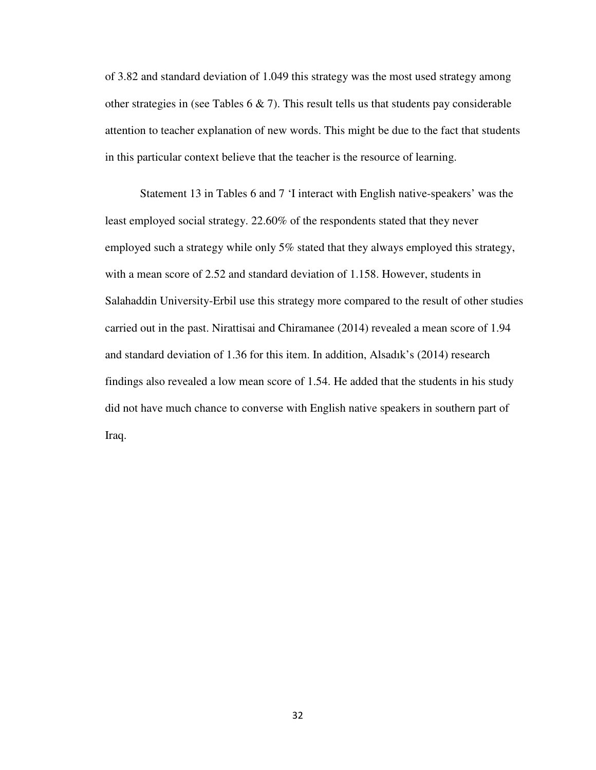of 3.82 and standard deviation of 1.049 this strategy was the most used strategy among other strategies in (see Tables 6 & 7). This result tells us that students pay considerable attention to teacher explanation of new words. This might be due to the fact that students in this particular context believe that the teacher is the resource of learning.

Statement 13 in Tables 6 and 7 'I interact with English native-speakers' was the least employed social strategy. 22.60% of the respondents stated that they never employed such a strategy while only 5% stated that they always employed this strategy, with a mean score of 2.52 and standard deviation of 1.158. However, students in Salahaddin University-Erbil use this strategy more compared to the result of other studies carried out in the past. Nirattisai and Chiramanee (2014) revealed a mean score of 1.94 and standard deviation of 1.36 for this item. In addition, Alsadık's (2014) research findings also revealed a low mean score of 1.54. He added that the students in his study did not have much chance to converse with English native speakers in southern part of Iraq.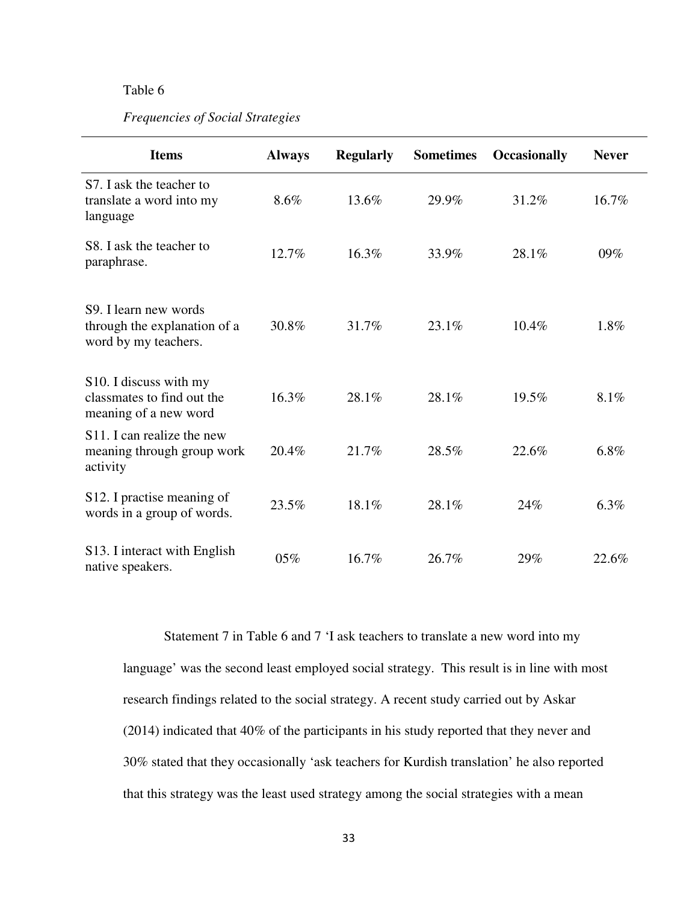Table 6

*Frequencies of Social Strategies*

| Items | Always | Regularly | Sometimes | Occasionally | Never |
|---|---|---|---|---|---|
| S7. I ask the teacher to translate a word into my language | 8.6% | 13.6% | 29.9% | 31.2% | 16.7% |
| S8. I ask the teacher to paraphrase. | 12.7% | 16.3% | 33.9% | 28.1% | 09% |
| S9. I learn new words through the explanation of a word by my teachers. | 30.8% | 31.7% | 23.1% | 10.4% | 1.8% |
| S10. I discuss with my classmates to find out the meaning of a new word | 16.3% | 28.1% | 28.1% | 19.5% | 8.1% |
| S11. I can realize the new meaning through group work activity | 20.4% | 21.7% | 28.5% | 22.6% | 6.8% |
| S12. I practise meaning of words in a group of words. | 23.5% | 18.1% | 28.1% | 24% | 6.3% |
| S13. I interact with English native speakers. | 05% | 16.7% | 26.7% | 29% | 22.6% |

Statement 7 in Table 6 and 7 'I ask teachers to translate a new word into my language' was the second least employed social strategy. This result is in line with most research findings related to the social strategy. A recent study carried out by Askar (2014) indicated that 40% of the participants in his study reported that they never and 30% stated that they occasionally 'ask teachers for Kurdish translation' he also reported that this strategy was the least used strategy among the social strategies with a mean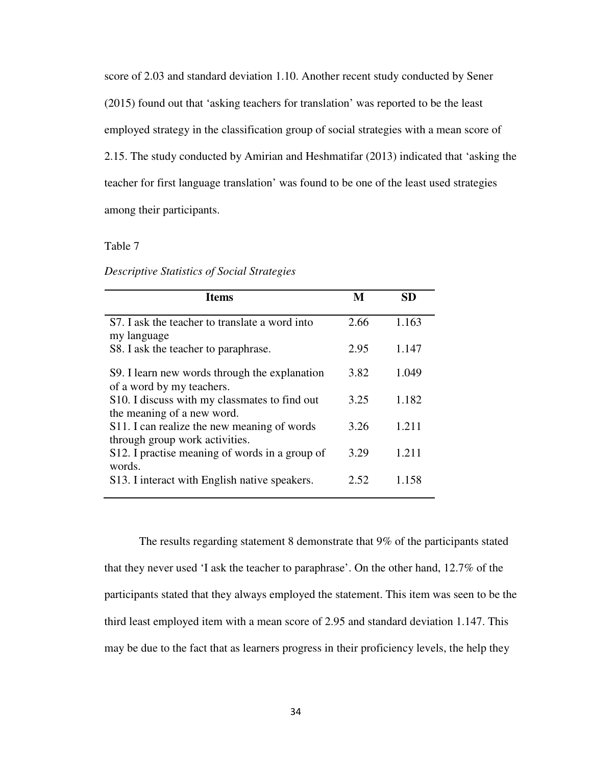score of 2.03 and standard deviation 1.10. Another recent study conducted by Sener (2015) found out that 'asking teachers for translation' was reported to be the least employed strategy in the classification group of social strategies with a mean score of 2.15. The study conducted by Amirian and Heshmatifar (2013) indicated that 'asking the teacher for first language translation' was found to be one of the least used strategies among their participants.

Table 7

*Descriptive Statistics of Social Strategies*

| Items | M | SD |
|---|---|---|
| S7. I ask the teacher to translate a word into my language | 2.66 | 1.163 |
| S8. I ask the teacher to paraphrase. | 2.95 | 1.147 |
| S9. I learn new words through the explanation of a word by my teachers. | 3.82 | 1.049 |
| S10. I discuss with my classmates to find out the meaning of a new word. | 3.25 | 1.182 |
| S11. I can realize the new meaning of words through group work activities. | 3.26 | 1.211 |
| S12. I practise meaning of words in a group of words. | 3.29 | 1.211 |
| S13. I interact with English native speakers. | 2.52 | 1.158 |

The results regarding statement 8 demonstrate that 9% of the participants stated that they never used 'I ask the teacher to paraphrase'. On the other hand, 12.7% of the participants stated that they always employed the statement. This item was seen to be the third least employed item with a mean score of 2.95 and standard deviation 1.147. This may be due to the fact that as learners progress in their proficiency levels, the help they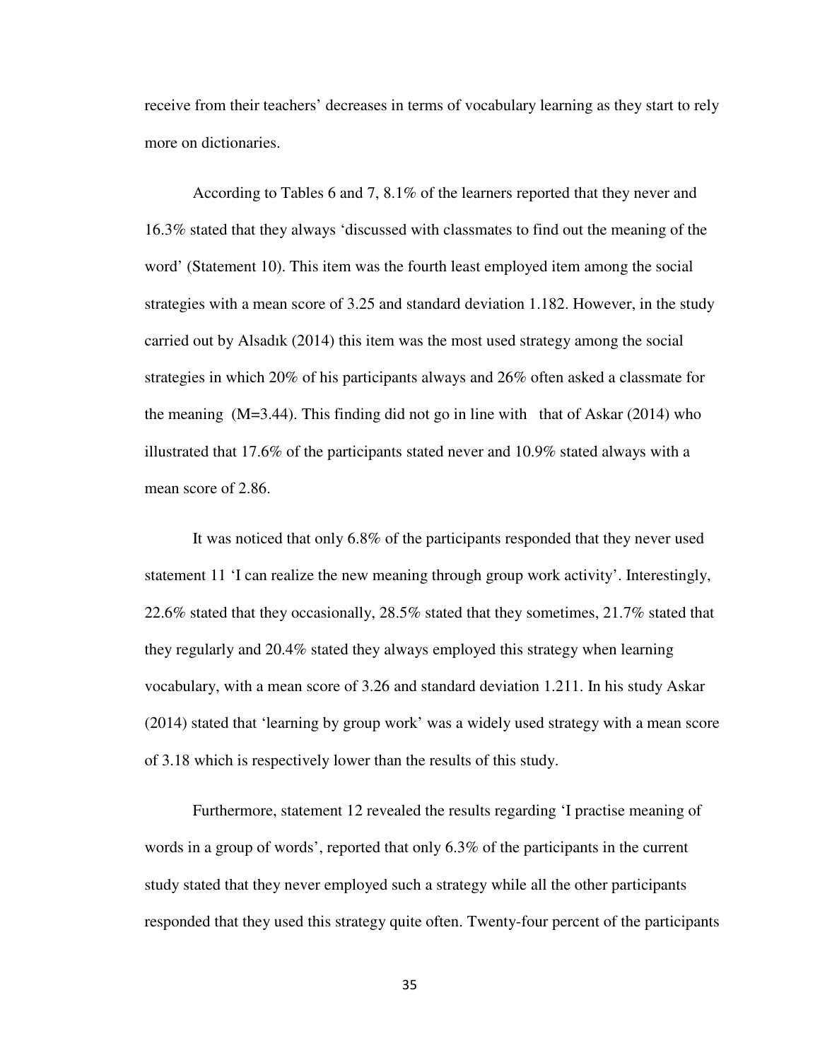receive from their teachers' decreases in terms of vocabulary learning as they start to rely more on dictionaries.

According to Tables 6 and 7, 8.1% of the learners reported that they never and 16.3% stated that they always 'discussed with classmates to find out the meaning of the word' (Statement 10). This item was the fourth least employed item among the social strategies with a mean score of 3.25 and standard deviation 1.182. However, in the study carried out by Alsadık (2014) this item was the most used strategy among the social strategies in which 20% of his participants always and 26% often asked a classmate for the meaning (M=3.44). This finding did not go in line with that of Askar (2014) who illustrated that 17.6% of the participants stated never and 10.9% stated always with a mean score of 2.86.

It was noticed that only 6.8% of the participants responded that they never used statement 11 'I can realize the new meaning through group work activity'. Interestingly, 22.6% stated that they occasionally, 28.5% stated that they sometimes, 21.7% stated that they regularly and 20.4% stated they always employed this strategy when learning vocabulary, with a mean score of 3.26 and standard deviation 1.211. In his study Askar (2014) stated that 'learning by group work' was a widely used strategy with a mean score of 3.18 which is respectively lower than the results of this study.

Furthermore, statement 12 revealed the results regarding 'I practise meaning of words in a group of words', reported that only 6.3% of the participants in the current study stated that they never employed such a strategy while all the other participants responded that they used this strategy quite often. Twenty-four percent of the participants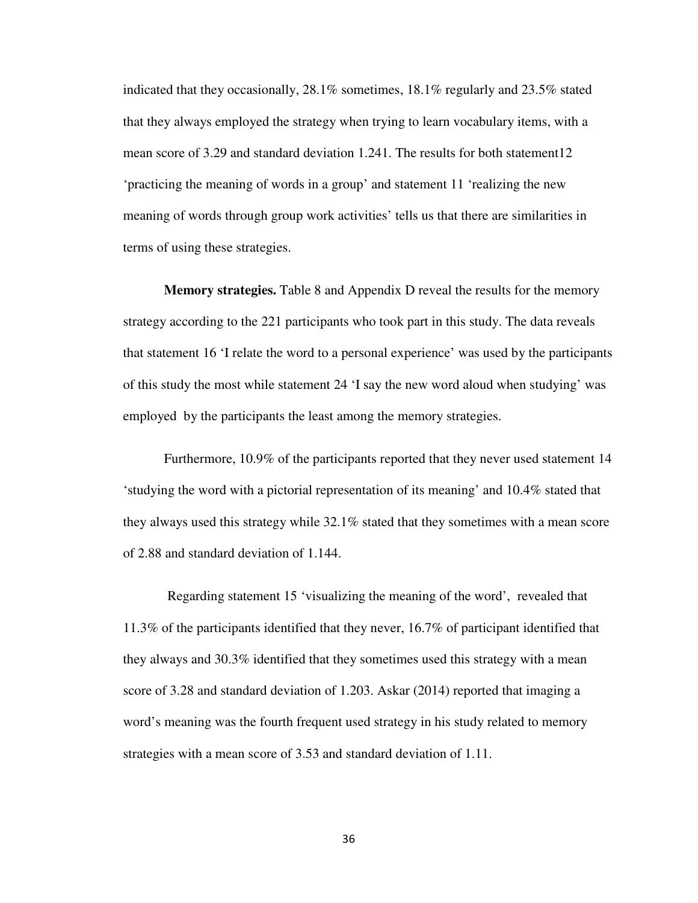indicated that they occasionally, 28.1% sometimes, 18.1% regularly and 23.5% stated that they always employed the strategy when trying to learn vocabulary items, with a mean score of 3.29 and standard deviation 1.241. The results for both statement12 'practicing the meaning of words in a group' and statement 11 'realizing the new meaning of words through group work activities' tells us that there are similarities in terms of using these strategies.

**Memory strategies.** Table 8 and Appendix D reveal the results for the memory strategy according to the 221 participants who took part in this study. The data reveals that statement 16 'I relate the word to a personal experience' was used by the participants of this study the most while statement 24 'I say the new word aloud when studying' was employed by the participants the least among the memory strategies.

Furthermore, 10.9% of the participants reported that they never used statement 14 'studying the word with a pictorial representation of its meaning' and 10.4% stated that they always used this strategy while 32.1% stated that they sometimes with a mean score of 2.88 and standard deviation of 1.144.

Regarding statement 15 'visualizing the meaning of the word', revealed that 11.3% of the participants identified that they never, 16.7% of participant identified that they always and 30.3% identified that they sometimes used this strategy with a mean score of 3.28 and standard deviation of 1.203. Askar (2014) reported that imaging a word's meaning was the fourth frequent used strategy in his study related to memory strategies with a mean score of 3.53 and standard deviation of 1.11.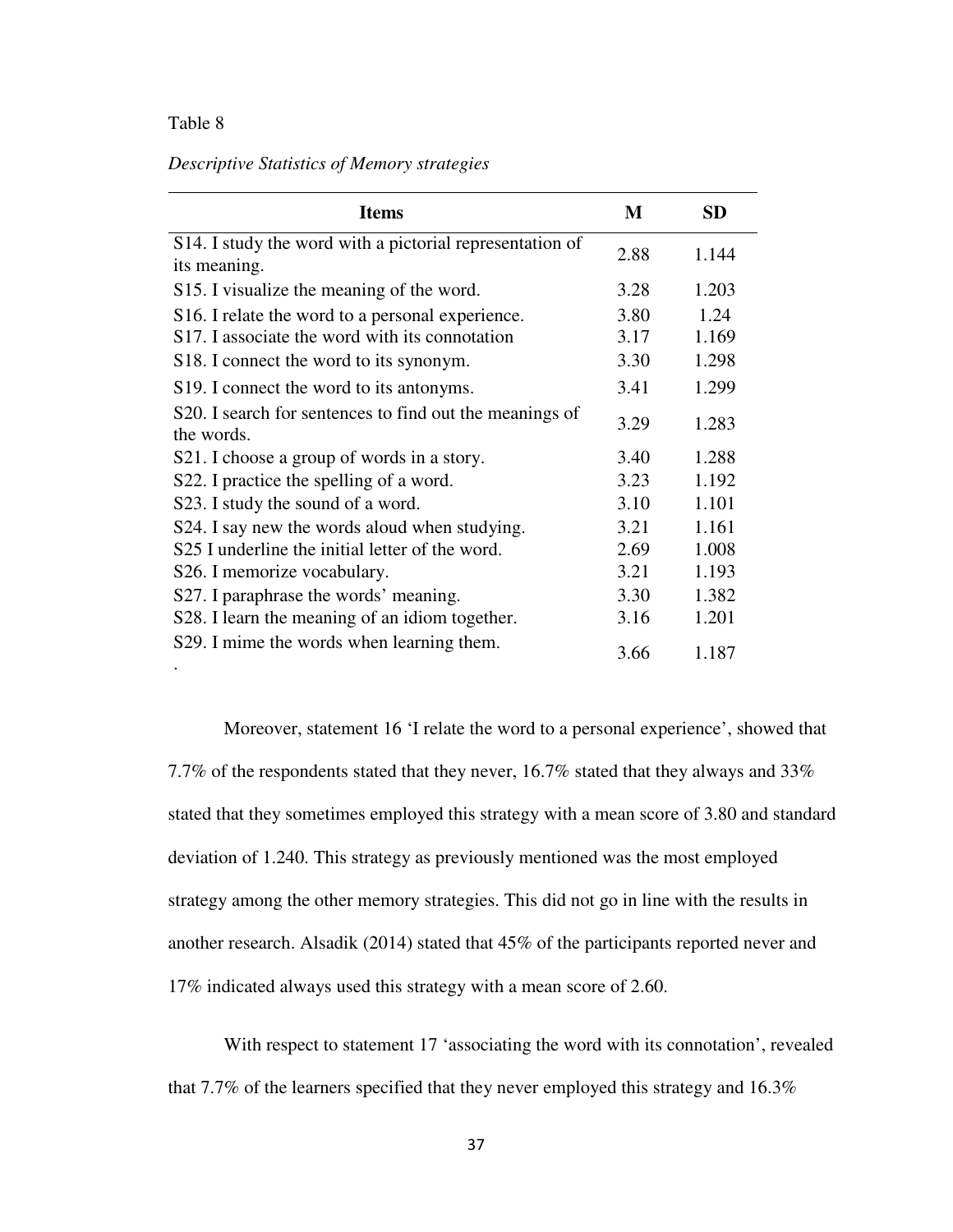Table 8

*Descriptive Statistics of Memory strategies*

| Items | M | SD |
|---|---|---|
| S14. I study the word with a pictorial representation of its meaning. | 2.88 | 1.144 |
| S15. I visualize the meaning of the word. | 3.28 | 1.203 |
| S16. I relate the word to a personal experience. | 3.80 | 1.24 |
| S17. I associate the word with its connotation | 3.17 | 1.169 |
| S18. I connect the word to its synonym. | 3.30 | 1.298 |
| S19. I connect the word to its antonyms. | 3.41 | 1.299 |
| S20. I search for sentences to find out the meanings of the words. | 3.29 | 1.283 |
| S21. I choose a group of words in a story. | 3.40 | 1.288 |
| S22. I practice the spelling of a word. | 3.23 | 1.192 |
| S23. I study the sound of a word. | 3.10 | 1.101 |
| S24. I say new the words aloud when studying. | 3.21 | 1.161 |
| S25 I underline the initial letter of the word. | 2.69 | 1.008 |
| S26. I memorize vocabulary. | 3.21 | 1.193 |
| S27. I paraphrase the words' meaning. | 3.30 | 1.382 |
| S28. I learn the meaning of an idiom together. | 3.16 | 1.201 |
| S29. I mime the words when learning them. . | 3.66 | 1.187 |

Moreover, statement 16 'I relate the word to a personal experience', showed that 7.7% of the respondents stated that they never, 16.7% stated that they always and 33% stated that they sometimes employed this strategy with a mean score of 3.80 and standard deviation of 1.240. This strategy as previously mentioned was the most employed strategy among the other memory strategies. This did not go in line with the results in another research. Alsadik (2014) stated that 45% of the participants reported never and 17% indicated always used this strategy with a mean score of 2.60.

With respect to statement 17 'associating the word with its connotation', revealed that 7.7% of the learners specified that they never employed this strategy and 16.3%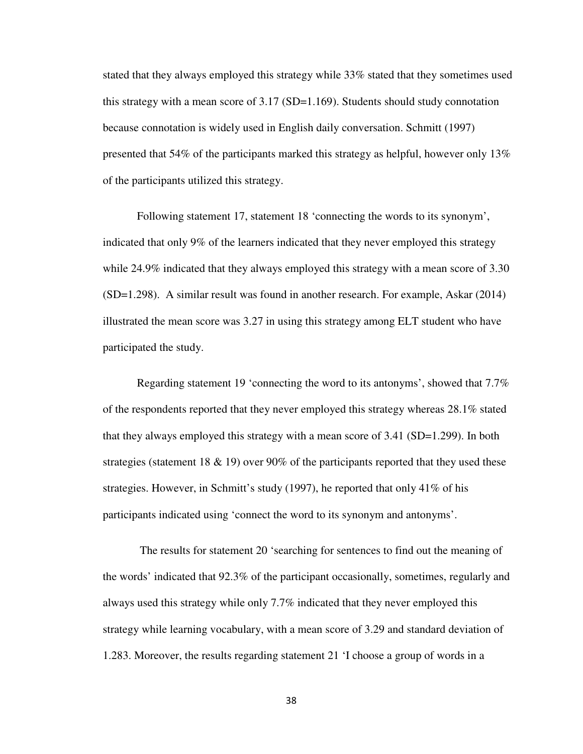stated that they always employed this strategy while 33% stated that they sometimes used this strategy with a mean score of 3.17 (SD=1.169). Students should study connotation because connotation is widely used in English daily conversation. Schmitt (1997) presented that 54% of the participants marked this strategy as helpful, however only 13% of the participants utilized this strategy.

Following statement 17, statement 18 'connecting the words to its synonym', indicated that only 9% of the learners indicated that they never employed this strategy while 24.9% indicated that they always employed this strategy with a mean score of 3.30 (SD=1.298). A similar result was found in another research. For example, Askar (2014) illustrated the mean score was 3.27 in using this strategy among ELT student who have participated the study.

Regarding statement 19 'connecting the word to its antonyms', showed that 7.7% of the respondents reported that they never employed this strategy whereas 28.1% stated that they always employed this strategy with a mean score of 3.41 (SD=1.299). In both strategies (statement 18 & 19) over 90% of the participants reported that they used these strategies. However, in Schmitt's study (1997), he reported that only 41% of his participants indicated using 'connect the word to its synonym and antonyms'.

The results for statement 20 'searching for sentences to find out the meaning of the words' indicated that 92.3% of the participant occasionally, sometimes, regularly and always used this strategy while only 7.7% indicated that they never employed this strategy while learning vocabulary, with a mean score of 3.29 and standard deviation of 1.283. Moreover, the results regarding statement 21 'I choose a group of words in a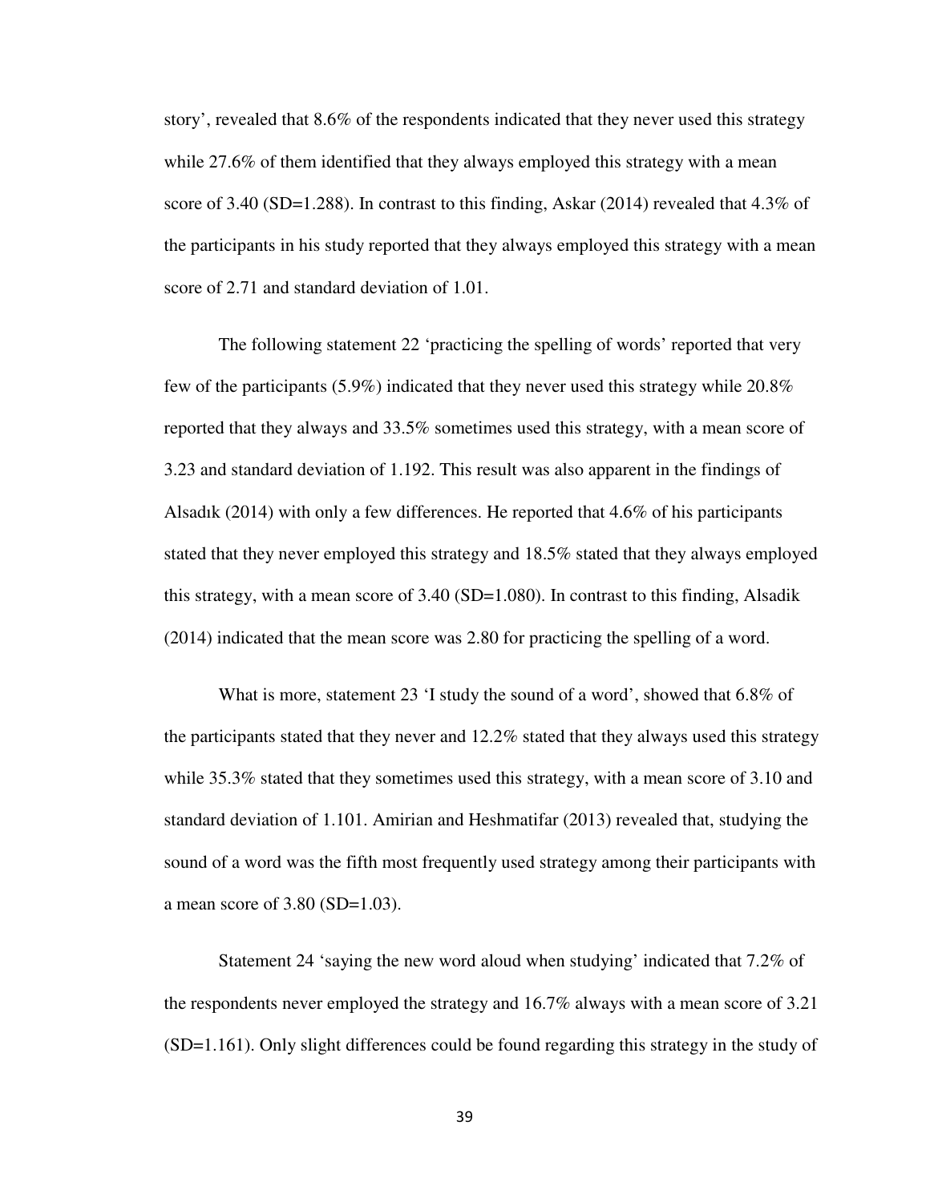story', revealed that 8.6% of the respondents indicated that they never used this strategy while 27.6% of them identified that they always employed this strategy with a mean score of 3.40 (SD=1.288). In contrast to this finding, Askar (2014) revealed that 4.3% of the participants in his study reported that they always employed this strategy with a mean score of 2.71 and standard deviation of 1.01.

The following statement 22 'practicing the spelling of words' reported that very few of the participants (5.9%) indicated that they never used this strategy while 20.8% reported that they always and 33.5% sometimes used this strategy, with a mean score of 3.23 and standard deviation of 1.192. This result was also apparent in the findings of Alsadık (2014) with only a few differences. He reported that 4.6% of his participants stated that they never employed this strategy and 18.5% stated that they always employed this strategy, with a mean score of 3.40 (SD=1.080). In contrast to this finding, Alsadik (2014) indicated that the mean score was 2.80 for practicing the spelling of a word.

What is more, statement 23 'I study the sound of a word', showed that 6.8% of the participants stated that they never and 12.2% stated that they always used this strategy while 35.3% stated that they sometimes used this strategy, with a mean score of 3.10 and standard deviation of 1.101. Amirian and Heshmatifar (2013) revealed that, studying the sound of a word was the fifth most frequently used strategy among their participants with a mean score of 3.80 (SD=1.03).

Statement 24 'saying the new word aloud when studying' indicated that 7.2% of the respondents never employed the strategy and 16.7% always with a mean score of 3.21 (SD=1.161). Only slight differences could be found regarding this strategy in the study of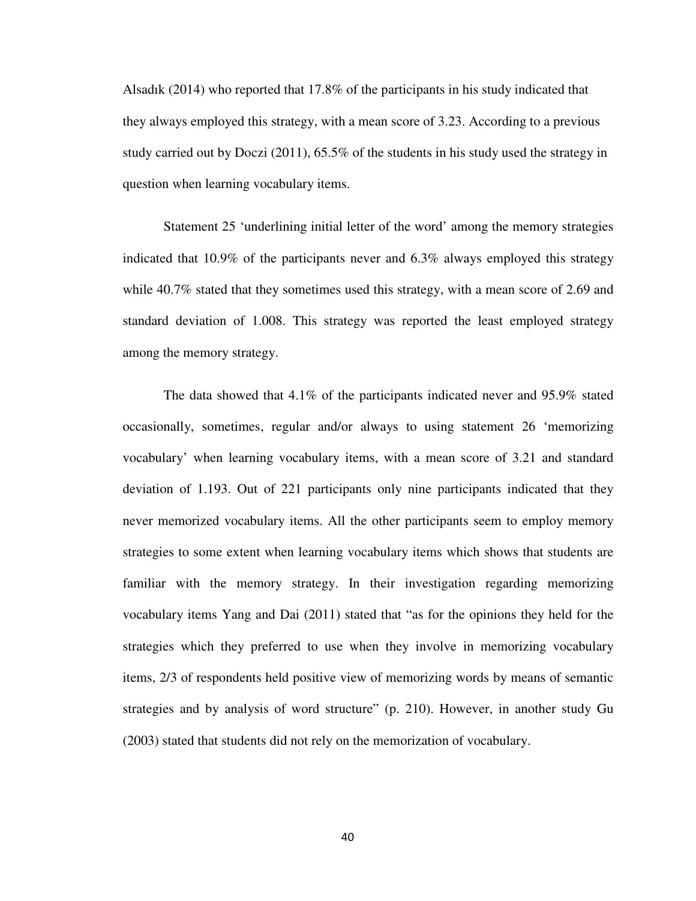Alsadık (2014) who reported that 17.8% of the participants in his study indicated that they always employed this strategy, with a mean score of 3.23. According to a previous study carried out by Doczi (2011), 65.5% of the students in his study used the strategy in question when learning vocabulary items.

Statement 25 'underlining initial letter of the word' among the memory strategies indicated that 10.9% of the participants never and 6.3% always employed this strategy while 40.7% stated that they sometimes used this strategy, with a mean score of 2.69 and standard deviation of 1.008. This strategy was reported the least employed strategy among the memory strategy.

The data showed that 4.1% of the participants indicated never and 95.9% stated occasionally, sometimes, regular and/or always to using statement 26 'memorizing vocabulary' when learning vocabulary items, with a mean score of 3.21 and standard deviation of 1.193. Out of 221 participants only nine participants indicated that they never memorized vocabulary items. All the other participants seem to employ memory strategies to some extent when learning vocabulary items which shows that students are familiar with the memory strategy. In their investigation regarding memorizing vocabulary items Yang and Dai (2011) stated that "as for the opinions they held for the strategies which they preferred to use when they involve in memorizing vocabulary items, 2/3 of respondents held positive view of memorizing words by means of semantic strategies and by analysis of word structure" (p. 210). However, in another study Gu (2003) stated that students did not rely on the memorization of vocabulary.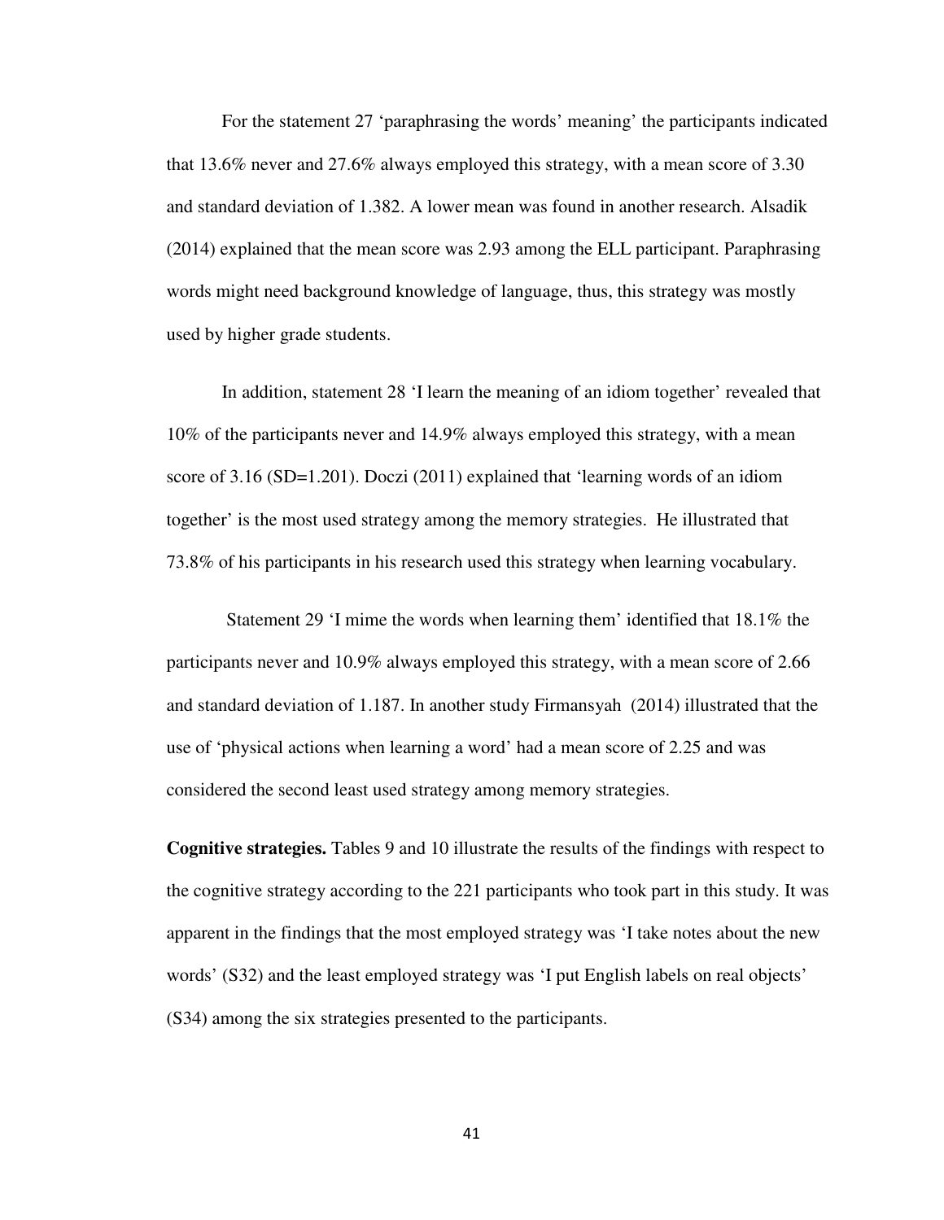For the statement 27 'paraphrasing the words' meaning' the participants indicated that 13.6% never and 27.6% always employed this strategy, with a mean score of 3.30 and standard deviation of 1.382. A lower mean was found in another research. Alsadik (2014) explained that the mean score was 2.93 among the ELL participant. Paraphrasing words might need background knowledge of language, thus, this strategy was mostly used by higher grade students.

In addition, statement 28 'I learn the meaning of an idiom together' revealed that 10% of the participants never and 14.9% always employed this strategy, with a mean score of 3.16 (SD=1.201). Doczi (2011) explained that 'learning words of an idiom together' is the most used strategy among the memory strategies. He illustrated that 73.8% of his participants in his research used this strategy when learning vocabulary.

Statement 29 'I mime the words when learning them' identified that 18.1% the participants never and 10.9% always employed this strategy, with a mean score of 2.66 and standard deviation of 1.187. In another study Firmansyah (2014) illustrated that the use of 'physical actions when learning a word' had a mean score of 2.25 and was considered the second least used strategy among memory strategies.

**Cognitive strategies.** Tables 9 and 10 illustrate the results of the findings with respect to the cognitive strategy according to the 221 participants who took part in this study. It was apparent in the findings that the most employed strategy was 'I take notes about the new words' (S32) and the least employed strategy was 'I put English labels on real objects' (S34) among the six strategies presented to the participants.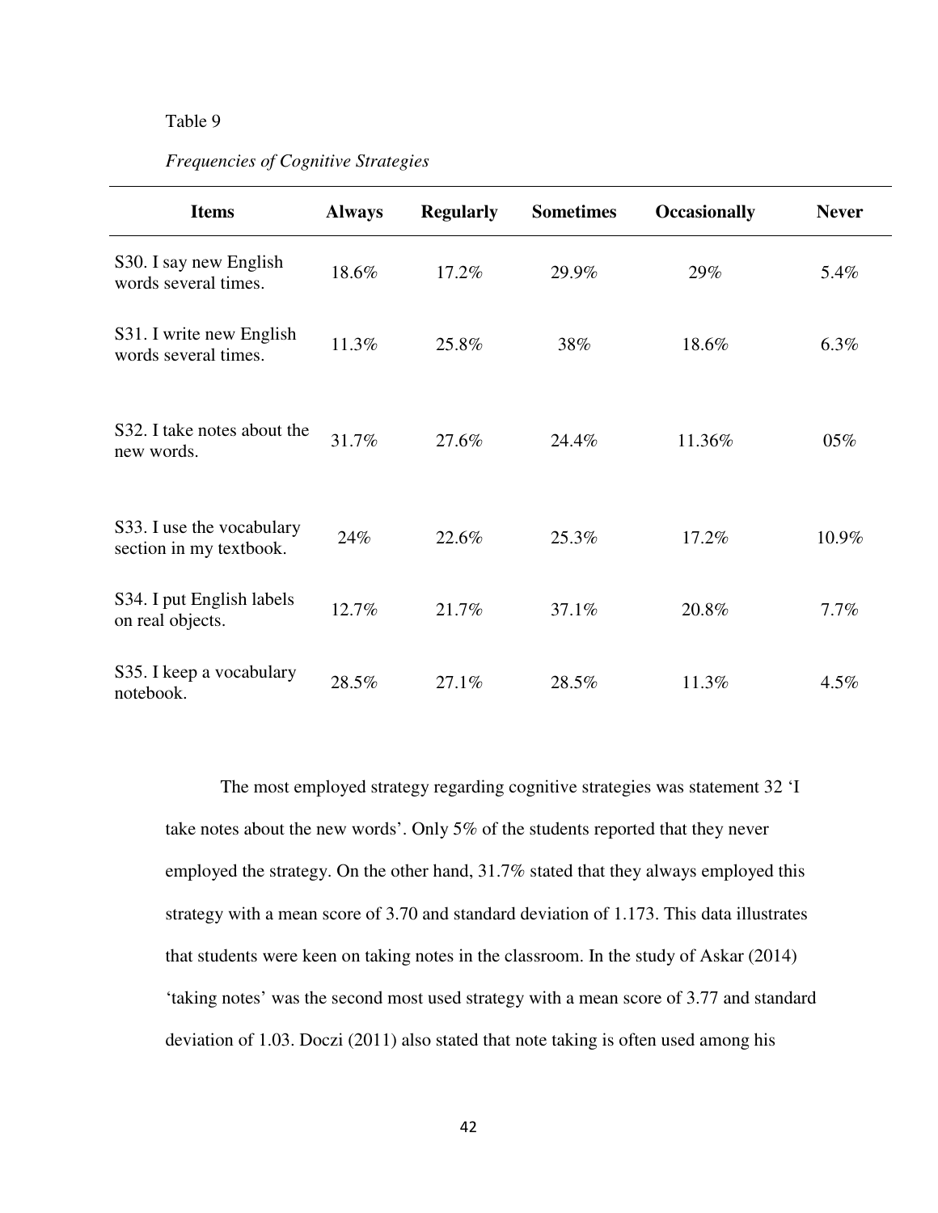Table 9

*Frequencies of Cognitive Strategies*

| Items | Always | Regularly | Sometimes | Occasionally | Never |
|---|---|---|---|---|---|
| S30. I say new English words several times. | 18.6% | 17.2% | 29.9% | 29% | 5.4% |
| S31. I write new English words several times. | 11.3% | 25.8% | 38% | 18.6% | 6.3% |
| S32. I take notes about the new words. | 31.7% | 27.6% | 24.4% | 11.36% | 05% |
| S33. I use the vocabulary section in my textbook. | 24% | 22.6% | 25.3% | 17.2% | 10.9% |
| S34. I put English labels on real objects. | 12.7% | 21.7% | 37.1% | 20.8% | 7.7% |
| S35. I keep a vocabulary notebook. | 28.5% | 27.1% | 28.5% | 11.3% | 4.5% |

The most employed strategy regarding cognitive strategies was statement 32 'I take notes about the new words'. Only 5% of the students reported that they never employed the strategy. On the other hand, 31.7% stated that they always employed this strategy with a mean score of 3.70 and standard deviation of 1.173. This data illustrates that students were keen on taking notes in the classroom. In the study of Askar (2014) 'taking notes' was the second most used strategy with a mean score of 3.77 and standard deviation of 1.03. Doczi (2011) also stated that note taking is often used among his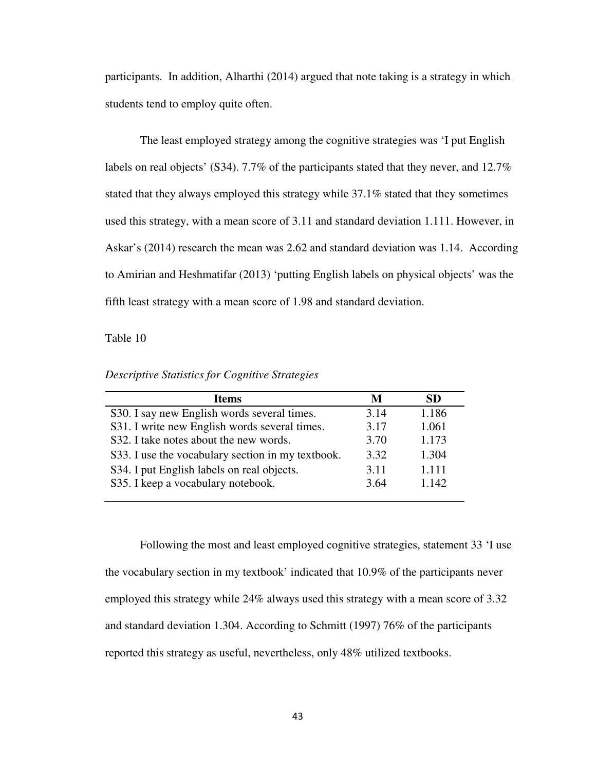participants. In addition, Alharthi (2014) argued that note taking is a strategy in which students tend to employ quite often.

The least employed strategy among the cognitive strategies was 'I put English labels on real objects' (S34). 7.7% of the participants stated that they never, and 12.7% stated that they always employed this strategy while 37.1% stated that they sometimes used this strategy, with a mean score of 3.11 and standard deviation 1.111. However, in Askar's (2014) research the mean was 2.62 and standard deviation was 1.14. According to Amirian and Heshmatifar (2013) 'putting English labels on physical objects' was the fifth least strategy with a mean score of 1.98 and standard deviation.

Table 10

*Descriptive Statistics for Cognitive Strategies*

| Items | M | SD |
|---|---|---|
| S30. I say new English words several times. | 3.14 | 1.186 |
| S31. I write new English words several times. | 3.17 | 1.061 |
| S32. I take notes about the new words. | 3.70 | 1.173 |
| S33. I use the vocabulary section in my textbook. | 3.32 | 1.304 |
| S34. I put English labels on real objects. | 3.11 | 1.111 |
| S35. I keep a vocabulary notebook. | 3.64 | 1.142 |

Following the most and least employed cognitive strategies, statement 33 'I use the vocabulary section in my textbook' indicated that 10.9% of the participants never employed this strategy while 24% always used this strategy with a mean score of 3.32 and standard deviation 1.304. According to Schmitt (1997) 76% of the participants reported this strategy as useful, nevertheless, only 48% utilized textbooks.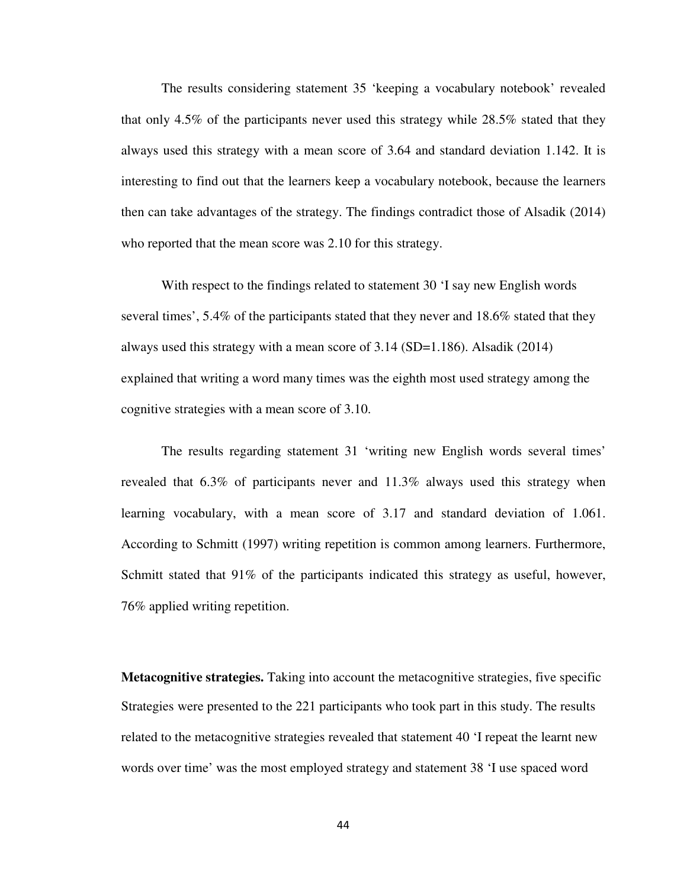The results considering statement 35 'keeping a vocabulary notebook' revealed that only 4.5% of the participants never used this strategy while 28.5% stated that they always used this strategy with a mean score of 3.64 and standard deviation 1.142. It is interesting to find out that the learners keep a vocabulary notebook, because the learners then can take advantages of the strategy. The findings contradict those of Alsadik (2014) who reported that the mean score was 2.10 for this strategy.

With respect to the findings related to statement 30 'I say new English words several times', 5.4% of the participants stated that they never and 18.6% stated that they always used this strategy with a mean score of 3.14 (SD=1.186). Alsadik (2014) explained that writing a word many times was the eighth most used strategy among the cognitive strategies with a mean score of 3.10.

The results regarding statement 31 'writing new English words several times' revealed that 6.3% of participants never and 11.3% always used this strategy when learning vocabulary, with a mean score of 3.17 and standard deviation of 1.061. According to Schmitt (1997) writing repetition is common among learners. Furthermore, Schmitt stated that 91% of the participants indicated this strategy as useful, however, 76% applied writing repetition.

**Metacognitive strategies.** Taking into account the metacognitive strategies, five specific Strategies were presented to the 221 participants who took part in this study. The results related to the metacognitive strategies revealed that statement 40 'I repeat the learnt new words over time' was the most employed strategy and statement 38 'I use spaced word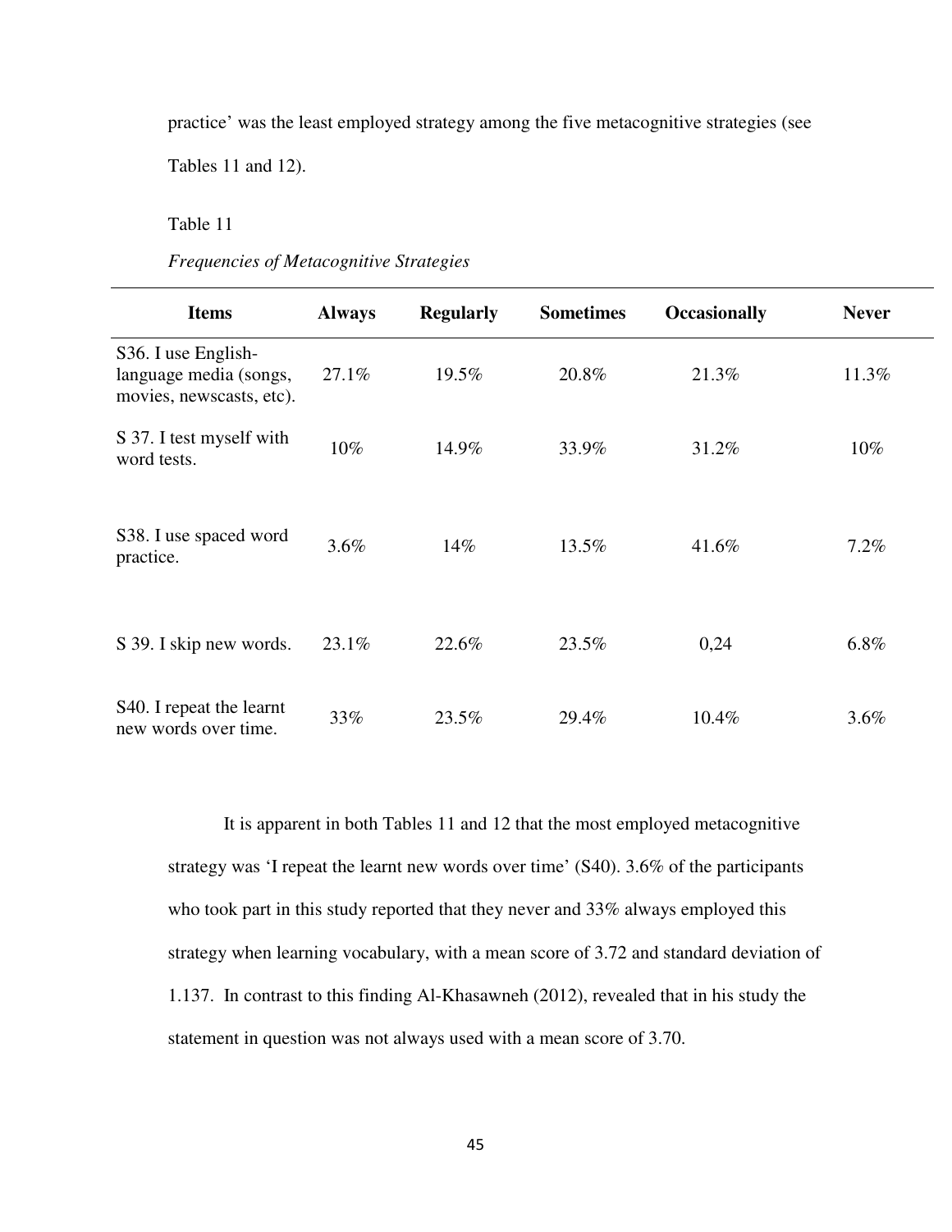practice' was the least employed strategy among the five metacognitive strategies (see Tables 11 and 12).

Table 11

*Frequencies of Metacognitive Strategies*

| Items | Always | Regularly | Sometimes | Occasionally | Never |
|---|---|---|---|---|---|
| S36. I use English-language media (songs, movies, newscasts, etc). | 27.1% | 19.5% | 20.8% | 21.3% | 11.3% |
| S 37. I test myself with word tests. | 10% | 14.9% | 33.9% | 31.2% | 10% |
| S38. I use spaced word practice. | 3.6% | 14% | 13.5% | 41.6% | 7.2% |
| S 39. I skip new words. | 23.1% | 22.6% | 23.5% | 0,24 | 6.8% |
| S40. I repeat the learnt new words over time. | 33% | 23.5% | 29.4% | 10.4% | 3.6% |

It is apparent in both Tables 11 and 12 that the most employed metacognitive strategy was 'I repeat the learnt new words over time' (S40). 3.6% of the participants who took part in this study reported that they never and 33% always employed this strategy when learning vocabulary, with a mean score of 3.72 and standard deviation of 1.137. In contrast to this finding Al-Khasawneh (2012), revealed that in his study the statement in question was not always used with a mean score of 3.70.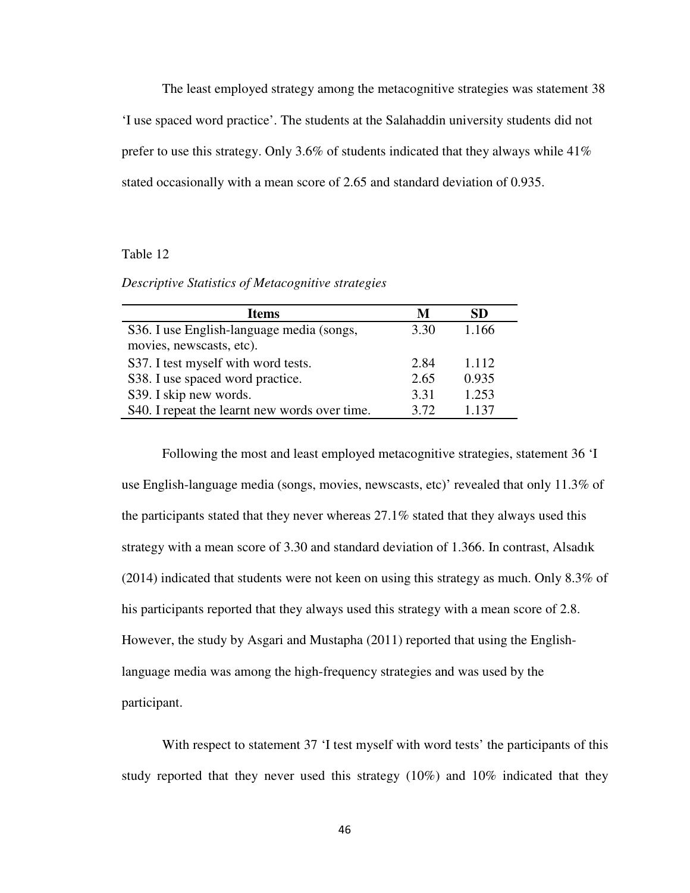The least employed strategy among the metacognitive strategies was statement 38 'I use spaced word practice'. The students at the Salahaddin university students did not prefer to use this strategy. Only 3.6% of students indicated that they always while 41% stated occasionally with a mean score of 2.65 and standard deviation of 0.935.

Table 12

*Descriptive Statistics of Metacognitive strategies*

| Items | M | SD |
|---|---|---|
| S36. I use English-language media (songs, movies, newscasts, etc). | 3.30 | 1.166 |
| S37. I test myself with word tests. | 2.84 | 1.112 |
| S38. I use spaced word practice. | 2.65 | 0.935 |
| S39. I skip new words. | 3.31 | 1.253 |
| S40. I repeat the learnt new words over time. | 3.72 | 1.137 |

Following the most and least employed metacognitive strategies, statement 36 'I use English-language media (songs, movies, newscasts, etc)' revealed that only 11.3% of the participants stated that they never whereas 27.1% stated that they always used this strategy with a mean score of 3.30 and standard deviation of 1.366. In contrast, Alsadık (2014) indicated that students were not keen on using this strategy as much. Only 8.3% of his participants reported that they always used this strategy with a mean score of 2.8. However, the study by Asgari and Mustapha (2011) reported that using the English-language media was among the high-frequency strategies and was used by the participant.

With respect to statement 37 'I test myself with word tests' the participants of this study reported that they never used this strategy (10%) and 10% indicated that they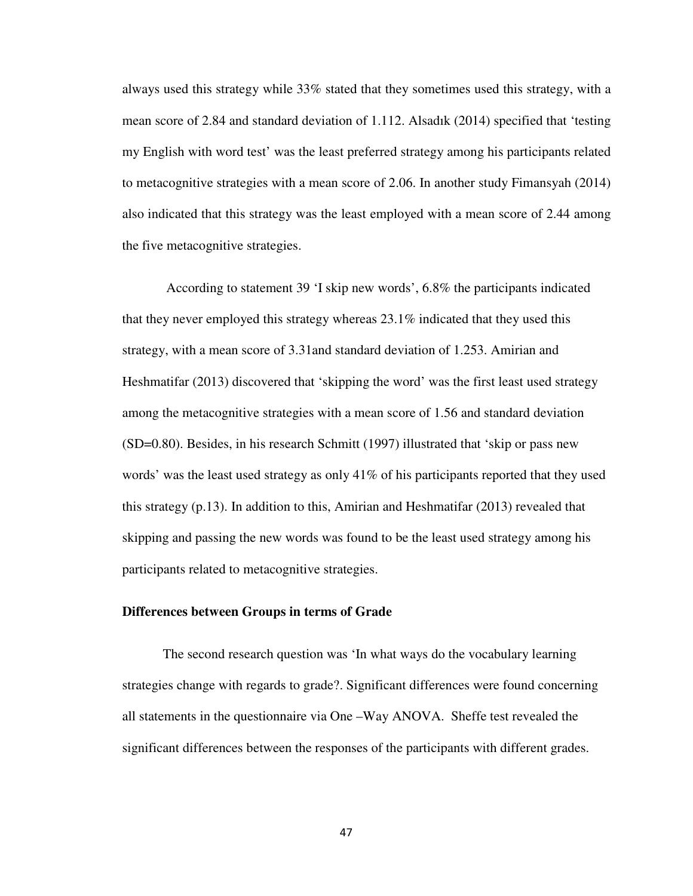always used this strategy while 33% stated that they sometimes used this strategy, with a mean score of 2.84 and standard deviation of 1.112. Alsadık (2014) specified that 'testing my English with word test' was the least preferred strategy among his participants related to metacognitive strategies with a mean score of 2.06. In another study Fimansyah (2014) also indicated that this strategy was the least employed with a mean score of 2.44 among the five metacognitive strategies.

According to statement 39 'I skip new words', 6.8% the participants indicated that they never employed this strategy whereas 23.1% indicated that they used this strategy, with a mean score of 3.31and standard deviation of 1.253. Amirian and Heshmatifar (2013) discovered that 'skipping the word' was the first least used strategy among the metacognitive strategies with a mean score of 1.56 and standard deviation (SD=0.80). Besides, in his research Schmitt (1997) illustrated that 'skip or pass new words' was the least used strategy as only 41% of his participants reported that they used this strategy (p.13). In addition to this, Amirian and Heshmatifar (2013) revealed that skipping and passing the new words was found to be the least used strategy among his participants related to metacognitive strategies.

**Differences between Groups in terms of Grade**

The second research question was 'In what ways do the vocabulary learning strategies change with regards to grade?. Significant differences were found concerning all statements in the questionnaire via One –Way ANOVA. Sheffe test revealed the significant differences between the responses of the participants with different grades.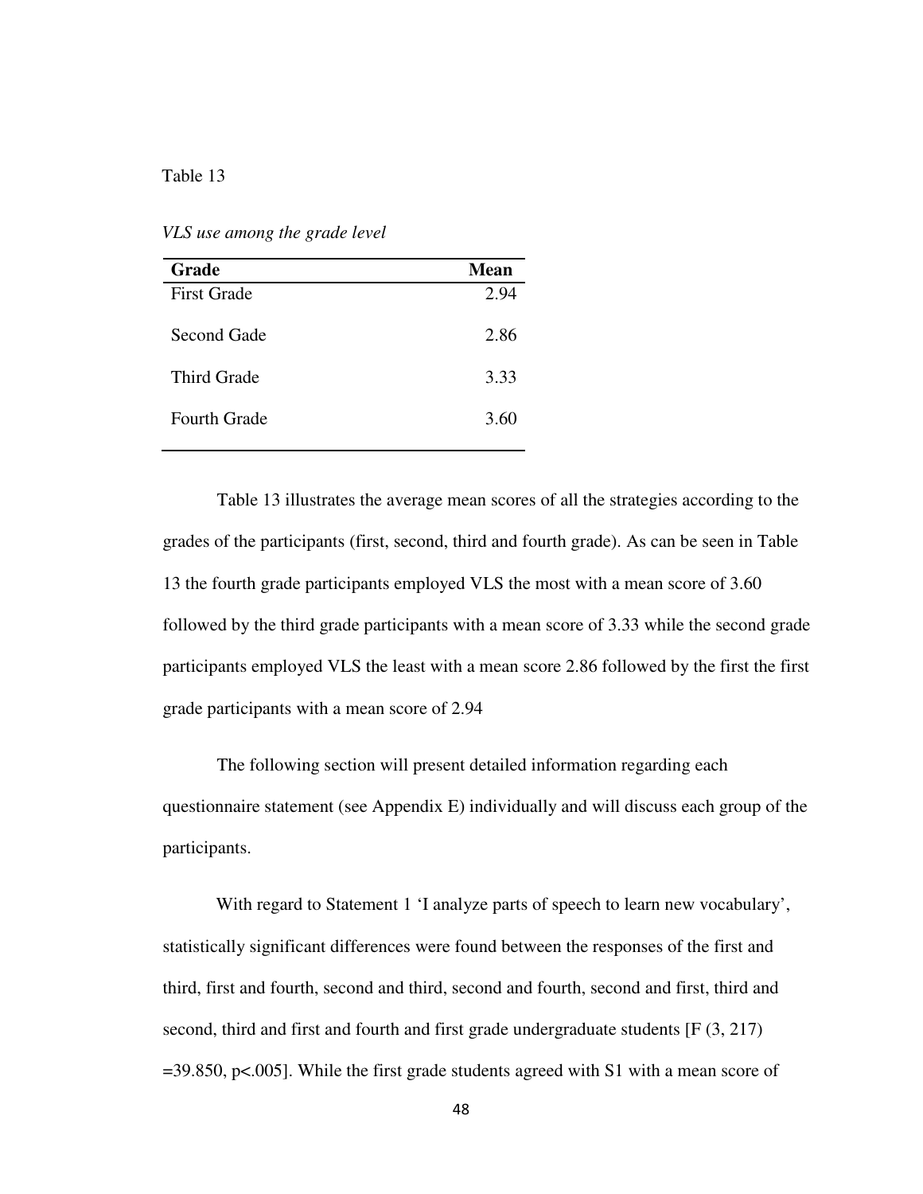Table 13

*VLS use among the grade level*

| Grade | Mean |
|---|---|
| First Grade | 2.94 |
| Second Gade | 2.86 |
| Third Grade | 3.33 |
| Fourth Grade | 3.60 |

Table 13 illustrates the average mean scores of all the strategies according to the grades of the participants (first, second, third and fourth grade). As can be seen in Table 13 the fourth grade participants employed VLS the most with a mean score of 3.60 followed by the third grade participants with a mean score of 3.33 while the second grade participants employed VLS the least with a mean score 2.86 followed by the first the first grade participants with a mean score of 2.94

The following section will present detailed information regarding each questionnaire statement (see Appendix E) individually and will discuss each group of the participants.

With regard to Statement 1 'I analyze parts of speech to learn new vocabulary', statistically significant differences were found between the responses of the first and third, first and fourth, second and third, second and fourth, second and first, third and second, third and first and fourth and first grade undergraduate students [$F(3, 217) = 39.850$, $p < .005$]. While the first grade students agreed with S1 with a mean score of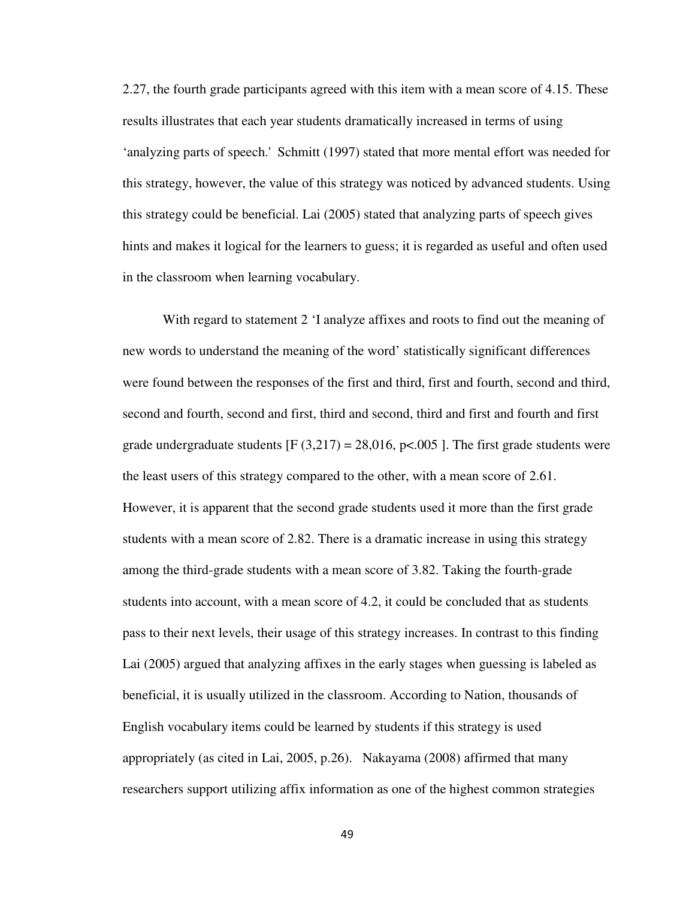2.27, the fourth grade participants agreed with this item with a mean score of 4.15. These results illustrates that each year students dramatically increased in terms of using 'analyzing parts of speech.' Schmitt (1997) stated that more mental effort was needed for this strategy, however, the value of this strategy was noticed by advanced students. Using this strategy could be beneficial. Lai (2005) stated that analyzing parts of speech gives hints and makes it logical for the learners to guess; it is regarded as useful and often used in the classroom when learning vocabulary.

With regard to statement 2 'I analyze affixes and roots to find out the meaning of new words to understand the meaning of the word' statistically significant differences were found between the responses of the first and third, first and fourth, second and third, second and fourth, second and first, third and second, third and first and fourth and first grade undergraduate students [$F(3,217) = 28{,}016$, $p<.005$ ]. The first grade students were the least users of this strategy compared to the other, with a mean score of 2.61. However, it is apparent that the second grade students used it more than the first grade students with a mean score of 2.82. There is a dramatic increase in using this strategy among the third-grade students with a mean score of 3.82. Taking the fourth-grade students into account, with a mean score of 4.2, it could be concluded that as students pass to their next levels, their usage of this strategy increases. In contrast to this finding Lai (2005) argued that analyzing affixes in the early stages when guessing is labeled as beneficial, it is usually utilized in the classroom. According to Nation, thousands of English vocabulary items could be learned by students if this strategy is used appropriately (as cited in Lai, 2005, p.26). Nakayama (2008) affirmed that many researchers support utilizing affix information as one of the highest common strategies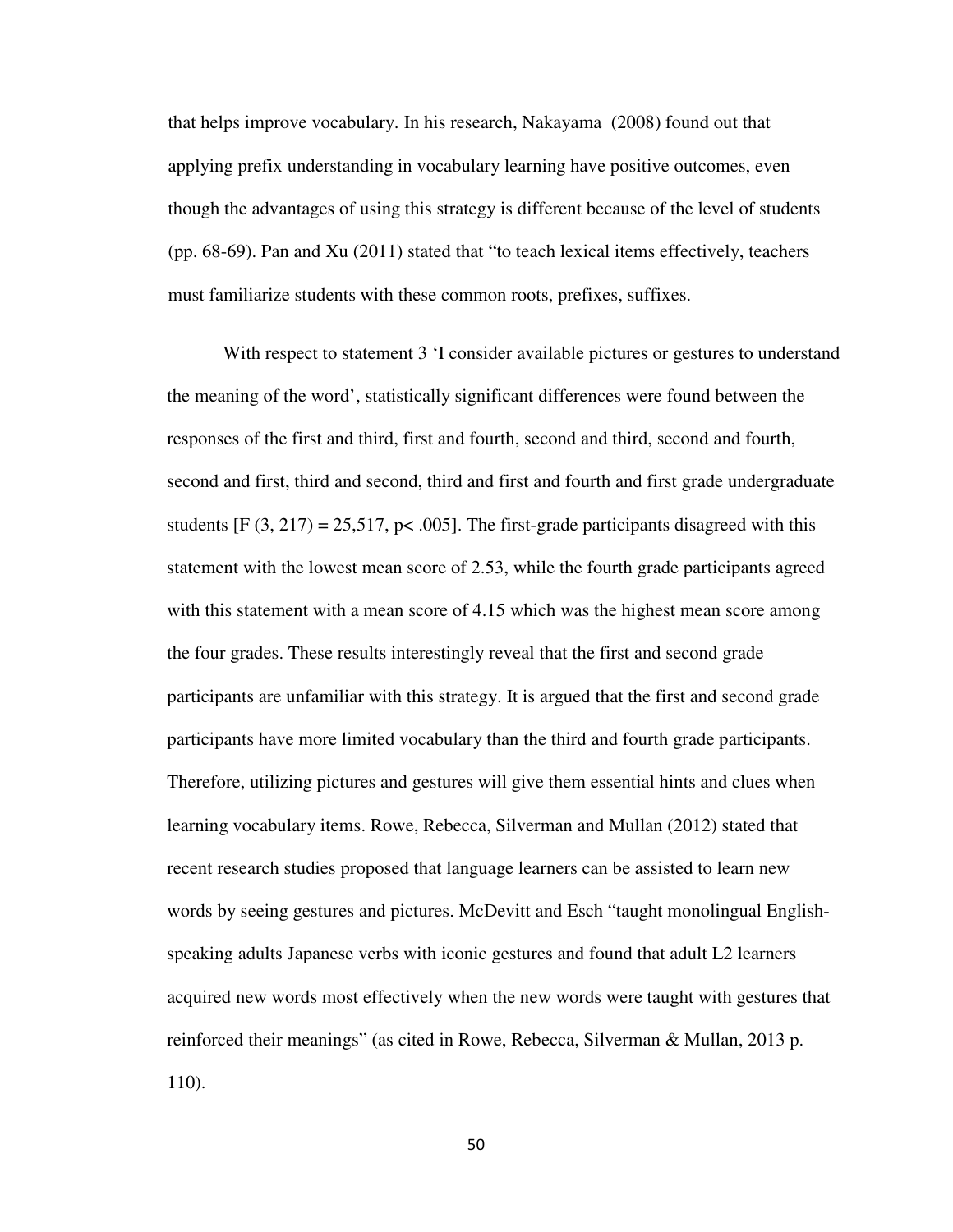that helps improve vocabulary. In his research, Nakayama (2008) found out that applying prefix understanding in vocabulary learning have positive outcomes, even though the advantages of using this strategy is different because of the level of students (pp. 68-69). Pan and Xu (2011) stated that "to teach lexical items effectively, teachers must familiarize students with these common roots, prefixes, suffixes.

With respect to statement 3 'I consider available pictures or gestures to understand the meaning of the word', statistically significant differences were found between the responses of the first and third, first and fourth, second and third, second and fourth, second and first, third and second, third and first and fourth and first grade undergraduate students [$F(3, 217) = 25{,}517$, $p < .005$]. The first-grade participants disagreed with this statement with the lowest mean score of 2.53, while the fourth grade participants agreed with this statement with a mean score of 4.15 which was the highest mean score among the four grades. These results interestingly reveal that the first and second grade participants are unfamiliar with this strategy. It is argued that the first and second grade participants have more limited vocabulary than the third and fourth grade participants. Therefore, utilizing pictures and gestures will give them essential hints and clues when learning vocabulary items. Rowe, Rebecca, Silverman and Mullan (2012) stated that recent research studies proposed that language learners can be assisted to learn new words by seeing gestures and pictures. McDevitt and Esch "taught monolingual English-speaking adults Japanese verbs with iconic gestures and found that adult L2 learners acquired new words most effectively when the new words were taught with gestures that reinforced their meanings" (as cited in Rowe, Rebecca, Silverman & Mullan, 2013 p. 110).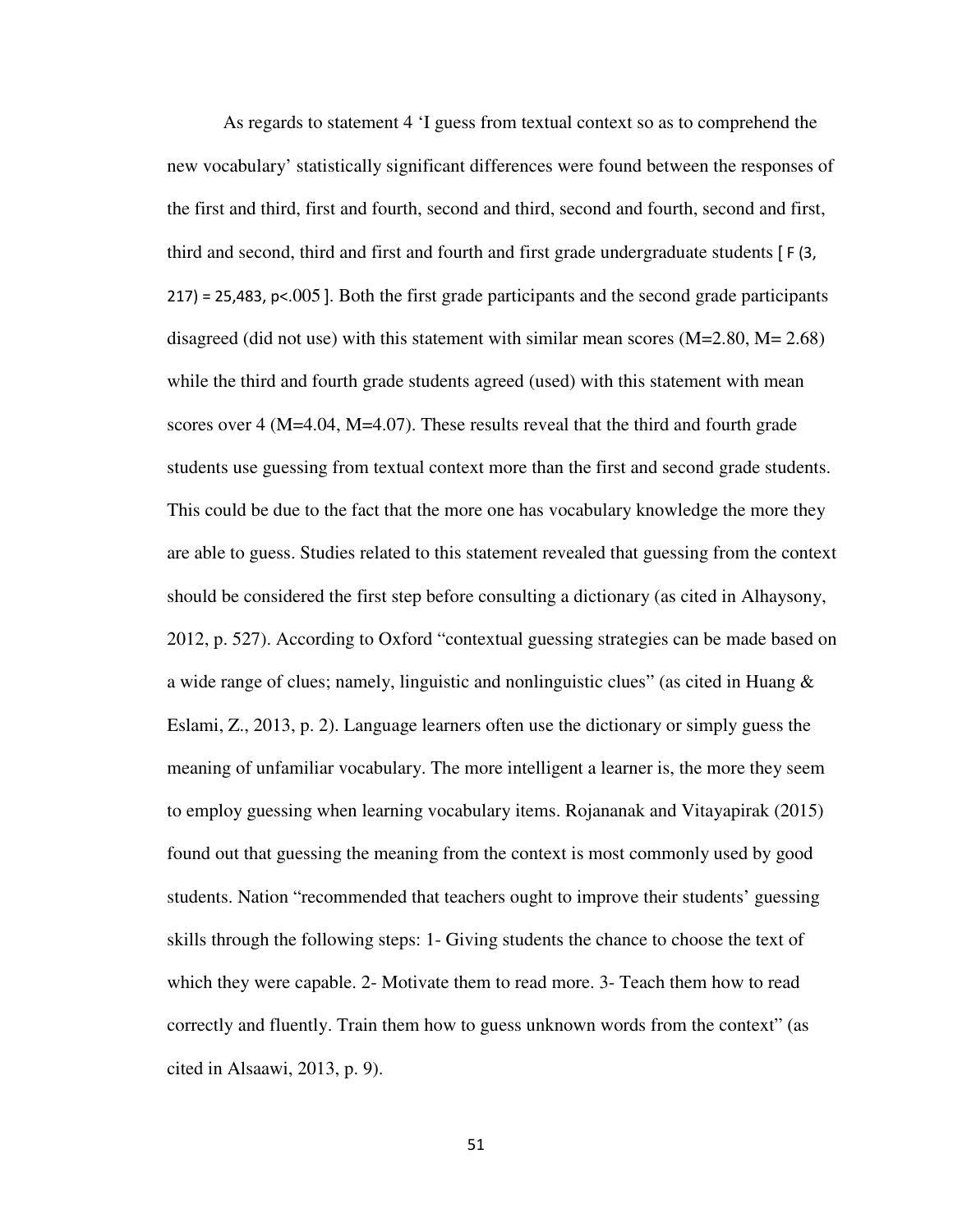As regards to statement 4 'I guess from textual context so as to comprehend the new vocabulary' statistically significant differences were found between the responses of the first and third, first and fourth, second and third, second and fourth, second and first, third and second, third and first and fourth and first grade undergraduate students [ $F (3, 217) = 25,483$, $p<.005$ ]. Both the first grade participants and the second grade participants disagreed (did not use) with this statement with similar mean scores (M=2.80, M= 2.68) while the third and fourth grade students agreed (used) with this statement with mean scores over 4 (M=4.04, M=4.07). These results reveal that the third and fourth grade students use guessing from textual context more than the first and second grade students. This could be due to the fact that the more one has vocabulary knowledge the more they are able to guess. Studies related to this statement revealed that guessing from the context should be considered the first step before consulting a dictionary (as cited in Alhaysony, 2012, p. 527). According to Oxford "contextual guessing strategies can be made based on a wide range of clues; namely, linguistic and nonlinguistic clues" (as cited in Huang & Eslami, Z., 2013, p. 2). Language learners often use the dictionary or simply guess the meaning of unfamiliar vocabulary. The more intelligent a learner is, the more they seem to employ guessing when learning vocabulary items. Rojananak and Vitayapirak (2015) found out that guessing the meaning from the context is most commonly used by good students. Nation "recommended that teachers ought to improve their students' guessing skills through the following steps: 1- Giving students the chance to choose the text of which they were capable. 2- Motivate them to read more. 3- Teach them how to read correctly and fluently. Train them how to guess unknown words from the context" (as cited in Alsaawi, 2013, p. 9).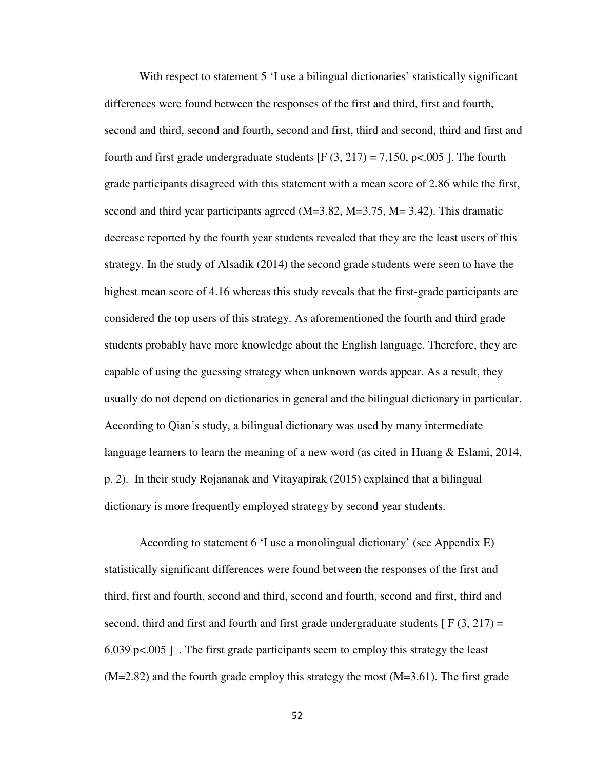With respect to statement 5 'I use a bilingual dictionaries' statistically significant differences were found between the responses of the first and third, first and fourth, second and third, second and fourth, second and first, third and second, third and first and fourth and first grade undergraduate students [$F(3, 217) = 7,150$, $p<.005$ ]. The fourth grade participants disagreed with this statement with a mean score of 2.86 while the first, second and third year participants agreed (M=3.82, M=3.75, M= 3.42). This dramatic decrease reported by the fourth year students revealed that they are the least users of this strategy. In the study of Alsadik (2014) the second grade students were seen to have the highest mean score of 4.16 whereas this study reveals that the first-grade participants are considered the top users of this strategy. As aforementioned the fourth and third grade students probably have more knowledge about the English language. Therefore, they are capable of using the guessing strategy when unknown words appear. As a result, they usually do not depend on dictionaries in general and the bilingual dictionary in particular. According to Qian's study, a bilingual dictionary was used by many intermediate language learners to learn the meaning of a new word (as cited in Huang & Eslami, 2014, p. 2). In their study Rojananak and Vitayapirak (2015) explained that a bilingual dictionary is more frequently employed strategy by second year students.

According to statement 6 'I use a monolingual dictionary' (see Appendix E) statistically significant differences were found between the responses of the first and third, first and fourth, second and third, second and fourth, second and first, third and second, third and first and fourth and first grade undergraduate students [ $F(3, 217) = 6,039$ $p<.005$ ] . The first grade participants seem to employ this strategy the least (M=2.82) and the fourth grade employ this strategy the most (M=3.61). The first grade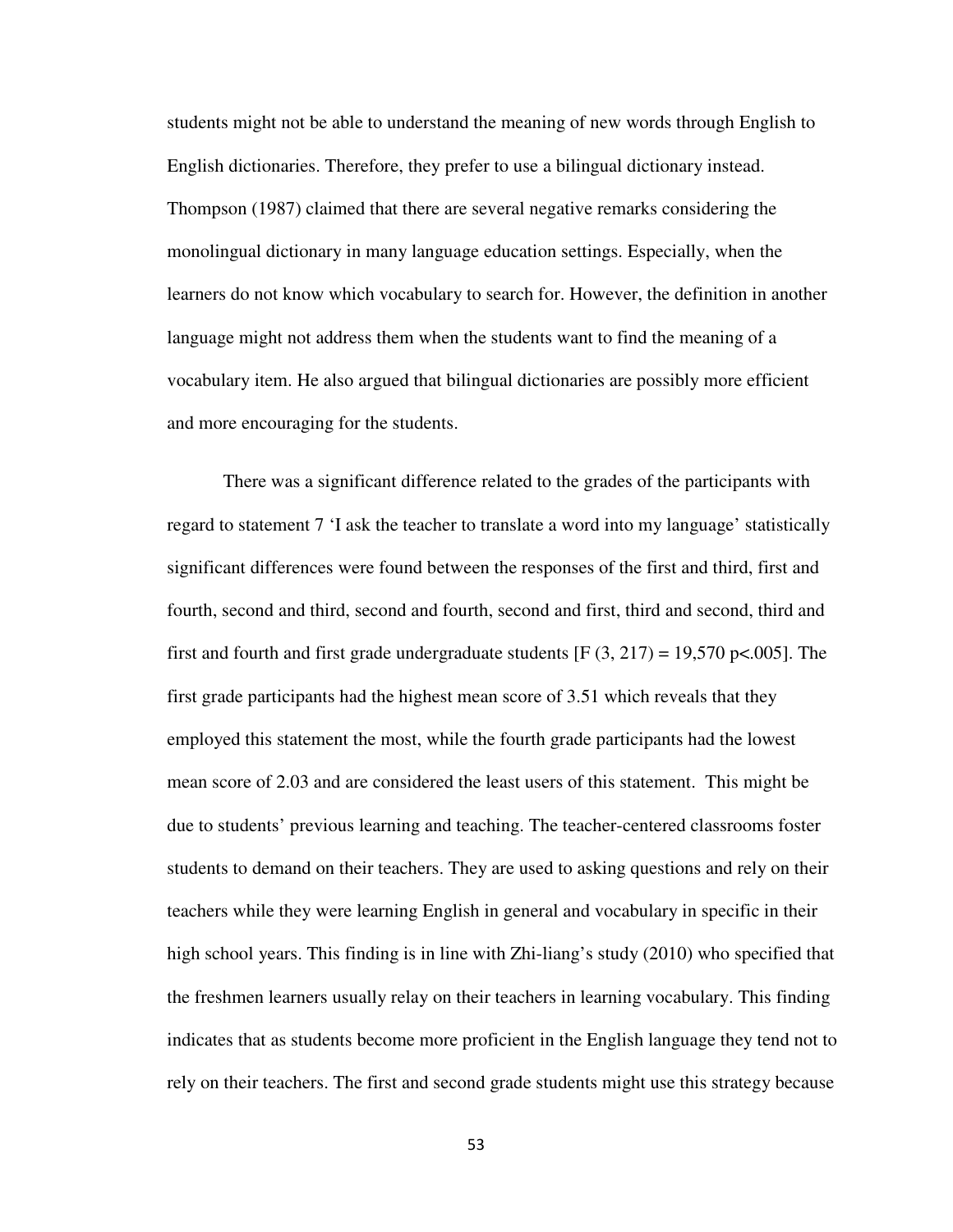students might not be able to understand the meaning of new words through English to English dictionaries. Therefore, they prefer to use a bilingual dictionary instead. Thompson (1987) claimed that there are several negative remarks considering the monolingual dictionary in many language education settings. Especially, when the learners do not know which vocabulary to search for. However, the definition in another language might not address them when the students want to find the meaning of a vocabulary item. He also argued that bilingual dictionaries are possibly more efficient and more encouraging for the students.

There was a significant difference related to the grades of the participants with regard to statement 7 'I ask the teacher to translate a word into my language' statistically significant differences were found between the responses of the first and third, first and fourth, second and third, second and fourth, second and first, third and second, third and first and fourth and first grade undergraduate students [$F(3, 217) = 19{,}570$ $p<.005$]. The first grade participants had the highest mean score of 3.51 which reveals that they employed this statement the most, while the fourth grade participants had the lowest mean score of 2.03 and are considered the least users of this statement. This might be due to students' previous learning and teaching. The teacher-centered classrooms foster students to demand on their teachers. They are used to asking questions and rely on their teachers while they were learning English in general and vocabulary in specific in their high school years. This finding is in line with Zhi-liang's study (2010) who specified that the freshmen learners usually relay on their teachers in learning vocabulary. This finding indicates that as students become more proficient in the English language they tend not to rely on their teachers. The first and second grade students might use this strategy because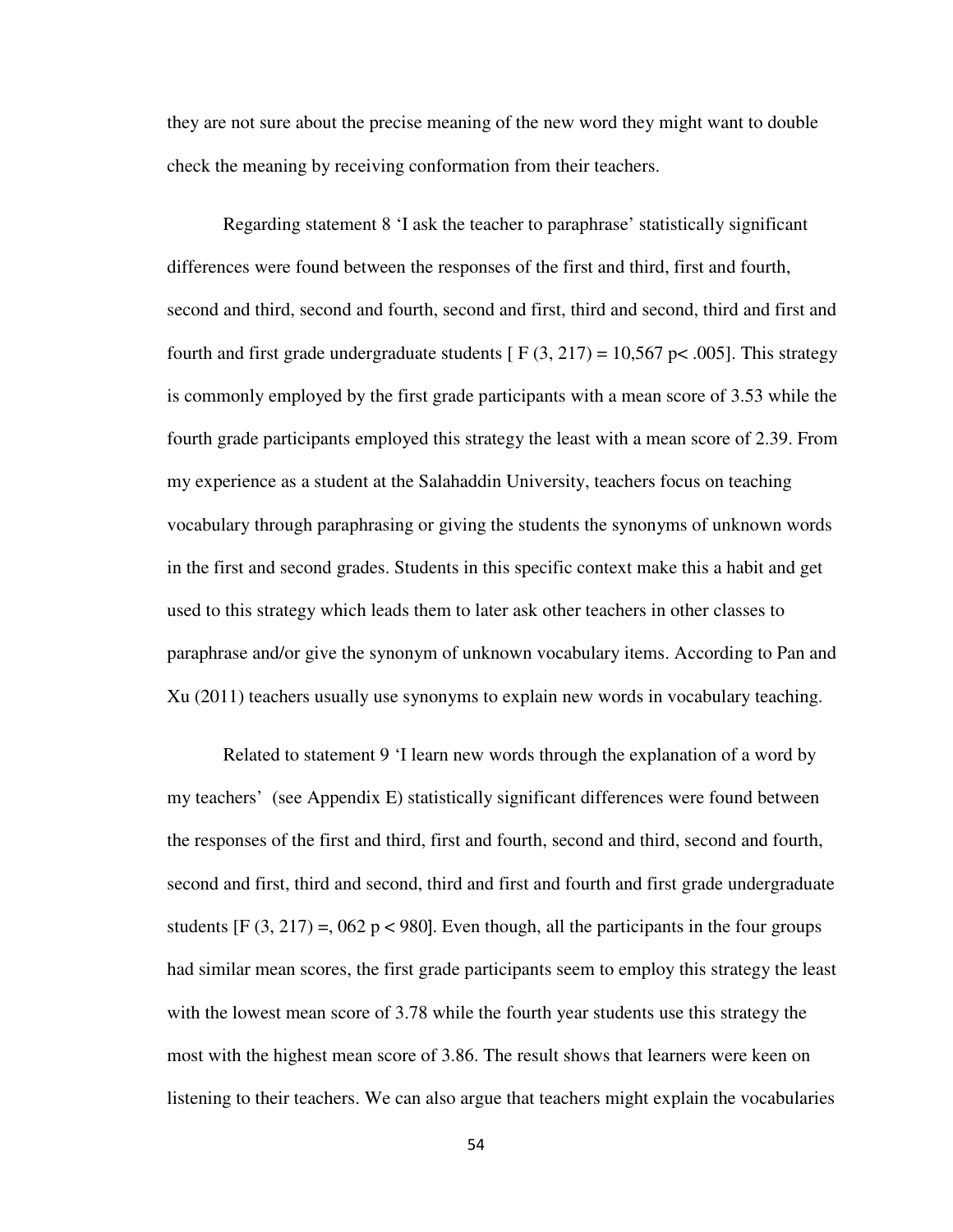they are not sure about the precise meaning of the new word they might want to double check the meaning by receiving conformation from their teachers.

Regarding statement 8 'I ask the teacher to paraphrase' statistically significant differences were found between the responses of the first and third, first and fourth, second and third, second and fourth, second and first, third and second, third and first and fourth and first grade undergraduate students [ $F (3, 217) = 10,567$ $p< .005$]. This strategy is commonly employed by the first grade participants with a mean score of 3.53 while the fourth grade participants employed this strategy the least with a mean score of 2.39. From my experience as a student at the Salahaddin University, teachers focus on teaching vocabulary through paraphrasing or giving the students the synonyms of unknown words in the first and second grades. Students in this specific context make this a habit and get used to this strategy which leads them to later ask other teachers in other classes to paraphrase and/or give the synonym of unknown vocabulary items. According to Pan and Xu (2011) teachers usually use synonyms to explain new words in vocabulary teaching.

Related to statement 9 'I learn new words through the explanation of a word by my teachers' (see Appendix E) statistically significant differences were found between the responses of the first and third, first and fourth, second and third, second and fourth, second and first, third and second, third and first and fourth and first grade undergraduate students [$F (3, 217) =, 062$ $p < 980$]. Even though, all the participants in the four groups had similar mean scores, the first grade participants seem to employ this strategy the least with the lowest mean score of 3.78 while the fourth year students use this strategy the most with the highest mean score of 3.86. The result shows that learners were keen on listening to their teachers. We can also argue that teachers might explain the vocabularies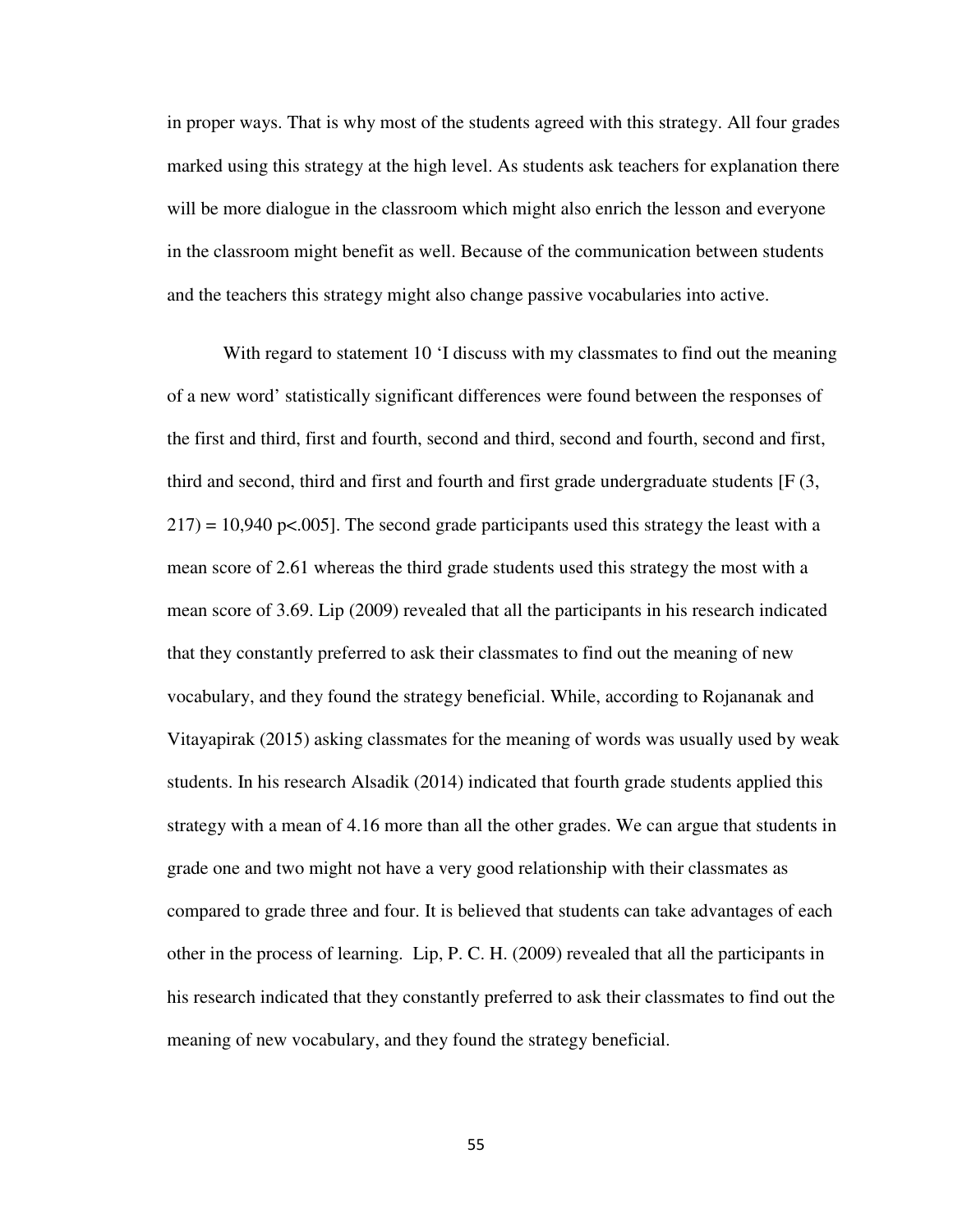in proper ways. That is why most of the students agreed with this strategy. All four grades marked using this strategy at the high level. As students ask teachers for explanation there will be more dialogue in the classroom which might also enrich the lesson and everyone in the classroom might benefit as well. Because of the communication between students and the teachers this strategy might also change passive vocabularies into active.

With regard to statement 10 'I discuss with my classmates to find out the meaning of a new word' statistically significant differences were found between the responses of the first and third, first and fourth, second and third, second and fourth, second and first, third and second, third and first and fourth and first grade undergraduate students [$F (3, 217) = 10,940$ $p<.005$]. The second grade participants used this strategy the least with a mean score of 2.61 whereas the third grade students used this strategy the most with a mean score of 3.69. Lip (2009) revealed that all the participants in his research indicated that they constantly preferred to ask their classmates to find out the meaning of new vocabulary, and they found the strategy beneficial. While, according to Rojananak and Vitayapirak (2015) asking classmates for the meaning of words was usually used by weak students. In his research Alsadik (2014) indicated that fourth grade students applied this strategy with a mean of 4.16 more than all the other grades. We can argue that students in grade one and two might not have a very good relationship with their classmates as compared to grade three and four. It is believed that students can take advantages of each other in the process of learning. Lip, P. C. H. (2009) revealed that all the participants in his research indicated that they constantly preferred to ask their classmates to find out the meaning of new vocabulary, and they found the strategy beneficial.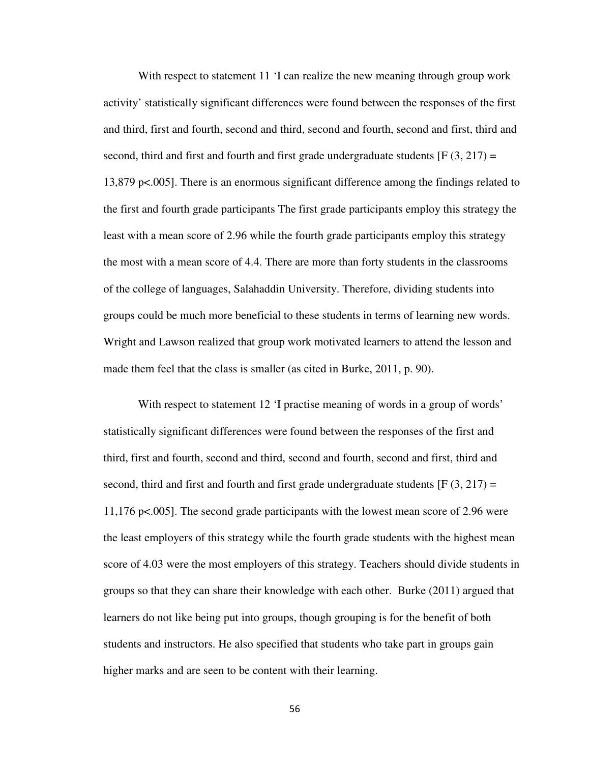With respect to statement 11 'I can realize the new meaning through group work activity' statistically significant differences were found between the responses of the first and third, first and fourth, second and third, second and fourth, second and first, third and second, third and first and fourth and first grade undergraduate students [$F(3, 217) = 13{,}879$ $p<.005$]. There is an enormous significant difference among the findings related to the first and fourth grade participants The first grade participants employ this strategy the least with a mean score of 2.96 while the fourth grade participants employ this strategy the most with a mean score of 4.4. There are more than forty students in the classrooms of the college of languages, Salahaddin University. Therefore, dividing students into groups could be much more beneficial to these students in terms of learning new words. Wright and Lawson realized that group work motivated learners to attend the lesson and made them feel that the class is smaller (as cited in Burke, 2011, p. 90).

With respect to statement 12 'I practise meaning of words in a group of words' statistically significant differences were found between the responses of the first and third, first and fourth, second and third, second and fourth, second and first, third and second, third and first and fourth and first grade undergraduate students [$F(3, 217) = 11{,}176$ $p<.005$]. The second grade participants with the lowest mean score of 2.96 were the least employers of this strategy while the fourth grade students with the highest mean score of 4.03 were the most employers of this strategy. Teachers should divide students in groups so that they can share their knowledge with each other. Burke (2011) argued that learners do not like being put into groups, though grouping is for the benefit of both students and instructors. He also specified that students who take part in groups gain higher marks and are seen to be content with their learning.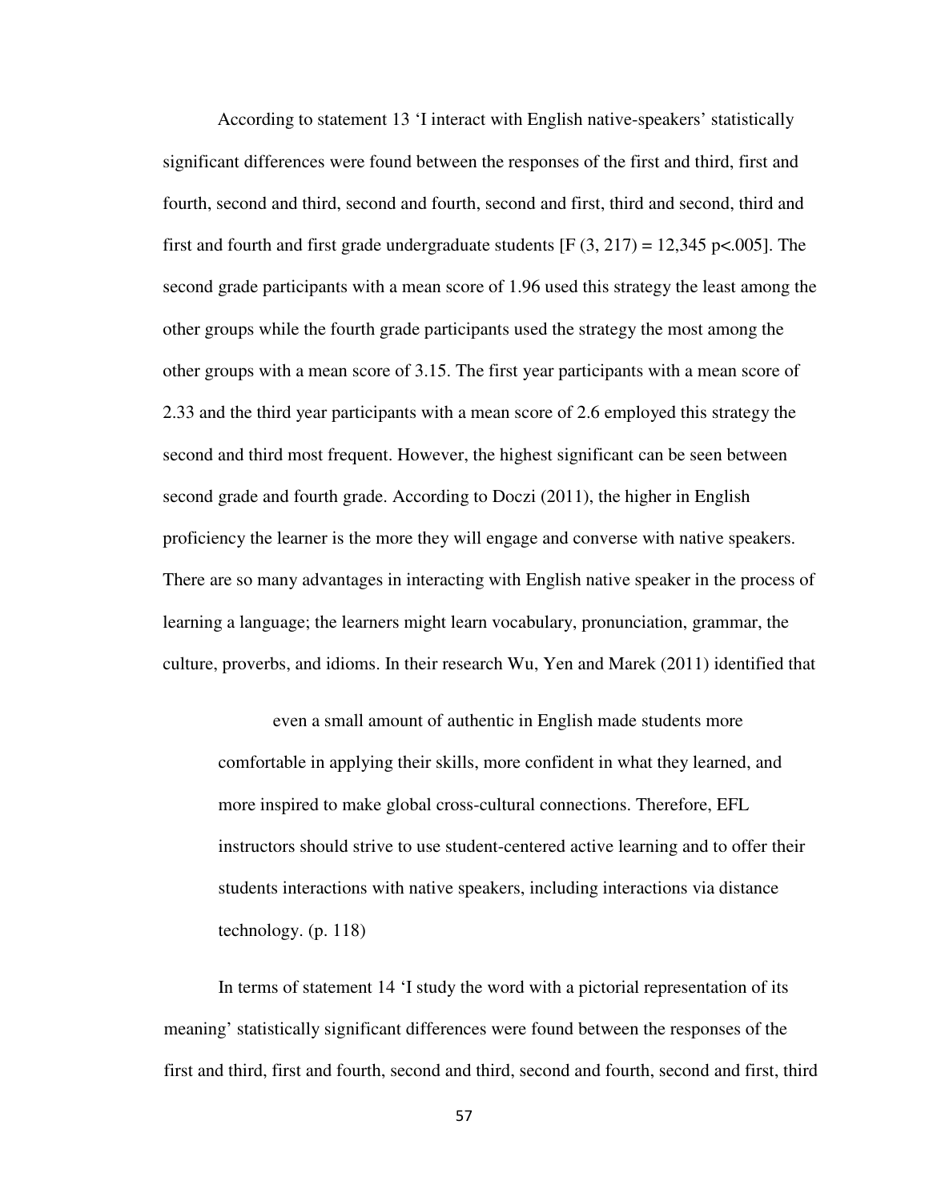According to statement 13 'I interact with English native-speakers' statistically significant differences were found between the responses of the first and third, first and fourth, second and third, second and fourth, second and first, third and second, third and first and fourth and first grade undergraduate students [$F(3, 217) = 12{,}345$ $p<.005$]. The second grade participants with a mean score of 1.96 used this strategy the least among the other groups while the fourth grade participants used the strategy the most among the other groups with a mean score of 3.15. The first year participants with a mean score of 2.33 and the third year participants with a mean score of 2.6 employed this strategy the second and third most frequent. However, the highest significant can be seen between second grade and fourth grade. According to Doczi (2011), the higher in English proficiency the learner is the more they will engage and converse with native speakers. There are so many advantages in interacting with English native speaker in the process of learning a language; the learners might learn vocabulary, pronunciation, grammar, the culture, proverbs, and idioms. In their research Wu, Yen and Marek (2011) identified that

> even a small amount of authentic in English made students more comfortable in applying their skills, more confident in what they learned, and more inspired to make global cross-cultural connections. Therefore, EFL instructors should strive to use student-centered active learning and to offer their students interactions with native speakers, including interactions via distance technology. (p. 118)

In terms of statement 14 'I study the word with a pictorial representation of its meaning' statistically significant differences were found between the responses of the first and third, first and fourth, second and third, second and fourth, second and first, third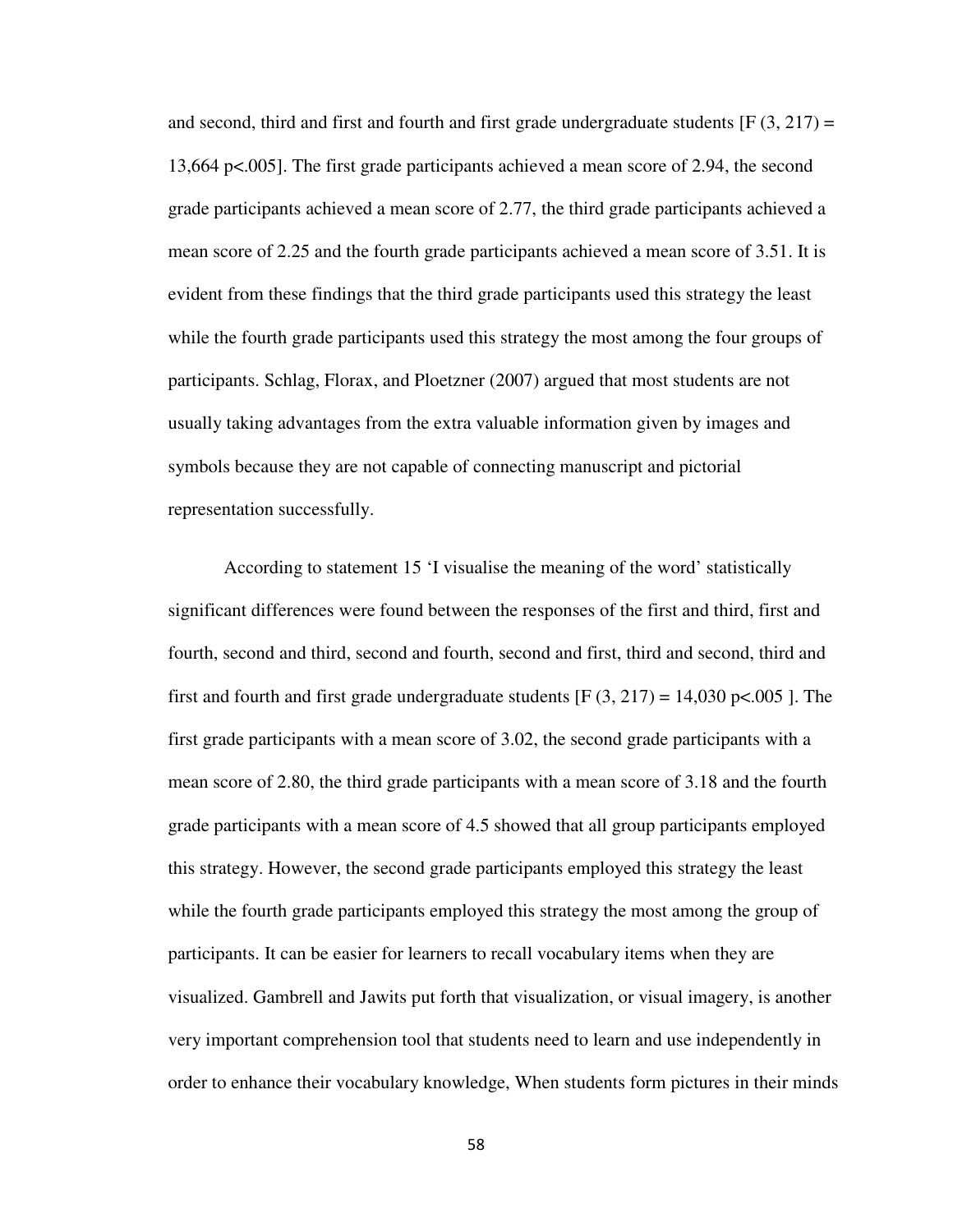and second, third and first and fourth and first grade undergraduate students [$F(3, 217) = 13{,}664$ $p<.005$]. The first grade participants achieved a mean score of 2.94, the second grade participants achieved a mean score of 2.77, the third grade participants achieved a mean score of 2.25 and the fourth grade participants achieved a mean score of 3.51. It is evident from these findings that the third grade participants used this strategy the least while the fourth grade participants used this strategy the most among the four groups of participants. Schlag, Florax, and Ploetzner (2007) argued that most students are not usually taking advantages from the extra valuable information given by images and symbols because they are not capable of connecting manuscript and pictorial representation successfully.

According to statement 15 'I visualise the meaning of the word' statistically significant differences were found between the responses of the first and third, first and fourth, second and third, second and fourth, second and first, third and second, third and first and fourth and first grade undergraduate students [$F(3, 217) = 14{,}030$ $p<.005$ ]. The first grade participants with a mean score of 3.02, the second grade participants with a mean score of 2.80, the third grade participants with a mean score of 3.18 and the fourth grade participants with a mean score of 4.5 showed that all group participants employed this strategy. However, the second grade participants employed this strategy the least while the fourth grade participants employed this strategy the most among the group of participants. It can be easier for learners to recall vocabulary items when they are visualized. Gambrell and Jawits put forth that visualization, or visual imagery, is another very important comprehension tool that students need to learn and use independently in order to enhance their vocabulary knowledge, When students form pictures in their minds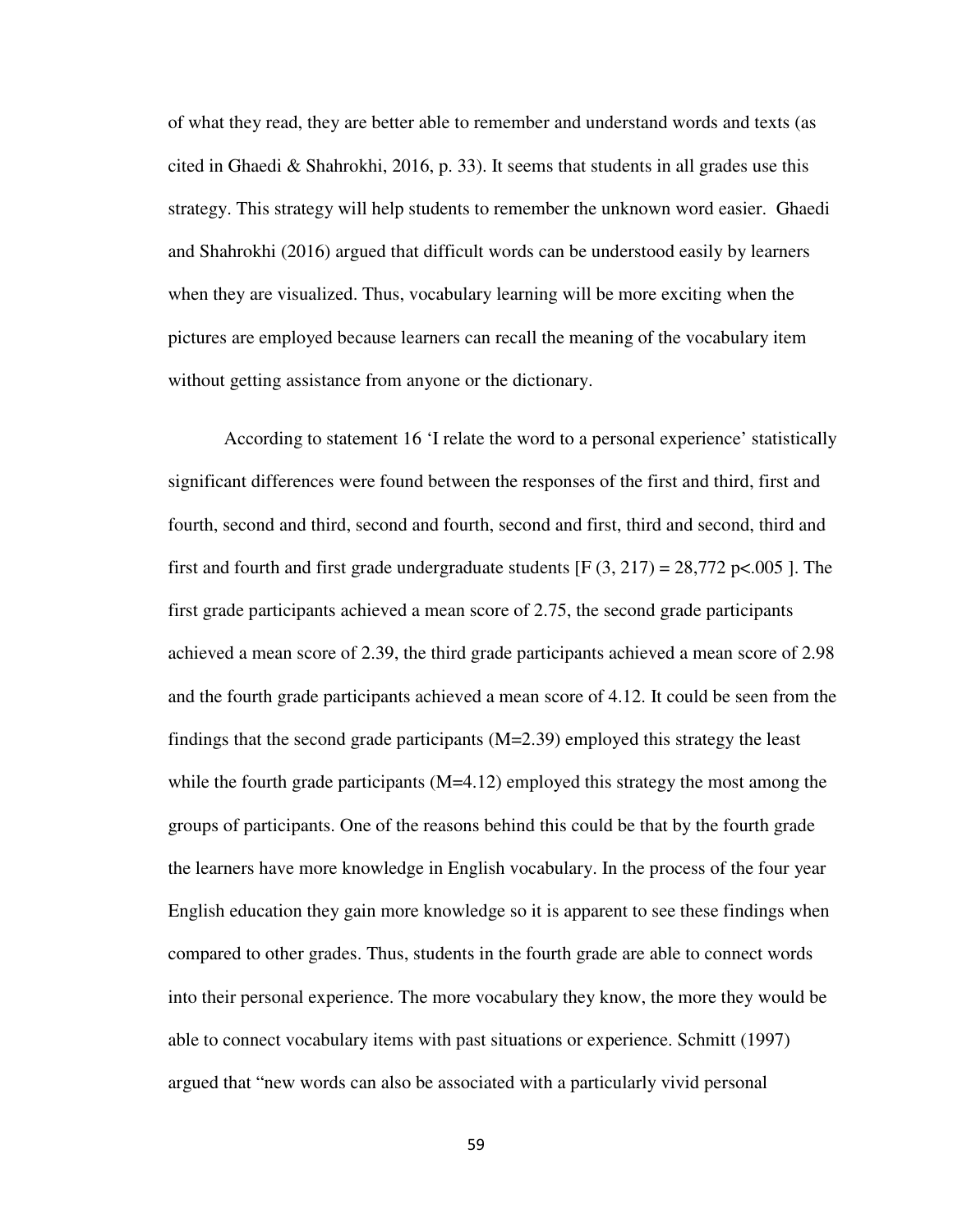of what they read, they are better able to remember and understand words and texts (as cited in Ghaedi & Shahrokhi, 2016, p. 33). It seems that students in all grades use this strategy. This strategy will help students to remember the unknown word easier. Ghaedi and Shahrokhi (2016) argued that difficult words can be understood easily by learners when they are visualized. Thus, vocabulary learning will be more exciting when the pictures are employed because learners can recall the meaning of the vocabulary item without getting assistance from anyone or the dictionary.

According to statement 16 'I relate the word to a personal experience' statistically significant differences were found between the responses of the first and third, first and fourth, second and third, second and fourth, second and first, third and second, third and first and fourth and first grade undergraduate students [$F (3, 217) = 28,772$ $p<.005$ ]. The first grade participants achieved a mean score of 2.75, the second grade participants achieved a mean score of 2.39, the third grade participants achieved a mean score of 2.98 and the fourth grade participants achieved a mean score of 4.12. It could be seen from the findings that the second grade participants ($M=2.39$) employed this strategy the least while the fourth grade participants ($M=4.12$) employed this strategy the most among the groups of participants. One of the reasons behind this could be that by the fourth grade the learners have more knowledge in English vocabulary. In the process of the four year English education they gain more knowledge so it is apparent to see these findings when compared to other grades. Thus, students in the fourth grade are able to connect words into their personal experience. The more vocabulary they know, the more they would be able to connect vocabulary items with past situations or experience. Schmitt (1997) argued that "new words can also be associated with a particularly vivid personal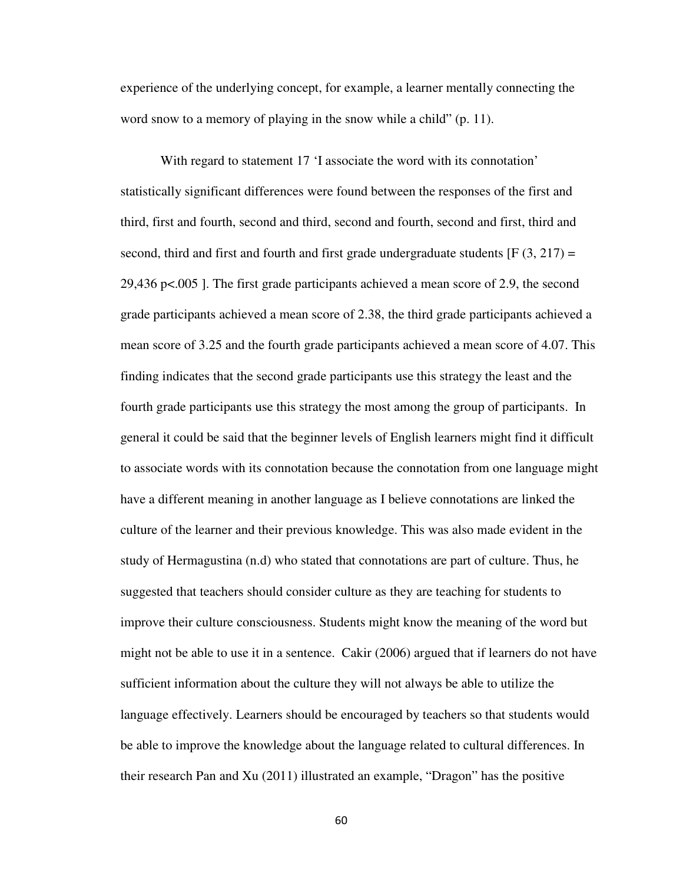experience of the underlying concept, for example, a learner mentally connecting the word snow to a memory of playing in the snow while a child" (p. 11).

With regard to statement 17 'I associate the word with its connotation' statistically significant differences were found between the responses of the first and third, first and fourth, second and third, second and fourth, second and first, third and second, third and first and fourth and first grade undergraduate students [$F(3, 217) = 29{,}436$ $p<.005$ ]. The first grade participants achieved a mean score of 2.9, the second grade participants achieved a mean score of 2.38, the third grade participants achieved a mean score of 3.25 and the fourth grade participants achieved a mean score of 4.07. This finding indicates that the second grade participants use this strategy the least and the fourth grade participants use this strategy the most among the group of participants. In general it could be said that the beginner levels of English learners might find it difficult to associate words with its connotation because the connotation from one language might have a different meaning in another language as I believe connotations are linked the culture of the learner and their previous knowledge. This was also made evident in the study of Hermagustina (n.d) who stated that connotations are part of culture. Thus, he suggested that teachers should consider culture as they are teaching for students to improve their culture consciousness. Students might know the meaning of the word but might not be able to use it in a sentence. Cakir (2006) argued that if learners do not have sufficient information about the culture they will not always be able to utilize the language effectively. Learners should be encouraged by teachers so that students would be able to improve the knowledge about the language related to cultural differences. In their research Pan and Xu (2011) illustrated an example, "Dragon" has the positive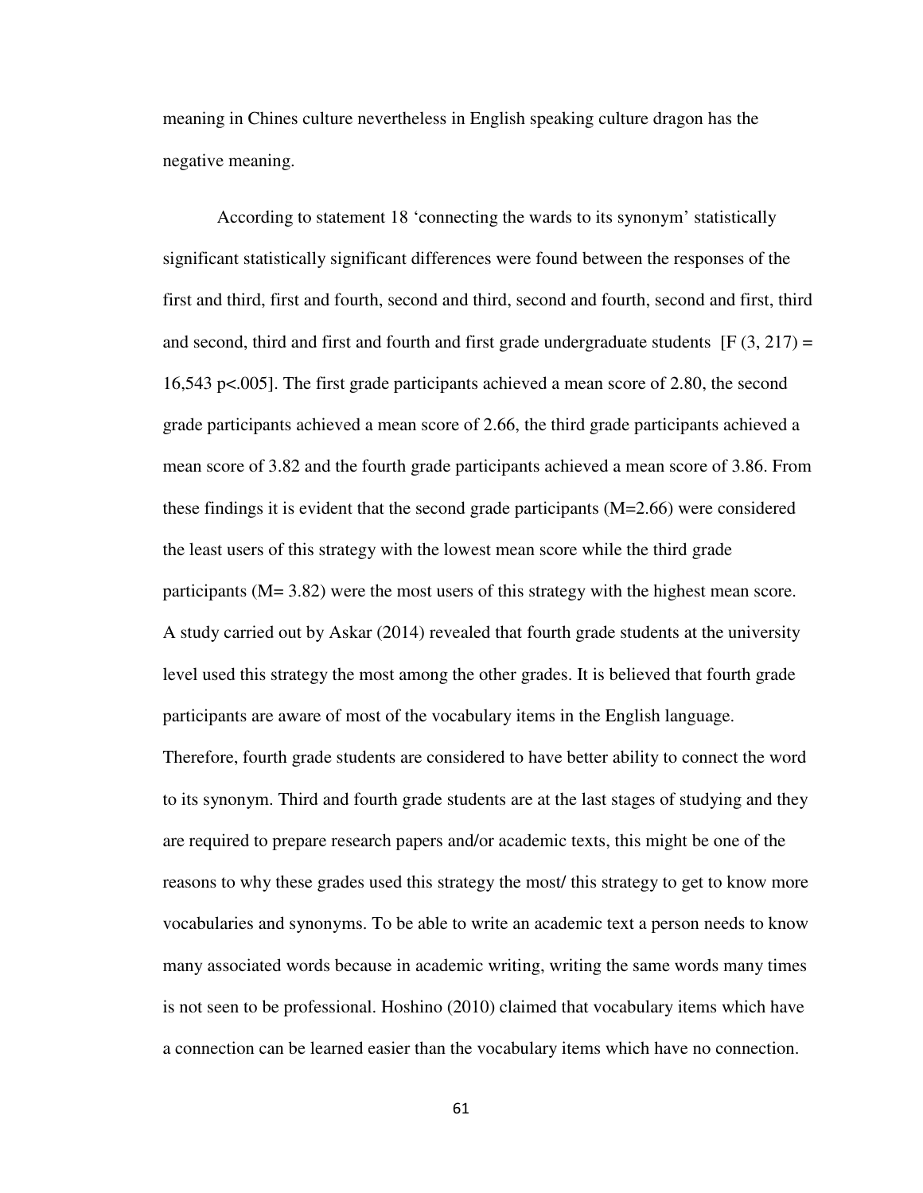meaning in Chines culture nevertheless in English speaking culture dragon has the negative meaning.

According to statement 18 'connecting the wards to its synonym' statistically significant statistically significant differences were found between the responses of the first and third, first and fourth, second and third, second and fourth, second and first, third and second, third and first and fourth and first grade undergraduate students [$F(3, 217) = 16{,}543$ $p<.005$]. The first grade participants achieved a mean score of 2.80, the second grade participants achieved a mean score of 2.66, the third grade participants achieved a mean score of 3.82 and the fourth grade participants achieved a mean score of 3.86. From these findings it is evident that the second grade participants ($M=2.66$) were considered the least users of this strategy with the lowest mean score while the third grade participants ($M= 3.82$) were the most users of this strategy with the highest mean score. A study carried out by Askar (2014) revealed that fourth grade students at the university level used this strategy the most among the other grades. It is believed that fourth grade participants are aware of most of the vocabulary items in the English language. Therefore, fourth grade students are considered to have better ability to connect the word to its synonym. Third and fourth grade students are at the last stages of studying and they are required to prepare research papers and/or academic texts, this might be one of the reasons to why these grades used this strategy the most/ this strategy to get to know more vocabularies and synonyms. To be able to write an academic text a person needs to know many associated words because in academic writing, writing the same words many times is not seen to be professional. Hoshino (2010) claimed that vocabulary items which have a connection can be learned easier than the vocabulary items which have no connection.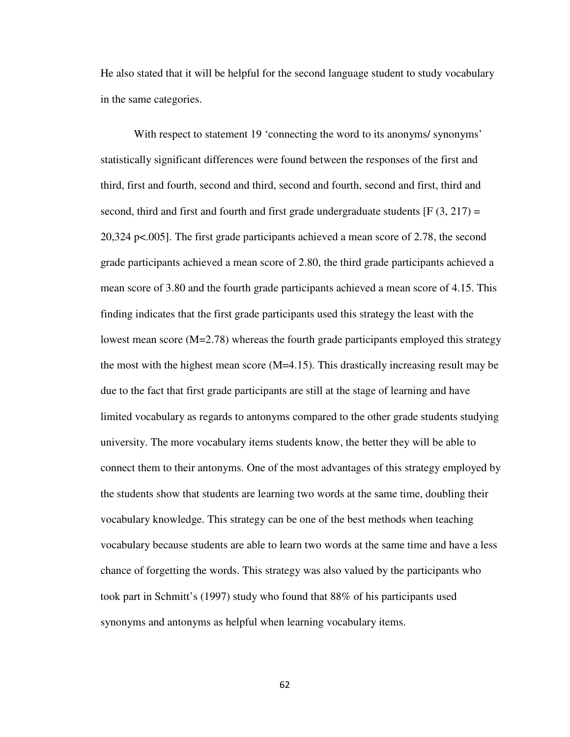He also stated that it will be helpful for the second language student to study vocabulary in the same categories.

With respect to statement 19 ‘connecting the word to its anonyms/ synonyms’ statistically significant differences were found between the responses of the first and third, first and fourth, second and third, second and fourth, second and first, third and second, third and first and fourth and first grade undergraduate students [$F(3, 217) = 20{,}324$ $p<.005$]. The first grade participants achieved a mean score of 2.78, the second grade participants achieved a mean score of 2.80, the third grade participants achieved a mean score of 3.80 and the fourth grade participants achieved a mean score of 4.15. This finding indicates that the first grade participants used this strategy the least with the lowest mean score ($M=2.78$) whereas the fourth grade participants employed this strategy the most with the highest mean score ($M=4.15$). This drastically increasing result may be due to the fact that first grade participants are still at the stage of learning and have limited vocabulary as regards to antonyms compared to the other grade students studying university. The more vocabulary items students know, the better they will be able to connect them to their antonyms. One of the most advantages of this strategy employed by the students show that students are learning two words at the same time, doubling their vocabulary knowledge. This strategy can be one of the best methods when teaching vocabulary because students are able to learn two words at the same time and have a less chance of forgetting the words. This strategy was also valued by the participants who took part in Schmitt’s (1997) study who found that 88% of his participants used synonyms and antonyms as helpful when learning vocabulary items.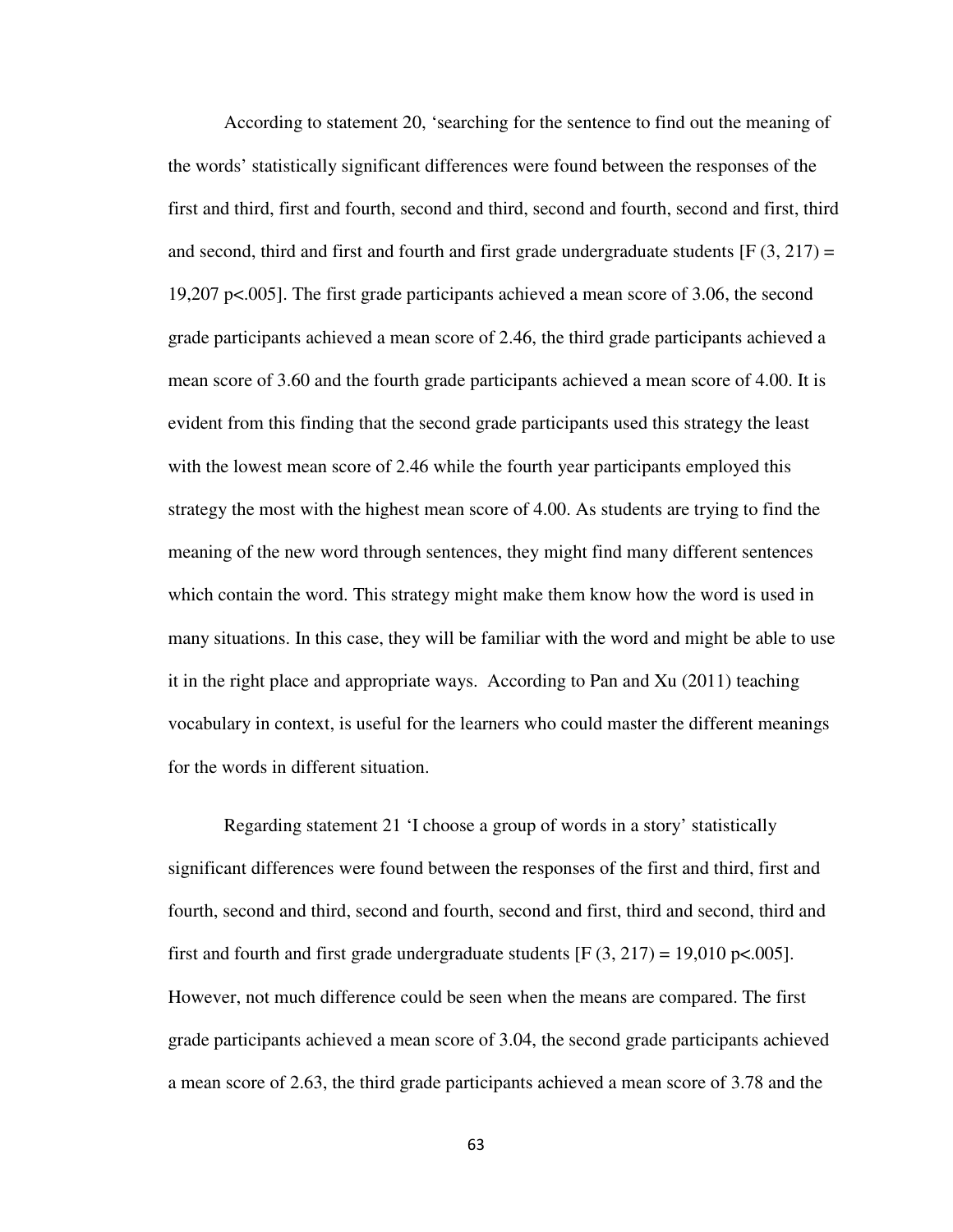According to statement 20, 'searching for the sentence to find out the meaning of the words' statistically significant differences were found between the responses of the first and third, first and fourth, second and third, second and fourth, second and first, third and second, third and first and fourth and first grade undergraduate students [$F (3, 217) = 19{,}207$ $p<.005$]. The first grade participants achieved a mean score of 3.06, the second grade participants achieved a mean score of 2.46, the third grade participants achieved a mean score of 3.60 and the fourth grade participants achieved a mean score of 4.00. It is evident from this finding that the second grade participants used this strategy the least with the lowest mean score of 2.46 while the fourth year participants employed this strategy the most with the highest mean score of 4.00. As students are trying to find the meaning of the new word through sentences, they might find many different sentences which contain the word. This strategy might make them know how the word is used in many situations. In this case, they will be familiar with the word and might be able to use it in the right place and appropriate ways. According to Pan and Xu (2011) teaching vocabulary in context, is useful for the learners who could master the different meanings for the words in different situation.

Regarding statement 21 'I choose a group of words in a story' statistically significant differences were found between the responses of the first and third, first and fourth, second and third, second and fourth, second and first, third and second, third and first and fourth and first grade undergraduate students [$F (3, 217) = 19{,}010$ $p<.005$]. However, not much difference could be seen when the means are compared. The first grade participants achieved a mean score of 3.04, the second grade participants achieved a mean score of 2.63, the third grade participants achieved a mean score of 3.78 and the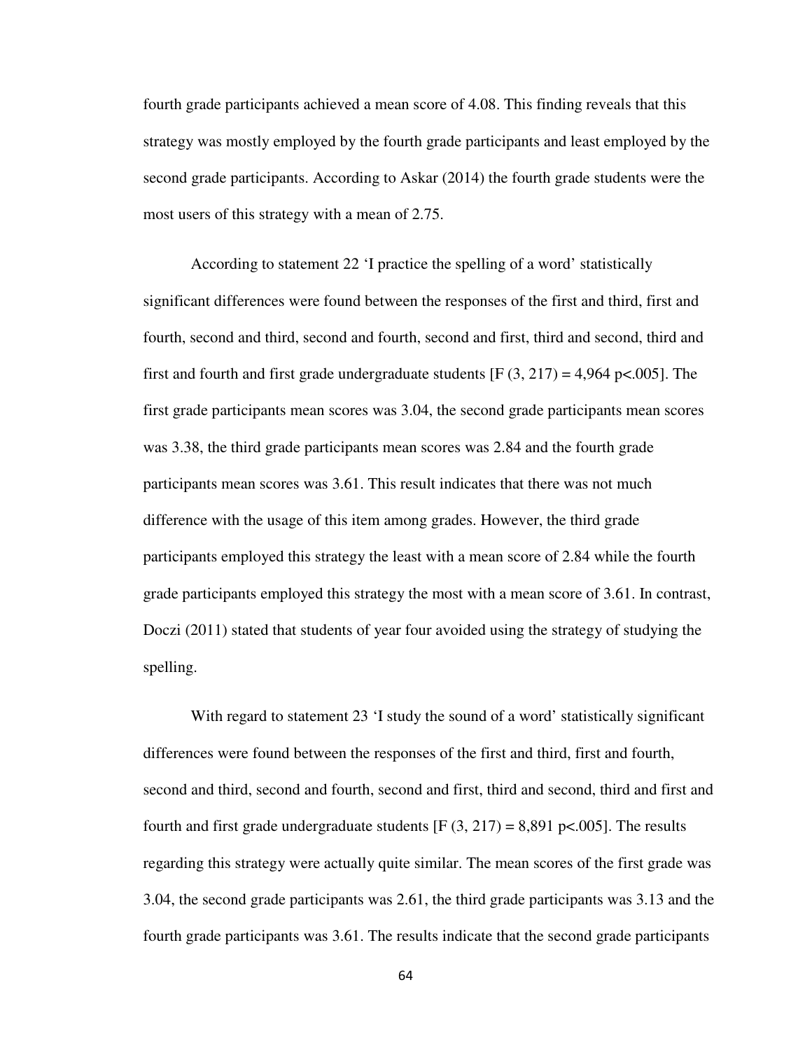fourth grade participants achieved a mean score of 4.08. This finding reveals that this strategy was mostly employed by the fourth grade participants and least employed by the second grade participants. According to Askar (2014) the fourth grade students were the most users of this strategy with a mean of 2.75.

According to statement 22 'I practice the spelling of a word' statistically significant differences were found between the responses of the first and third, first and fourth, second and third, second and fourth, second and first, third and second, third and first and fourth and first grade undergraduate students [$F(3, 217) = 4{,}964$ $p<.005$]. The first grade participants mean scores was 3.04, the second grade participants mean scores was 3.38, the third grade participants mean scores was 2.84 and the fourth grade participants mean scores was 3.61. This result indicates that there was not much difference with the usage of this item among grades. However, the third grade participants employed this strategy the least with a mean score of 2.84 while the fourth grade participants employed this strategy the most with a mean score of 3.61. In contrast, Doczi (2011) stated that students of year four avoided using the strategy of studying the spelling.

With regard to statement 23 'I study the sound of a word' statistically significant differences were found between the responses of the first and third, first and fourth, second and third, second and fourth, second and first, third and second, third and first and fourth and first grade undergraduate students [$F(3, 217) = 8{,}891$ $p<.005$]. The results regarding this strategy were actually quite similar. The mean scores of the first grade was 3.04, the second grade participants was 2.61, the third grade participants was 3.13 and the fourth grade participants was 3.61. The results indicate that the second grade participants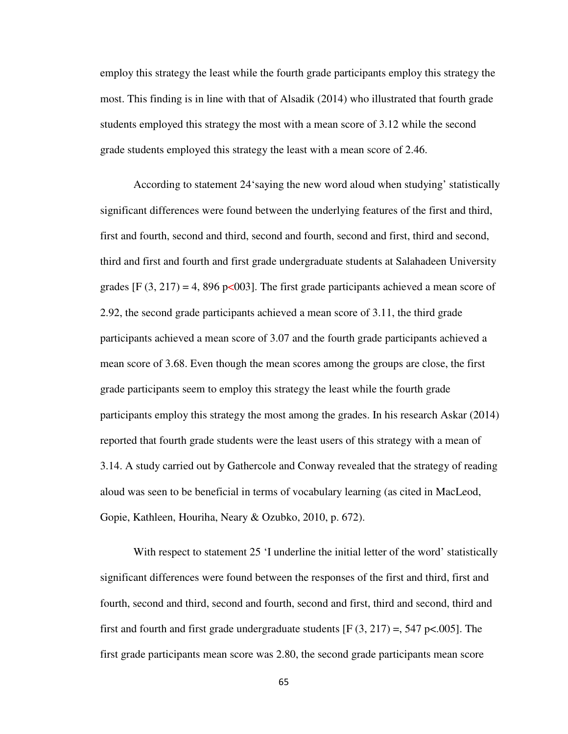employ this strategy the least while the fourth grade participants employ this strategy the most. This finding is in line with that of Alsadik (2014) who illustrated that fourth grade students employed this strategy the most with a mean score of 3.12 while the second grade students employed this strategy the least with a mean score of 2.46.

According to statement 24'saying the new word aloud when studying' statistically significant differences were found between the underlying features of the first and third, first and fourth, second and third, second and fourth, second and first, third and second, third and first and fourth and first grade undergraduate students at Salahadeen University grades [F (3, 217) = 4, 896 p<003]. The first grade participants achieved a mean score of 2.92, the second grade participants achieved a mean score of 3.11, the third grade participants achieved a mean score of 3.07 and the fourth grade participants achieved a mean score of 3.68. Even though the mean scores among the groups are close, the first grade participants seem to employ this strategy the least while the fourth grade participants employ this strategy the most among the grades. In his research Askar (2014) reported that fourth grade students were the least users of this strategy with a mean of 3.14. A study carried out by Gathercole and Conway revealed that the strategy of reading aloud was seen to be beneficial in terms of vocabulary learning (as cited in MacLeod, Gopie, Kathleen, Houriha, Neary & Ozubko, 2010, p. 672).

With respect to statement 25 'I underline the initial letter of the word' statistically significant differences were found between the responses of the first and third, first and fourth, second and third, second and fourth, second and first, third and second, third and first and fourth and first grade undergraduate students [F (3, 217) =, 547 p<.005]. The first grade participants mean score was 2.80, the second grade participants mean score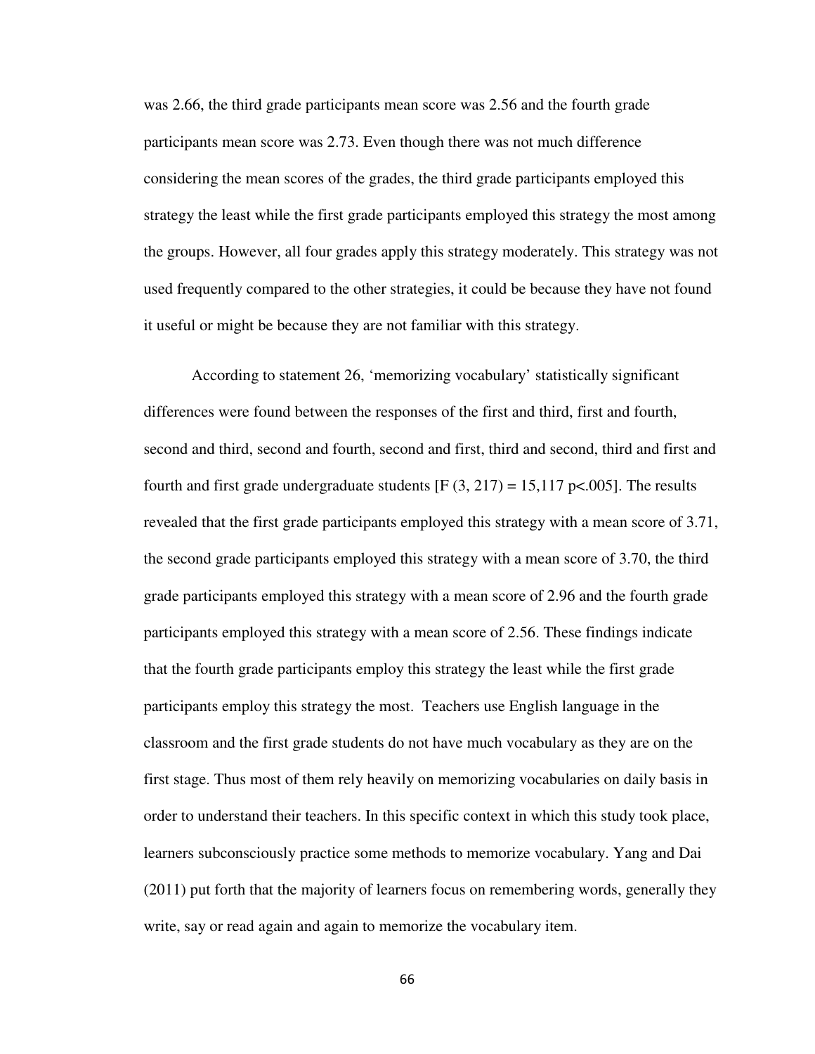was 2.66, the third grade participants mean score was 2.56 and the fourth grade participants mean score was 2.73. Even though there was not much difference considering the mean scores of the grades, the third grade participants employed this strategy the least while the first grade participants employed this strategy the most among the groups. However, all four grades apply this strategy moderately. This strategy was not used frequently compared to the other strategies, it could be because they have not found it useful or might be because they are not familiar with this strategy.

According to statement 26, 'memorizing vocabulary' statistically significant differences were found between the responses of the first and third, first and fourth, second and third, second and fourth, second and first, third and second, third and first and fourth and first grade undergraduate students [$F (3, 217) = 15,117$ $p<.005$]. The results revealed that the first grade participants employed this strategy with a mean score of 3.71, the second grade participants employed this strategy with a mean score of 3.70, the third grade participants employed this strategy with a mean score of 2.96 and the fourth grade participants employed this strategy with a mean score of 2.56. These findings indicate that the fourth grade participants employ this strategy the least while the first grade participants employ this strategy the most. Teachers use English language in the classroom and the first grade students do not have much vocabulary as they are on the first stage. Thus most of them rely heavily on memorizing vocabularies on daily basis in order to understand their teachers. In this specific context in which this study took place, learners subconsciously practice some methods to memorize vocabulary. Yang and Dai (2011) put forth that the majority of learners focus on remembering words, generally they write, say or read again and again to memorize the vocabulary item.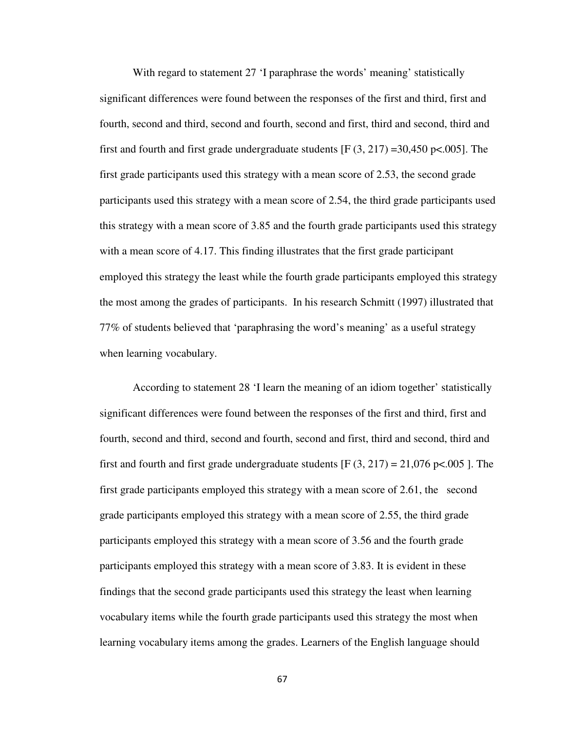With regard to statement 27 ‘I paraphrase the words’ meaning’ statistically significant differences were found between the responses of the first and third, first and fourth, second and third, second and fourth, second and first, third and second, third and first and fourth and first grade undergraduate students [$F(3, 217) = 30{,}450$ $p<.005$]. The first grade participants used this strategy with a mean score of 2.53, the second grade participants used this strategy with a mean score of 2.54, the third grade participants used this strategy with a mean score of 3.85 and the fourth grade participants used this strategy with a mean score of 4.17. This finding illustrates that the first grade participant employed this strategy the least while the fourth grade participants employed this strategy the most among the grades of participants. In his research Schmitt (1997) illustrated that 77% of students believed that ‘paraphrasing the word’s meaning’ as a useful strategy when learning vocabulary.

According to statement 28 ‘I learn the meaning of an idiom together’ statistically significant differences were found between the responses of the first and third, first and fourth, second and third, second and fourth, second and first, third and second, third and first and fourth and first grade undergraduate students [$F(3, 217) = 21{,}076$ $p<.005$ ]. The first grade participants employed this strategy with a mean score of 2.61, the second grade participants employed this strategy with a mean score of 2.55, the third grade participants employed this strategy with a mean score of 3.56 and the fourth grade participants employed this strategy with a mean score of 3.83. It is evident in these findings that the second grade participants used this strategy the least when learning vocabulary items while the fourth grade participants used this strategy the most when learning vocabulary items among the grades. Learners of the English language should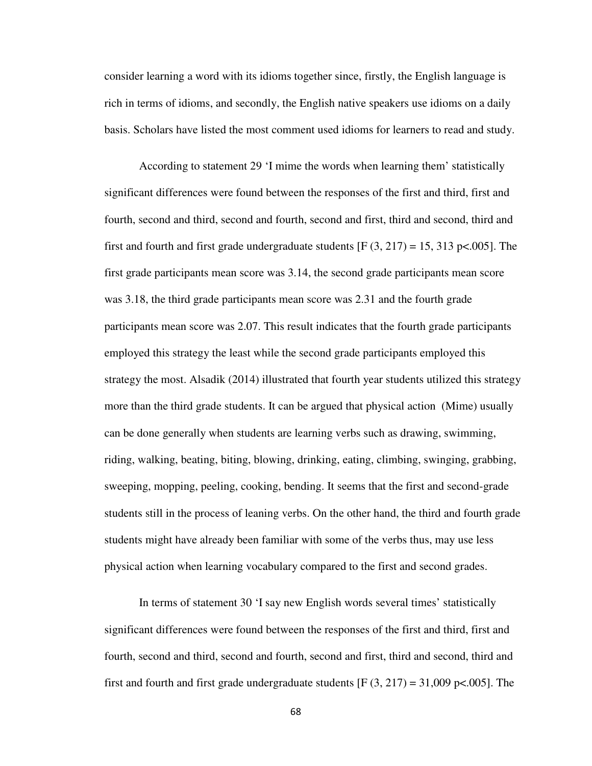consider learning a word with its idioms together since, firstly, the English language is rich in terms of idioms, and secondly, the English native speakers use idioms on a daily basis. Scholars have listed the most comment used idioms for learners to read and study.

According to statement 29 'I mime the words when learning them' statistically significant differences were found between the responses of the first and third, first and fourth, second and third, second and fourth, second and first, third and second, third and first and fourth and first grade undergraduate students [$F(3, 217) = 15, 313$ $p<.005$]. The first grade participants mean score was 3.14, the second grade participants mean score was 3.18, the third grade participants mean score was 2.31 and the fourth grade participants mean score was 2.07. This result indicates that the fourth grade participants employed this strategy the least while the second grade participants employed this strategy the most. Alsadik (2014) illustrated that fourth year students utilized this strategy more than the third grade students. It can be argued that physical action (Mime) usually can be done generally when students are learning verbs such as drawing, swimming, riding, walking, beating, biting, blowing, drinking, eating, climbing, swinging, grabbing, sweeping, mopping, peeling, cooking, bending. It seems that the first and second-grade students still in the process of leaning verbs. On the other hand, the third and fourth grade students might have already been familiar with some of the verbs thus, may use less physical action when learning vocabulary compared to the first and second grades.

In terms of statement 30 'I say new English words several times' statistically significant differences were found between the responses of the first and third, first and fourth, second and third, second and fourth, second and first, third and second, third and first and fourth and first grade undergraduate students [$F(3, 217) = 31,009$ $p<.005$]. The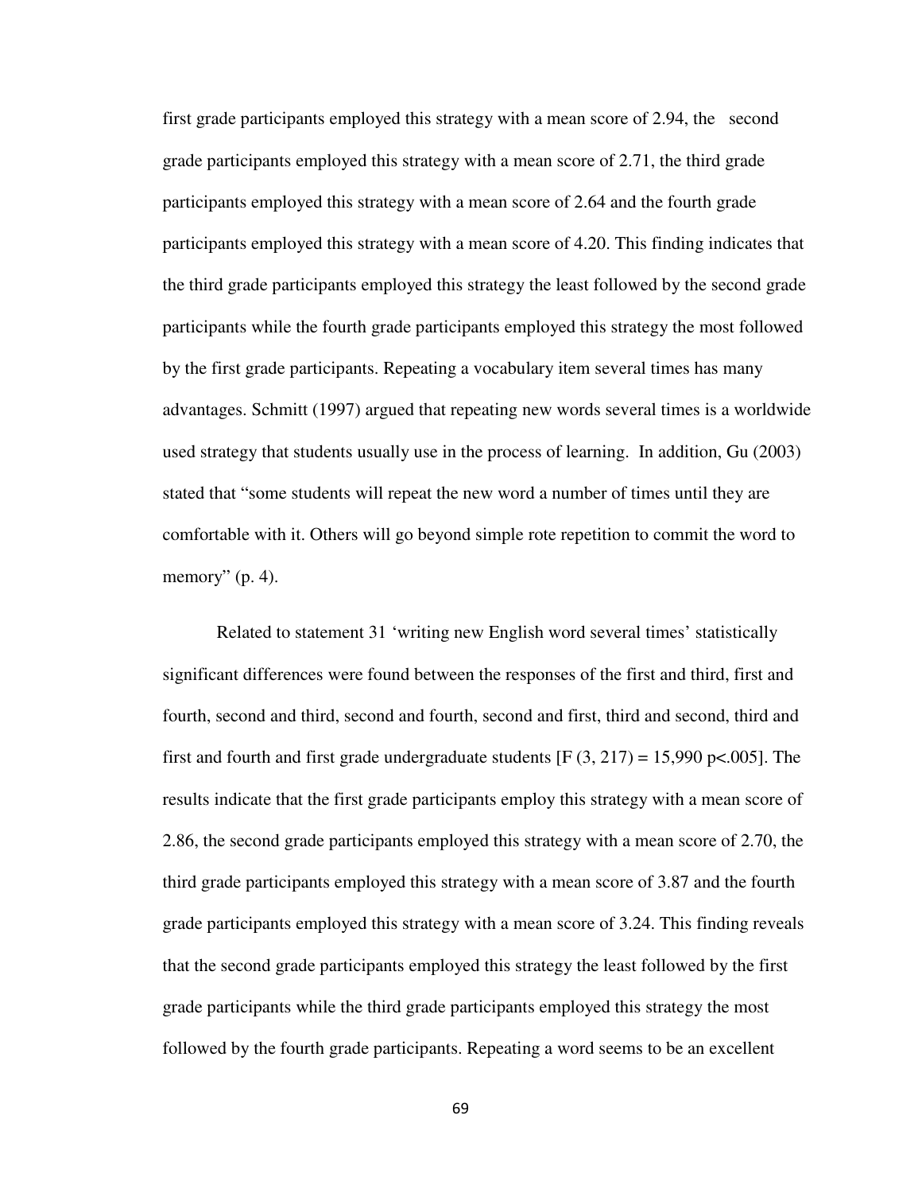first grade participants employed this strategy with a mean score of 2.94, the second grade participants employed this strategy with a mean score of 2.71, the third grade participants employed this strategy with a mean score of 2.64 and the fourth grade participants employed this strategy with a mean score of 4.20. This finding indicates that the third grade participants employed this strategy the least followed by the second grade participants while the fourth grade participants employed this strategy the most followed by the first grade participants. Repeating a vocabulary item several times has many advantages. Schmitt (1997) argued that repeating new words several times is a worldwide used strategy that students usually use in the process of learning. In addition, Gu (2003) stated that "some students will repeat the new word a number of times until they are comfortable with it. Others will go beyond simple rote repetition to commit the word to memory" (p. 4).

Related to statement 31 'writing new English word several times' statistically significant differences were found between the responses of the first and third, first and fourth, second and third, second and fourth, second and first, third and second, third and first and fourth and first grade undergraduate students [$F(3, 217) = 15{,}990$ $p<.005$]. The results indicate that the first grade participants employ this strategy with a mean score of 2.86, the second grade participants employed this strategy with a mean score of 2.70, the third grade participants employed this strategy with a mean score of 3.87 and the fourth grade participants employed this strategy with a mean score of 3.24. This finding reveals that the second grade participants employed this strategy the least followed by the first grade participants while the third grade participants employed this strategy the most followed by the fourth grade participants. Repeating a word seems to be an excellent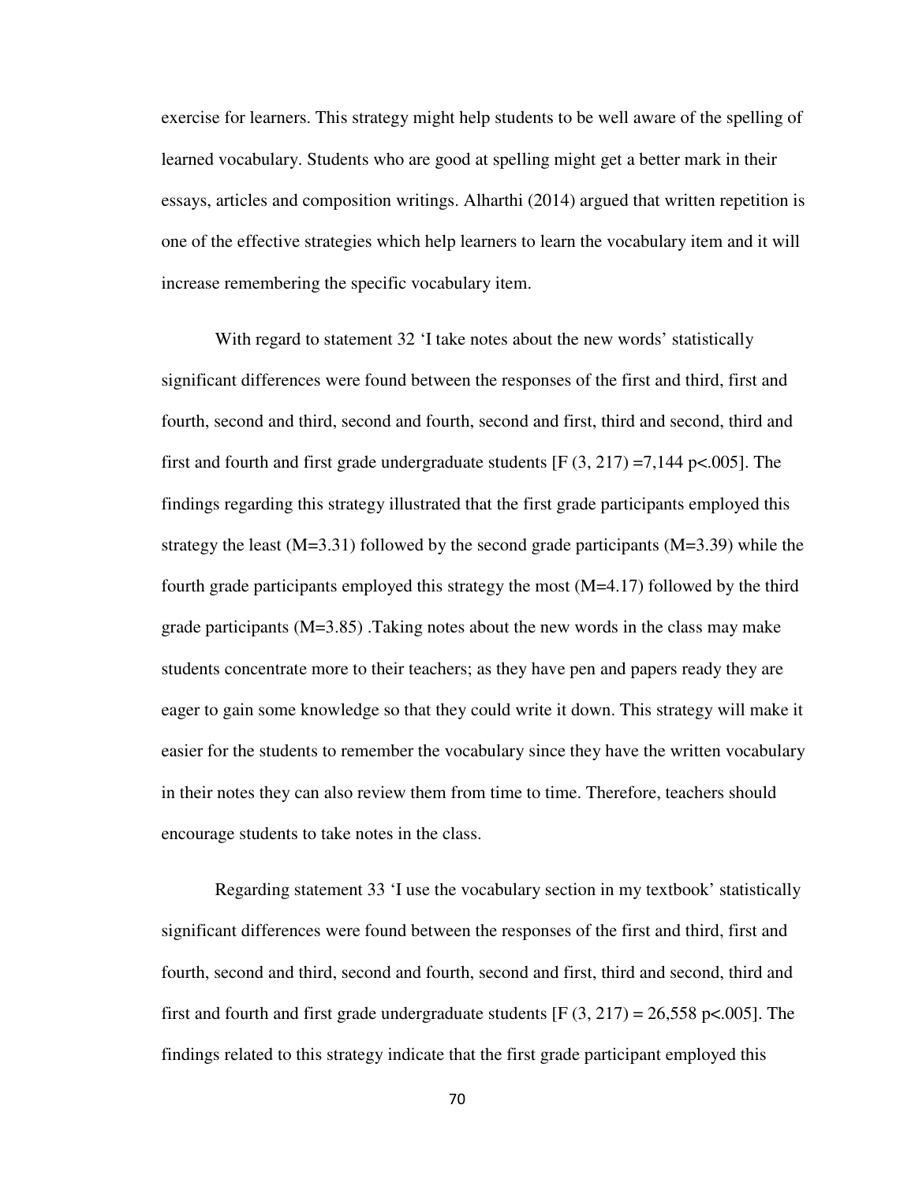exercise for learners. This strategy might help students to be well aware of the spelling of learned vocabulary. Students who are good at spelling might get a better mark in their essays, articles and composition writings. Alharthi (2014) argued that written repetition is one of the effective strategies which help learners to learn the vocabulary item and it will increase remembering the specific vocabulary item.

With regard to statement 32 ‘I take notes about the new words’ statistically significant differences were found between the responses of the first and third, first and fourth, second and third, second and fourth, second and first, third and second, third and first and fourth and first grade undergraduate students [$F (3, 217) =7,144$ $p<.005$]. The findings regarding this strategy illustrated that the first grade participants employed this strategy the least ($M=3.31$) followed by the second grade participants ($M=3.39$) while the fourth grade participants employed this strategy the most ($M=4.17$) followed by the third grade participants ($M=3.85$) .Taking notes about the new words in the class may make students concentrate more to their teachers; as they have pen and papers ready they are eager to gain some knowledge so that they could write it down. This strategy will make it easier for the students to remember the vocabulary since they have the written vocabulary in their notes they can also review them from time to time. Therefore, teachers should encourage students to take notes in the class.

Regarding statement 33 ‘I use the vocabulary section in my textbook’ statistically significant differences were found between the responses of the first and third, first and fourth, second and third, second and fourth, second and first, third and second, third and first and fourth and first grade undergraduate students [$F (3, 217) = 26,558$ $p<.005$]. The findings related to this strategy indicate that the first grade participant employed this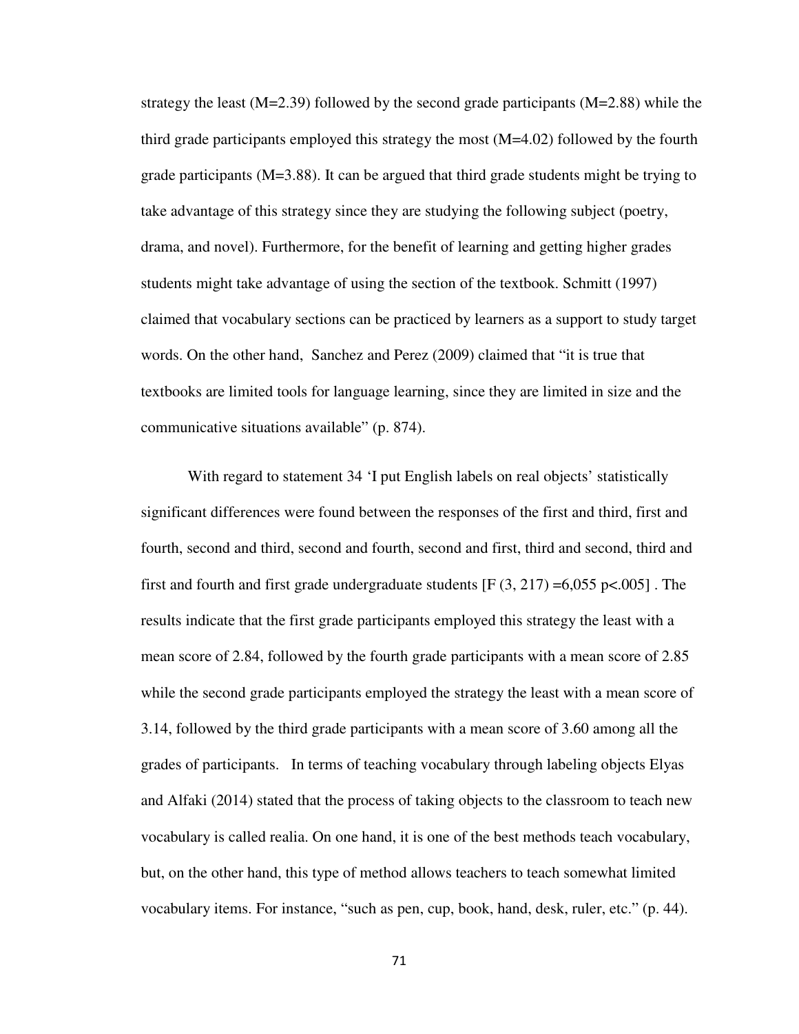strategy the least (M=2.39) followed by the second grade participants (M=2.88) while the third grade participants employed this strategy the most (M=4.02) followed by the fourth grade participants (M=3.88). It can be argued that third grade students might be trying to take advantage of this strategy since they are studying the following subject (poetry, drama, and novel). Furthermore, for the benefit of learning and getting higher grades students might take advantage of using the section of the textbook. Schmitt (1997) claimed that vocabulary sections can be practiced by learners as a support to study target words. On the other hand, Sanchez and Perez (2009) claimed that "it is true that textbooks are limited tools for language learning, since they are limited in size and the communicative situations available" (p. 874).

With regard to statement 34 'I put English labels on real objects' statistically significant differences were found between the responses of the first and third, first and fourth, second and third, second and fourth, second and first, third and second, third and first and fourth and first grade undergraduate students [$F (3, 217) =6,055$ $p<.005$] . The results indicate that the first grade participants employed this strategy the least with a mean score of 2.84, followed by the fourth grade participants with a mean score of 2.85 while the second grade participants employed the strategy the least with a mean score of 3.14, followed by the third grade participants with a mean score of 3.60 among all the grades of participants. In terms of teaching vocabulary through labeling objects Elyas and Alfaki (2014) stated that the process of taking objects to the classroom to teach new vocabulary is called realia. On one hand, it is one of the best methods teach vocabulary, but, on the other hand, this type of method allows teachers to teach somewhat limited vocabulary items. For instance, "such as pen, cup, book, hand, desk, ruler, etc." (p. 44).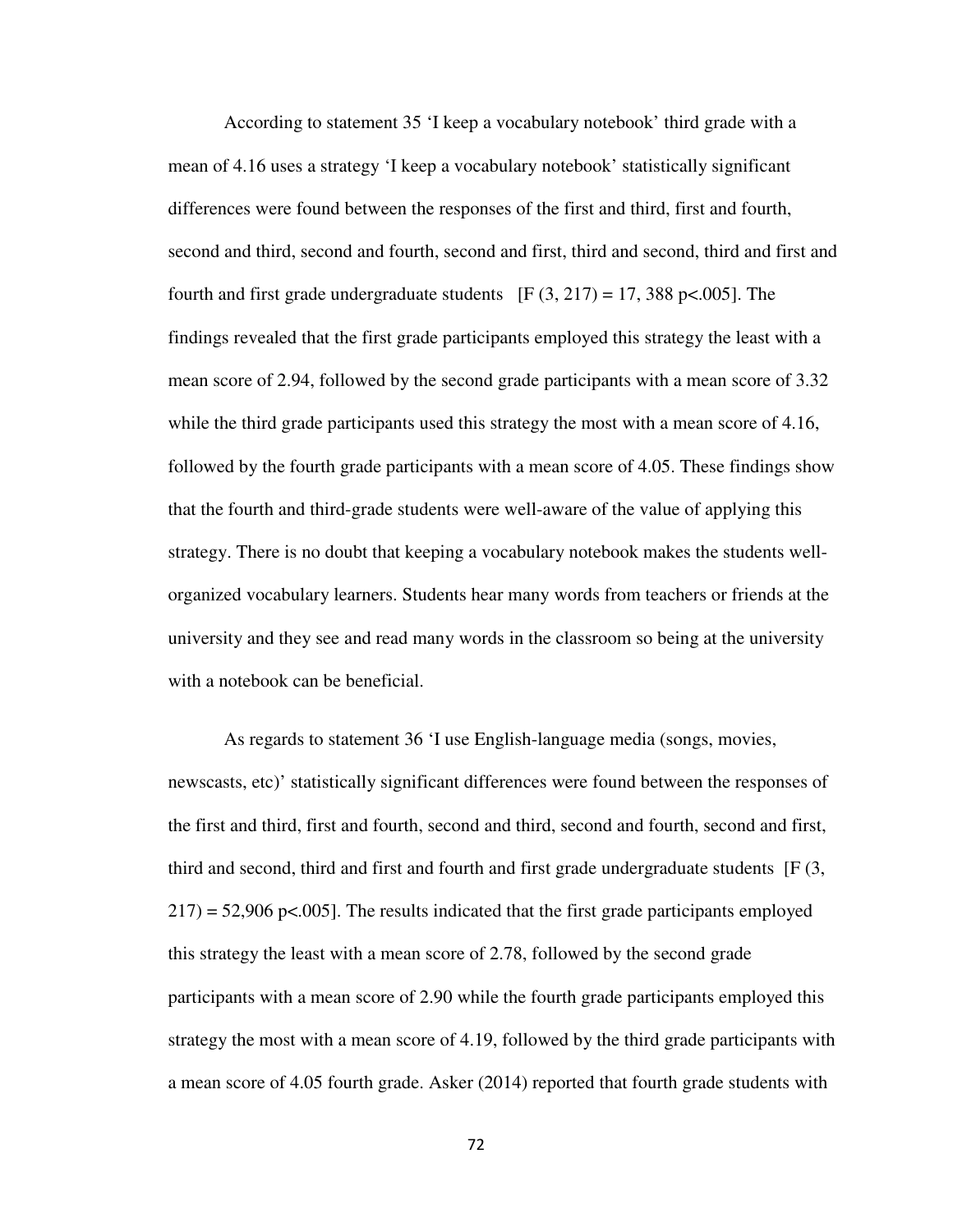According to statement 35 'I keep a vocabulary notebook' third grade with a mean of 4.16 uses a strategy 'I keep a vocabulary notebook' statistically significant differences were found between the responses of the first and third, first and fourth, second and third, second and fourth, second and first, third and second, third and first and fourth and first grade undergraduate students [$F (3, 217) = 17, 388$ $p<.005$]. The findings revealed that the first grade participants employed this strategy the least with a mean score of 2.94, followed by the second grade participants with a mean score of 3.32 while the third grade participants used this strategy the most with a mean score of 4.16, followed by the fourth grade participants with a mean score of 4.05. These findings show that the fourth and third-grade students were well-aware of the value of applying this strategy. There is no doubt that keeping a vocabulary notebook makes the students well-organized vocabulary learners. Students hear many words from teachers or friends at the university and they see and read many words in the classroom so being at the university with a notebook can be beneficial.

As regards to statement 36 'I use English-language media (songs, movies, newscasts, etc)' statistically significant differences were found between the responses of the first and third, first and fourth, second and third, second and fourth, second and first, third and second, third and first and fourth and first grade undergraduate students [$F (3, 217) = 52,906$ $p<.005$]. The results indicated that the first grade participants employed this strategy the least with a mean score of 2.78, followed by the second grade participants with a mean score of 2.90 while the fourth grade participants employed this strategy the most with a mean score of 4.19, followed by the third grade participants with a mean score of 4.05 fourth grade. Asker (2014) reported that fourth grade students with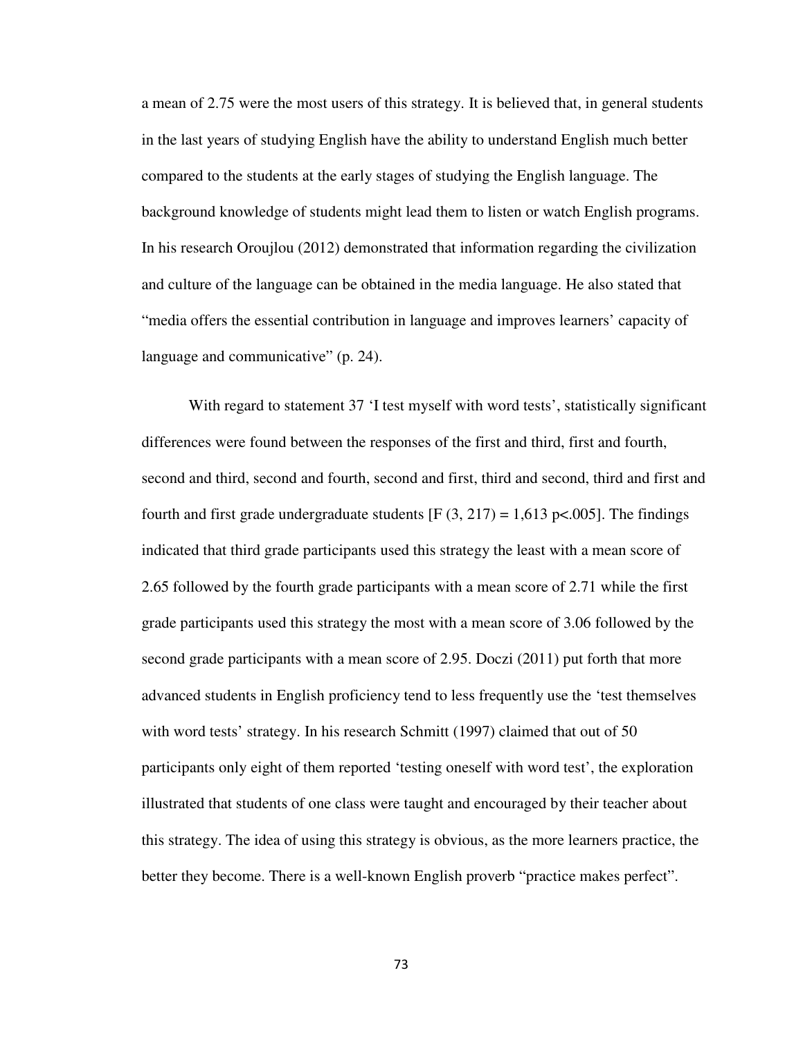a mean of 2.75 were the most users of this strategy. It is believed that, in general students in the last years of studying English have the ability to understand English much better compared to the students at the early stages of studying the English language. The background knowledge of students might lead them to listen or watch English programs. In his research Oroujlou (2012) demonstrated that information regarding the civilization and culture of the language can be obtained in the media language. He also stated that "media offers the essential contribution in language and improves learners' capacity of language and communicative" (p. 24).

With regard to statement 37 'I test myself with word tests', statistically significant differences were found between the responses of the first and third, first and fourth, second and third, second and fourth, second and first, third and second, third and first and fourth and first grade undergraduate students [$F(3, 217) = 1{,}613$ $p<.005$]. The findings indicated that third grade participants used this strategy the least with a mean score of 2.65 followed by the fourth grade participants with a mean score of 2.71 while the first grade participants used this strategy the most with a mean score of 3.06 followed by the second grade participants with a mean score of 2.95. Doczi (2011) put forth that more advanced students in English proficiency tend to less frequently use the 'test themselves with word tests' strategy. In his research Schmitt (1997) claimed that out of 50 participants only eight of them reported 'testing oneself with word test', the exploration illustrated that students of one class were taught and encouraged by their teacher about this strategy. The idea of using this strategy is obvious, as the more learners practice, the better they become. There is a well-known English proverb "practice makes perfect".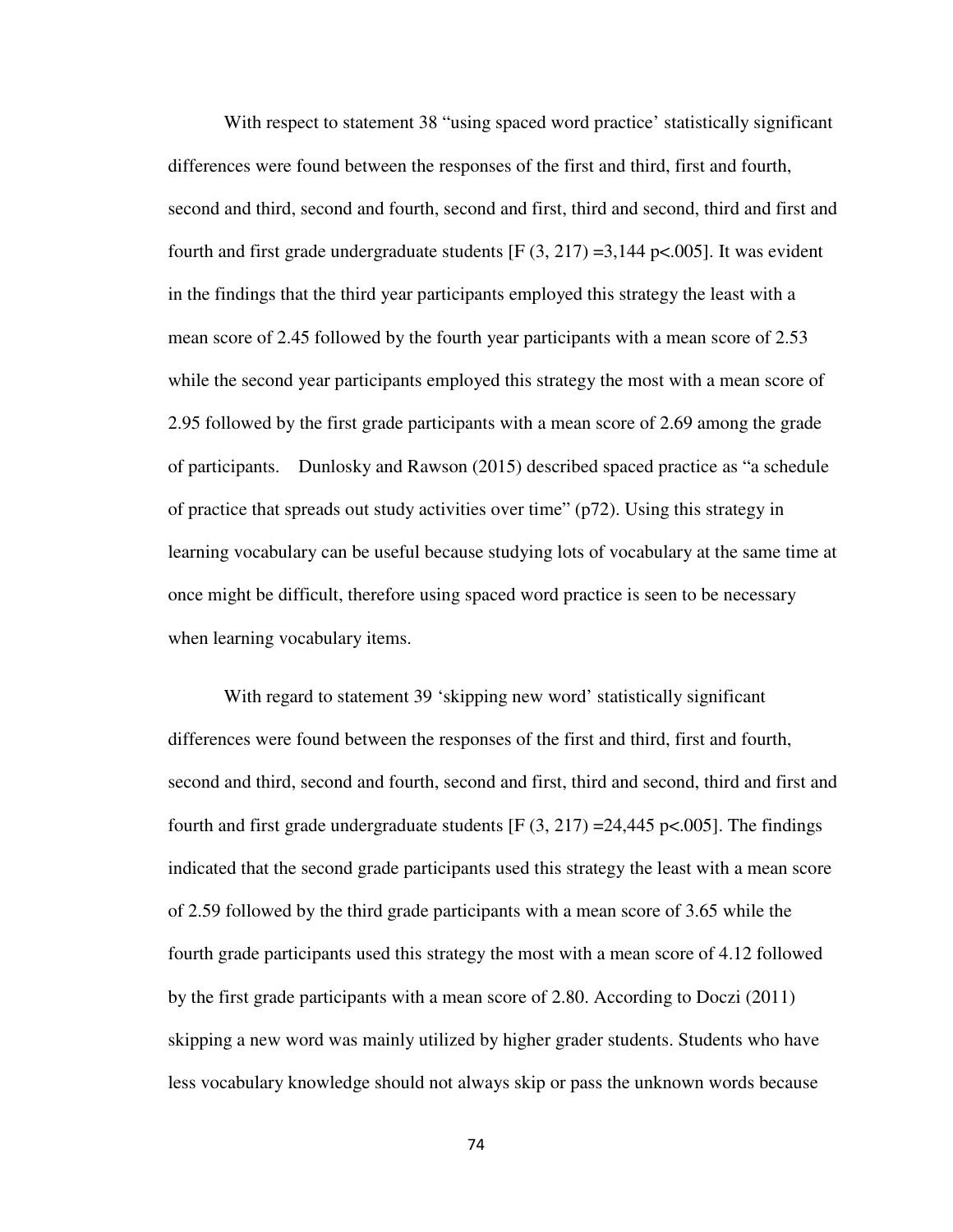With respect to statement 38 “using spaced word practice’ statistically significant differences were found between the responses of the first and third, first and fourth, second and third, second and fourth, second and first, third and second, third and first and fourth and first grade undergraduate students [$F (3, 217) = 3,144$ $p < .005$]. It was evident in the findings that the third year participants employed this strategy the least with a mean score of 2.45 followed by the fourth year participants with a mean score of 2.53 while the second year participants employed this strategy the most with a mean score of 2.95 followed by the first grade participants with a mean score of 2.69 among the grade of participants.  Dunlosky and Rawson (2015) described spaced practice as “a schedule of practice that spreads out study activities over time” (p72). Using this strategy in learning vocabulary can be useful because studying lots of vocabulary at the same time at once might be difficult, therefore using spaced word practice is seen to be necessary when learning vocabulary items.

With regard to statement 39 ‘skipping new word’ statistically significant differences were found between the responses of the first and third, first and fourth, second and third, second and fourth, second and first, third and second, third and first and fourth and first grade undergraduate students [$F (3, 217) = 24,445$ $p < .005$]. The findings indicated that the second grade participants used this strategy the least with a mean score of 2.59 followed by the third grade participants with a mean score of 3.65 while the fourth grade participants used this strategy the most with a mean score of 4.12 followed by the first grade participants with a mean score of 2.80. According to Doczi (2011) skipping a new word was mainly utilized by higher grader students. Students who have less vocabulary knowledge should not always skip or pass the unknown words because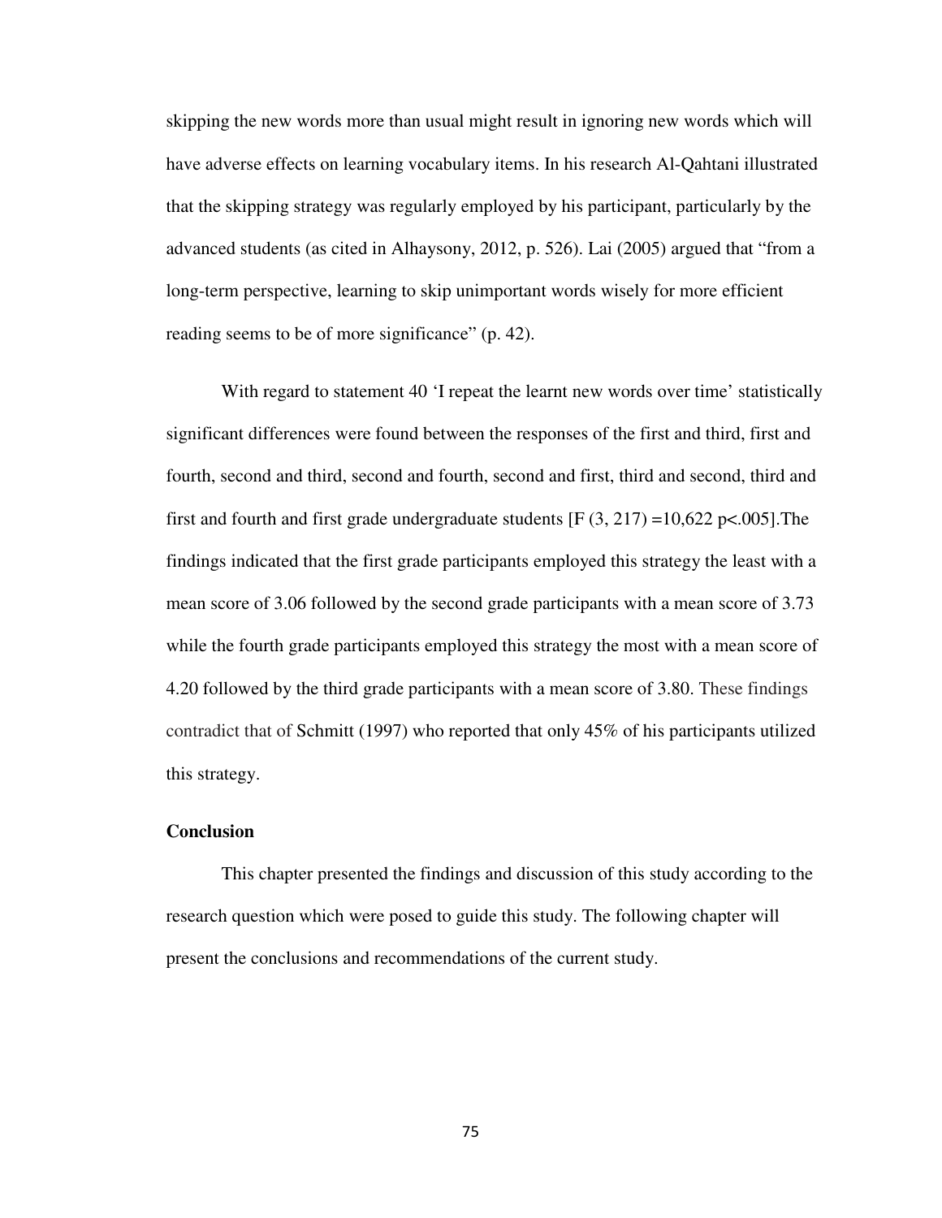skipping the new words more than usual might result in ignoring new words which will have adverse effects on learning vocabulary items. In his research Al-Qahtani illustrated that the skipping strategy was regularly employed by his participant, particularly by the advanced students (as cited in Alhaysony, 2012, p. 526). Lai (2005) argued that "from a long-term perspective, learning to skip unimportant words wisely for more efficient reading seems to be of more significance" (p. 42).

With regard to statement 40 'I repeat the learnt new words over time' statistically significant differences were found between the responses of the first and third, first and fourth, second and third, second and fourth, second and first, third and second, third and first and fourth and first grade undergraduate students [$F(3, 217) = 10{,}622$ $p < .005$].The findings indicated that the first grade participants employed this strategy the least with a mean score of 3.06 followed by the second grade participants with a mean score of 3.73 while the fourth grade participants employed this strategy the most with a mean score of 4.20 followed by the third grade participants with a mean score of 3.80. These findings contradict that of Schmitt (1997) who reported that only 45% of his participants utilized this strategy.

**Conclusion**

This chapter presented the findings and discussion of this study according to the research question which were posed to guide this study. The following chapter will present the conclusions and recommendations of the current study.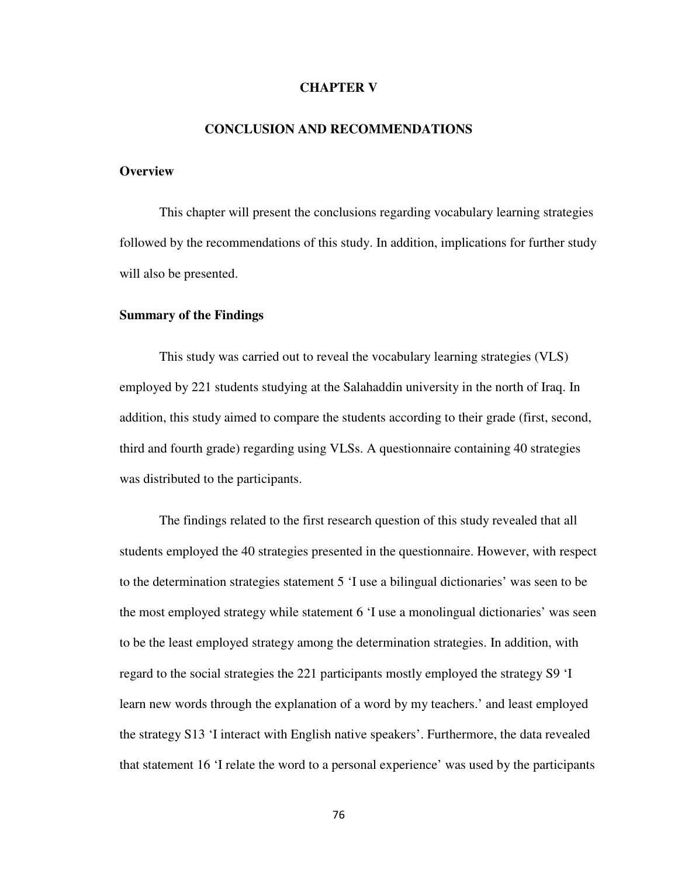# CHAPTER V

# CONCLUSION AND RECOMMENDATIONS

## Overview

This chapter will present the conclusions regarding vocabulary learning strategies followed by the recommendations of this study. In addition, implications for further study will also be presented.

## Summary of the Findings

This study was carried out to reveal the vocabulary learning strategies (VLS) employed by 221 students studying at the Salahaddin university in the north of Iraq. In addition, this study aimed to compare the students according to their grade (first, second, third and fourth grade) regarding using VLSs. A questionnaire containing 40 strategies was distributed to the participants.

The findings related to the first research question of this study revealed that all students employed the 40 strategies presented in the questionnaire. However, with respect to the determination strategies statement 5 'I use a bilingual dictionaries' was seen to be the most employed strategy while statement 6 'I use a monolingual dictionaries' was seen to be the least employed strategy among the determination strategies. In addition, with regard to the social strategies the 221 participants mostly employed the strategy S9 'I learn new words through the explanation of a word by my teachers.' and least employed the strategy S13 'I interact with English native speakers'. Furthermore, the data revealed that statement 16 'I relate the word to a personal experience' was used by the participants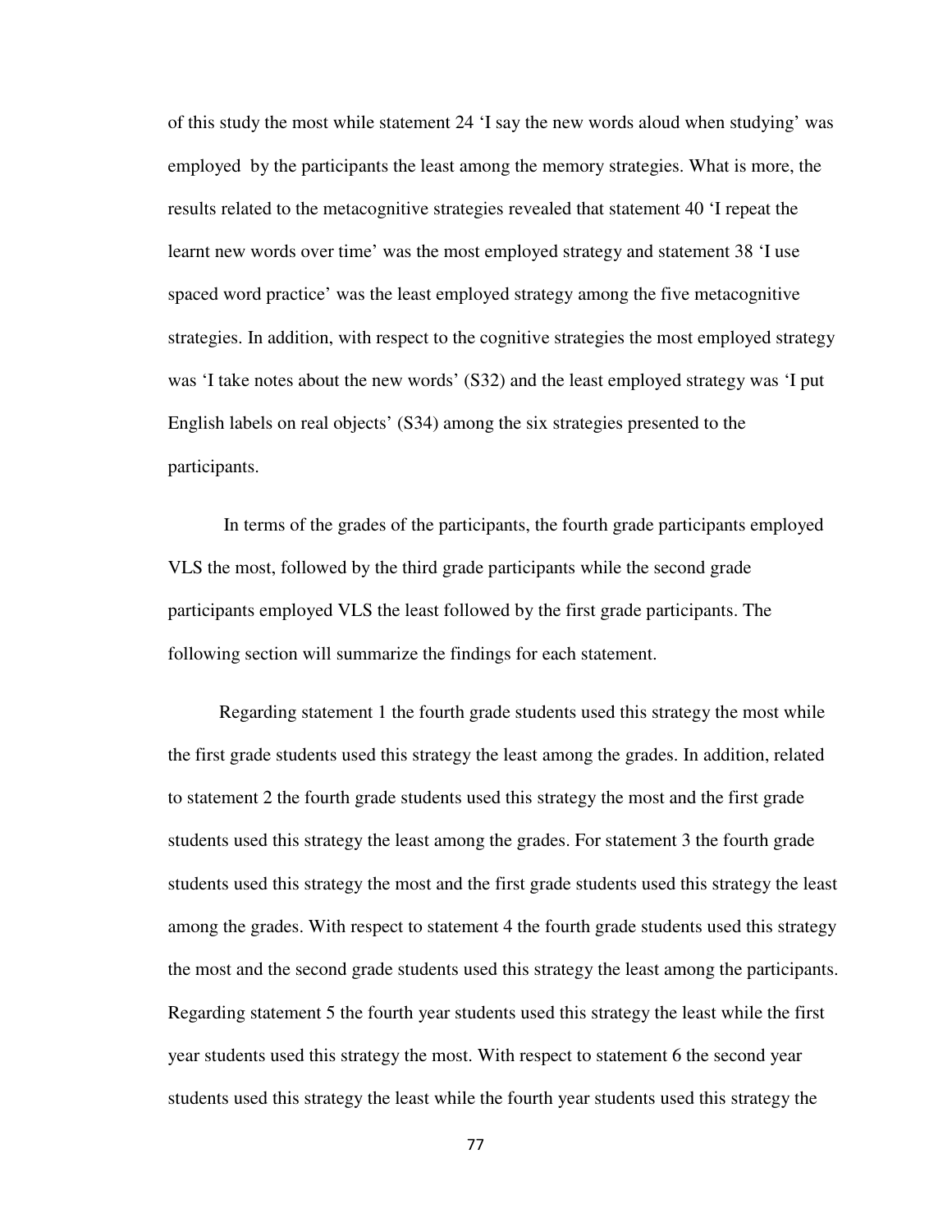of this study the most while statement 24 'I say the new words aloud when studying' was employed by the participants the least among the memory strategies. What is more, the results related to the metacognitive strategies revealed that statement 40 'I repeat the learnt new words over time' was the most employed strategy and statement 38 'I use spaced word practice' was the least employed strategy among the five metacognitive strategies. In addition, with respect to the cognitive strategies the most employed strategy was 'I take notes about the new words' (S32) and the least employed strategy was 'I put English labels on real objects' (S34) among the six strategies presented to the participants.

In terms of the grades of the participants, the fourth grade participants employed VLS the most, followed by the third grade participants while the second grade participants employed VLS the least followed by the first grade participants. The following section will summarize the findings for each statement.

Regarding statement 1 the fourth grade students used this strategy the most while the first grade students used this strategy the least among the grades. In addition, related to statement 2 the fourth grade students used this strategy the most and the first grade students used this strategy the least among the grades. For statement 3 the fourth grade students used this strategy the most and the first grade students used this strategy the least among the grades. With respect to statement 4 the fourth grade students used this strategy the most and the second grade students used this strategy the least among the participants. Regarding statement 5 the fourth year students used this strategy the least while the first year students used this strategy the most. With respect to statement 6 the second year students used this strategy the least while the fourth year students used this strategy the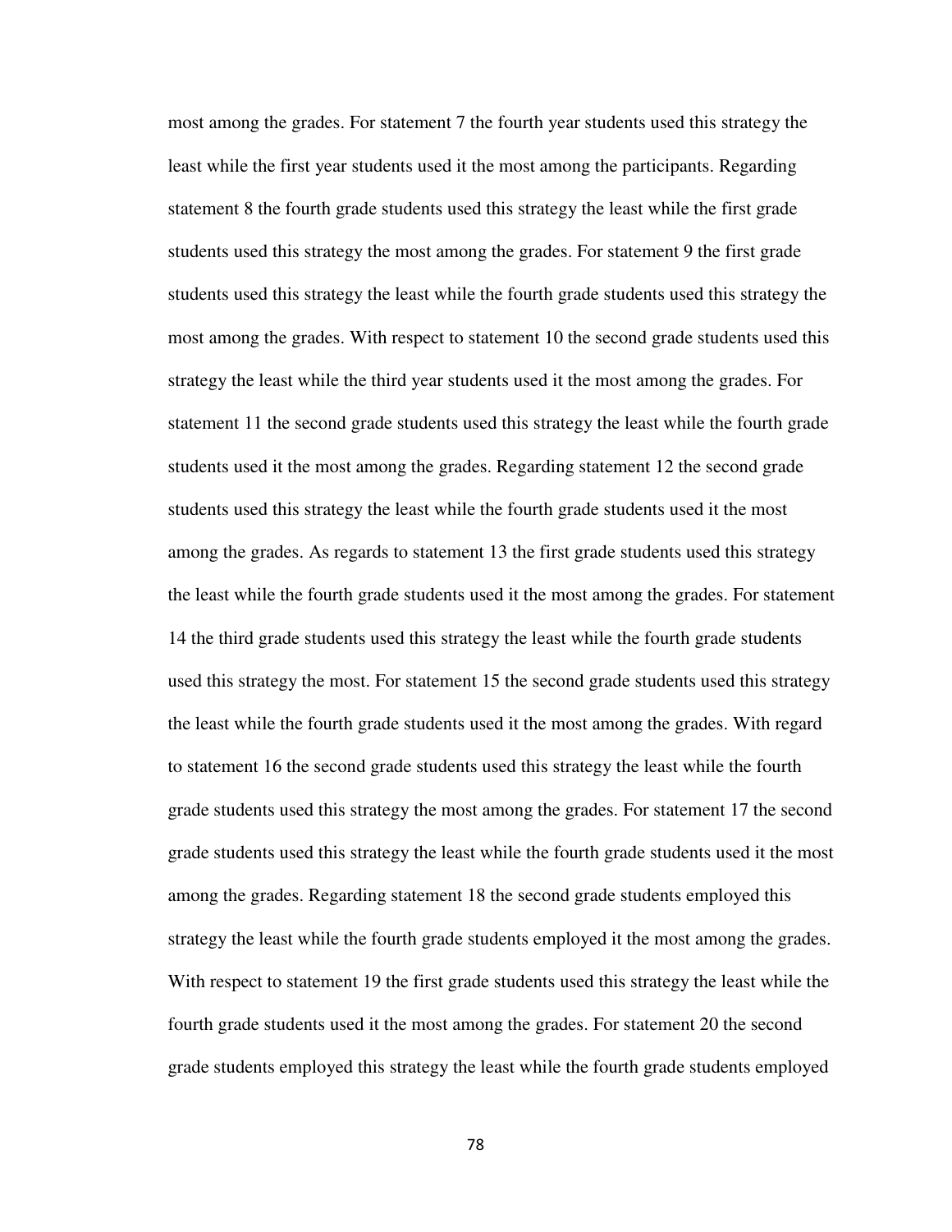most among the grades. For statement 7 the fourth year students used this strategy the least while the first year students used it the most among the participants. Regarding statement 8 the fourth grade students used this strategy the least while the first grade students used this strategy the most among the grades. For statement 9 the first grade students used this strategy the least while the fourth grade students used this strategy the most among the grades. With respect to statement 10 the second grade students used this strategy the least while the third year students used it the most among the grades. For statement 11 the second grade students used this strategy the least while the fourth grade students used it the most among the grades. Regarding statement 12 the second grade students used this strategy the least while the fourth grade students used it the most among the grades. As regards to statement 13 the first grade students used this strategy the least while the fourth grade students used it the most among the grades. For statement 14 the third grade students used this strategy the least while the fourth grade students used this strategy the most. For statement 15 the second grade students used this strategy the least while the fourth grade students used it the most among the grades. With regard to statement 16 the second grade students used this strategy the least while the fourth grade students used this strategy the most among the grades. For statement 17 the second grade students used this strategy the least while the fourth grade students used it the most among the grades. Regarding statement 18 the second grade students employed this strategy the least while the fourth grade students employed it the most among the grades. With respect to statement 19 the first grade students used this strategy the least while the fourth grade students used it the most among the grades. For statement 20 the second grade students employed this strategy the least while the fourth grade students employed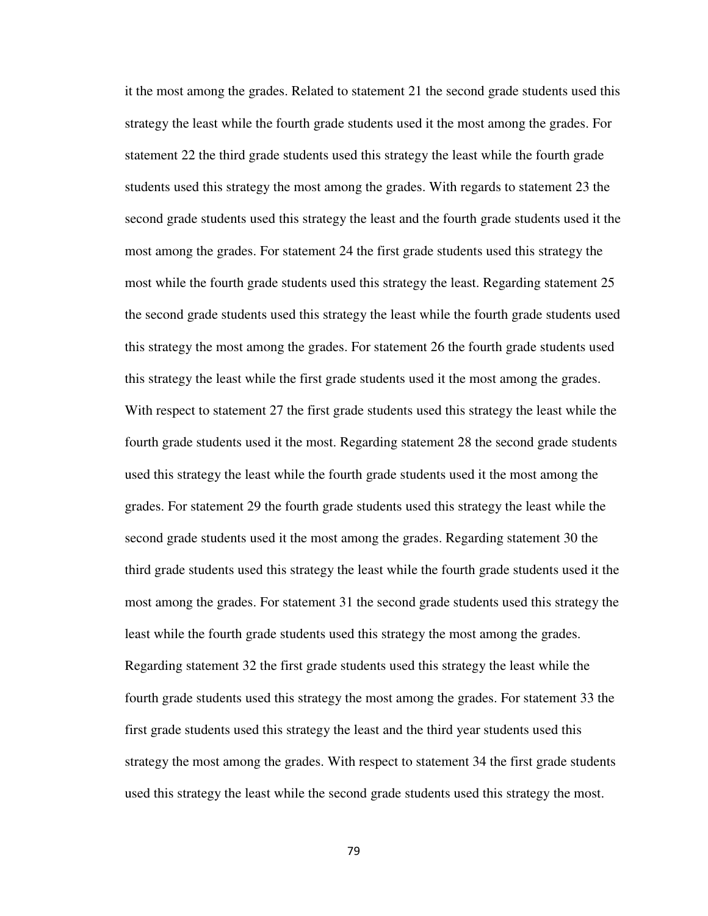it the most among the grades. Related to statement 21 the second grade students used this strategy the least while the fourth grade students used it the most among the grades. For statement 22 the third grade students used this strategy the least while the fourth grade students used this strategy the most among the grades. With regards to statement 23 the second grade students used this strategy the least and the fourth grade students used it the most among the grades. For statement 24 the first grade students used this strategy the most while the fourth grade students used this strategy the least. Regarding statement 25 the second grade students used this strategy the least while the fourth grade students used this strategy the most among the grades. For statement 26 the fourth grade students used this strategy the least while the first grade students used it the most among the grades. With respect to statement 27 the first grade students used this strategy the least while the fourth grade students used it the most. Regarding statement 28 the second grade students used this strategy the least while the fourth grade students used it the most among the grades. For statement 29 the fourth grade students used this strategy the least while the second grade students used it the most among the grades. Regarding statement 30 the third grade students used this strategy the least while the fourth grade students used it the most among the grades. For statement 31 the second grade students used this strategy the least while the fourth grade students used this strategy the most among the grades. Regarding statement 32 the first grade students used this strategy the least while the fourth grade students used this strategy the most among the grades. For statement 33 the first grade students used this strategy the least and the third year students used this strategy the most among the grades. With respect to statement 34 the first grade students used this strategy the least while the second grade students used this strategy the most.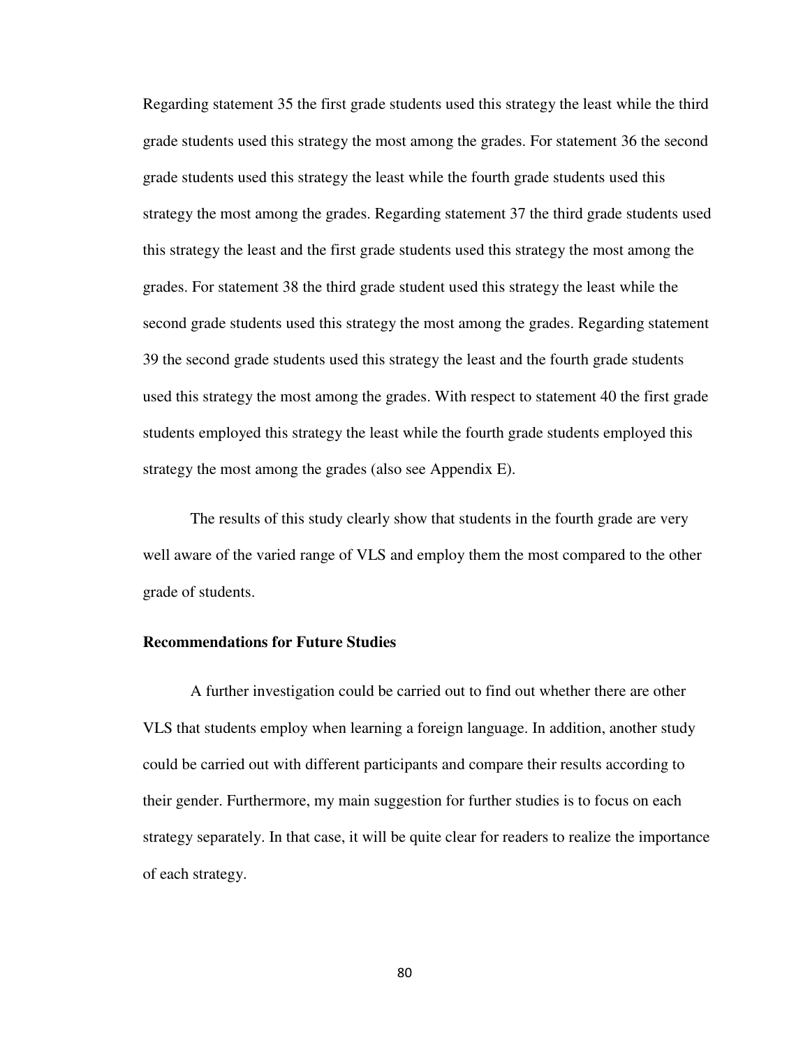Regarding statement 35 the first grade students used this strategy the least while the third grade students used this strategy the most among the grades. For statement 36 the second grade students used this strategy the least while the fourth grade students used this strategy the most among the grades. Regarding statement 37 the third grade students used this strategy the least and the first grade students used this strategy the most among the grades. For statement 38 the third grade student used this strategy the least while the second grade students used this strategy the most among the grades. Regarding statement 39 the second grade students used this strategy the least and the fourth grade students used this strategy the most among the grades. With respect to statement 40 the first grade students employed this strategy the least while the fourth grade students employed this strategy the most among the grades (also see Appendix E).

The results of this study clearly show that students in the fourth grade are very well aware of the varied range of VLS and employ them the most compared to the other grade of students.

**Recommendations for Future Studies**

A further investigation could be carried out to find out whether there are other VLS that students employ when learning a foreign language. In addition, another study could be carried out with different participants and compare their results according to their gender. Furthermore, my main suggestion for further studies is to focus on each strategy separately. In that case, it will be quite clear for readers to realize the importance of each strategy.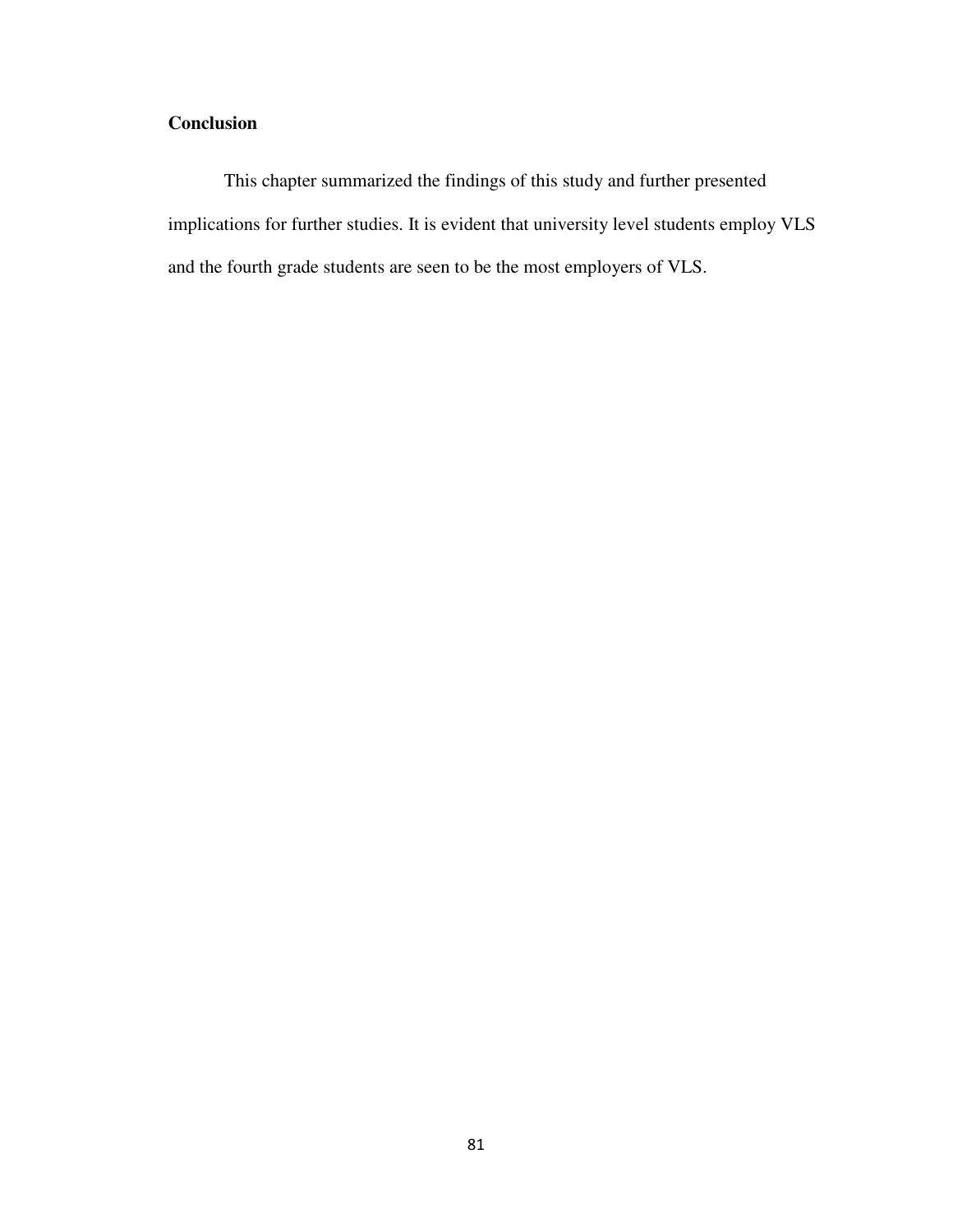## Conclusion

This chapter summarized the findings of this study and further presented implications for further studies. It is evident that university level students employ VLS and the fourth grade students are seen to be the most employers of VLS.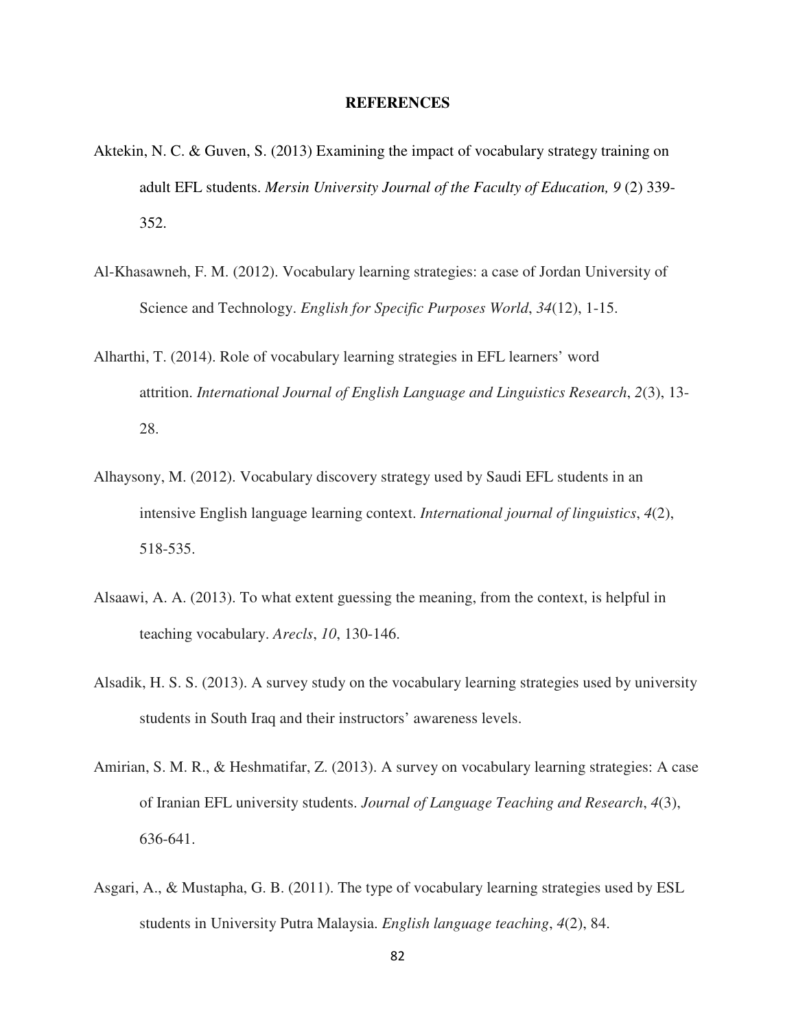# REFERENCES

Aktekin, N. C. & Guven, S. (2013) Examining the impact of vocabulary strategy training on adult EFL students. *Mersin University Journal of the Faculty of Education, 9* (2) 339-352.

Al-Khasawneh, F. M. (2012). Vocabulary learning strategies: a case of Jordan University of Science and Technology. *English for Specific Purposes World*, *34*(12), 1-15.

Alharthi, T. (2014). Role of vocabulary learning strategies in EFL learners' word attrition. *International Journal of English Language and Linguistics Research*, *2*(3), 13-28.

Alhaysony, M. (2012). Vocabulary discovery strategy used by Saudi EFL students in an intensive English language learning context. *International journal of linguistics*, *4*(2), 518-535.

Alsaawi, A. A. (2013). To what extent guessing the meaning, from the context, is helpful in teaching vocabulary. *Arecls*, *10*, 130-146.

Alsadik, H. S. S. (2013). A survey study on the vocabulary learning strategies used by university students in South Iraq and their instructors' awareness levels.

Amirian, S. M. R., & Heshmatifar, Z. (2013). A survey on vocabulary learning strategies: A case of Iranian EFL university students. *Journal of Language Teaching and Research*, *4*(3), 636-641.

Asgari, A., & Mustapha, G. B. (2011). The type of vocabulary learning strategies used by ESL students in University Putra Malaysia. *English language teaching*, *4*(2), 84.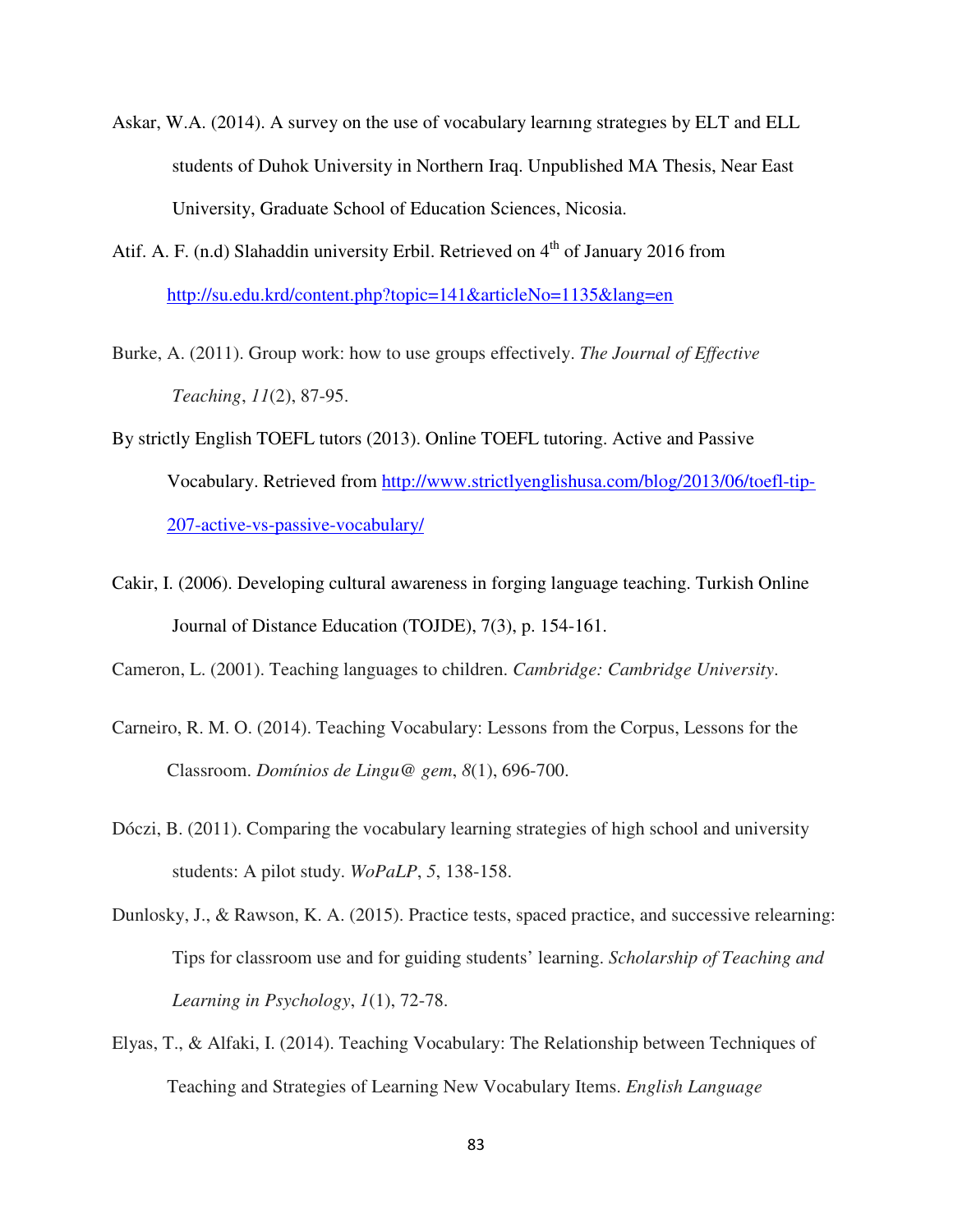Askar, W.A. (2014). A survey on the use of vocabulary learnıng strategıes by ELT and ELL students of Duhok University in Northern Iraq. Unpublished MA Thesis, Near East University, Graduate School of Education Sciences, Nicosia.

Atif. A. F. (n.d) Slahaddin university Erbil. Retrieved on 4th of January 2016 from http://su.edu.krd/content.php?topic=141&articleNo=1135&lang=en

Burke, A. (2011). Group work: how to use groups effectively. *The Journal of Effective Teaching*, *11*(2), 87-95.

By strictly English TOEFL tutors (2013). Online TOEFL tutoring. Active and Passive Vocabulary. Retrieved from http://www.strictlyenglishusa.com/blog/2013/06/toefl-tip-207-active-vs-passive-vocabulary/

Cakir, I. (2006). Developing cultural awareness in forging language teaching. Turkish Online Journal of Distance Education (TOJDE), 7(3), p. 154-161.

Cameron, L. (2001). Teaching languages to children. *Cambridge: Cambridge University*.

Carneiro, R. M. O. (2014). Teaching Vocabulary: Lessons from the Corpus, Lessons for the Classroom. *Domínios de Lingu@ gem*, *8*(1), 696-700.

Dóczi, B. (2011). Comparing the vocabulary learning strategies of high school and university students: A pilot study. *WoPaLP*, *5*, 138-158.

Dunlosky, J., & Rawson, K. A. (2015). Practice tests, spaced practice, and successive relearning: Tips for classroom use and for guiding students' learning. *Scholarship of Teaching and Learning in Psychology*, *1*(1), 72-78.

Elyas, T., & Alfaki, I. (2014). Teaching Vocabulary: The Relationship between Techniques of Teaching and Strategies of Learning New Vocabulary Items. *English Language*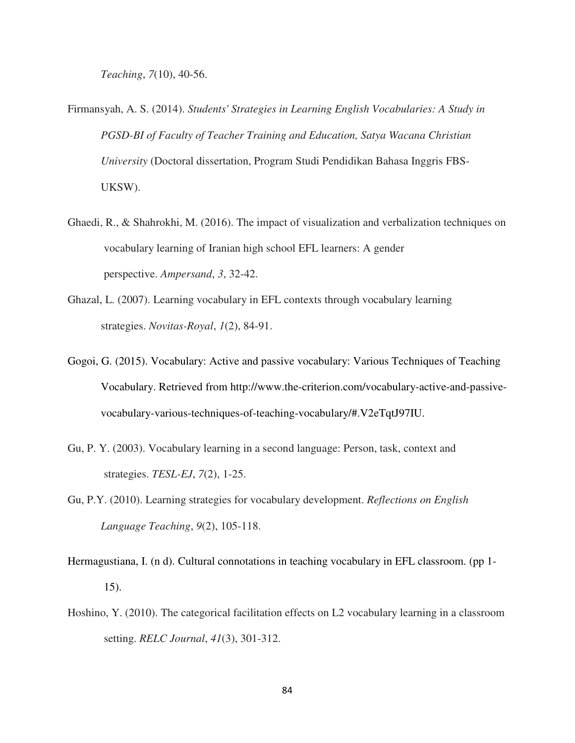*Teaching*, *7*(10), 40-56.

Firmansyah, A. S. (2014). *Students' Strategies in Learning English Vocabularies: A Study in PGSD-BI of Faculty of Teacher Training and Education, Satya Wacana Christian University* (Doctoral dissertation, Program Studi Pendidikan Bahasa Inggris FBS-UKSW).

Ghaedi, R., & Shahrokhi, M. (2016). The impact of visualization and verbalization techniques on vocabulary learning of Iranian high school EFL learners: A gender perspective. *Ampersand*, *3*, 32-42.

Ghazal, L. (2007). Learning vocabulary in EFL contexts through vocabulary learning strategies. *Novitas-Royal*, *1*(2), 84-91.

Gogoi, G. (2015). Vocabulary: Active and passive vocabulary: Various Techniques of Teaching Vocabulary. Retrieved from http://www.the-criterion.com/vocabulary-active-and-passive-vocabulary-various-techniques-of-teaching-vocabulary/#.V2eTqtJ97IU.

Gu, P. Y. (2003). Vocabulary learning in a second language: Person, task, context and strategies. *TESL-EJ*, *7*(2), 1-25.

Gu, P.Y. (2010). Learning strategies for vocabulary development. *Reflections on English Language Teaching*, *9*(2), 105-118.

Hermagustiana, I. (n d). Cultural connotations in teaching vocabulary in EFL classroom. (pp 1-15).

Hoshino, Y. (2010). The categorical facilitation effects on L2 vocabulary learning in a classroom setting. *RELC Journal*, *41*(3), 301-312.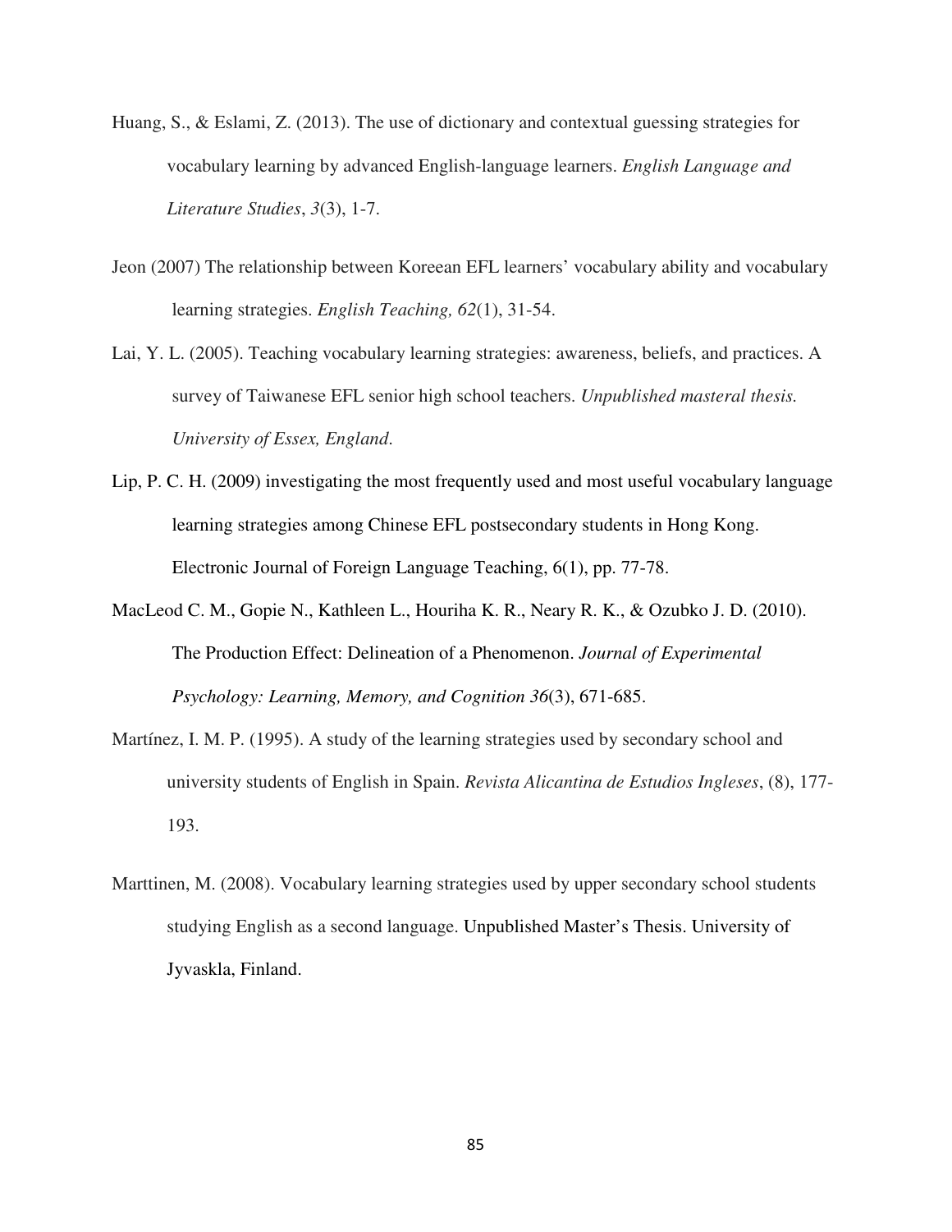Huang, S., & Eslami, Z. (2013). The use of dictionary and contextual guessing strategies for vocabulary learning by advanced English-language learners. *English Language and Literature Studies*, *3*(3), 1-7.

Jeon (2007) The relationship between Koreean EFL learners' vocabulary ability and vocabulary learning strategies. *English Teaching, 62*(1), 31-54.

Lai, Y. L. (2005). Teaching vocabulary learning strategies: awareness, beliefs, and practices. A survey of Taiwanese EFL senior high school teachers. *Unpublished masteral thesis. University of Essex, England*.

Lip, P. C. H. (2009) investigating the most frequently used and most useful vocabulary language learning strategies among Chinese EFL postsecondary students in Hong Kong. Electronic Journal of Foreign Language Teaching, 6(1), pp. 77-78.

MacLeod C. M., Gopie N., Kathleen L., Houriha K. R., Neary R. K., & Ozubko J. D. (2010). The Production Effect: Delineation of a Phenomenon. *Journal of Experimental Psychology: Learning, Memory, and Cognition 36*(3), 671-685.

Martínez, I. M. P. (1995). A study of the learning strategies used by secondary school and university students of English in Spain. *Revista Alicantina de Estudios Ingleses*, (8), 177-193.

Marttinen, M. (2008). Vocabulary learning strategies used by upper secondary school students studying English as a second language. Unpublished Master's Thesis. University of Jyvaskla, Finland.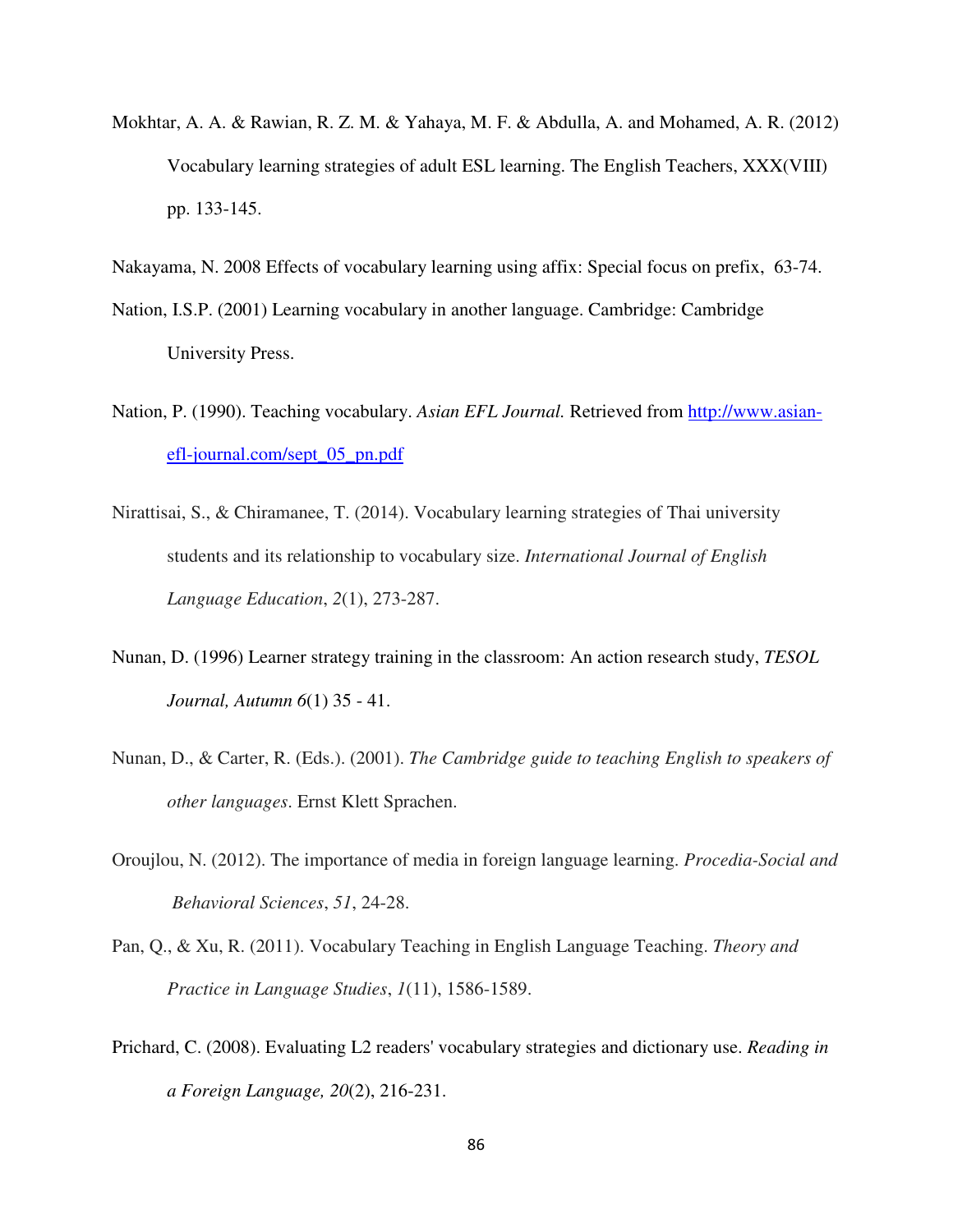Mokhtar, A. A. & Rawian, R. Z. M. & Yahaya, M. F. & Abdulla, A. and Mohamed, A. R. (2012) Vocabulary learning strategies of adult ESL learning. The English Teachers, XXX(VIII) pp. 133-145.

Nakayama, N. 2008 Effects of vocabulary learning using affix: Special focus on prefix, 63-74.

Nation, I.S.P. (2001) Learning vocabulary in another language. Cambridge: Cambridge University Press.

Nation, P. (1990). Teaching vocabulary. *Asian EFL Journal.* Retrieved from http://www.asian-efl-journal.com/sept_05_pn.pdf

Nirattisai, S., & Chiramanee, T. (2014). Vocabulary learning strategies of Thai university students and its relationship to vocabulary size. *International Journal of English Language Education*, *2*(1), 273-287.

Nunan, D. (1996) Learner strategy training in the classroom: An action research study, *TESOL Journal, Autumn 6*(1) 35 - 41.

Nunan, D., & Carter, R. (Eds.). (2001). *The Cambridge guide to teaching English to speakers of other languages*. Ernst Klett Sprachen.

Oroujlou, N. (2012). The importance of media in foreign language learning. *Procedia-Social and Behavioral Sciences*, *51*, 24-28.

Pan, Q., & Xu, R. (2011). Vocabulary Teaching in English Language Teaching. *Theory and Practice in Language Studies*, *1*(11), 1586-1589.

Prichard, C. (2008). Evaluating L2 readers' vocabulary strategies and dictionary use. *Reading in a Foreign Language, 20*(2), 216-231.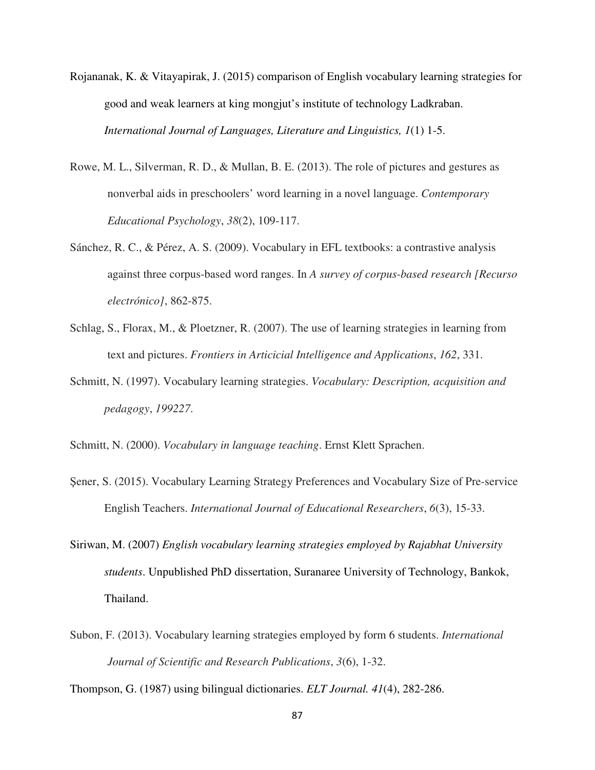Rojananak, K. & Vitayapirak, J. (2015) comparison of English vocabulary learning strategies for good and weak learners at king mongjut's institute of technology Ladkraban. *International Journal of Languages, Literature and Linguistics, 1*(1) 1-5.

Rowe, M. L., Silverman, R. D., & Mullan, B. E. (2013). The role of pictures and gestures as nonverbal aids in preschoolers' word learning in a novel language. *Contemporary Educational Psychology*, *38*(2), 109-117.

Sánchez, R. C., & Pérez, A. S. (2009). Vocabulary in EFL textbooks: a contrastive analysis against three corpus-based word ranges. In *A survey of corpus-based research [Recurso electrónico]*, 862-875.

Schlag, S., Florax, M., & Ploetzner, R. (2007). The use of learning strategies in learning from text and pictures. *Frontiers in Articicial Intelligence and Applications*, *162*, 331.

Schmitt, N. (1997). Vocabulary learning strategies. *Vocabulary: Description, acquisition and pedagogy*, *199227*.

Schmitt, N. (2000). *Vocabulary in language teaching*. Ernst Klett Sprachen.

Şener, S. (2015). Vocabulary Learning Strategy Preferences and Vocabulary Size of Pre-service English Teachers. *International Journal of Educational Researchers*, *6*(3), 15-33.

Siriwan, M. (2007) *English vocabulary learning strategies employed by Rajabhat University students*. Unpublished PhD dissertation, Suranaree University of Technology, Bankok, Thailand.

Subon, F. (2013). Vocabulary learning strategies employed by form 6 students. *International Journal of Scientific and Research Publications*, *3*(6), 1-32.

Thompson, G. (1987) using bilingual dictionaries. *ELT Journal. 41*(4), 282-286.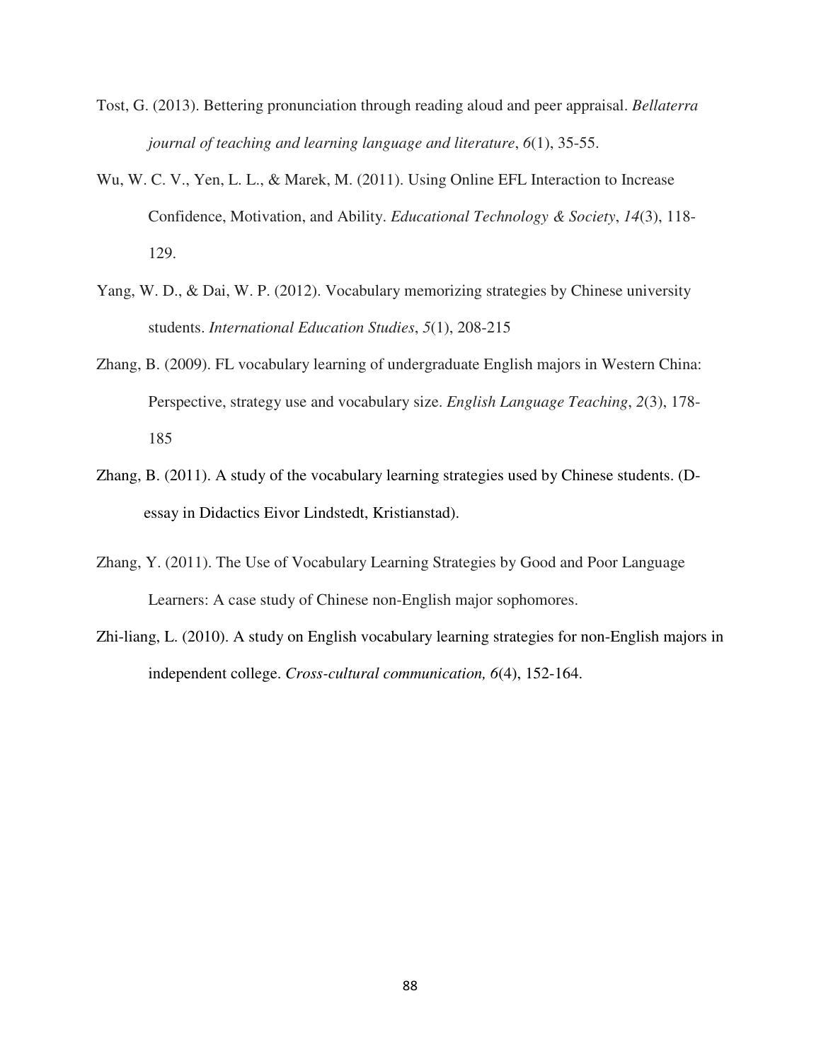Tost, G. (2013). Bettering pronunciation through reading aloud and peer appraisal. *Bellaterra journal of teaching and learning language and literature*, *6*(1), 35-55.

Wu, W. C. V., Yen, L. L., & Marek, M. (2011). Using Online EFL Interaction to Increase Confidence, Motivation, and Ability. *Educational Technology & Society*, *14*(3), 118-129.

Yang, W. D., & Dai, W. P. (2012). Vocabulary memorizing strategies by Chinese university students. *International Education Studies*, *5*(1), 208-215

Zhang, B. (2009). FL vocabulary learning of undergraduate English majors in Western China: Perspective, strategy use and vocabulary size. *English Language Teaching*, *2*(3), 178-185

Zhang, B. (2011). A study of the vocabulary learning strategies used by Chinese students. (D-essay in Didactics Eivor Lindstedt, Kristianstad).

Zhang, Y. (2011). The Use of Vocabulary Learning Strategies by Good and Poor Language Learners: A case study of Chinese non-English major sophomores.

Zhi-liang, L. (2010). A study on English vocabulary learning strategies for non-English majors in independent college. *Cross-cultural communication, 6*(4), 152-164.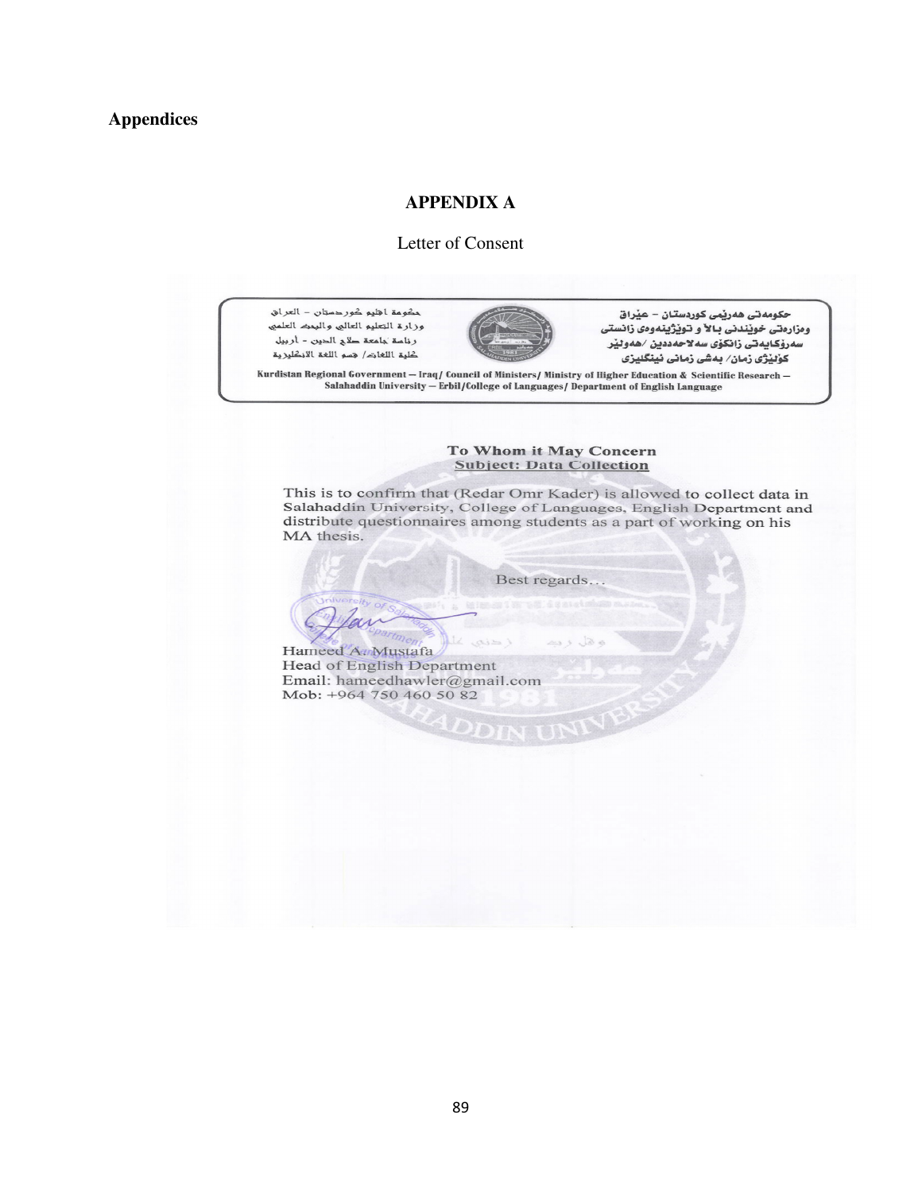# Appendices

## APPENDIX A

Letter of Consent

حكومة اقليم كوردستان - العراق
وزارة التعليم العالي والبحث العلمي
رئاسة جامعة صلاح الدين - أربيل
كلية اللغات/ قسم اللغة الانكليزية

حكومەتی هەرێمی کوردستان - عێراق
وەزارەتی خوێندنی باڵا و توێژینەوەی زانستی
سەرۆکایەتی زانکۆی سەلاحەددین /هەولێر
کۆلێژی زمان/ بەشی زمانی ئینگلیزی

Kurdistan Regional Government – Iraq/ Council of Ministers/ Ministry of Higher Education & Scientific Research – Salahaddin University – Erbil/College of Languages/ Department of English Language

**To Whom it May Concern**
**Subject: Data Collection**

This is to confirm that (Redar Omr Kader) is allowed to collect data in Salahaddin University, College of Languages, English Department and distribute questionnaires among students as a part of working on his MA thesis.

Best regards...

Hameed A. Mustafa
Head of English Department
Email: hameedhawler@gmail.com
Mob: +964 750 460 50 82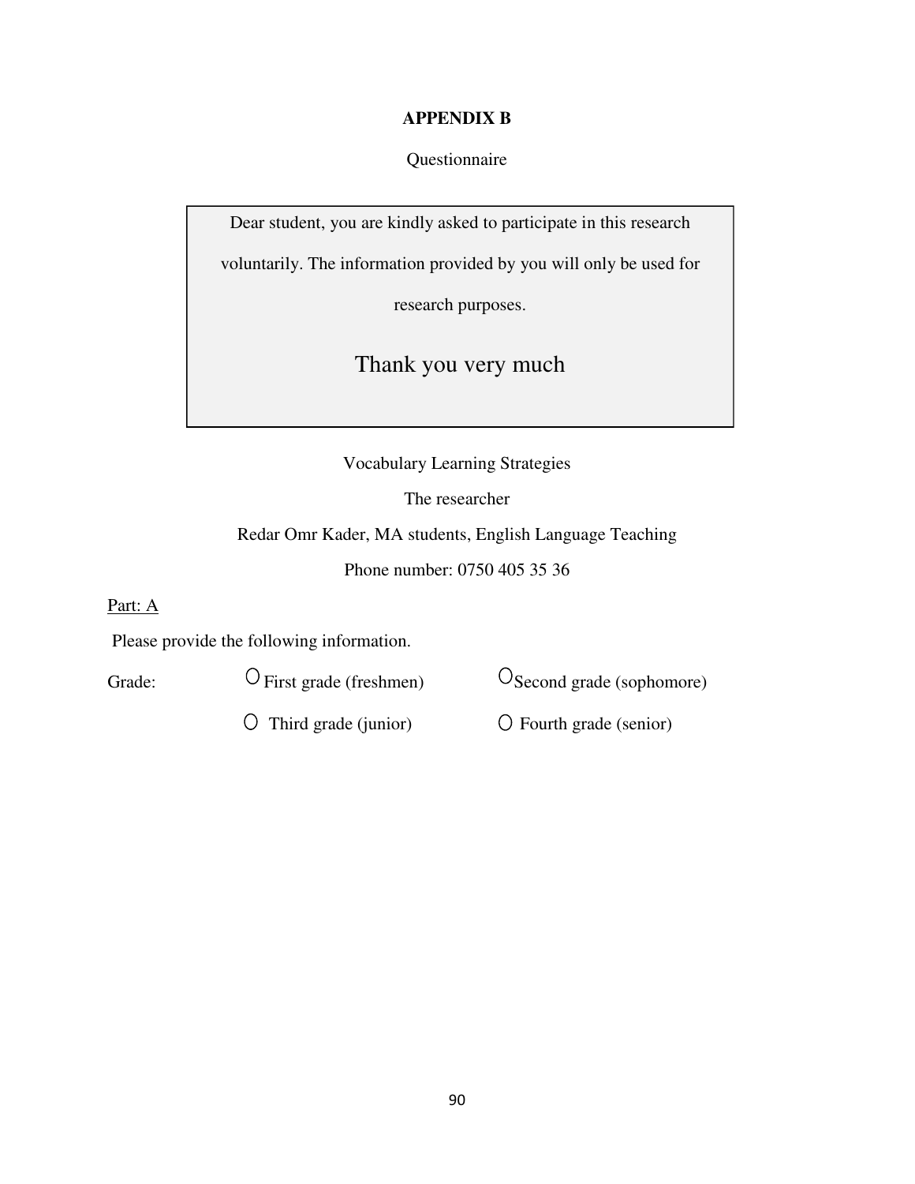**APPENDIX B**

Questionnaire

> Dear student, you are kindly asked to participate in this research voluntarily. The information provided by you will only be used for research purposes.
>
> Thank you very much

Vocabulary Learning Strategies

The researcher

Redar Omr Kader, MA students, English Language Teaching

Phone number: 0750 405 35 36

Part: A

Please provide the following information.

Grade:

- ○ First grade (freshmen)
- ○ Second grade (sophomore)
- ○ Third grade (junior)
- ○ Fourth grade (senior)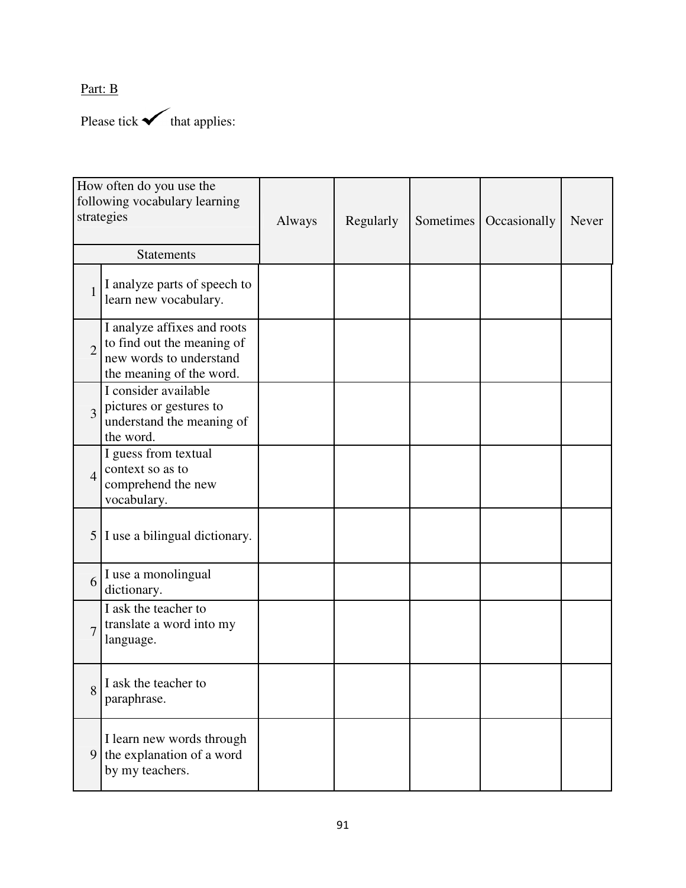Part: B

Please tick ✔ that applies:

| How often do you use the following vocabulary learning strategies | | Always | Regularly | Sometimes | Occasionally | Never |
|---|---|---|---|---|---|---|
| Statements | | | | | | |
| 1 | I analyze parts of speech to learn new vocabulary. | | | | | |
| 2 | I analyze affixes and roots to find out the meaning of new words to understand the meaning of the word. | | | | | |
| 3 | I consider available pictures or gestures to understand the meaning of the word. | | | | | |
| 4 | I guess from textual context so as to comprehend the new vocabulary. | | | | | |
| 5 | I use a bilingual dictionary. | | | | | |
| 6 | I use a monolingual dictionary. | | | | | |
| 7 | I ask the teacher to translate a word into my language. | | | | | |
| 8 | I ask the teacher to paraphrase. | | | | | |
| 9 | I learn new words through the explanation of a word by my teachers. | | | | | |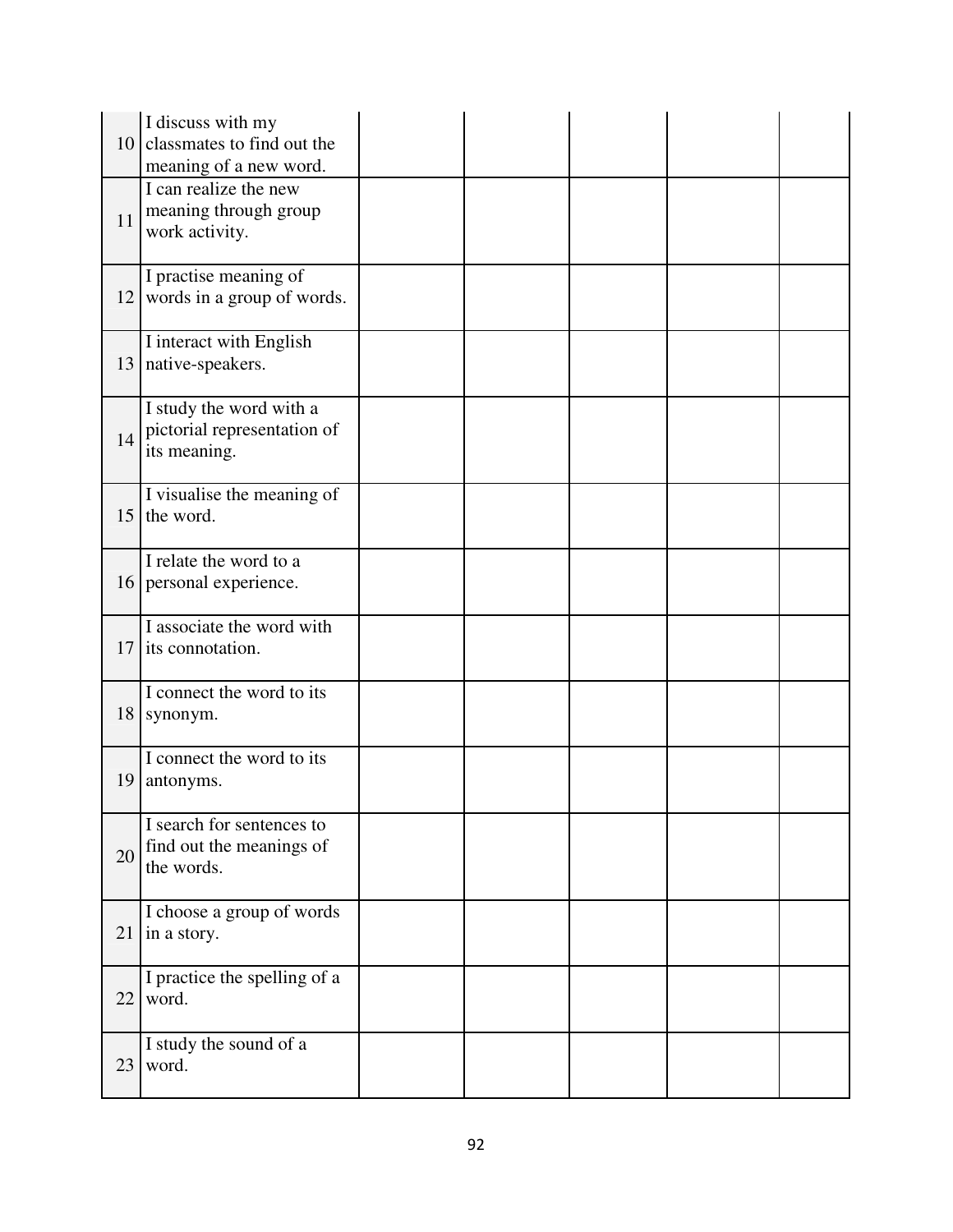| | | | | | | |
|---|---|---|---|---|---|---|
| 10 | I discuss with my classmates to find out the meaning of a new word. | | | | | |
| 11 | I can realize the new meaning through group work activity. | | | | | |
| 12 | I practise meaning of words in a group of words. | | | | | |
| 13 | I interact with English native-speakers. | | | | | |
| 14 | I study the word with a pictorial representation of its meaning. | | | | | |
| 15 | I visualise the meaning of the word. | | | | | |
| 16 | I relate the word to a personal experience. | | | | | |
| 17 | I associate the word with its connotation. | | | | | |
| 18 | I connect the word to its synonym. | | | | | |
| 19 | I connect the word to its antonyms. | | | | | |
| 20 | I search for sentences to find out the meanings of the words. | | | | | |
| 21 | I choose a group of words in a story. | | | | | |
| 22 | I practice the spelling of a word. | | | | | |
| 23 | I study the sound of a word. | | | | | |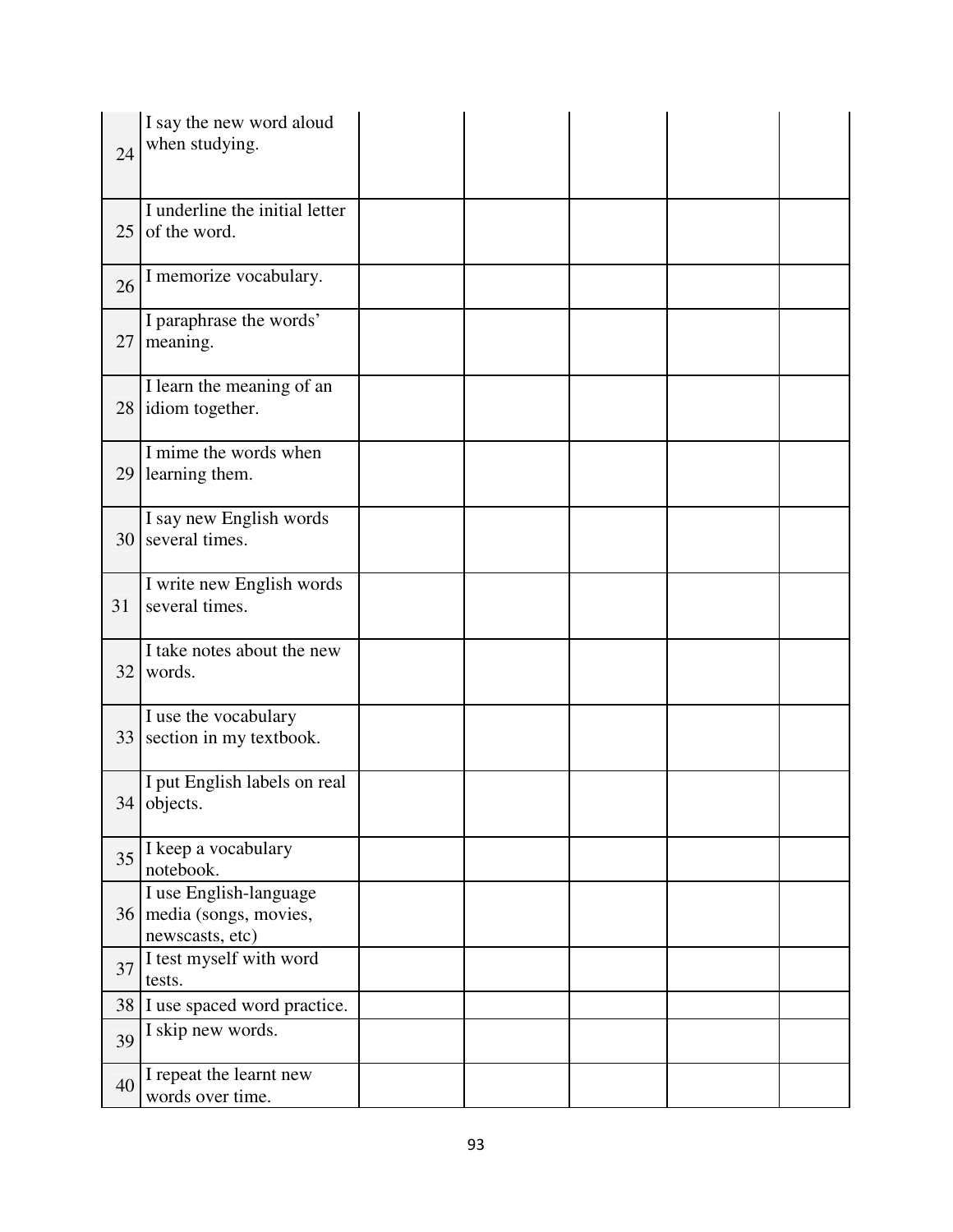| | | | | | | |
|---|---|---|---|---|---|---|
| 24 | I say the new word aloud when studying. | | | | | |
| 25 | I underline the initial letter of the word. | | | | | |
| 26 | I memorize vocabulary. | | | | | |
| 27 | I paraphrase the words' meaning. | | | | | |
| 28 | I learn the meaning of an idiom together. | | | | | |
| 29 | I mime the words when learning them. | | | | | |
| 30 | I say new English words several times. | | | | | |
| 31 | I write new English words several times. | | | | | |
| 32 | I take notes about the new words. | | | | | |
| 33 | I use the vocabulary section in my textbook. | | | | | |
| 34 | I put English labels on real objects. | | | | | |
| 35 | I keep a vocabulary notebook. | | | | | |
| 36 | I use English-language media (songs, movies, newscasts, etc) | | | | | |
| 37 | I test myself with word tests. | | | | | |
| 38 | I use spaced word practice. | | | | | |
| 39 | I skip new words. | | | | | |
| 40 | I repeat the learnt new words over time. | | | | | |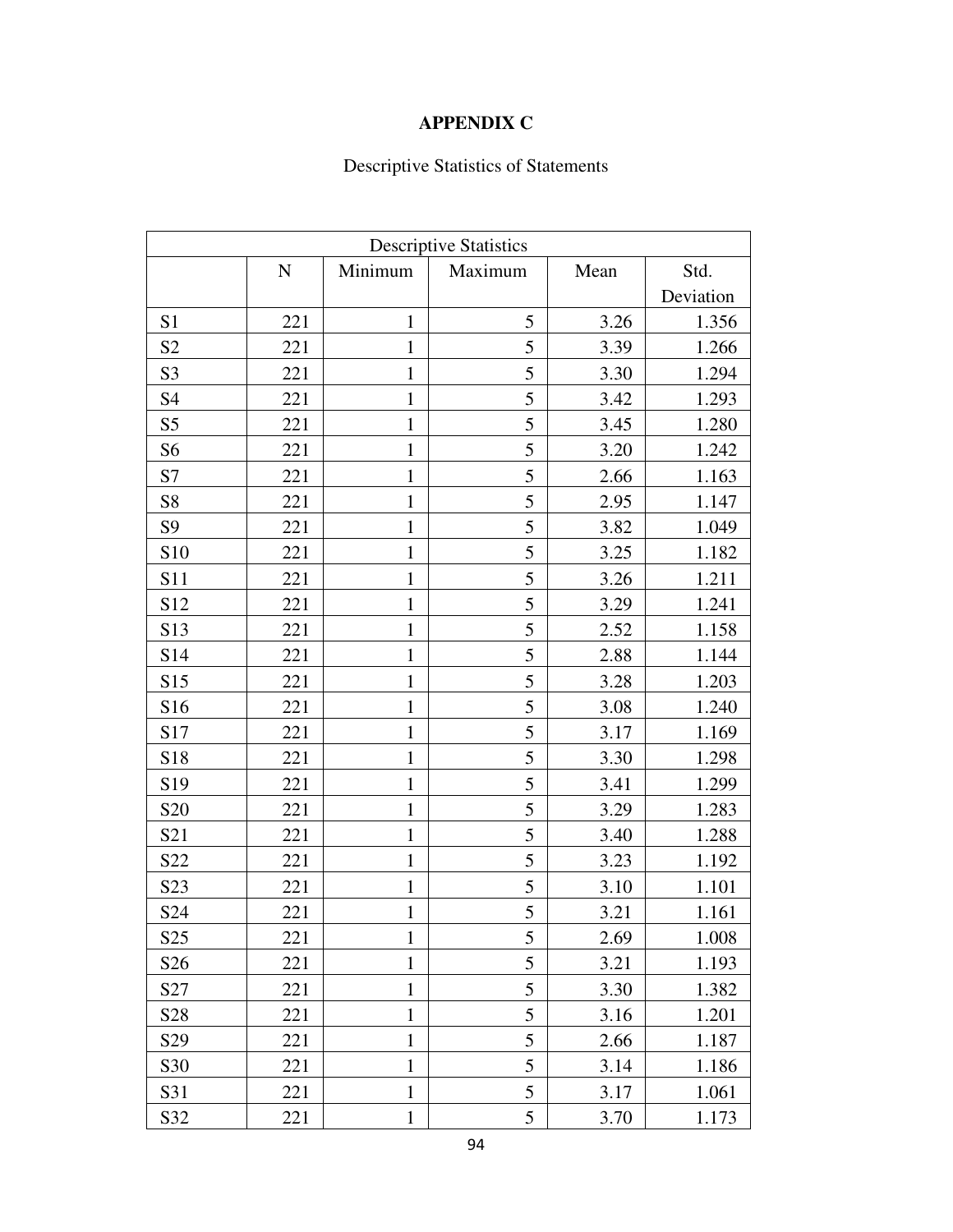**APPENDIX C**

Descriptive Statistics of Statements

| Descriptive Statistics | | | | | |
|---|---|---|---|---|---|
| | N | Minimum | Maximum | Mean | Std. Deviation |
| S1 | 221 | 1 | 5 | 3.26 | 1.356 |
| S2 | 221 | 1 | 5 | 3.39 | 1.266 |
| S3 | 221 | 1 | 5 | 3.30 | 1.294 |
| S4 | 221 | 1 | 5 | 3.42 | 1.293 |
| S5 | 221 | 1 | 5 | 3.45 | 1.280 |
| S6 | 221 | 1 | 5 | 3.20 | 1.242 |
| S7 | 221 | 1 | 5 | 2.66 | 1.163 |
| S8 | 221 | 1 | 5 | 2.95 | 1.147 |
| S9 | 221 | 1 | 5 | 3.82 | 1.049 |
| S10 | 221 | 1 | 5 | 3.25 | 1.182 |
| S11 | 221 | 1 | 5 | 3.26 | 1.211 |
| S12 | 221 | 1 | 5 | 3.29 | 1.241 |
| S13 | 221 | 1 | 5 | 2.52 | 1.158 |
| S14 | 221 | 1 | 5 | 2.88 | 1.144 |
| S15 | 221 | 1 | 5 | 3.28 | 1.203 |
| S16 | 221 | 1 | 5 | 3.08 | 1.240 |
| S17 | 221 | 1 | 5 | 3.17 | 1.169 |
| S18 | 221 | 1 | 5 | 3.30 | 1.298 |
| S19 | 221 | 1 | 5 | 3.41 | 1.299 |
| S20 | 221 | 1 | 5 | 3.29 | 1.283 |
| S21 | 221 | 1 | 5 | 3.40 | 1.288 |
| S22 | 221 | 1 | 5 | 3.23 | 1.192 |
| S23 | 221 | 1 | 5 | 3.10 | 1.101 |
| S24 | 221 | 1 | 5 | 3.21 | 1.161 |
| S25 | 221 | 1 | 5 | 2.69 | 1.008 |
| S26 | 221 | 1 | 5 | 3.21 | 1.193 |
| S27 | 221 | 1 | 5 | 3.30 | 1.382 |
| S28 | 221 | 1 | 5 | 3.16 | 1.201 |
| S29 | 221 | 1 | 5 | 2.66 | 1.187 |
| S30 | 221 | 1 | 5 | 3.14 | 1.186 |
| S31 | 221 | 1 | 5 | 3.17 | 1.061 |
| S32 | 221 | 1 | 5 | 3.70 | 1.173 |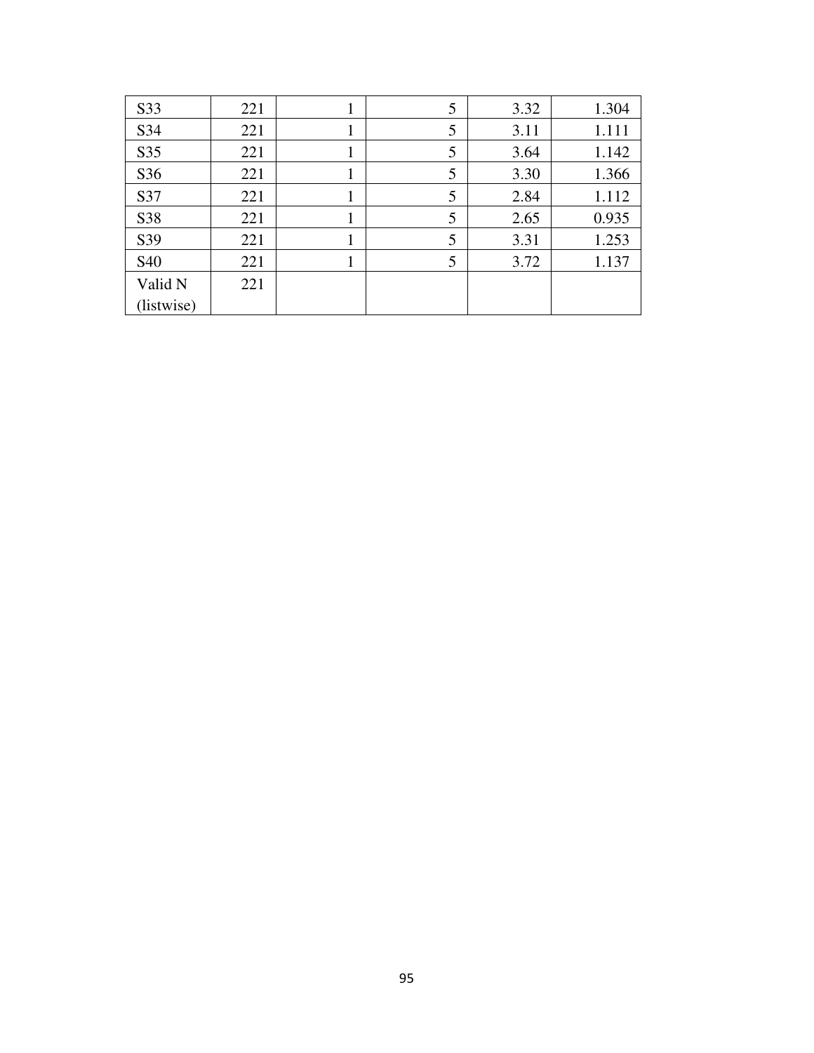| S33 | 221 | 1 | 5 | 3.32 | 1.304 |
|---|---|---|---|---|---|
| S34 | 221 | 1 | 5 | 3.11 | 1.111 |
| S35 | 221 | 1 | 5 | 3.64 | 1.142 |
| S36 | 221 | 1 | 5 | 3.30 | 1.366 |
| S37 | 221 | 1 | 5 | 2.84 | 1.112 |
| S38 | 221 | 1 | 5 | 2.65 | 0.935 |
| S39 | 221 | 1 | 5 | 3.31 | 1.253 |
| S40 | 221 | 1 | 5 | 3.72 | 1.137 |
| Valid N (listwise) | 221 | | | | |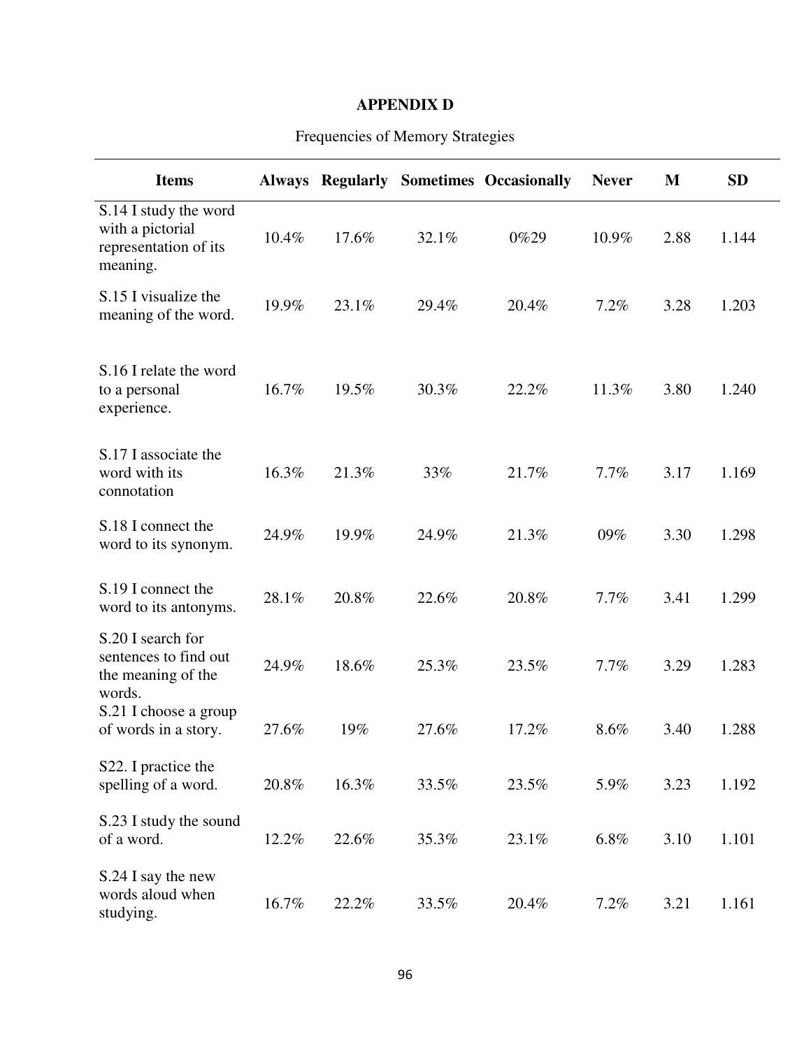# APPENDIX D

Frequencies of Memory Strategies

| Items | Always | Regularly | Sometimes | Occasionally | Never | M | SD |
|---|---|---|---|---|---|---|---|
| S.14 I study the word with a pictorial representation of its meaning. | 10.4% | 17.6% | 32.1% | 0%29 | 10.9% | 2.88 | 1.144 |
| S.15 I visualize the meaning of the word. | 19.9% | 23.1% | 29.4% | 20.4% | 7.2% | 3.28 | 1.203 |
| S.16 I relate the word to a personal experience. | 16.7% | 19.5% | 30.3% | 22.2% | 11.3% | 3.80 | 1.240 |
| S.17 I associate the word with its connotation | 16.3% | 21.3% | 33% | 21.7% | 7.7% | 3.17 | 1.169 |
| S.18 I connect the word to its synonym. | 24.9% | 19.9% | 24.9% | 21.3% | 09% | 3.30 | 1.298 |
| S.19 I connect the word to its antonyms. | 28.1% | 20.8% | 22.6% | 20.8% | 7.7% | 3.41 | 1.299 |
| S.20 I search for sentences to find out the meaning of the words. | 24.9% | 18.6% | 25.3% | 23.5% | 7.7% | 3.29 | 1.283 |
| S.21 I choose a group of words in a story. | 27.6% | 19% | 27.6% | 17.2% | 8.6% | 3.40 | 1.288 |
| S22. I practice the spelling of a word. | 20.8% | 16.3% | 33.5% | 23.5% | 5.9% | 3.23 | 1.192 |
| S.23 I study the sound of a word. | 12.2% | 22.6% | 35.3% | 23.1% | 6.8% | 3.10 | 1.101 |
| S.24 I say the new words aloud when studying. | 16.7% | 22.2% | 33.5% | 20.4% | 7.2% | 3.21 | 1.161 |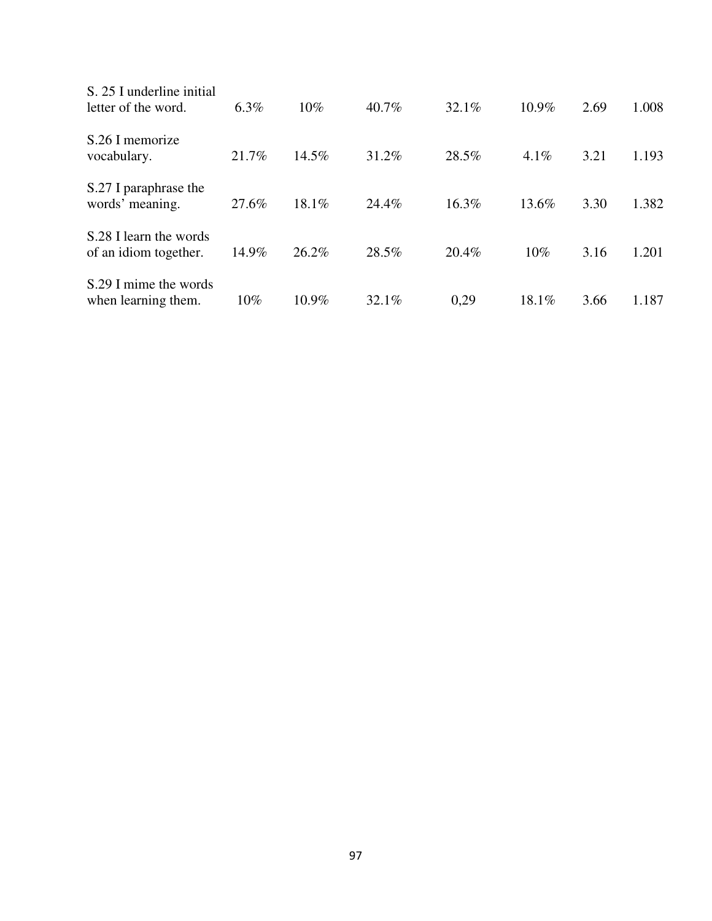| | | | | | | | |
|---|---|---|---|---|---|---|---|
| S. 25 I underline initial letter of the word. | 6.3% | 10% | 40.7% | 32.1% | 10.9% | 2.69 | 1.008 |
| S.26 I memorize vocabulary. | 21.7% | 14.5% | 31.2% | 28.5% | 4.1% | 3.21 | 1.193 |
| S.27 I paraphrase the words' meaning. | 27.6% | 18.1% | 24.4% | 16.3% | 13.6% | 3.30 | 1.382 |
| S.28 I learn the words of an idiom together. | 14.9% | 26.2% | 28.5% | 20.4% | 10% | 3.16 | 1.201 |
| S.29 I mime the words when learning them. | 10% | 10.9% | 32.1% | 0,29 | 18.1% | 3.66 | 1.187 |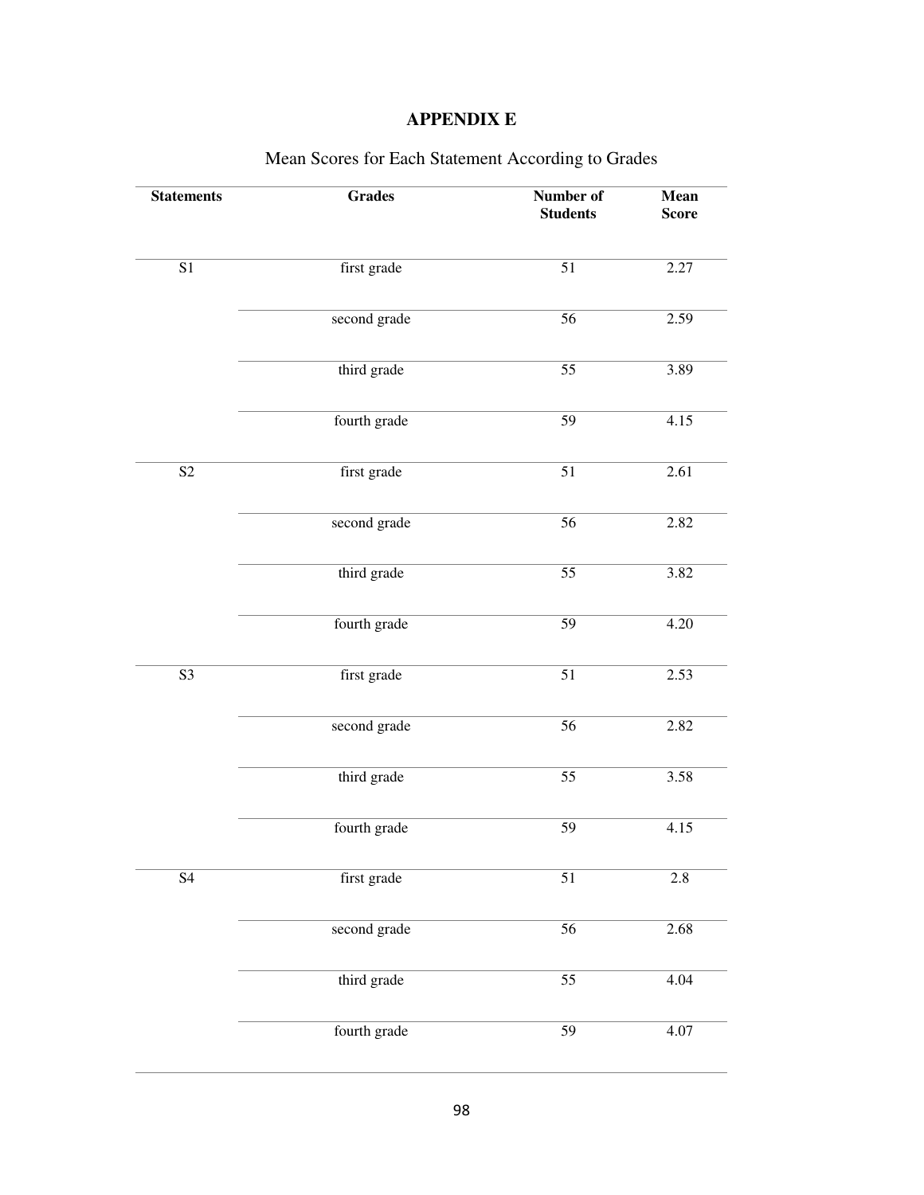# APPENDIX E

Mean Scores for Each Statement According to Grades

| Statements | Grades | Number of Students | Mean Score |
|---|---|---|---|
| S1 | first grade | 51 | 2.27 |
| | second grade | 56 | 2.59 |
| | third grade | 55 | 3.89 |
| | fourth grade | 59 | 4.15 |
| S2 | first grade | 51 | 2.61 |
| | second grade | 56 | 2.82 |
| | third grade | 55 | 3.82 |
| | fourth grade | 59 | 4.20 |
| S3 | first grade | 51 | 2.53 |
| | second grade | 56 | 2.82 |
| | third grade | 55 | 3.58 |
| | fourth grade | 59 | 4.15 |
| S4 | first grade | 51 | 2.8 |
| | second grade | 56 | 2.68 |
| | third grade | 55 | 4.04 |
| | fourth grade | 59 | 4.07 |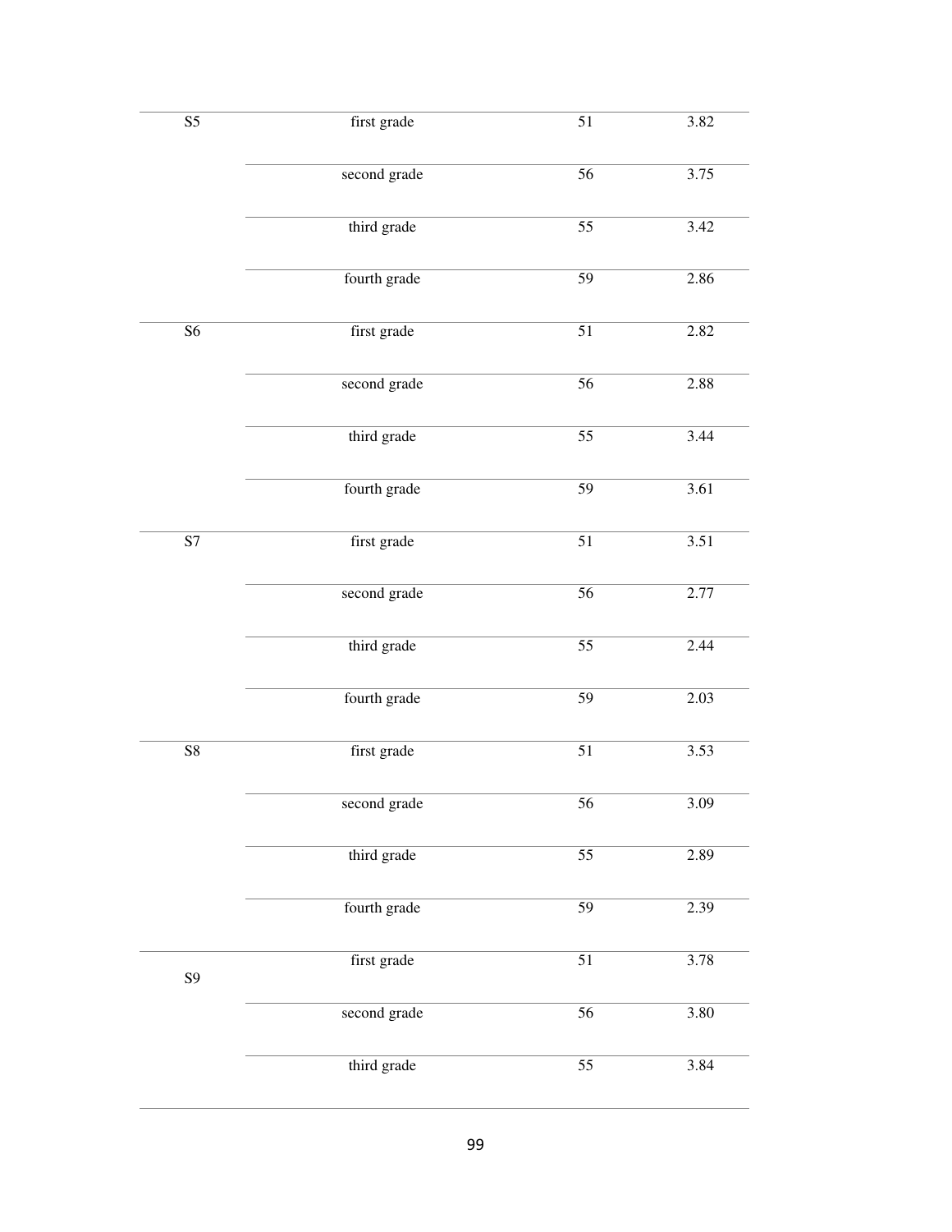| | | | |
|---|---|---|---|
| S5 | first grade | 51 | 3.82 |
| | second grade | 56 | 3.75 |
| | third grade | 55 | 3.42 |
| | fourth grade | 59 | 2.86 |
| S6 | first grade | 51 | 2.82 |
| | second grade | 56 | 2.88 |
| | third grade | 55 | 3.44 |
| | fourth grade | 59 | 3.61 |
| S7 | first grade | 51 | 3.51 |
| | second grade | 56 | 2.77 |
| | third grade | 55 | 2.44 |
| | fourth grade | 59 | 2.03 |
| S8 | first grade | 51 | 3.53 |
| | second grade | 56 | 3.09 |
| | third grade | 55 | 2.89 |
| | fourth grade | 59 | 2.39 |
| S9 | first grade | 51 | 3.78 |
| | second grade | 56 | 3.80 |
| | third grade | 55 | 3.84 |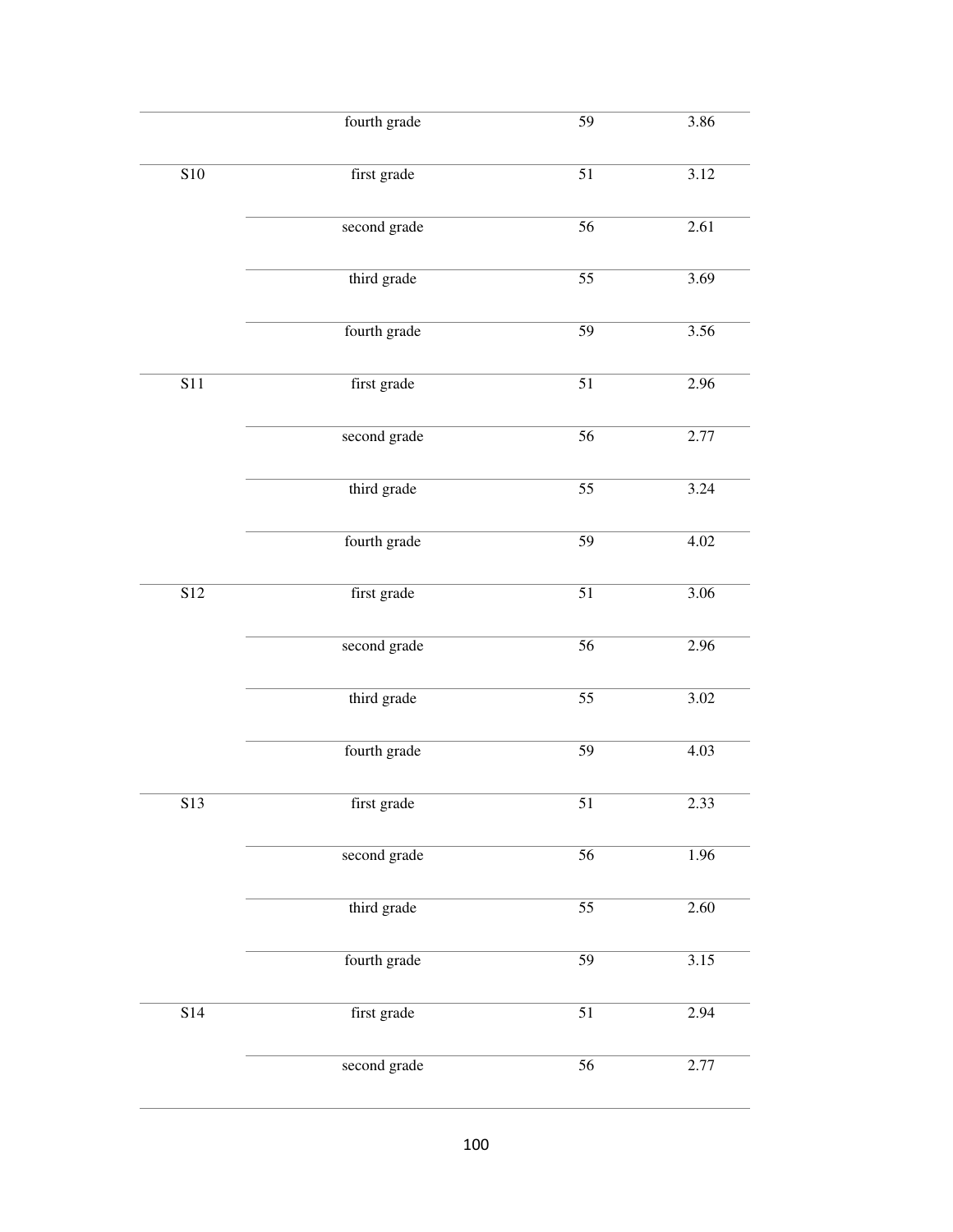| | | | |
|---|---|---|---|
| | fourth grade | 59 | 3.86 |
| S10 | first grade | 51 | 3.12 |
| | second grade | 56 | 2.61 |
| | third grade | 55 | 3.69 |
| | fourth grade | 59 | 3.56 |
| S11 | first grade | 51 | 2.96 |
| | second grade | 56 | 2.77 |
| | third grade | 55 | 3.24 |
| | fourth grade | 59 | 4.02 |
| S12 | first grade | 51 | 3.06 |
| | second grade | 56 | 2.96 |
| | third grade | 55 | 3.02 |
| | fourth grade | 59 | 4.03 |
| S13 | first grade | 51 | 2.33 |
| | second grade | 56 | 1.96 |
| | third grade | 55 | 2.60 |
| | fourth grade | 59 | 3.15 |
| S14 | first grade | 51 | 2.94 |
| | second grade | 56 | 2.77 |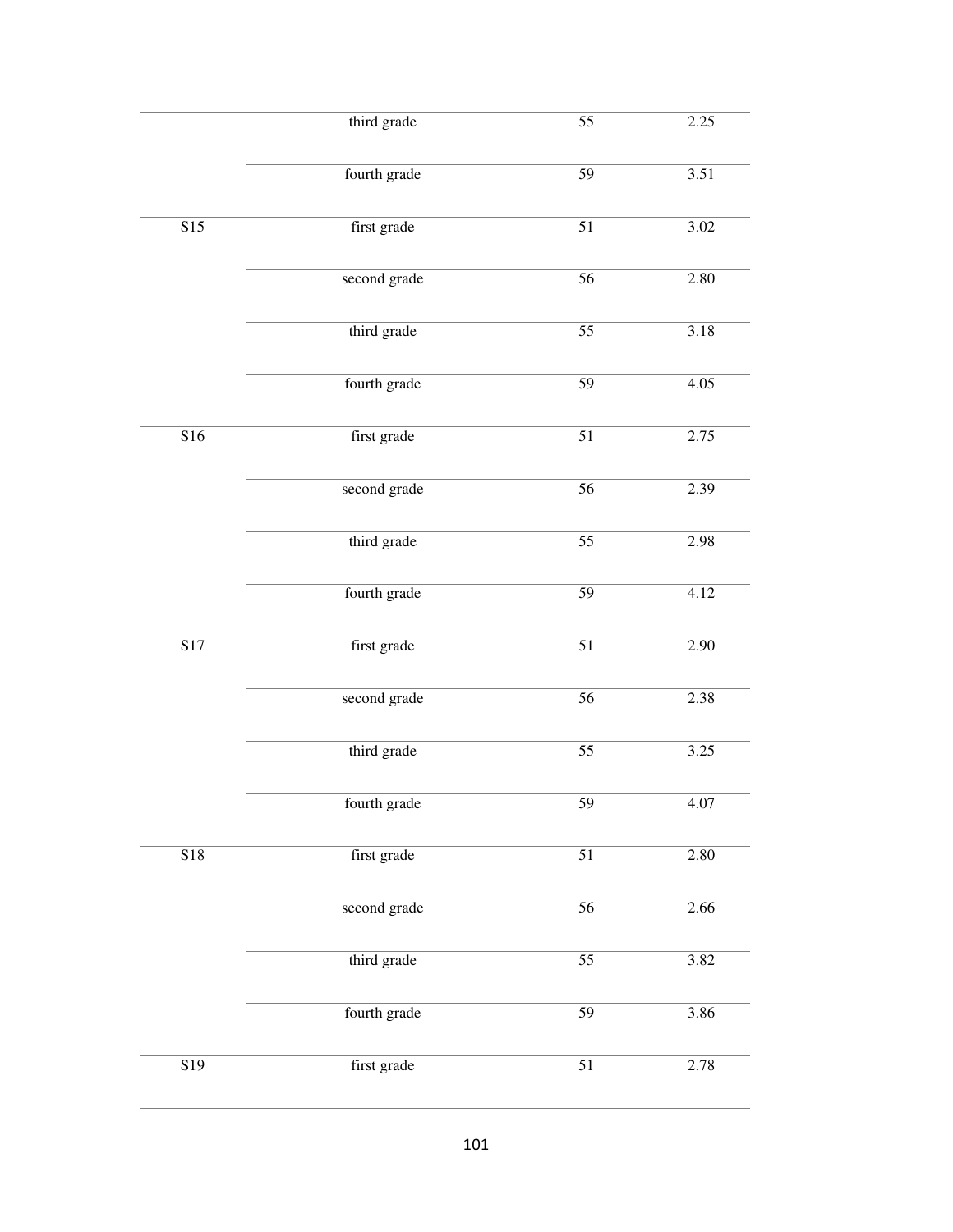| | | | |
|---|---|---|---|
| | third grade | 55 | 2.25 |
| | fourth grade | 59 | 3.51 |
| S15 | first grade | 51 | 3.02 |
| | second grade | 56 | 2.80 |
| | third grade | 55 | 3.18 |
| | fourth grade | 59 | 4.05 |
| S16 | first grade | 51 | 2.75 |
| | second grade | 56 | 2.39 |
| | third grade | 55 | 2.98 |
| | fourth grade | 59 | 4.12 |
| S17 | first grade | 51 | 2.90 |
| | second grade | 56 | 2.38 |
| | third grade | 55 | 3.25 |
| | fourth grade | 59 | 4.07 |
| S18 | first grade | 51 | 2.80 |
| | second grade | 56 | 2.66 |
| | third grade | 55 | 3.82 |
| | fourth grade | 59 | 3.86 |
| S19 | first grade | 51 | 2.78 |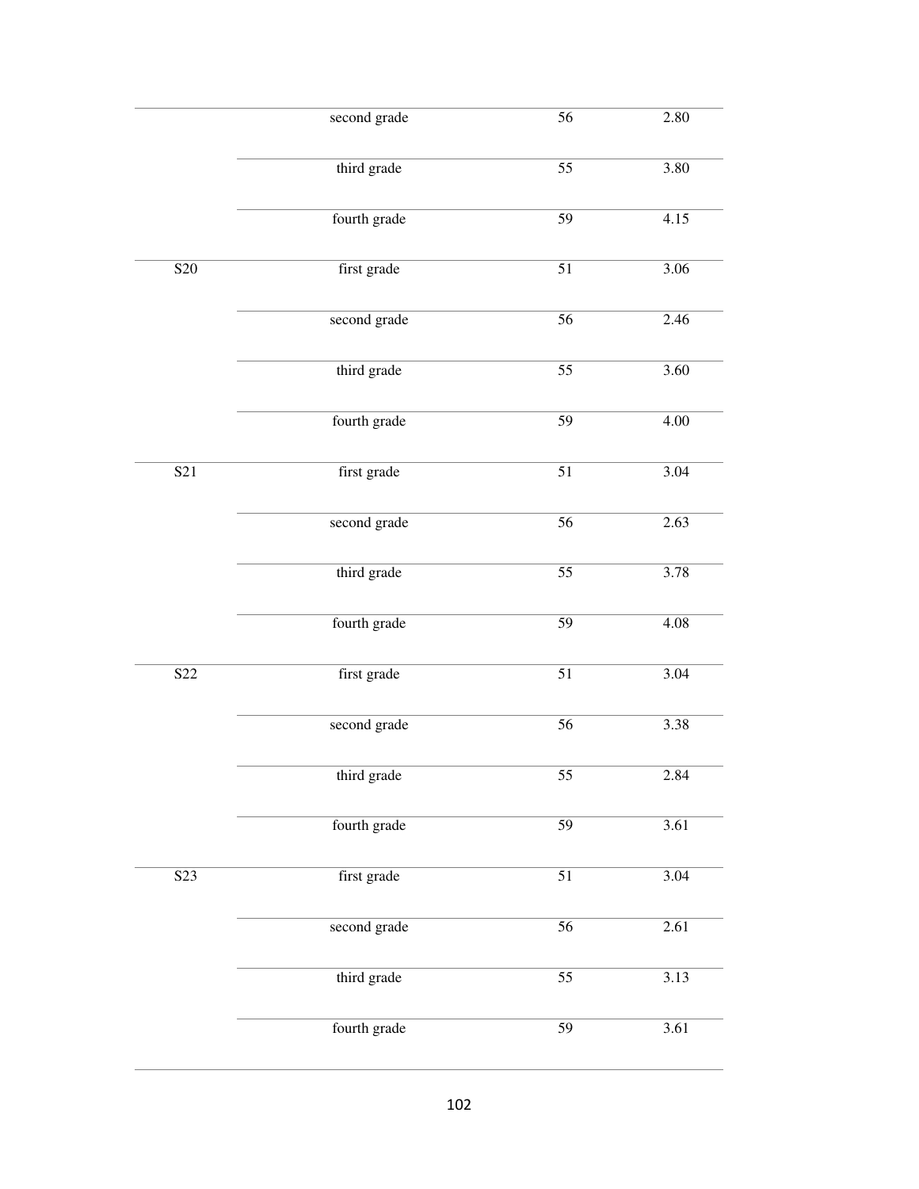| | | | |
|---|---|---|---|
| | second grade | 56 | 2.80 |
| | third grade | 55 | 3.80 |
| | fourth grade | 59 | 4.15 |
| S20 | first grade | 51 | 3.06 |
| | second grade | 56 | 2.46 |
| | third grade | 55 | 3.60 |
| | fourth grade | 59 | 4.00 |
| S21 | first grade | 51 | 3.04 |
| | second grade | 56 | 2.63 |
| | third grade | 55 | 3.78 |
| | fourth grade | 59 | 4.08 |
| S22 | first grade | 51 | 3.04 |
| | second grade | 56 | 3.38 |
| | third grade | 55 | 2.84 |
| | fourth grade | 59 | 3.61 |
| S23 | first grade | 51 | 3.04 |
| | second grade | 56 | 2.61 |
| | third grade | 55 | 3.13 |
| | fourth grade | 59 | 3.61 |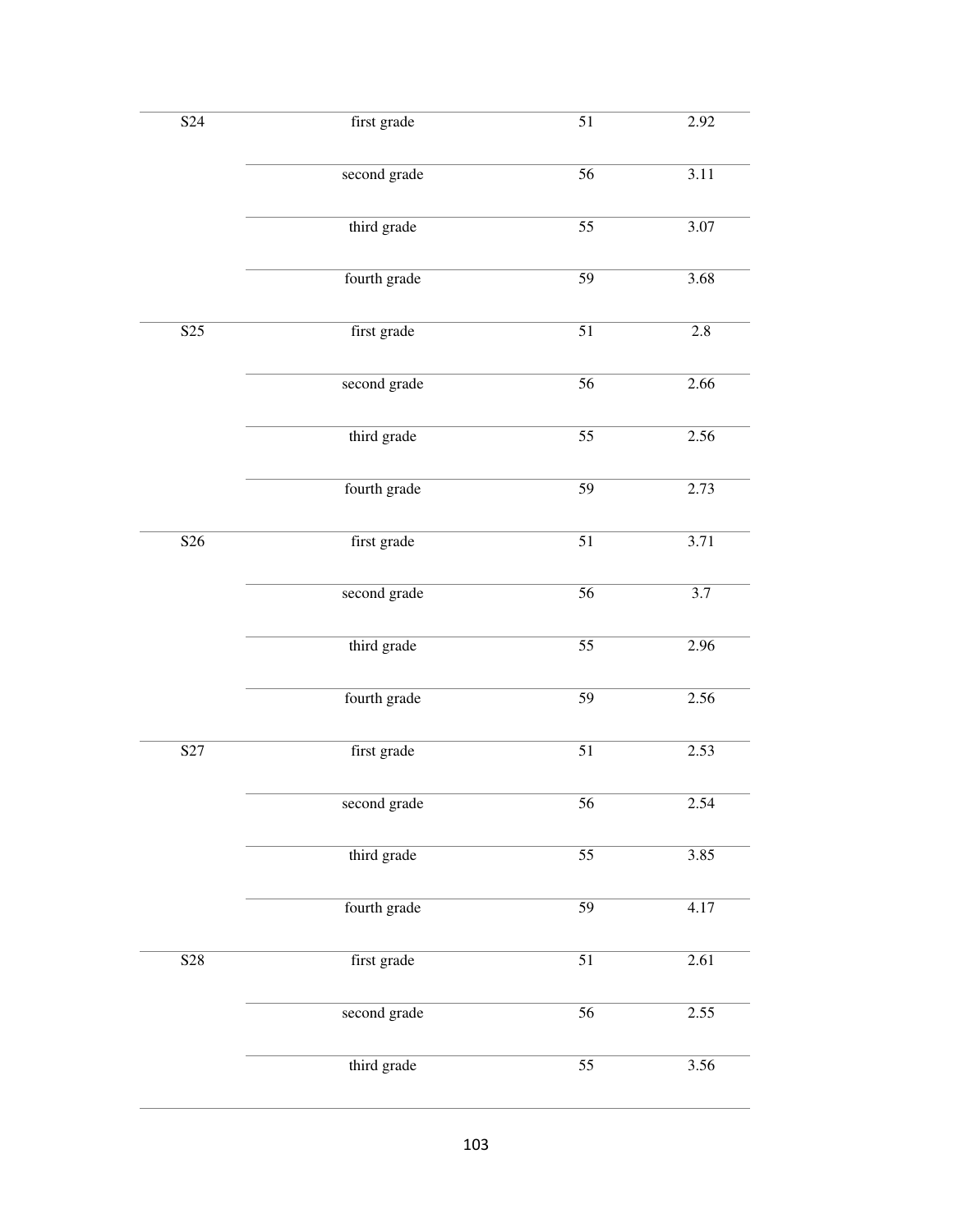| | | | |
|---|---|---|---|
| S24 | first grade | 51 | 2.92 |
| | second grade | 56 | 3.11 |
| | third grade | 55 | 3.07 |
| | fourth grade | 59 | 3.68 |
| S25 | first grade | 51 | 2.8 |
| | second grade | 56 | 2.66 |
| | third grade | 55 | 2.56 |
| | fourth grade | 59 | 2.73 |
| S26 | first grade | 51 | 3.71 |
| | second grade | 56 | 3.7 |
| | third grade | 55 | 2.96 |
| | fourth grade | 59 | 2.56 |
| S27 | first grade | 51 | 2.53 |
| | second grade | 56 | 2.54 |
| | third grade | 55 | 3.85 |
| | fourth grade | 59 | 4.17 |
| S28 | first grade | 51 | 2.61 |
| | second grade | 56 | 2.55 |
| | third grade | 55 | 3.56 |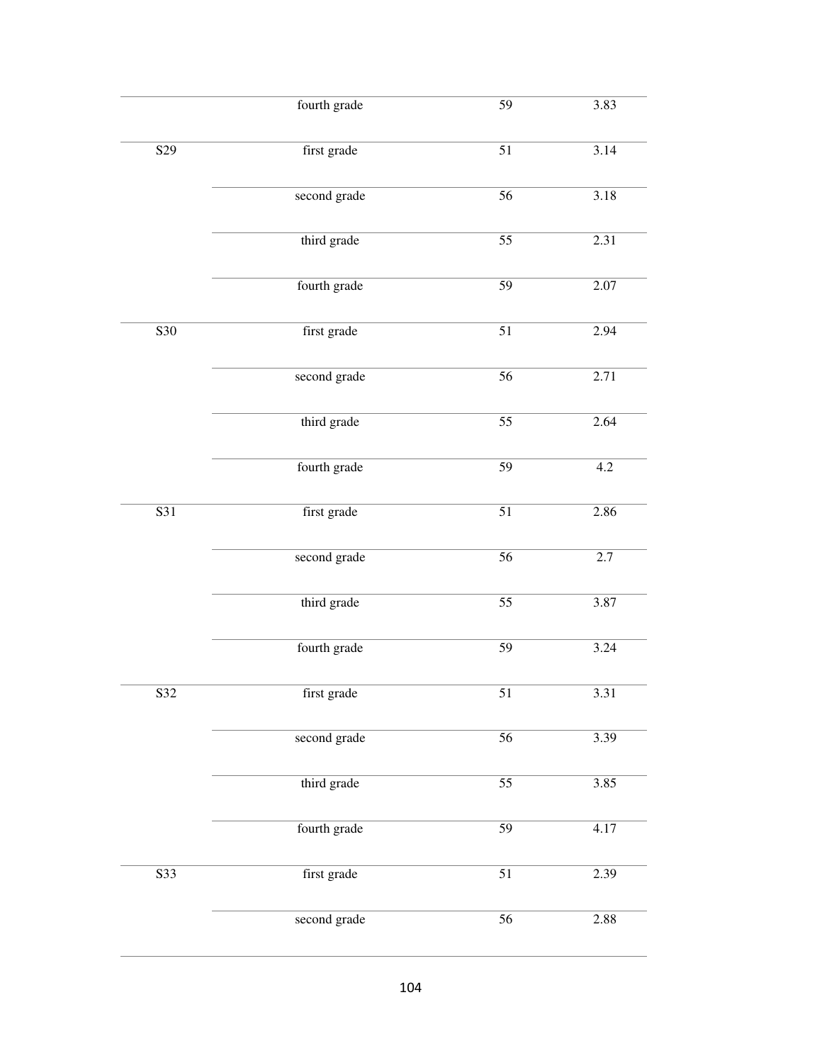| | | | |
|---|---|---|---|
| | fourth grade | 59 | 3.83 |
| S29 | first grade | 51 | 3.14 |
| | second grade | 56 | 3.18 |
| | third grade | 55 | 2.31 |
| | fourth grade | 59 | 2.07 |
| S30 | first grade | 51 | 2.94 |
| | second grade | 56 | 2.71 |
| | third grade | 55 | 2.64 |
| | fourth grade | 59 | 4.2 |
| S31 | first grade | 51 | 2.86 |
| | second grade | 56 | 2.7 |
| | third grade | 55 | 3.87 |
| | fourth grade | 59 | 3.24 |
| S32 | first grade | 51 | 3.31 |
| | second grade | 56 | 3.39 |
| | third grade | 55 | 3.85 |
| | fourth grade | 59 | 4.17 |
| S33 | first grade | 51 | 2.39 |
| | second grade | 56 | 2.88 |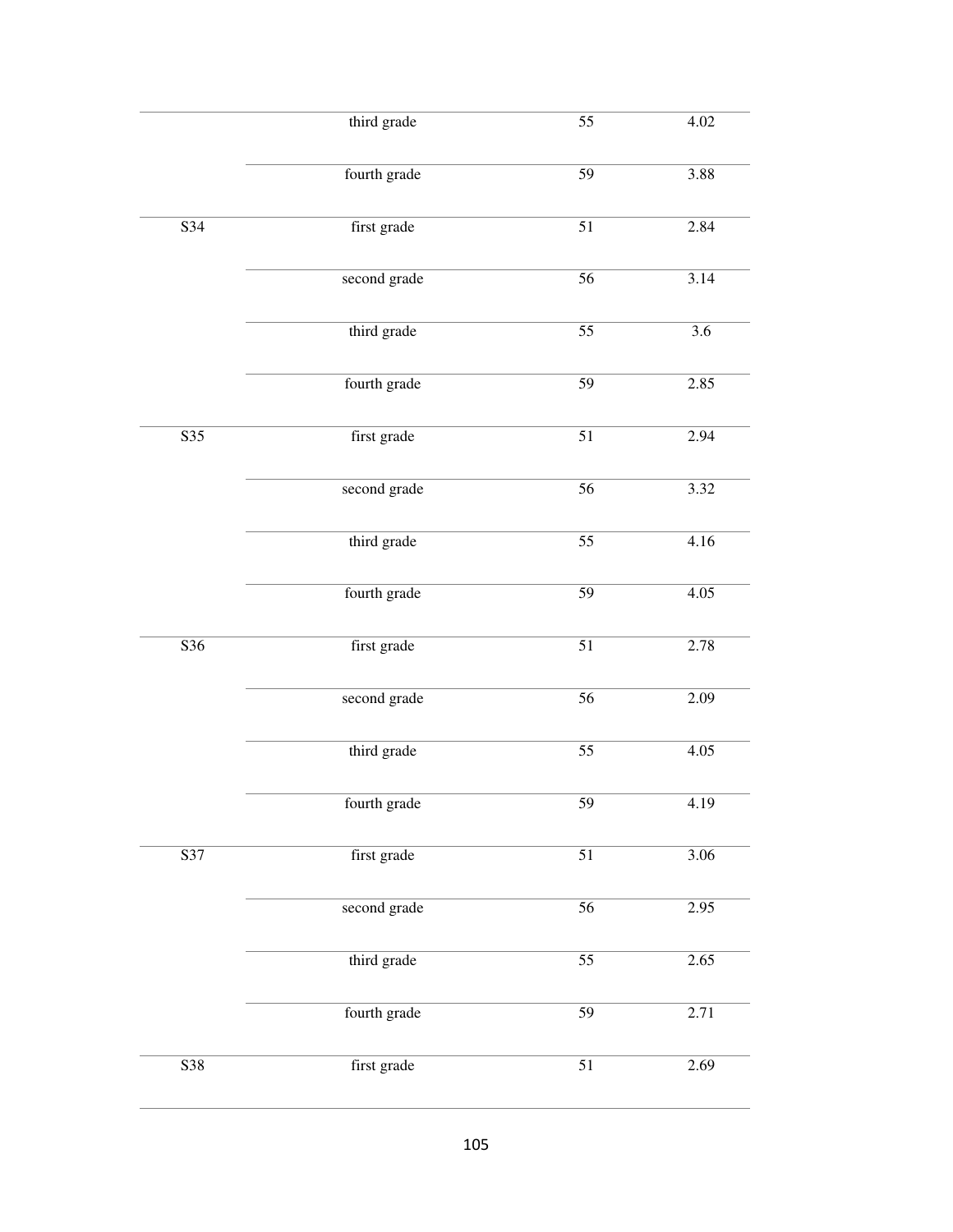| | | | |
|---|---|---|---|
| | third grade | 55 | 4.02 |
| | fourth grade | 59 | 3.88 |
| S34 | first grade | 51 | 2.84 |
| | second grade | 56 | 3.14 |
| | third grade | 55 | 3.6 |
| | fourth grade | 59 | 2.85 |
| S35 | first grade | 51 | 2.94 |
| | second grade | 56 | 3.32 |
| | third grade | 55 | 4.16 |
| | fourth grade | 59 | 4.05 |
| S36 | first grade | 51 | 2.78 |
| | second grade | 56 | 2.09 |
| | third grade | 55 | 4.05 |
| | fourth grade | 59 | 4.19 |
| S37 | first grade | 51 | 3.06 |
| | second grade | 56 | 2.95 |
| | third grade | 55 | 2.65 |
| | fourth grade | 59 | 2.71 |
| S38 | first grade | 51 | 2.69 |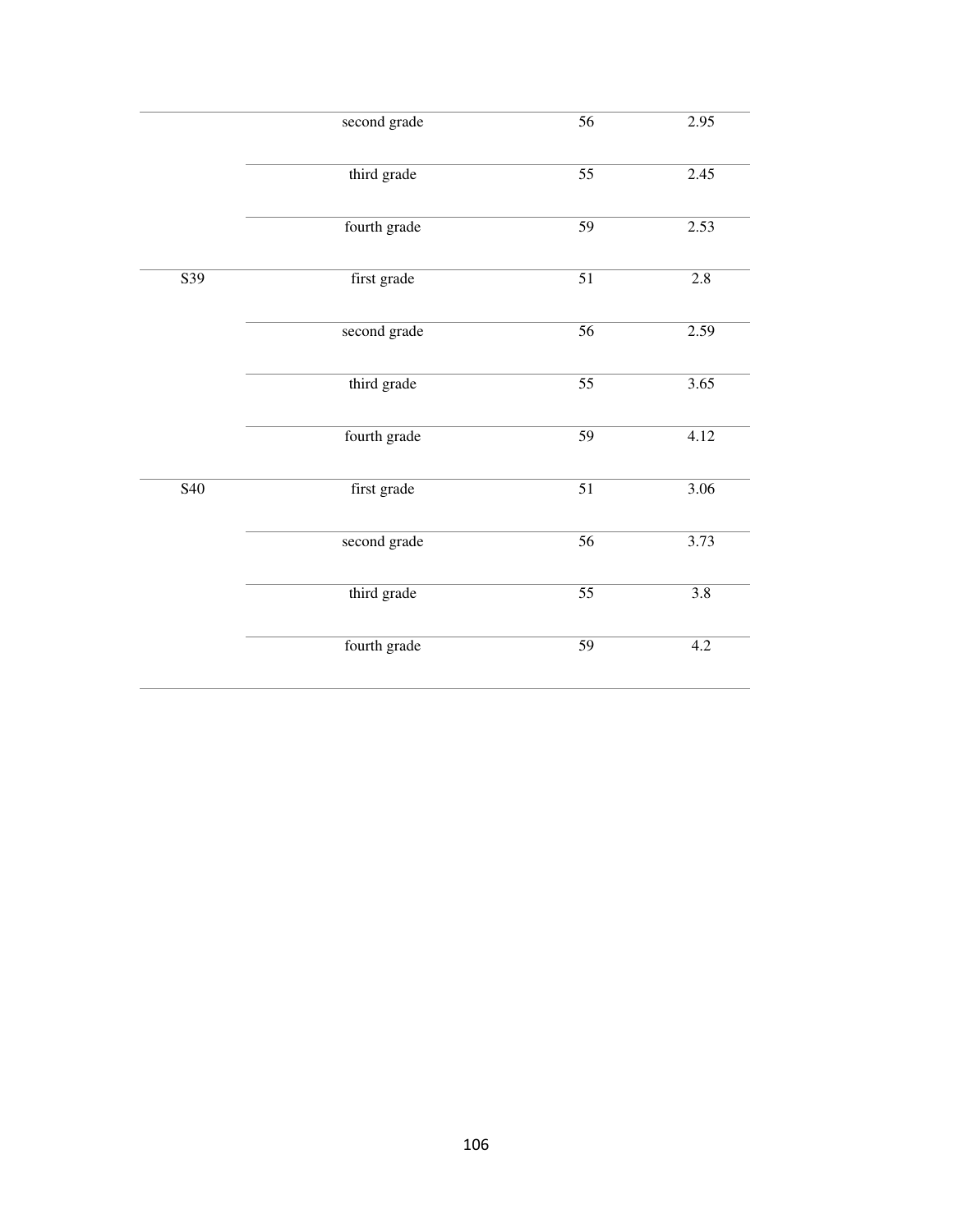| | | | |
|---|---|---|---|
| | second grade | 56 | 2.95 |
| | third grade | 55 | 2.45 |
| | fourth grade | 59 | 2.53 |
| S39 | first grade | 51 | 2.8 |
| | second grade | 56 | 2.59 |
| | third grade | 55 | 3.65 |
| | fourth grade | 59 | 4.12 |
| S40 | first grade | 51 | 3.06 |
| | second grade | 56 | 3.73 |
| | third grade | 55 | 3.8 |
| | fourth grade | 59 | 4.2 |